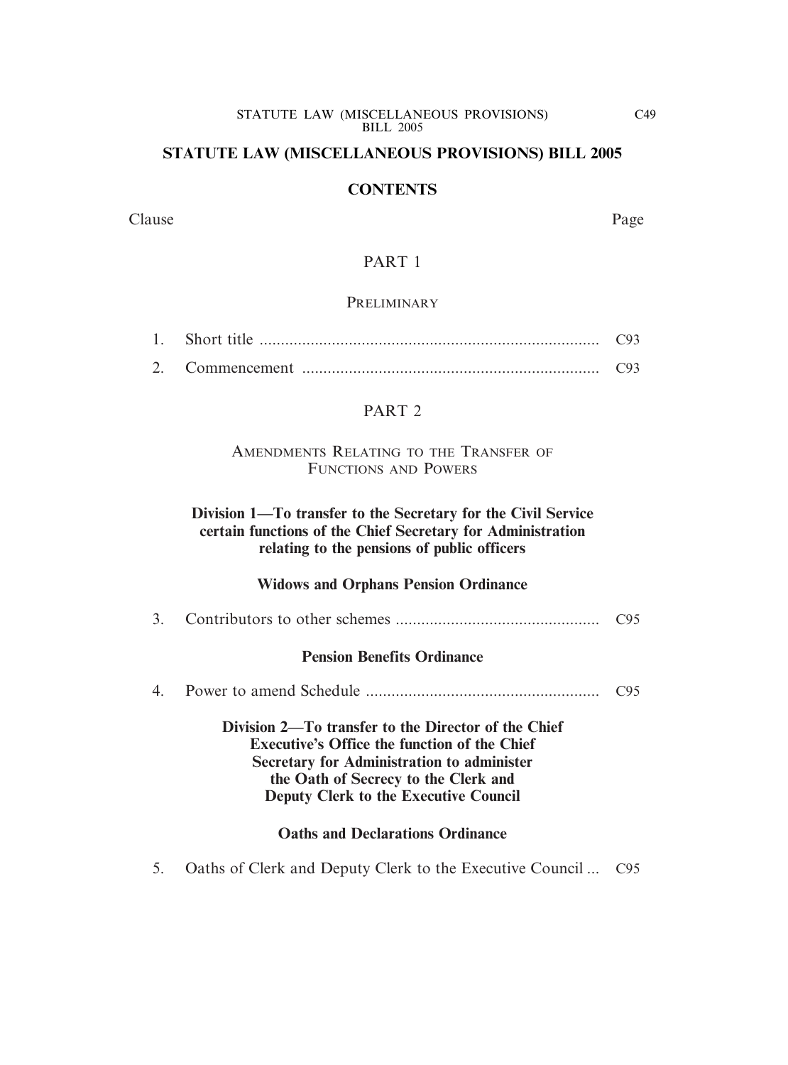# STATUTE LAW (MISCELLANEOUS PROVISIONS) BILL 2005

## CONTENTS

| Clause | | Page |
|---|---|---|

### PART 1

#### PRELIMINARY

| | | |
|---|---|---|
| 1. | Short title | C93 |
| 2. | Commencement | C93 |

### PART 2

#### AMENDMENTS RELATING TO THE TRANSFER OF FUNCTIONS AND POWERS

**Division 1—To transfer to the Secretary for the Civil Service certain functions of the Chief Secretary for Administration relating to the pensions of public officers**

**Widows and Orphans Pension Ordinance**

| | | |
|---|---|---|
| 3. | Contributors to other schemes | C95 |

**Pension Benefits Ordinance**

| | | |
|---|---|---|
| 4. | Power to amend Schedule | C95 |

**Division 2—To transfer to the Director of the Chief Executive's Office the function of the Chief Secretary for Administration to administer the Oath of Secrecy to the Clerk and Deputy Clerk to the Executive Council**

**Oaths and Declarations Ordinance**

| | | |
|---|---|---|
| 5. | Oaths of Clerk and Deputy Clerk to the Executive Council | C95 |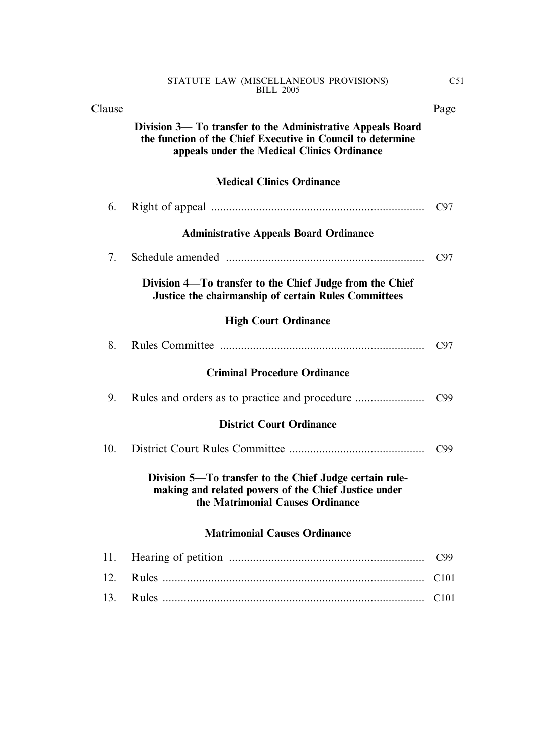| Clause | | Page |
|---|---|---|
| | **Division 3— To transfer to the Administrative Appeals Board the function of the Chief Executive in Council to determine appeals under the Medical Clinics Ordinance** | |
| | **Medical Clinics Ordinance** | |
| 6. | Right of appeal | C97 |
| | **Administrative Appeals Board Ordinance** | |
| 7. | Schedule amended | C97 |
| | **Division 4—To transfer to the Chief Judge from the Chief Justice the chairmanship of certain Rules Committees** | |
| | **High Court Ordinance** | |
| 8. | Rules Committee | C97 |
| | **Criminal Procedure Ordinance** | |
| 9. | Rules and orders as to practice and procedure | C99 |
| | **District Court Ordinance** | |
| 10. | District Court Rules Committee | C99 |
| | **Division 5—To transfer to the Chief Judge certain rule-making and related powers of the Chief Justice under the Matrimonial Causes Ordinance** | |
| | **Matrimonial Causes Ordinance** | |
| 11. | Hearing of petition | C99 |
| 12. | Rules | C101 |
| 13. | Rules | C101 |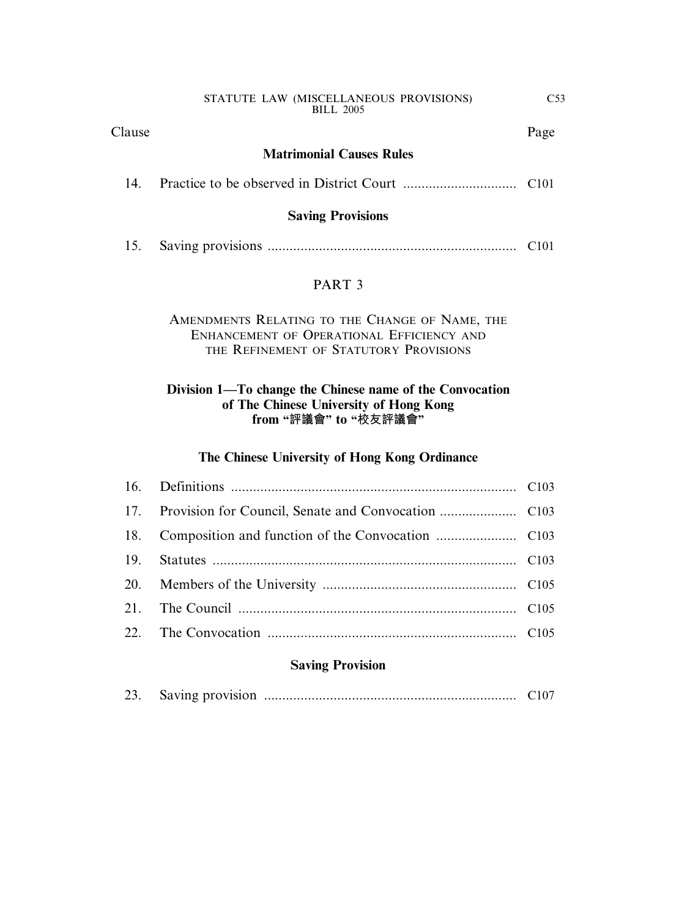| Clause | | Page |
|---|---|---|
| | **Matrimonial Causes Rules** | |
| 14. | Practice to be observed in District Court | C101 |
| | **Saving Provisions** | |
| 15. | Saving provisions | C101 |

## PART 3

### AMENDMENTS RELATING TO THE CHANGE OF NAME, THE ENHANCEMENT OF OPERATIONAL EFFICIENCY AND THE REFINEMENT OF STATUTORY PROVISIONS

**Division 1—To change the Chinese name of the Convocation of The Chinese University of Hong Kong from "評議會" to "校友評議會"**

| Clause | | Page |
|---|---|---|
| | **The Chinese University of Hong Kong Ordinance** | |
| 16. | Definitions | C103 |
| 17. | Provision for Council, Senate and Convocation | C103 |
| 18. | Composition and function of the Convocation | C103 |
| 19. | Statutes | C103 |
| 20. | Members of the University | C105 |
| 21. | The Council | C105 |
| 22. | The Convocation | C105 |
| | **Saving Provision** | |
| 23. | Saving provision | C107 |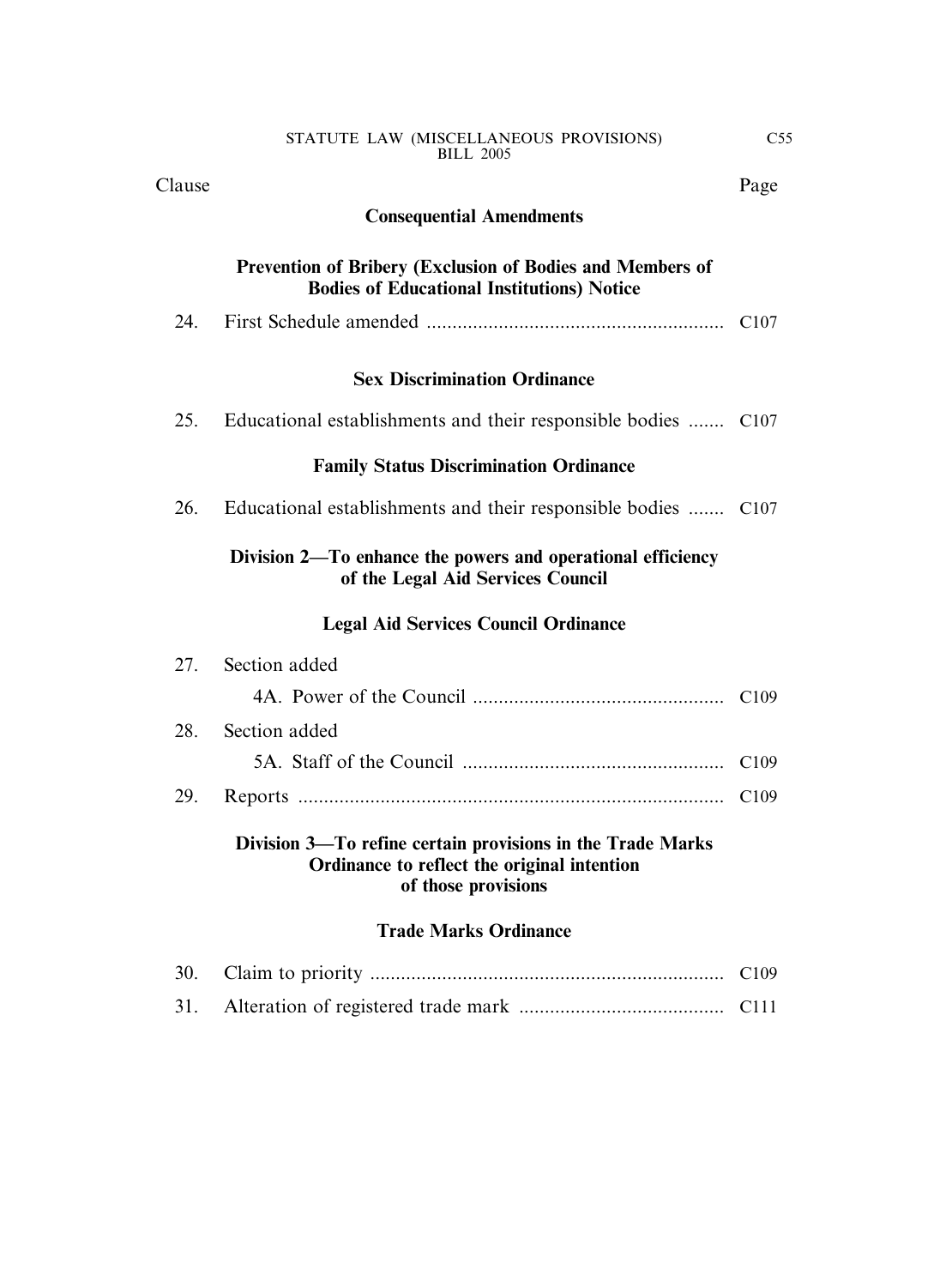| Clause | | Page |
|---|---|---|

**Consequential Amendments**

**Prevention of Bribery (Exclusion of Bodies and Members of Bodies of Educational Institutions) Notice**

| | | |
|---|---|---|
| 24. | First Schedule amended | C107 |

**Sex Discrimination Ordinance**

| | | |
|---|---|---|
| 25. | Educational establishments and their responsible bodies | C107 |

**Family Status Discrimination Ordinance**

| | | |
|---|---|---|
| 26. | Educational establishments and their responsible bodies | C107 |

**Division 2—To enhance the powers and operational efficiency of the Legal Aid Services Council**

**Legal Aid Services Council Ordinance**

| | | |
|---|---|---|
| 27. | Section added | |
| | 4A. Power of the Council | C109 |
| 28. | Section added | |
| | 5A. Staff of the Council | C109 |
| 29. | Reports | C109 |

**Division 3—To refine certain provisions in the Trade Marks Ordinance to reflect the original intention of those provisions**

**Trade Marks Ordinance**

| | | |
|---|---|---|
| 30. | Claim to priority | C109 |
| 31. | Alteration of registered trade mark | C111 |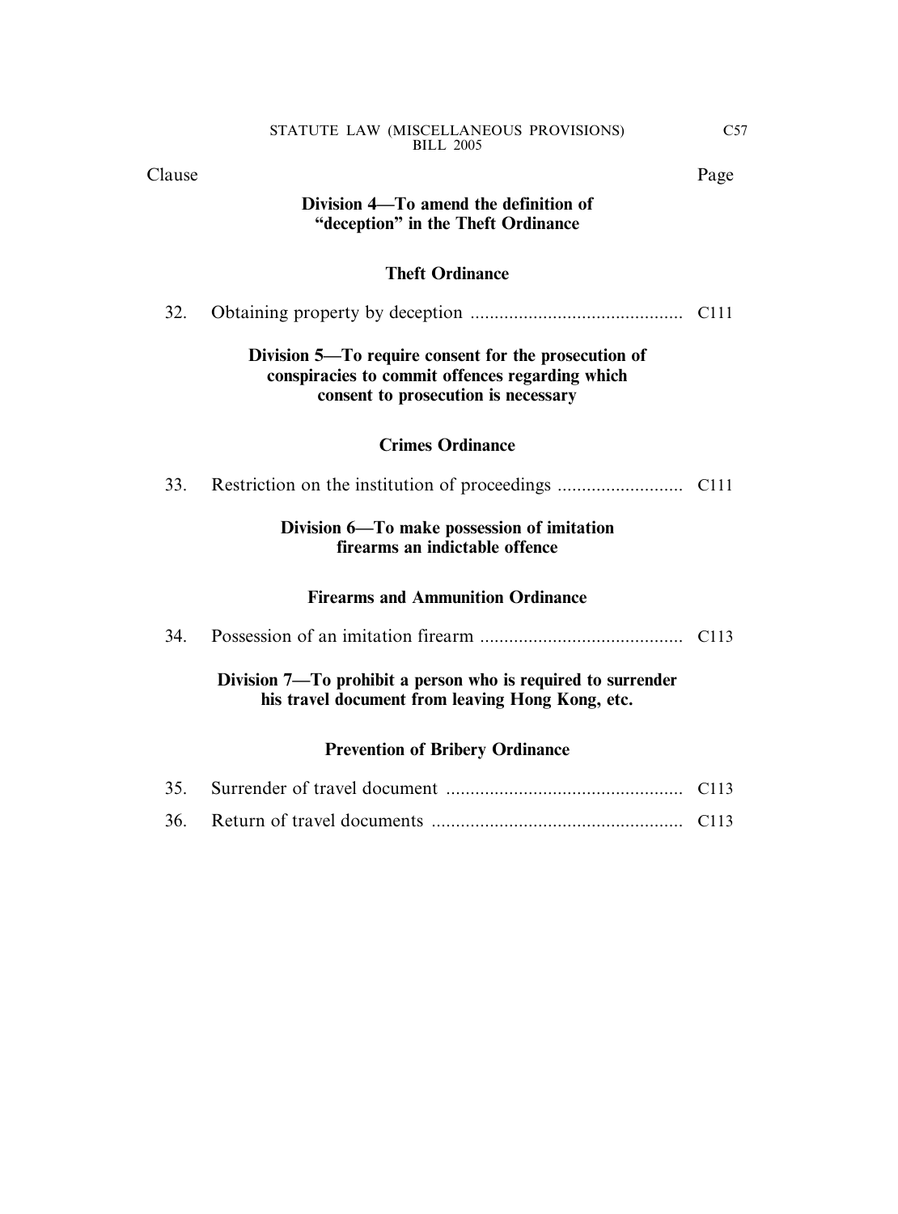| Clause | | Page |
|---|---|---|

**Division 4—To amend the definition of "deception" in the Theft Ordinance**

**Theft Ordinance**

| | | |
|---|---|---|
| 32. | Obtaining property by deception | C111 |

**Division 5—To require consent for the prosecution of conspiracies to commit offences regarding which consent to prosecution is necessary**

**Crimes Ordinance**

| | | |
|---|---|---|
| 33. | Restriction on the institution of proceedings | C111 |

**Division 6—To make possession of imitation firearms an indictable offence**

**Firearms and Ammunition Ordinance**

| | | |
|---|---|---|
| 34. | Possession of an imitation firearm | C113 |

**Division 7—To prohibit a person who is required to surrender his travel document from leaving Hong Kong, etc.**

**Prevention of Bribery Ordinance**

| | | |
|---|---|---|
| 35. | Surrender of travel document | C113 |
| 36. | Return of travel documents | C113 |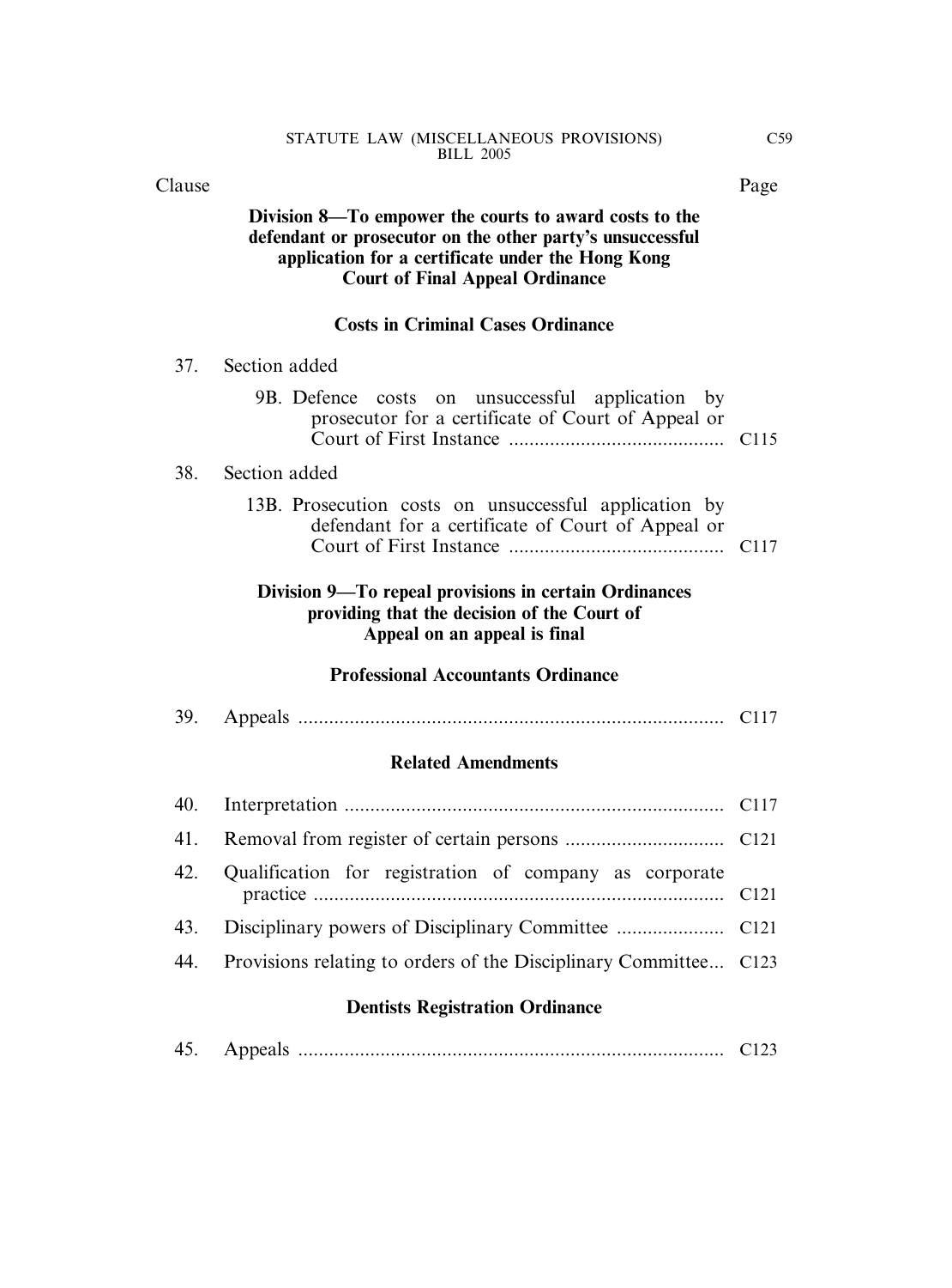| Clause | | Page |
|---|---|---|

**Division 8—To empower the courts to award costs to the defendant or prosecutor on the other party's unsuccessful application for a certificate under the Hong Kong Court of Final Appeal Ordinance**

**Costs in Criminal Cases Ordinance**

| | | |
|---|---|---|
| 37. | Section added | |
| | 9B. Defence costs on unsuccessful application by prosecutor for a certificate of Court of Appeal or Court of First Instance | C115 |
| 38. | Section added | |
| | 13B. Prosecution costs on unsuccessful application by defendant for a certificate of Court of Appeal or Court of First Instance | C117 |

**Division 9—To repeal provisions in certain Ordinances providing that the decision of the Court of Appeal on an appeal is final**

**Professional Accountants Ordinance**

| | | |
|---|---|---|
| 39. | Appeals | C117 |

**Related Amendments**

| | | |
|---|---|---|
| 40. | Interpretation | C117 |
| 41. | Removal from register of certain persons | C121 |
| 42. | Qualification for registration of company as corporate practice | C121 |
| 43. | Disciplinary powers of Disciplinary Committee | C121 |
| 44. | Provisions relating to orders of the Disciplinary Committee | C123 |

**Dentists Registration Ordinance**

| | | |
|---|---|---|
| 45. | Appeals | C123 |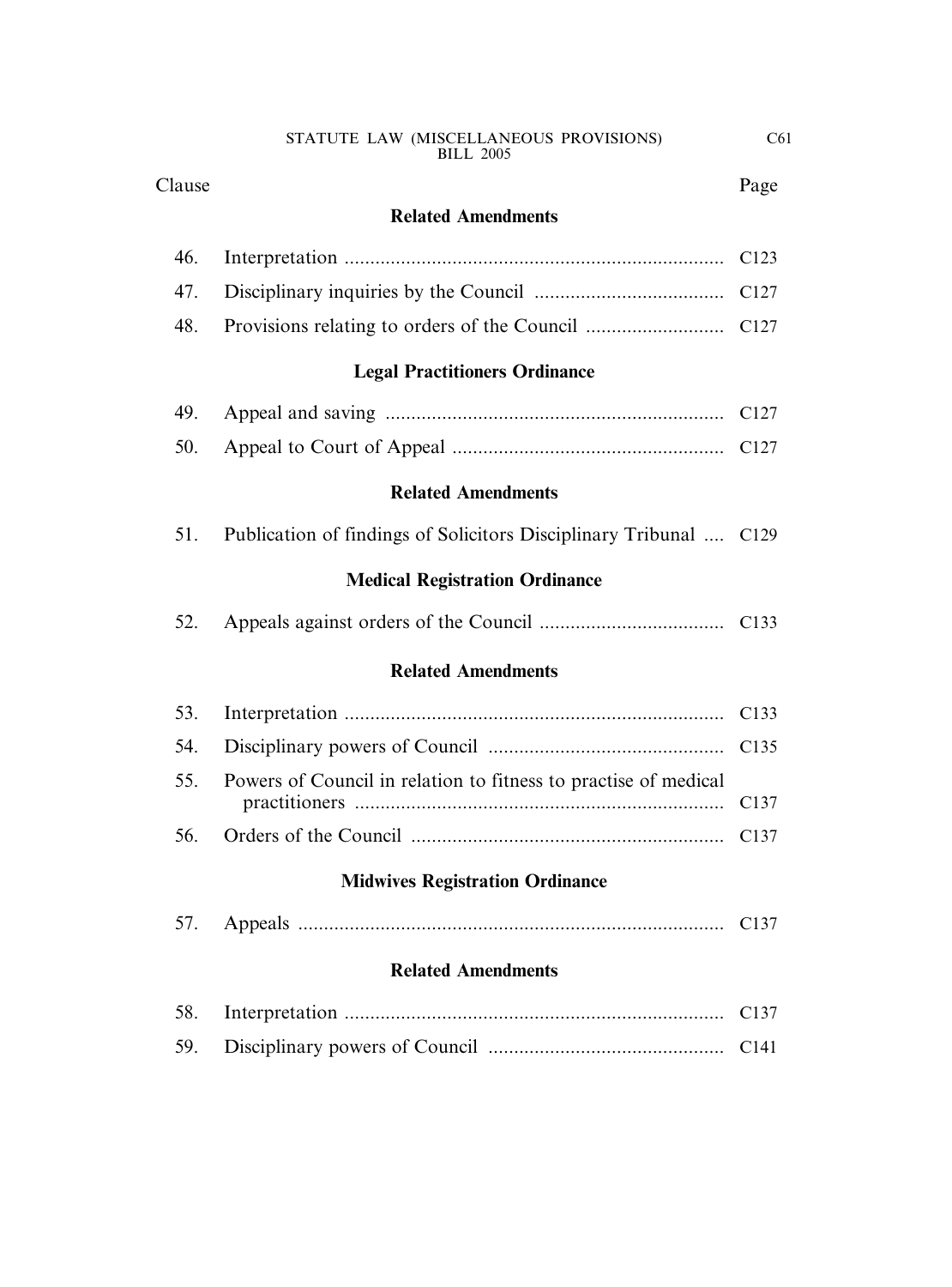| Clause | | Page |
|---|---|---|
| | **Related Amendments** | |
| 46. | Interpretation | C123 |
| 47. | Disciplinary inquiries by the Council | C127 |
| 48. | Provisions relating to orders of the Council | C127 |
| | **Legal Practitioners Ordinance** | |
| 49. | Appeal and saving | C127 |
| 50. | Appeal to Court of Appeal | C127 |
| | **Related Amendments** | |
| 51. | Publication of findings of Solicitors Disciplinary Tribunal | C129 |
| | **Medical Registration Ordinance** | |
| 52. | Appeals against orders of the Council | C133 |
| | **Related Amendments** | |
| 53. | Interpretation | C133 |
| 54. | Disciplinary powers of Council | C135 |
| 55. | Powers of Council in relation to fitness to practise of medical practitioners | C137 |
| 56. | Orders of the Council | C137 |
| | **Midwives Registration Ordinance** | |
| 57. | Appeals | C137 |
| | **Related Amendments** | |
| 58. | Interpretation | C137 |
| 59. | Disciplinary powers of Council | C141 |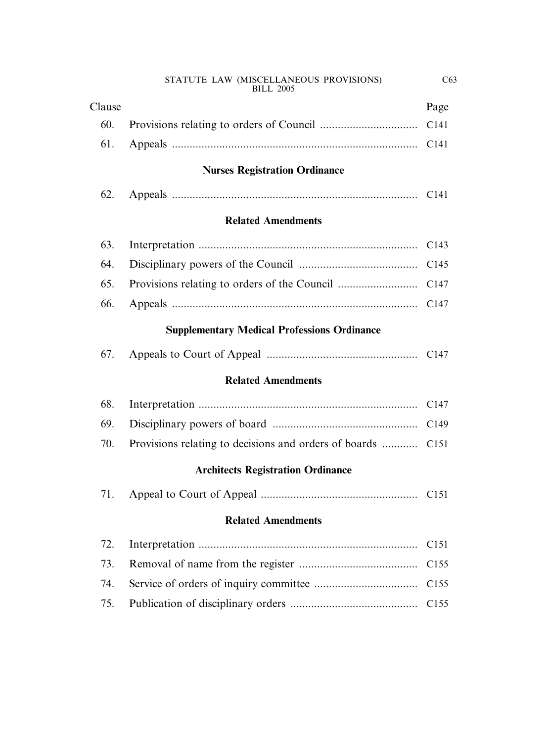| Clause | | Page |
|---|---|---|
| 60. | Provisions relating to orders of Council | C141 |
| 61. | Appeals | C141 |

**Nurses Registration Ordinance**

| Clause | | Page |
|---|---|---|
| 62. | Appeals | C141 |

**Related Amendments**

| Clause | | Page |
|---|---|---|
| 63. | Interpretation | C143 |
| 64. | Disciplinary powers of the Council | C145 |
| 65. | Provisions relating to orders of the Council | C147 |
| 66. | Appeals | C147 |

**Supplementary Medical Professions Ordinance**

| Clause | | Page |
|---|---|---|
| 67. | Appeals to Court of Appeal | C147 |

**Related Amendments**

| Clause | | Page |
|---|---|---|
| 68. | Interpretation | C147 |
| 69. | Disciplinary powers of board | C149 |
| 70. | Provisions relating to decisions and orders of boards | C151 |

**Architects Registration Ordinance**

| Clause | | Page |
|---|---|---|
| 71. | Appeal to Court of Appeal | C151 |

**Related Amendments**

| Clause | | Page |
|---|---|---|
| 72. | Interpretation | C151 |
| 73. | Removal of name from the register | C155 |
| 74. | Service of orders of inquiry committee | C155 |
| 75. | Publication of disciplinary orders | C155 |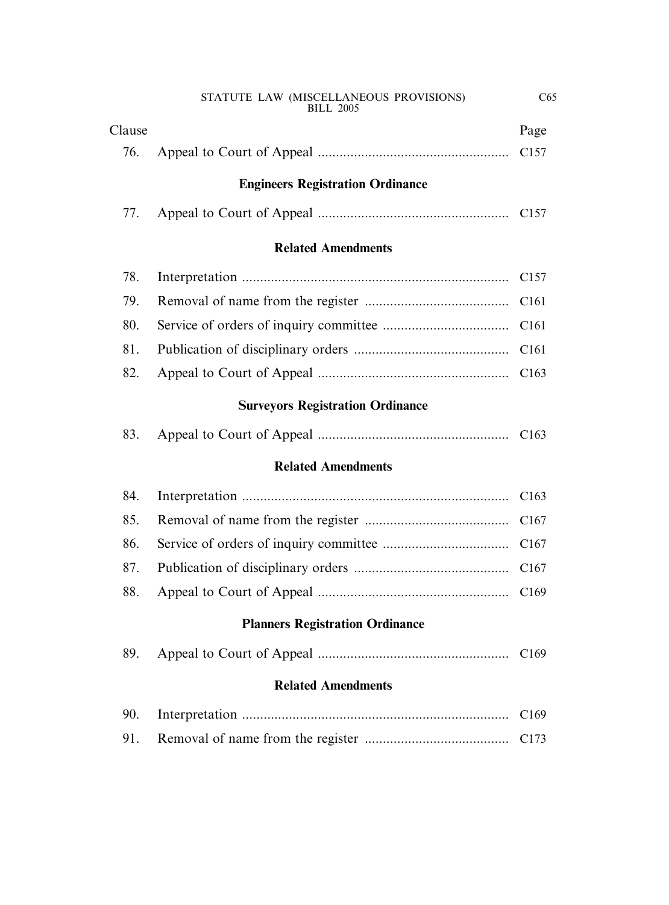| Clause | | Page |
|---|---|---|
| 76. | Appeal to Court of Appeal | C157 |

**Engineers Registration Ordinance**

| Clause | | Page |
|---|---|---|
| 77. | Appeal to Court of Appeal | C157 |

**Related Amendments**

| Clause | | Page |
|---|---|---|
| 78. | Interpretation | C157 |
| 79. | Removal of name from the register | C161 |
| 80. | Service of orders of inquiry committee | C161 |
| 81. | Publication of disciplinary orders | C161 |
| 82. | Appeal to Court of Appeal | C163 |

**Surveyors Registration Ordinance**

| Clause | | Page |
|---|---|---|
| 83. | Appeal to Court of Appeal | C163 |

**Related Amendments**

| Clause | | Page |
|---|---|---|
| 84. | Interpretation | C163 |
| 85. | Removal of name from the register | C167 |
| 86. | Service of orders of inquiry committee | C167 |
| 87. | Publication of disciplinary orders | C167 |
| 88. | Appeal to Court of Appeal | C169 |

**Planners Registration Ordinance**

| Clause | | Page |
|---|---|---|
| 89. | Appeal to Court of Appeal | C169 |

**Related Amendments**

| Clause | | Page |
|---|---|---|
| 90. | Interpretation | C169 |
| 91. | Removal of name from the register | C173 |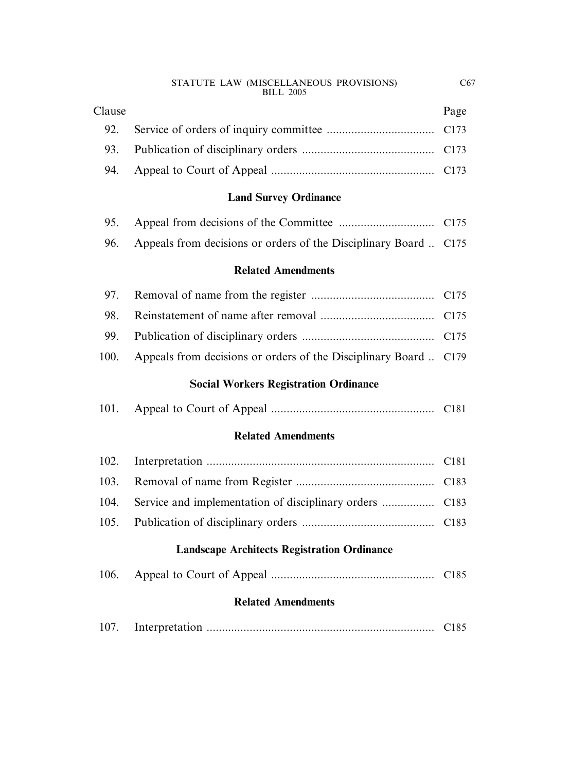| Clause | | Page |
|---|---|---|
| 92. | Service of orders of inquiry committee | C173 |
| 93. | Publication of disciplinary orders | C173 |
| 94. | Appeal to Court of Appeal | C173 |

**Land Survey Ordinance**

| Clause | | Page |
|---|---|---|
| 95. | Appeal from decisions of the Committee | C175 |
| 96. | Appeals from decisions or orders of the Disciplinary Board | C175 |

**Related Amendments**

| Clause | | Page |
|---|---|---|
| 97. | Removal of name from the register | C175 |
| 98. | Reinstatement of name after removal | C175 |
| 99. | Publication of disciplinary orders | C175 |
| 100. | Appeals from decisions or orders of the Disciplinary Board | C179 |

**Social Workers Registration Ordinance**

| Clause | | Page |
|---|---|---|
| 101. | Appeal to Court of Appeal | C181 |

**Related Amendments**

| Clause | | Page |
|---|---|---|
| 102. | Interpretation | C181 |
| 103. | Removal of name from Register | C183 |
| 104. | Service and implementation of disciplinary orders | C183 |
| 105. | Publication of disciplinary orders | C183 |

**Landscape Architects Registration Ordinance**

| Clause | | Page |
|---|---|---|
| 106. | Appeal to Court of Appeal | C185 |

**Related Amendments**

| Clause | | Page |
|---|---|---|
| 107. | Interpretation | C185 |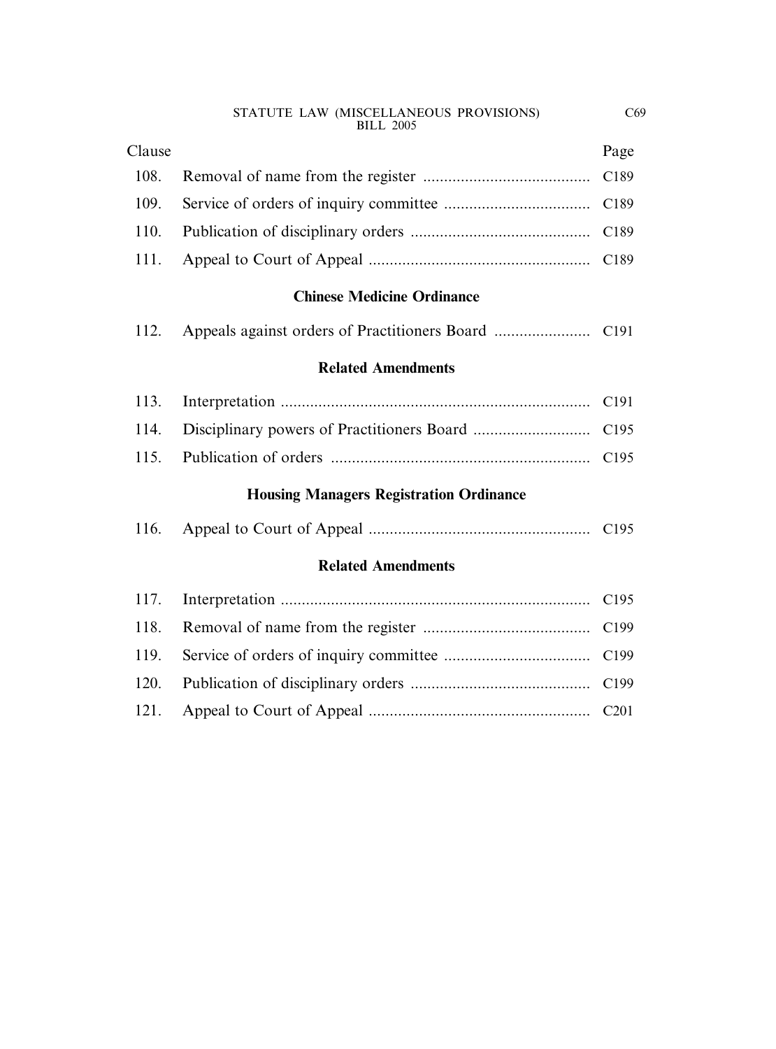| Clause | | Page |
|---|---|---|
| 108. | Removal of name from the register | C189 |
| 109. | Service of orders of inquiry committee | C189 |
| 110. | Publication of disciplinary orders | C189 |
| 111. | Appeal to Court of Appeal | C189 |

**Chinese Medicine Ordinance**

| | | |
|---|---|---|
| 112. | Appeals against orders of Practitioners Board | C191 |

**Related Amendments**

| | | |
|---|---|---|
| 113. | Interpretation | C191 |
| 114. | Disciplinary powers of Practitioners Board | C195 |
| 115. | Publication of orders | C195 |

**Housing Managers Registration Ordinance**

| | | |
|---|---|---|
| 116. | Appeal to Court of Appeal | C195 |

**Related Amendments**

| | | |
|---|---|---|
| 117. | Interpretation | C195 |
| 118. | Removal of name from the register | C199 |
| 119. | Service of orders of inquiry committee | C199 |
| 120. | Publication of disciplinary orders | C199 |
| 121. | Appeal to Court of Appeal | C201 |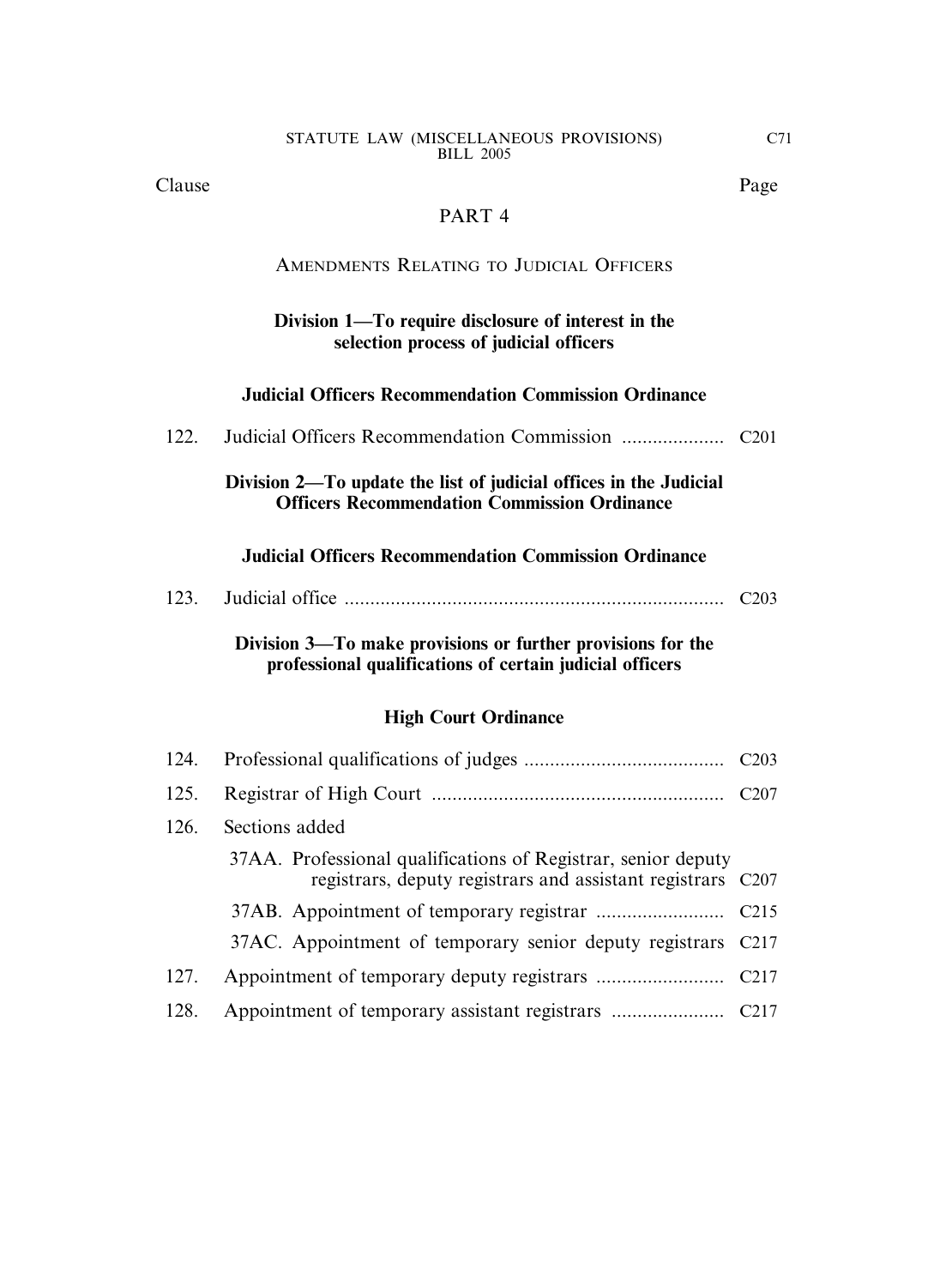| Clause | | Page |
|---|---|---|

## PART 4

### AMENDMENTS RELATING TO JUDICIAL OFFICERS

**Division 1—To require disclosure of interest in the selection process of judicial officers**

**Judicial Officers Recommendation Commission Ordinance**

| | | |
|---|---|---|
| 122. | Judicial Officers Recommendation Commission | C201 |

**Division 2—To update the list of judicial offices in the Judicial Officers Recommendation Commission Ordinance**

**Judicial Officers Recommendation Commission Ordinance**

| | | |
|---|---|---|
| 123. | Judicial office | C203 |

**Division 3—To make provisions or further provisions for the professional qualifications of certain judicial officers**

**High Court Ordinance**

| | | |
|---|---|---|
| 124. | Professional qualifications of judges | C203 |
| 125. | Registrar of High Court | C207 |
| 126. | Sections added | |
| | 37AA. Professional qualifications of Registrar, senior deputy registrars, deputy registrars and assistant registrars | C207 |
| | 37AB. Appointment of temporary registrar | C215 |
| | 37AC. Appointment of temporary senior deputy registrars | C217 |
| 127. | Appointment of temporary deputy registrars | C217 |
| 128. | Appointment of temporary assistant registrars | C217 |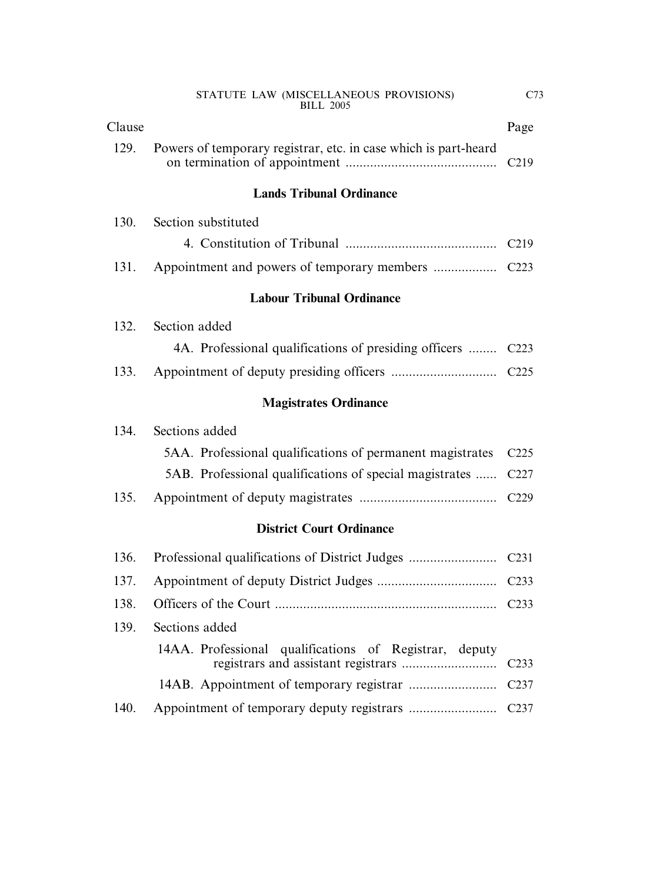| Clause | | Page |
|---|---|---|
| 129. | Powers of temporary registrar, etc. in case which is part-heard on termination of appointment | C219 |

**Lands Tribunal Ordinance**

| Clause | | Page |
|---|---|---|
| 130. | Section substituted | |
| | 4. Constitution of Tribunal | C219 |
| 131. | Appointment and powers of temporary members | C223 |

**Labour Tribunal Ordinance**

| Clause | | Page |
|---|---|---|
| 132. | Section added | |
| | 4A. Professional qualifications of presiding officers | C223 |
| 133. | Appointment of deputy presiding officers | C225 |

**Magistrates Ordinance**

| Clause | | Page |
|---|---|---|
| 134. | Sections added | |
| | 5AA. Professional qualifications of permanent magistrates | C225 |
| | 5AB. Professional qualifications of special magistrates | C227 |
| 135. | Appointment of deputy magistrates | C229 |

**District Court Ordinance**

| Clause | | Page |
|---|---|---|
| 136. | Professional qualifications of District Judges | C231 |
| 137. | Appointment of deputy District Judges | C233 |
| 138. | Officers of the Court | C233 |
| 139. | Sections added | |
| | 14AA. Professional qualifications of Registrar, deputy registrars and assistant registrars | C233 |
| | 14AB. Appointment of temporary registrar | C237 |
| 140. | Appointment of temporary deputy registrars | C237 |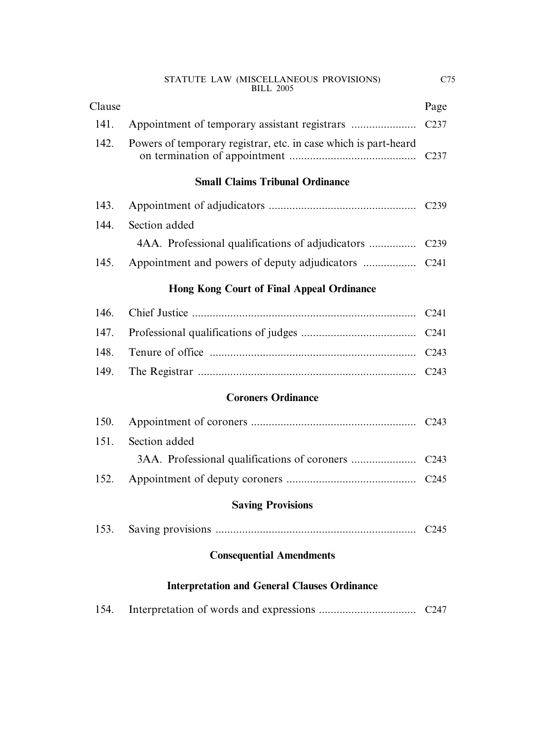| Clause | | Page |
|---|---|---|
| 141. | Appointment of temporary assistant registrars | C237 |
| 142. | Powers of temporary registrar, etc. in case which is part-heard on termination of appointment | C237 |

**Small Claims Tribunal Ordinance**

| Clause | | Page |
|---|---|---|
| 143. | Appointment of adjudicators | C239 |
| 144. | Section added | |
| | 4AA. Professional qualifications of adjudicators | C239 |
| 145. | Appointment and powers of deputy adjudicators | C241 |

**Hong Kong Court of Final Appeal Ordinance**

| Clause | | Page |
|---|---|---|
| 146. | Chief Justice | C241 |
| 147. | Professional qualifications of judges | C241 |
| 148. | Tenure of office | C243 |
| 149. | The Registrar | C243 |

**Coroners Ordinance**

| Clause | | Page |
|---|---|---|
| 150. | Appointment of coroners | C243 |
| 151. | Section added | |
| | 3AA. Professional qualifications of coroners | C243 |
| 152. | Appointment of deputy coroners | C245 |

**Saving Provisions**

| Clause | | Page |
|---|---|---|
| 153. | Saving provisions | C245 |

**Consequential Amendments**

**Interpretation and General Clauses Ordinance**

| Clause | | Page |
|---|---|---|
| 154. | Interpretation of words and expressions | C247 |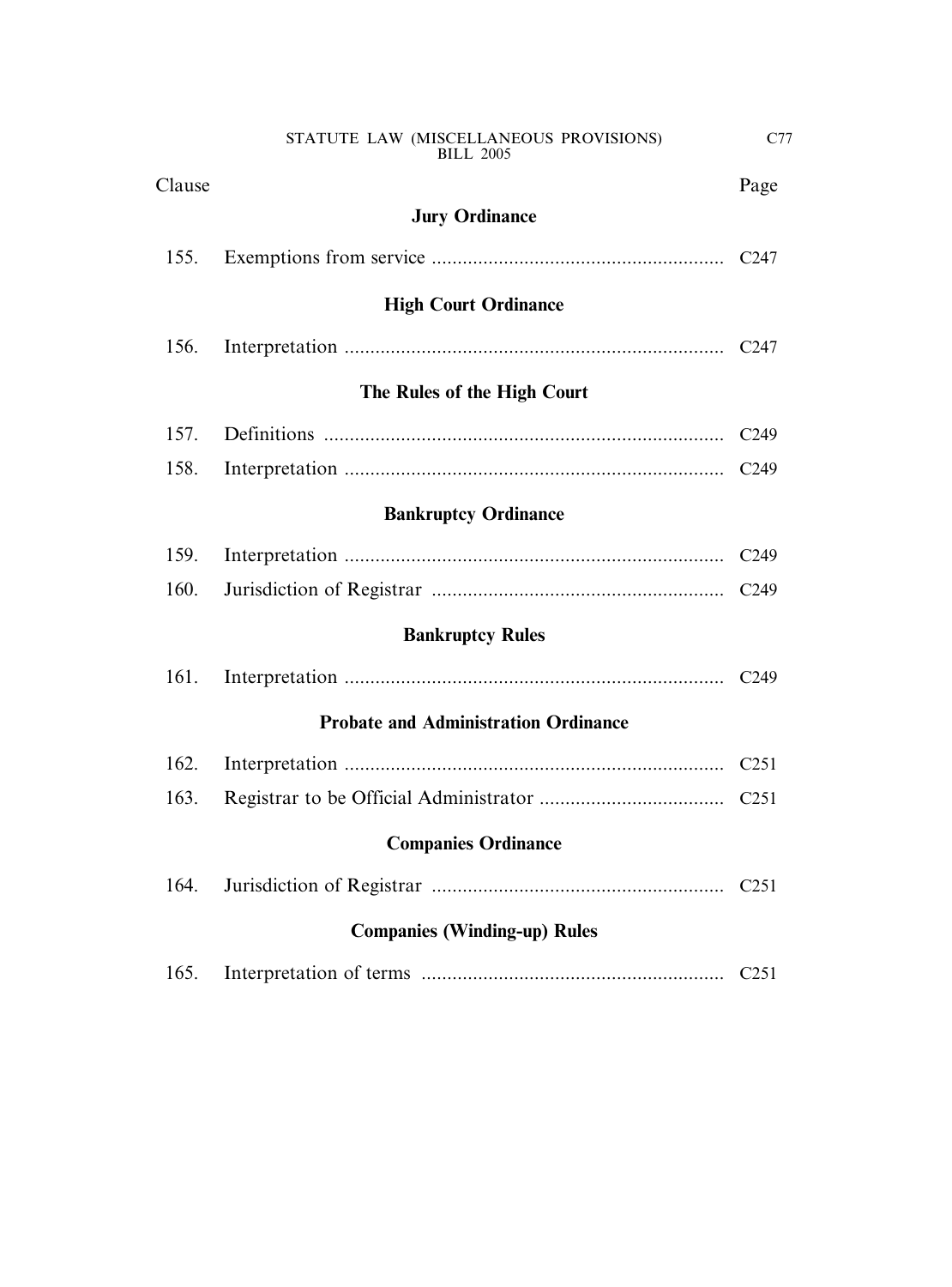| Clause | | Page |
|---|---|---|
| | **Jury Ordinance** | |
| 155. | Exemptions from service | C247 |
| | **High Court Ordinance** | |
| 156. | Interpretation | C247 |
| | **The Rules of the High Court** | |
| 157. | Definitions | C249 |
| 158. | Interpretation | C249 |
| | **Bankruptcy Ordinance** | |
| 159. | Interpretation | C249 |
| 160. | Jurisdiction of Registrar | C249 |
| | **Bankruptcy Rules** | |
| 161. | Interpretation | C249 |
| | **Probate and Administration Ordinance** | |
| 162. | Interpretation | C251 |
| 163. | Registrar to be Official Administrator | C251 |
| | **Companies Ordinance** | |
| 164. | Jurisdiction of Registrar | C251 |
| | **Companies (Winding-up) Rules** | |
| 165. | Interpretation of terms | C251 |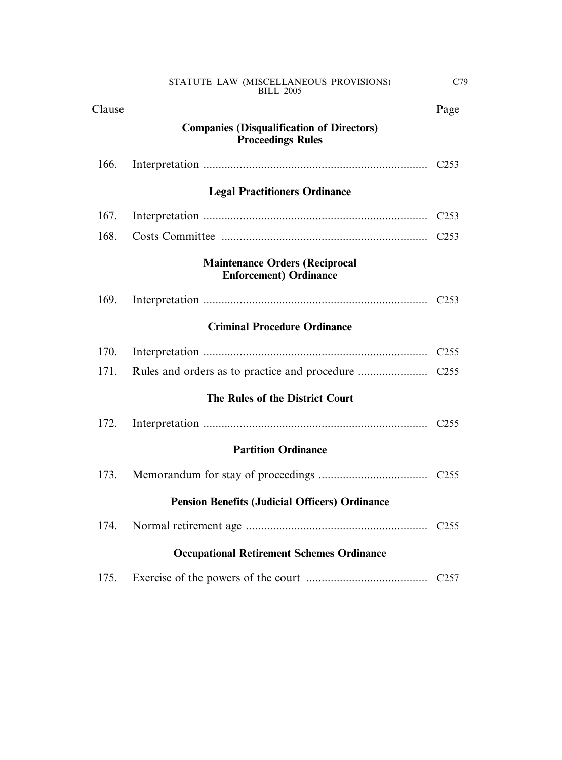| Clause | | Page |
|---|---|---|
| | **Companies (Disqualification of Directors) Proceedings Rules** | |
| 166. | Interpretation | C253 |
| | **Legal Practitioners Ordinance** | |
| 167. | Interpretation | C253 |
| 168. | Costs Committee | C253 |
| | **Maintenance Orders (Reciprocal Enforcement) Ordinance** | |
| 169. | Interpretation | C253 |
| | **Criminal Procedure Ordinance** | |
| 170. | Interpretation | C255 |
| 171. | Rules and orders as to practice and procedure | C255 |
| | **The Rules of the District Court** | |
| 172. | Interpretation | C255 |
| | **Partition Ordinance** | |
| 173. | Memorandum for stay of proceedings | C255 |
| | **Pension Benefits (Judicial Officers) Ordinance** | |
| 174. | Normal retirement age | C255 |
| | **Occupational Retirement Schemes Ordinance** | |
| 175. | Exercise of the powers of the court | C257 |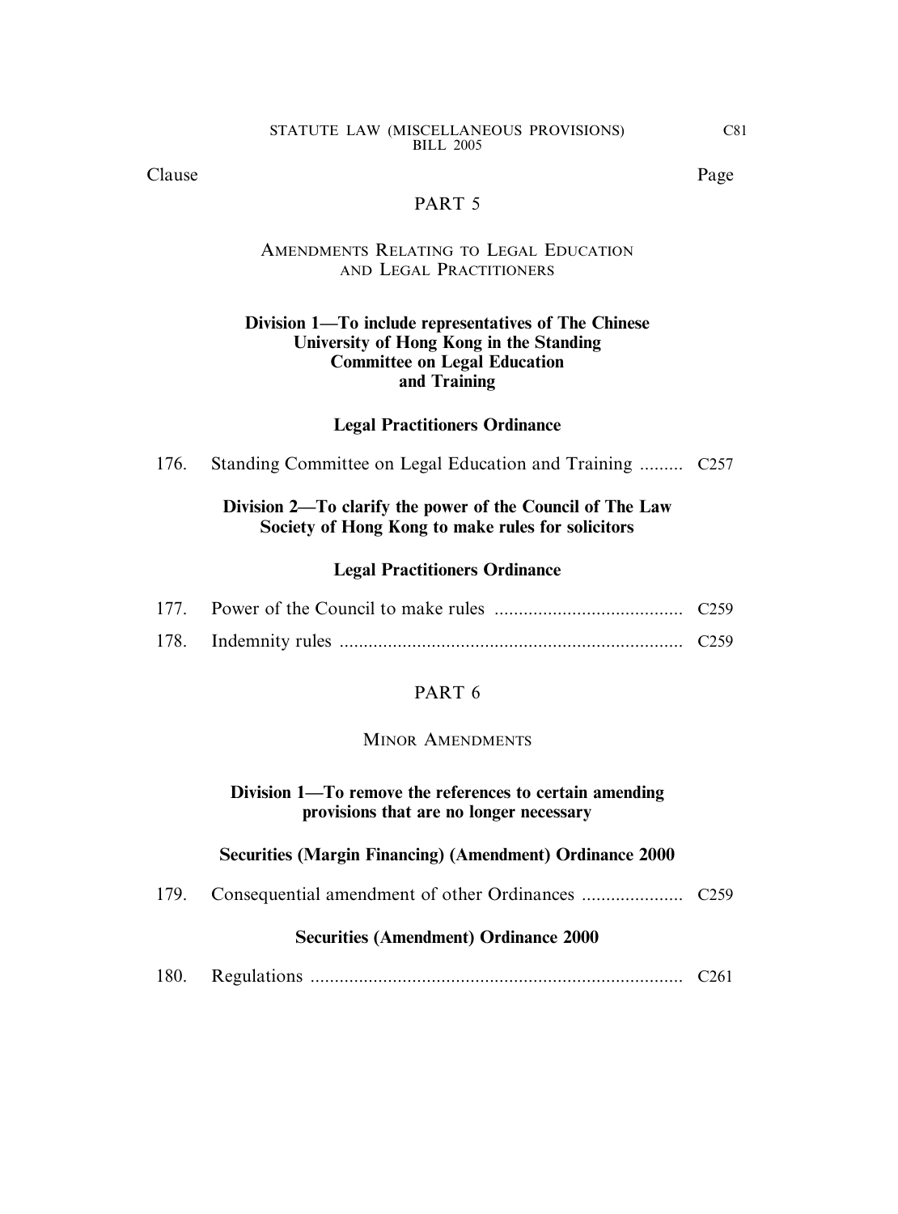| Clause | | Page |
|---|---|---|

## PART 5

### AMENDMENTS RELATING TO LEGAL EDUCATION AND LEGAL PRACTITIONERS

**Division 1—To include representatives of The Chinese University of Hong Kong in the Standing Committee on Legal Education and Training**

**Legal Practitioners Ordinance**

| | | |
|---|---|---|
| 176. | Standing Committee on Legal Education and Training | C257 |

**Division 2—To clarify the power of the Council of The Law Society of Hong Kong to make rules for solicitors**

**Legal Practitioners Ordinance**

| | | |
|---|---|---|
| 177. | Power of the Council to make rules | C259 |
| 178. | Indemnity rules | C259 |

## PART 6

### MINOR AMENDMENTS

**Division 1—To remove the references to certain amending provisions that are no longer necessary**

**Securities (Margin Financing) (Amendment) Ordinance 2000**

| | | |
|---|---|---|
| 179. | Consequential amendment of other Ordinances | C259 |

**Securities (Amendment) Ordinance 2000**

| | | |
|---|---|---|
| 180. | Regulations | C261 |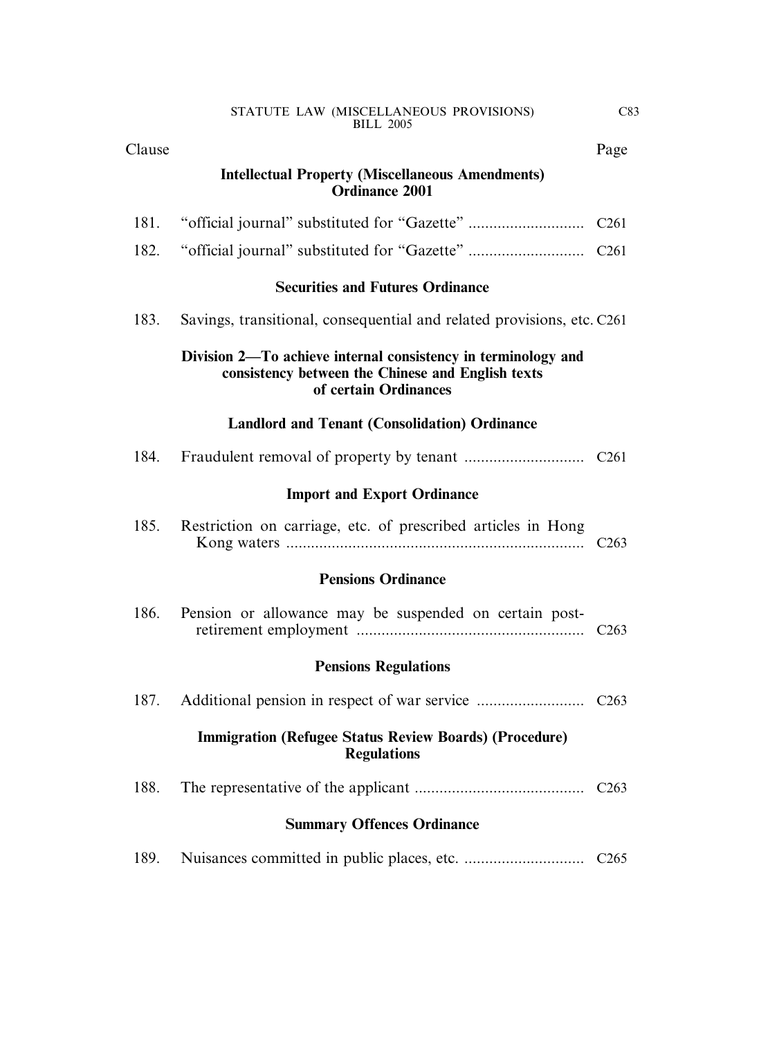| Clause | | Page |
|---|---|---|
| | **Intellectual Property (Miscellaneous Amendments) Ordinance 2001** | |
| 181. | "official journal" substituted for "Gazette" | C261 |
| 182. | "official journal" substituted for "Gazette" | C261 |
| | **Securities and Futures Ordinance** | |
| 183. | Savings, transitional, consequential and related provisions, etc. | C261 |
| | **Division 2—To achieve internal consistency in terminology and consistency between the Chinese and English texts of certain Ordinances** | |
| | **Landlord and Tenant (Consolidation) Ordinance** | |
| 184. | Fraudulent removal of property by tenant | C261 |
| | **Import and Export Ordinance** | |
| 185. | Restriction on carriage, etc. of prescribed articles in Hong Kong waters | C263 |
| | **Pensions Ordinance** | |
| 186. | Pension or allowance may be suspended on certain post-retirement employment | C263 |
| | **Pensions Regulations** | |
| 187. | Additional pension in respect of war service | C263 |
| | **Immigration (Refugee Status Review Boards) (Procedure) Regulations** | |
| 188. | The representative of the applicant | C263 |
| | **Summary Offences Ordinance** | |
| 189. | Nuisances committed in public places, etc. | C265 |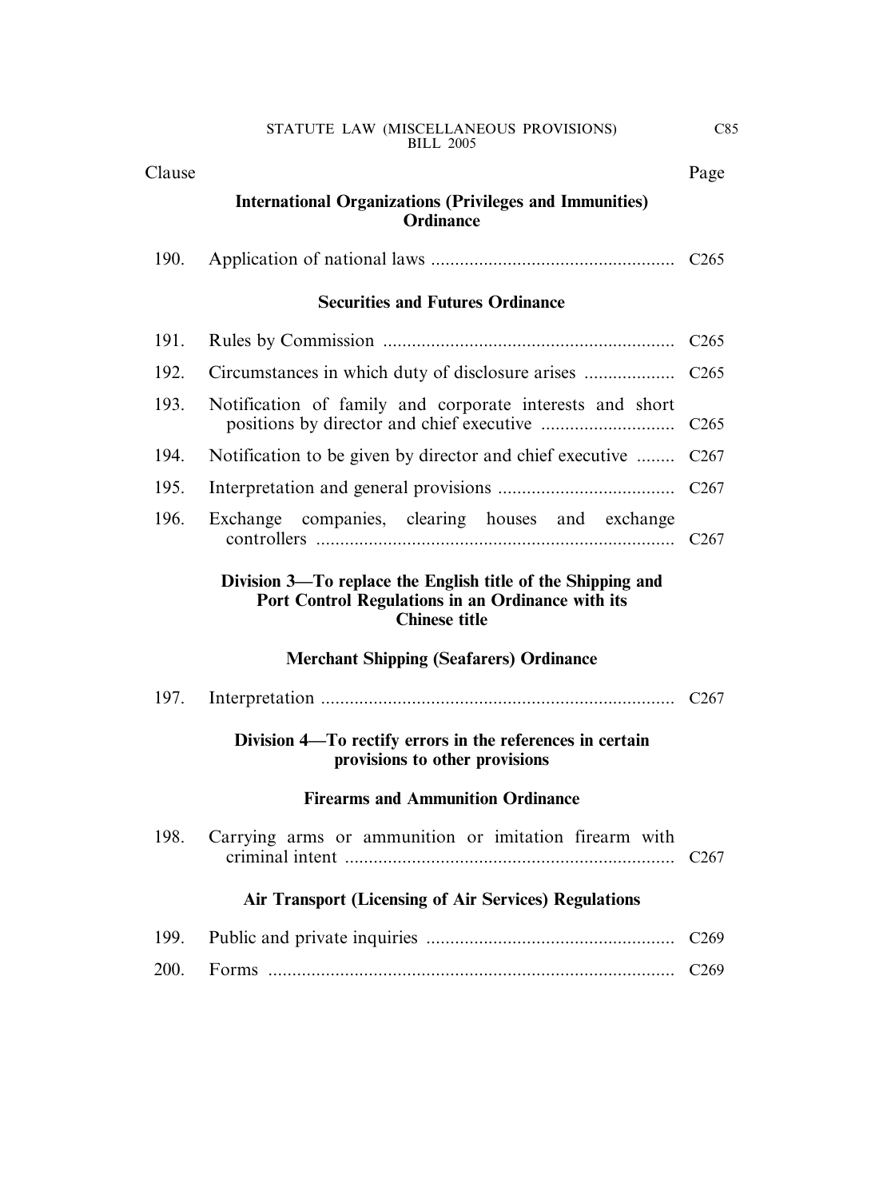| Clause | | Page |
|---|---|---|
| | **International Organizations (Privileges and Immunities) Ordinance** | |
| 190. | Application of national laws | C265 |
| | **Securities and Futures Ordinance** | |
| 191. | Rules by Commission | C265 |
| 192. | Circumstances in which duty of disclosure arises | C265 |
| 193. | Notification of family and corporate interests and short positions by director and chief executive | C265 |
| 194. | Notification to be given by director and chief executive | C267 |
| 195. | Interpretation and general provisions | C267 |
| 196. | Exchange companies, clearing houses and exchange controllers | C267 |
| | **Division 3—To replace the English title of the Shipping and Port Control Regulations in an Ordinance with its Chinese title** | |
| | **Merchant Shipping (Seafarers) Ordinance** | |
| 197. | Interpretation | C267 |
| | **Division 4—To rectify errors in the references in certain provisions to other provisions** | |
| | **Firearms and Ammunition Ordinance** | |
| 198. | Carrying arms or ammunition or imitation firearm with criminal intent | C267 |
| | **Air Transport (Licensing of Air Services) Regulations** | |
| 199. | Public and private inquiries | C269 |
| 200. | Forms | C269 |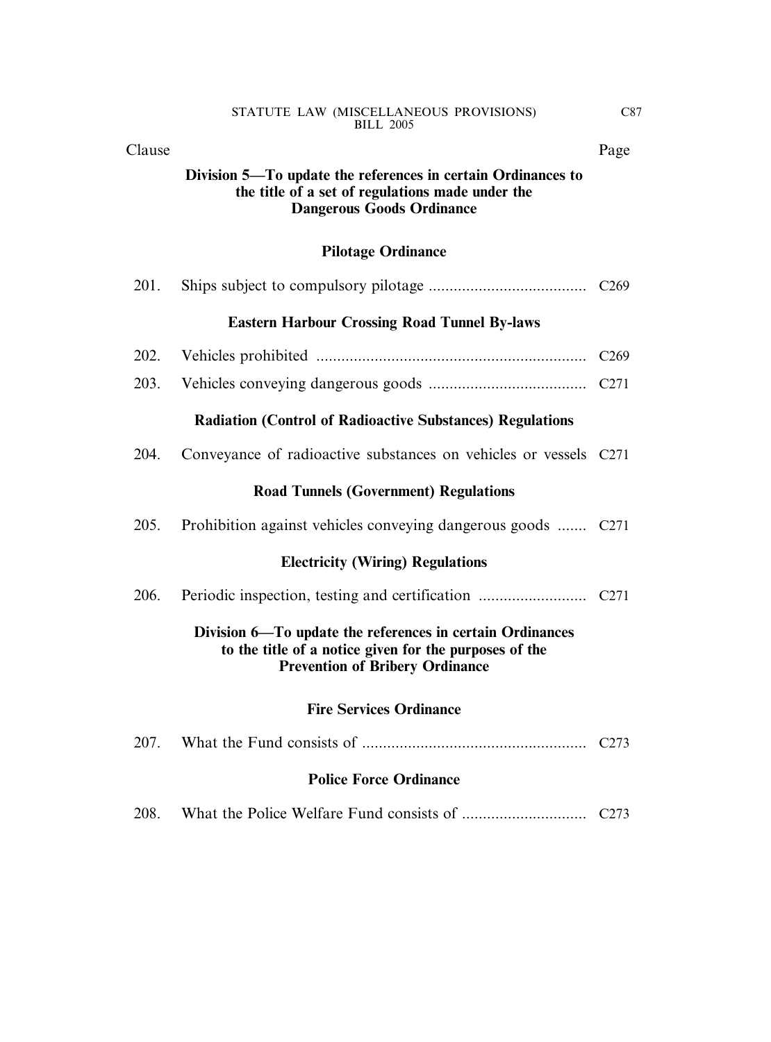| Clause | | Page |
|---|---|---|

**Division 5—To update the references in certain Ordinances to the title of a set of regulations made under the Dangerous Goods Ordinance**

**Pilotage Ordinance**

| | | |
|---|---|---|
| 201. | Ships subject to compulsory pilotage | C269 |

**Eastern Harbour Crossing Road Tunnel By-laws**

| | | |
|---|---|---|
| 202. | Vehicles prohibited | C269 |
| 203. | Vehicles conveying dangerous goods | C271 |

**Radiation (Control of Radioactive Substances) Regulations**

| | | |
|---|---|---|
| 204. | Conveyance of radioactive substances on vehicles or vessels | C271 |

**Road Tunnels (Government) Regulations**

| | | |
|---|---|---|
| 205. | Prohibition against vehicles conveying dangerous goods | C271 |

**Electricity (Wiring) Regulations**

| | | |
|---|---|---|
| 206. | Periodic inspection, testing and certification | C271 |

**Division 6—To update the references in certain Ordinances to the title of a notice given for the purposes of the Prevention of Bribery Ordinance**

**Fire Services Ordinance**

| | | |
|---|---|---|
| 207. | What the Fund consists of | C273 |

**Police Force Ordinance**

| | | |
|---|---|---|
| 208. | What the Police Welfare Fund consists of | C273 |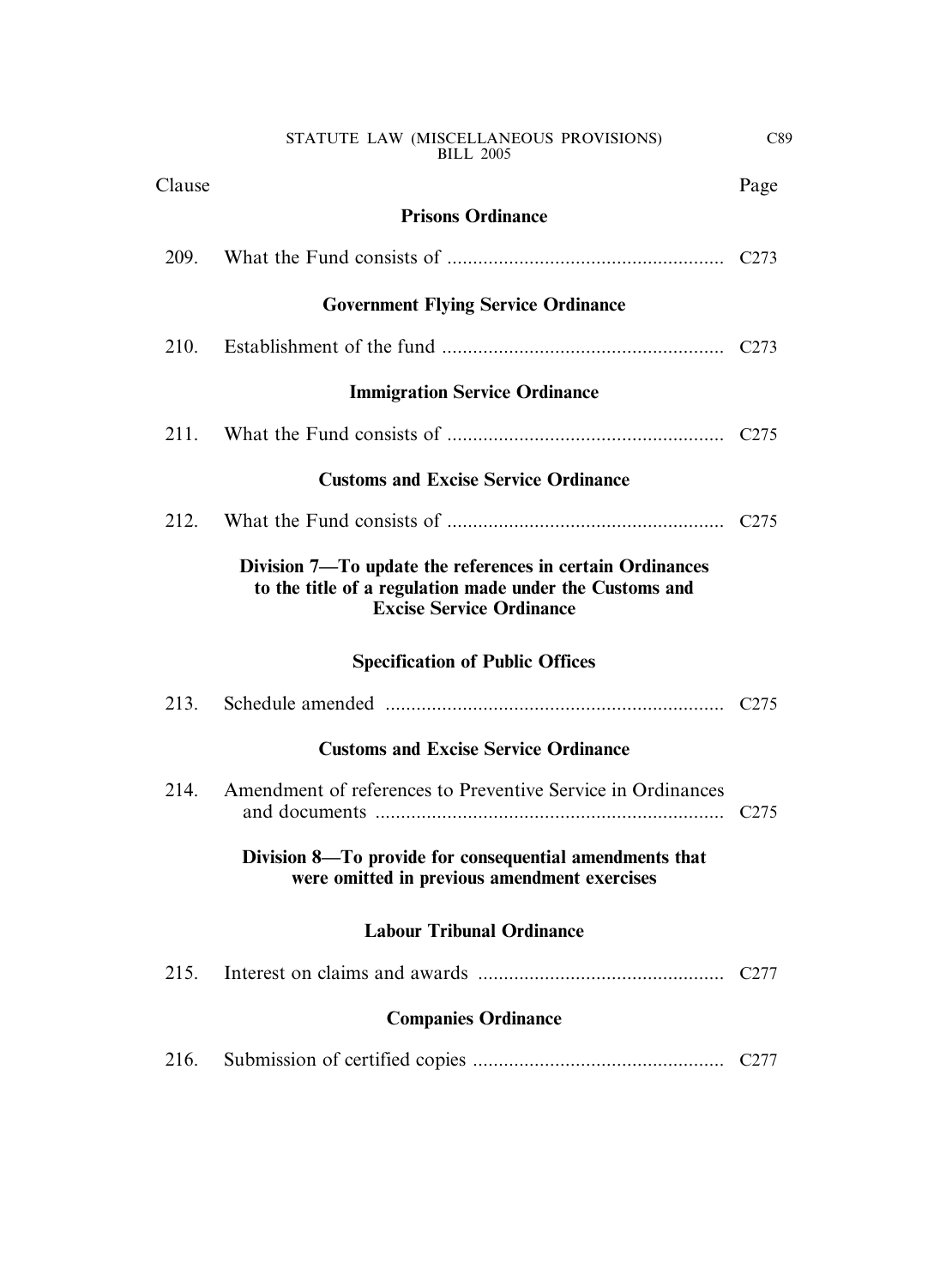| Clause | | Page |
|---|---|---|
| | **Prisons Ordinance** | |
| 209. | What the Fund consists of | C273 |
| | **Government Flying Service Ordinance** | |
| 210. | Establishment of the fund | C273 |
| | **Immigration Service Ordinance** | |
| 211. | What the Fund consists of | C275 |
| | **Customs and Excise Service Ordinance** | |
| 212. | What the Fund consists of | C275 |
| | **Division 7—To update the references in certain Ordinances to the title of a regulation made under the Customs and Excise Service Ordinance** | |
| | **Specification of Public Offices** | |
| 213. | Schedule amended | C275 |
| | **Customs and Excise Service Ordinance** | |
| 214. | Amendment of references to Preventive Service in Ordinances and documents | C275 |
| | **Division 8—To provide for consequential amendments that were omitted in previous amendment exercises** | |
| | **Labour Tribunal Ordinance** | |
| 215. | Interest on claims and awards | C277 |
| | **Companies Ordinance** | |
| 216. | Submission of certified copies | C277 |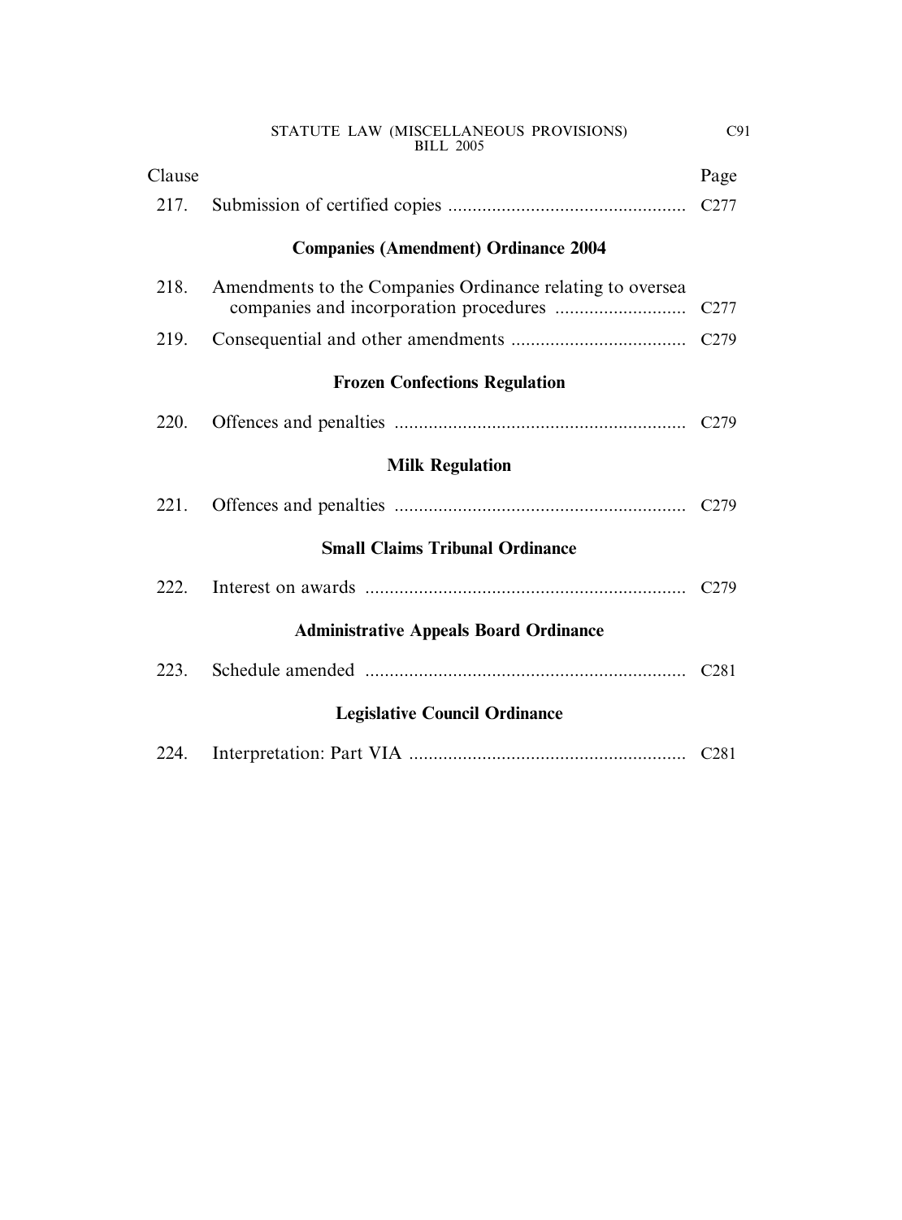| Clause | | Page |
|---|---|---|
| 217. | Submission of certified copies | C277 |
| | **Companies (Amendment) Ordinance 2004** | |
| 218. | Amendments to the Companies Ordinance relating to oversea companies and incorporation procedures | C277 |
| 219. | Consequential and other amendments | C279 |
| | **Frozen Confections Regulation** | |
| 220. | Offences and penalties | C279 |
| | **Milk Regulation** | |
| 221. | Offences and penalties | C279 |
| | **Small Claims Tribunal Ordinance** | |
| 222. | Interest on awards | C279 |
| | **Administrative Appeals Board Ordinance** | |
| 223. | Schedule amended | C281 |
| | **Legislative Council Ordinance** | |
| 224. | Interpretation: Part VIA | C281 |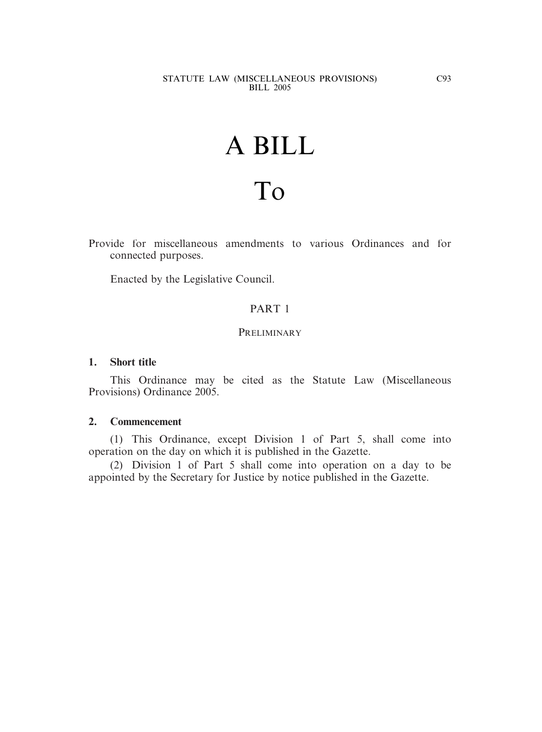# A BILL

# To

Provide for miscellaneous amendments to various Ordinances and for connected purposes.

Enacted by the Legislative Council.

## PART 1

### PRELIMINARY

**1. Short title**

This Ordinance may be cited as the Statute Law (Miscellaneous Provisions) Ordinance 2005.

**2. Commencement**

(1) This Ordinance, except Division 1 of Part 5, shall come into operation on the day on which it is published in the Gazette.

(2) Division 1 of Part 5 shall come into operation on a day to be appointed by the Secretary for Justice by notice published in the Gazette.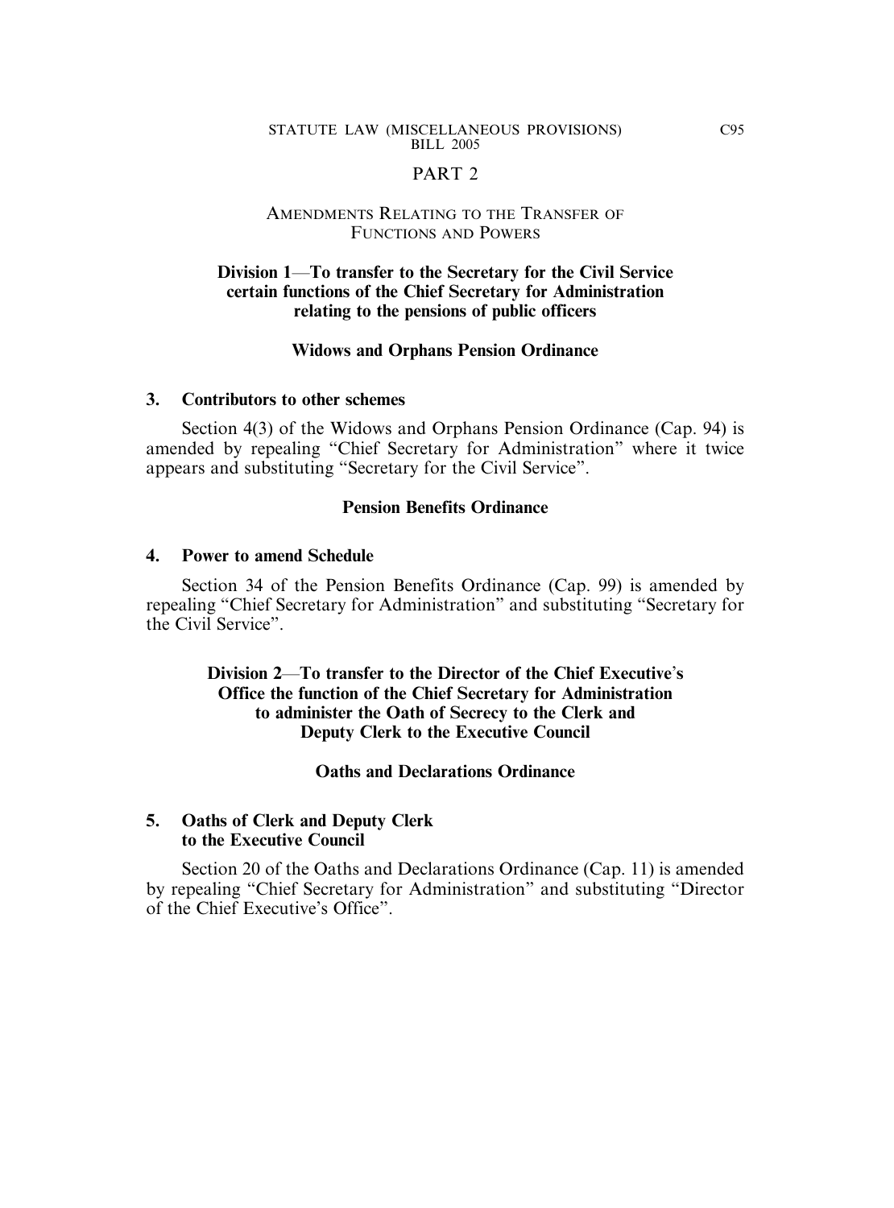## PART 2

### AMENDMENTS RELATING TO THE TRANSFER OF FUNCTIONS AND POWERS

### Division 1—To transfer to the Secretary for the Civil Service certain functions of the Chief Secretary for Administration relating to the pensions of public officers

#### Widows and Orphans Pension Ordinance

**3. Contributors to other schemes**

Section 4(3) of the Widows and Orphans Pension Ordinance (Cap. 94) is amended by repealing "Chief Secretary for Administration" where it twice appears and substituting "Secretary for the Civil Service".

#### Pension Benefits Ordinance

**4. Power to amend Schedule**

Section 34 of the Pension Benefits Ordinance (Cap. 99) is amended by repealing "Chief Secretary for Administration" and substituting "Secretary for the Civil Service".

### Division 2—To transfer to the Director of the Chief Executive's Office the function of the Chief Secretary for Administration to administer the Oath of Secrecy to the Clerk and Deputy Clerk to the Executive Council

#### Oaths and Declarations Ordinance

**5. Oaths of Clerk and Deputy Clerk to the Executive Council**

Section 20 of the Oaths and Declarations Ordinance (Cap. 11) is amended by repealing "Chief Secretary for Administration" and substituting "Director of the Chief Executive's Office".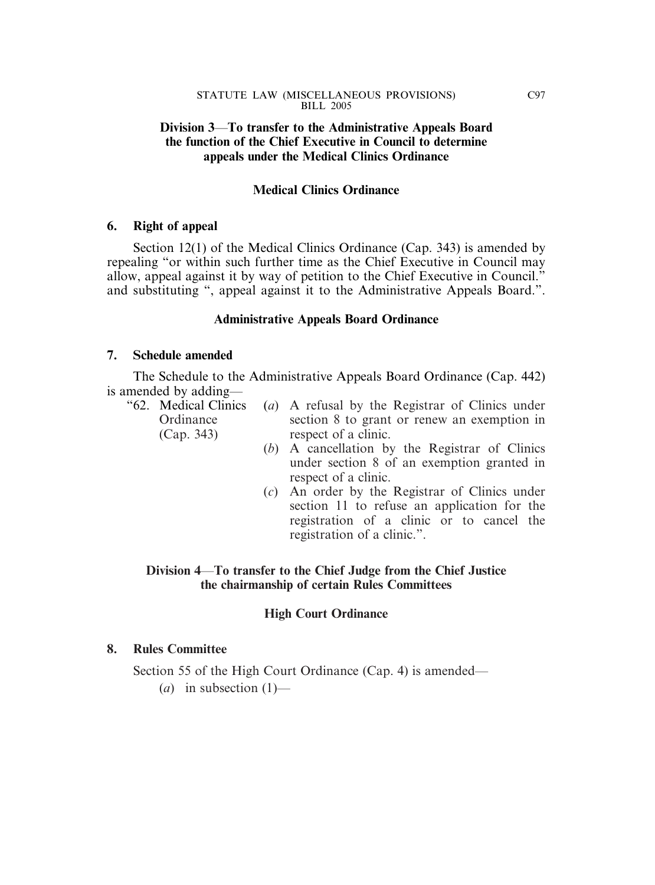**Division 3—To transfer to the Administrative Appeals Board the function of the Chief Executive in Council to determine appeals under the Medical Clinics Ordinance**

**Medical Clinics Ordinance**

**6. Right of appeal**

Section 12(1) of the Medical Clinics Ordinance (Cap. 343) is amended by repealing "or within such further time as the Chief Executive in Council may allow, appeal against it by way of petition to the Chief Executive in Council." and substituting ", appeal against it to the Administrative Appeals Board.".

**Administrative Appeals Board Ordinance**

**7. Schedule amended**

The Schedule to the Administrative Appeals Board Ordinance (Cap. 442) is amended by adding—

"62. Medical Clinics Ordinance (Cap. 343)

(*a*) A refusal by the Registrar of Clinics under section 8 to grant or renew an exemption in respect of a clinic.

(*b*) A cancellation by the Registrar of Clinics under section 8 of an exemption granted in respect of a clinic.

(*c*) An order by the Registrar of Clinics under section 11 to refuse an application for the registration of a clinic or to cancel the registration of a clinic.".

**Division 4—To transfer to the Chief Judge from the Chief Justice the chairmanship of certain Rules Committees**

**High Court Ordinance**

**8. Rules Committee**

Section 55 of the High Court Ordinance (Cap. 4) is amended—

(*a*) in subsection (1)—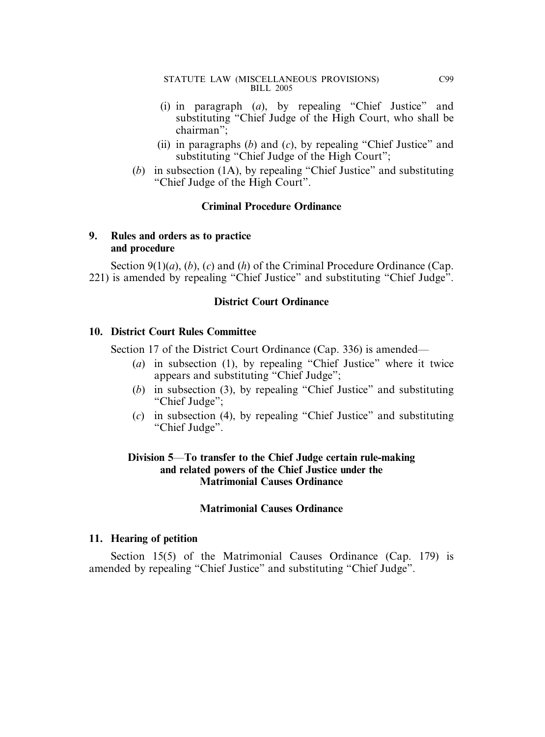(i) in paragraph (*a*), by repealing "Chief Justice" and substituting "Chief Judge of the High Court, who shall be chairman";

(ii) in paragraphs (*b*) and (*c*), by repealing "Chief Justice" and substituting "Chief Judge of the High Court";

(*b*) in subsection (1A), by repealing "Chief Justice" and substituting "Chief Judge of the High Court".

**Criminal Procedure Ordinance**

**9. Rules and orders as to practice and procedure**

Section 9(1)(*a*), (*b*), (*c*) and (*h*) of the Criminal Procedure Ordinance (Cap. 221) is amended by repealing "Chief Justice" and substituting "Chief Judge".

**District Court Ordinance**

**10. District Court Rules Committee**

Section 17 of the District Court Ordinance (Cap. 336) is amended—

(*a*) in subsection (1), by repealing "Chief Justice" where it twice appears and substituting "Chief Judge";

(*b*) in subsection (3), by repealing "Chief Justice" and substituting "Chief Judge";

(*c*) in subsection (4), by repealing "Chief Justice" and substituting "Chief Judge".

**Division 5—To transfer to the Chief Judge certain rule-making and related powers of the Chief Justice under the Matrimonial Causes Ordinance**

**Matrimonial Causes Ordinance**

**11. Hearing of petition**

Section 15(5) of the Matrimonial Causes Ordinance (Cap. 179) is amended by repealing "Chief Justice" and substituting "Chief Judge".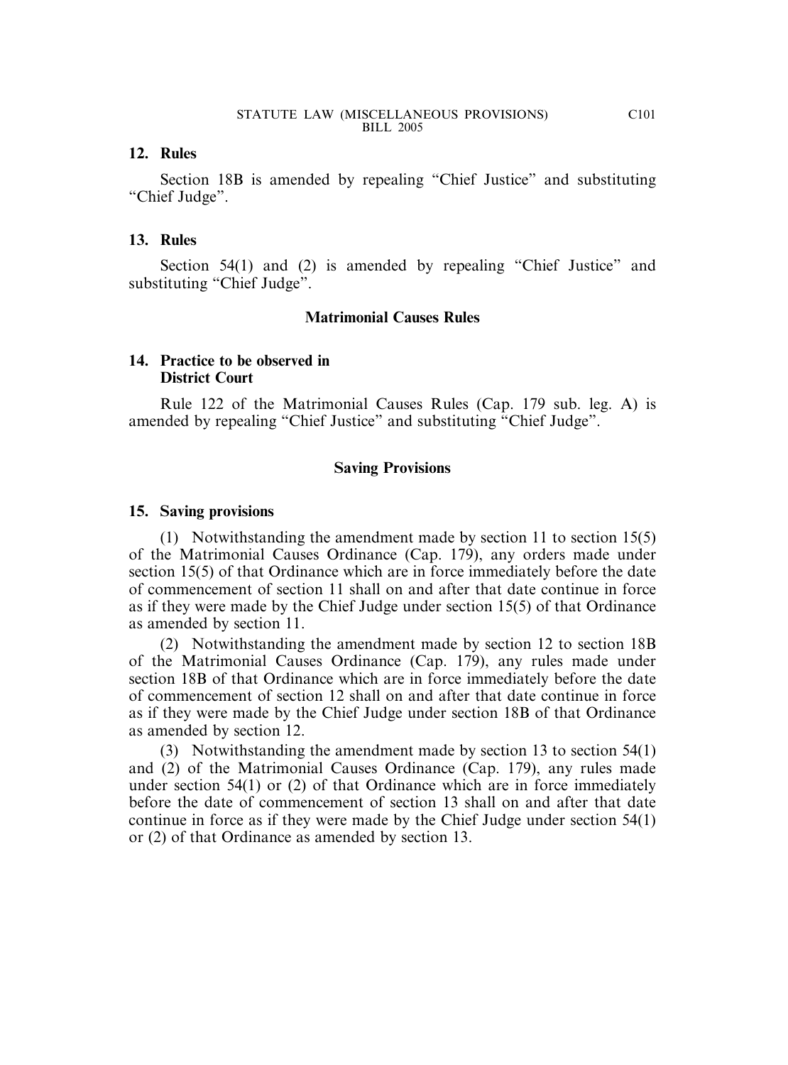**12. Rules**

Section 18B is amended by repealing "Chief Justice" and substituting "Chief Judge".

**13. Rules**

Section 54(1) and (2) is amended by repealing "Chief Justice" and substituting "Chief Judge".

## Matrimonial Causes Rules

**14. Practice to be observed in District Court**

Rule 122 of the Matrimonial Causes Rules (Cap. 179 sub. leg. A) is amended by repealing "Chief Justice" and substituting "Chief Judge".

## Saving Provisions

**15. Saving provisions**

(1) Notwithstanding the amendment made by section 11 to section 15(5) of the Matrimonial Causes Ordinance (Cap. 179), any orders made under section 15(5) of that Ordinance which are in force immediately before the date of commencement of section 11 shall on and after that date continue in force as if they were made by the Chief Judge under section 15(5) of that Ordinance as amended by section 11.

(2) Notwithstanding the amendment made by section 12 to section 18B of the Matrimonial Causes Ordinance (Cap. 179), any rules made under section 18B of that Ordinance which are in force immediately before the date of commencement of section 12 shall on and after that date continue in force as if they were made by the Chief Judge under section 18B of that Ordinance as amended by section 12.

(3) Notwithstanding the amendment made by section 13 to section 54(1) and (2) of the Matrimonial Causes Ordinance (Cap. 179), any rules made under section 54(1) or (2) of that Ordinance which are in force immediately before the date of commencement of section 13 shall on and after that date continue in force as if they were made by the Chief Judge under section 54(1) or (2) of that Ordinance as amended by section 13.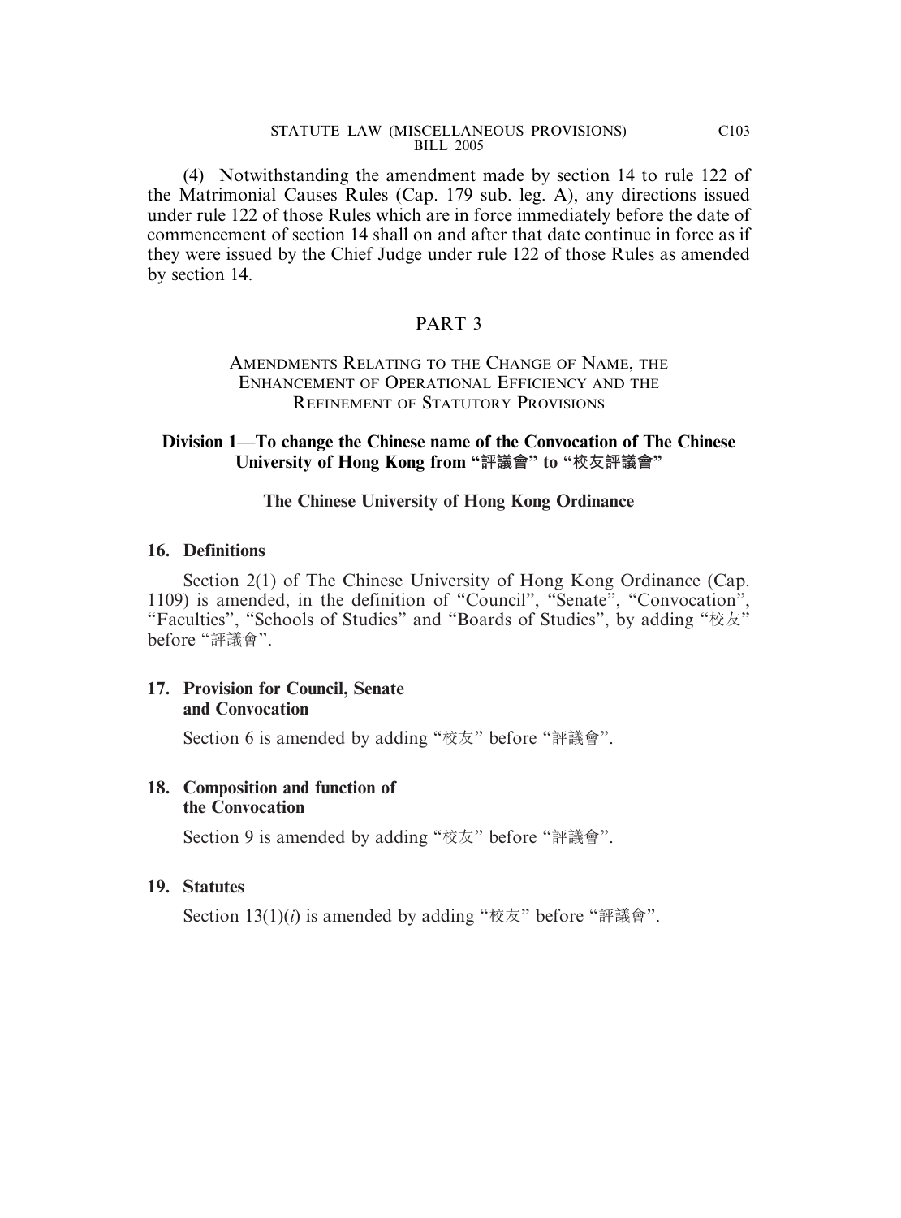(4) Notwithstanding the amendment made by section 14 to rule 122 of the Matrimonial Causes Rules (Cap. 179 sub. leg. A), any directions issued under rule 122 of those Rules which are in force immediately before the date of commencement of section 14 shall on and after that date continue in force as if they were issued by the Chief Judge under rule 122 of those Rules as amended by section 14.

# PART 3

## AMENDMENTS RELATING TO THE CHANGE OF NAME, THE ENHANCEMENT OF OPERATIONAL EFFICIENCY AND THE REFINEMENT OF STATUTORY PROVISIONS

### Division 1—To change the Chinese name of the Convocation of The Chinese University of Hong Kong from "評議會" to "校友評議會"

**The Chinese University of Hong Kong Ordinance**

**16. Definitions**

Section 2(1) of The Chinese University of Hong Kong Ordinance (Cap. 1109) is amended, in the definition of "Council", "Senate", "Convocation", "Faculties", "Schools of Studies" and "Boards of Studies", by adding "校友" before "評議會".

**17. Provision for Council, Senate and Convocation**

Section 6 is amended by adding "校友" before "評議會".

**18. Composition and function of the Convocation**

Section 9 is amended by adding "校友" before "評議會".

**19. Statutes**

Section 13(1)(*i*) is amended by adding "校友" before "評議會".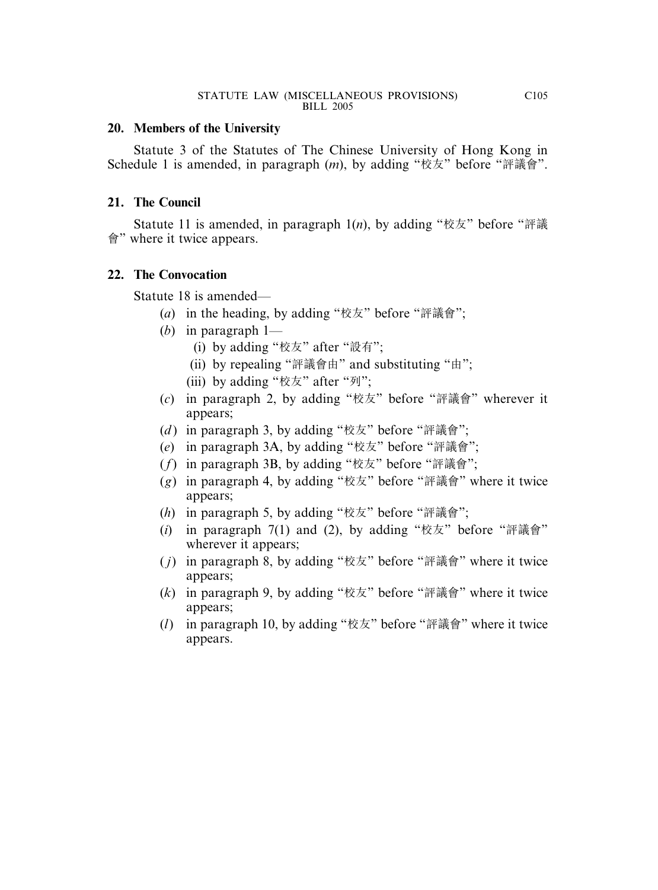### 20. Members of the University

Statute 3 of the Statutes of The Chinese University of Hong Kong in Schedule 1 is amended, in paragraph (*m*), by adding "校友" before "評議會".

### 21. The Council

Statute 11 is amended, in paragraph 1(*n*), by adding "校友" before "評議會" where it twice appears.

### 22. The Convocation

Statute 18 is amended—

- (*a*) in the heading, by adding "校友" before "評議會";
- (*b*) in paragraph 1—
  - (i) by adding "校友" after "設有";
  - (ii) by repealing "評議會由" and substituting "由";
  - (iii) by adding "校友" after "列";
- (*c*) in paragraph 2, by adding "校友" before "評議會" wherever it appears;
- (*d*) in paragraph 3, by adding "校友" before "評議會";
- (*e*) in paragraph 3A, by adding "校友" before "評議會";
- (*f*) in paragraph 3B, by adding "校友" before "評議會";
- (*g*) in paragraph 4, by adding "校友" before "評議會" where it twice appears;
- (*h*) in paragraph 5, by adding "校友" before "評議會";
- (*i*) in paragraph 7(1) and (2), by adding "校友" before "評議會" wherever it appears;
- (*j*) in paragraph 8, by adding "校友" before "評議會" where it twice appears;
- (*k*) in paragraph 9, by adding "校友" before "評議會" where it twice appears;
- (*l*) in paragraph 10, by adding "校友" before "評議會" where it twice appears.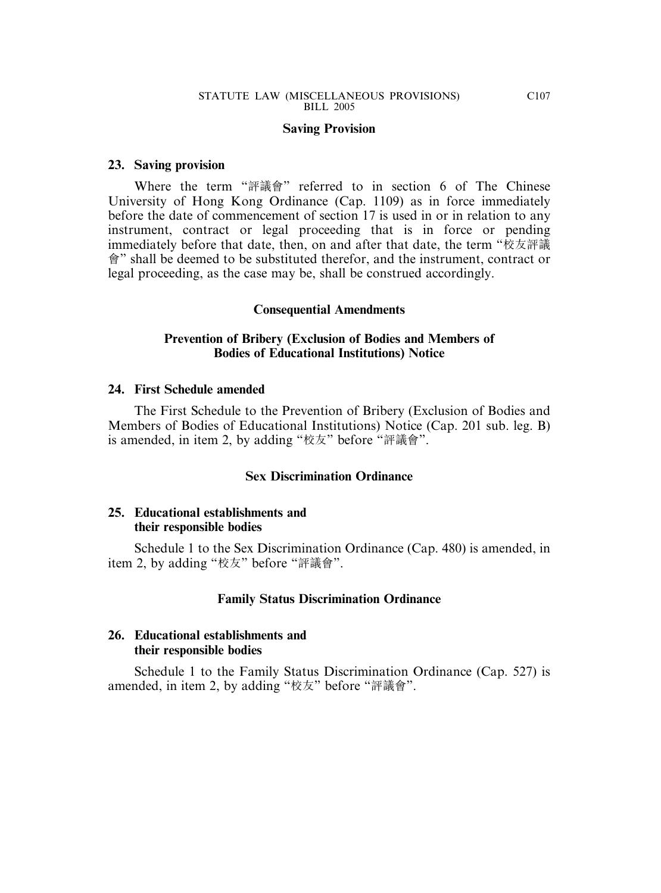## Saving Provision

### 23. Saving provision

Where the term "評議會" referred to in section 6 of The Chinese University of Hong Kong Ordinance (Cap. 1109) as in force immediately before the date of commencement of section 17 is used in or in relation to any instrument, contract or legal proceeding that is in force or pending immediately before that date, then, on and after that date, the term "校友評議會" shall be deemed to be substituted therefor, and the instrument, contract or legal proceeding, as the case may be, shall be construed accordingly.

## Consequential Amendments

## Prevention of Bribery (Exclusion of Bodies and Members of Bodies of Educational Institutions) Notice

### 24. First Schedule amended

The First Schedule to the Prevention of Bribery (Exclusion of Bodies and Members of Bodies of Educational Institutions) Notice (Cap. 201 sub. leg. B) is amended, in item 2, by adding "校友" before "評議會".

## Sex Discrimination Ordinance

### 25. Educational establishments and their responsible bodies

Schedule 1 to the Sex Discrimination Ordinance (Cap. 480) is amended, in item 2, by adding "校友" before "評議會".

## Family Status Discrimination Ordinance

### 26. Educational establishments and their responsible bodies

Schedule 1 to the Family Status Discrimination Ordinance (Cap. 527) is amended, in item 2, by adding "校友" before "評議會".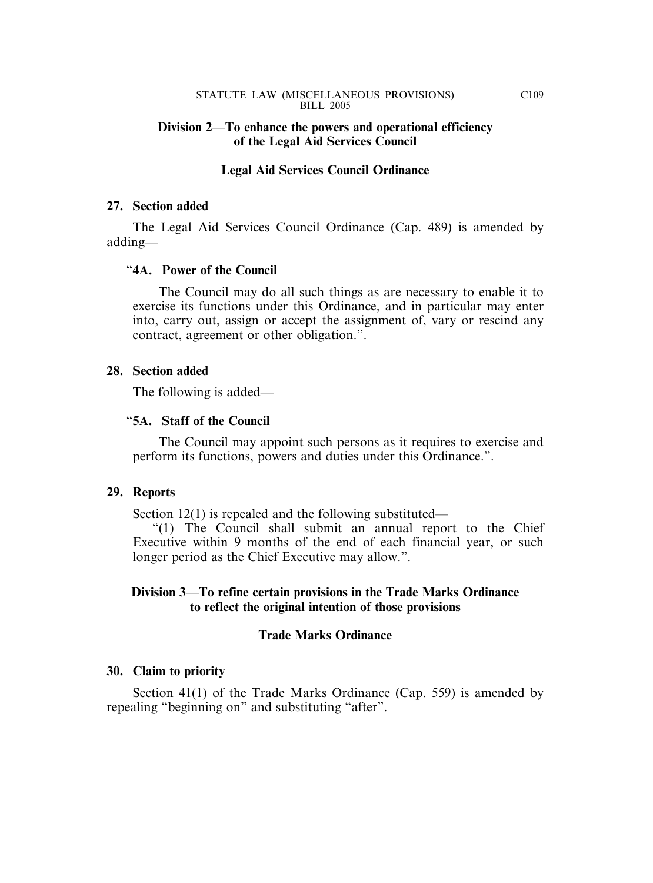**Division 2—To enhance the powers and operational efficiency of the Legal Aid Services Council**

**Legal Aid Services Council Ordinance**

**27. Section added**

The Legal Aid Services Council Ordinance (Cap. 489) is amended by adding—

"**4A. Power of the Council**

The Council may do all such things as are necessary to enable it to exercise its functions under this Ordinance, and in particular may enter into, carry out, assign or accept the assignment of, vary or rescind any contract, agreement or other obligation.".

**28. Section added**

The following is added—

"**5A. Staff of the Council**

The Council may appoint such persons as it requires to exercise and perform its functions, powers and duties under this Ordinance.".

**29. Reports**

Section 12(1) is repealed and the following substituted—

"(1) The Council shall submit an annual report to the Chief Executive within 9 months of the end of each financial year, or such longer period as the Chief Executive may allow.".

**Division 3—To refine certain provisions in the Trade Marks Ordinance to reflect the original intention of those provisions**

**Trade Marks Ordinance**

**30. Claim to priority**

Section 41(1) of the Trade Marks Ordinance (Cap. 559) is amended by repealing "beginning on" and substituting "after".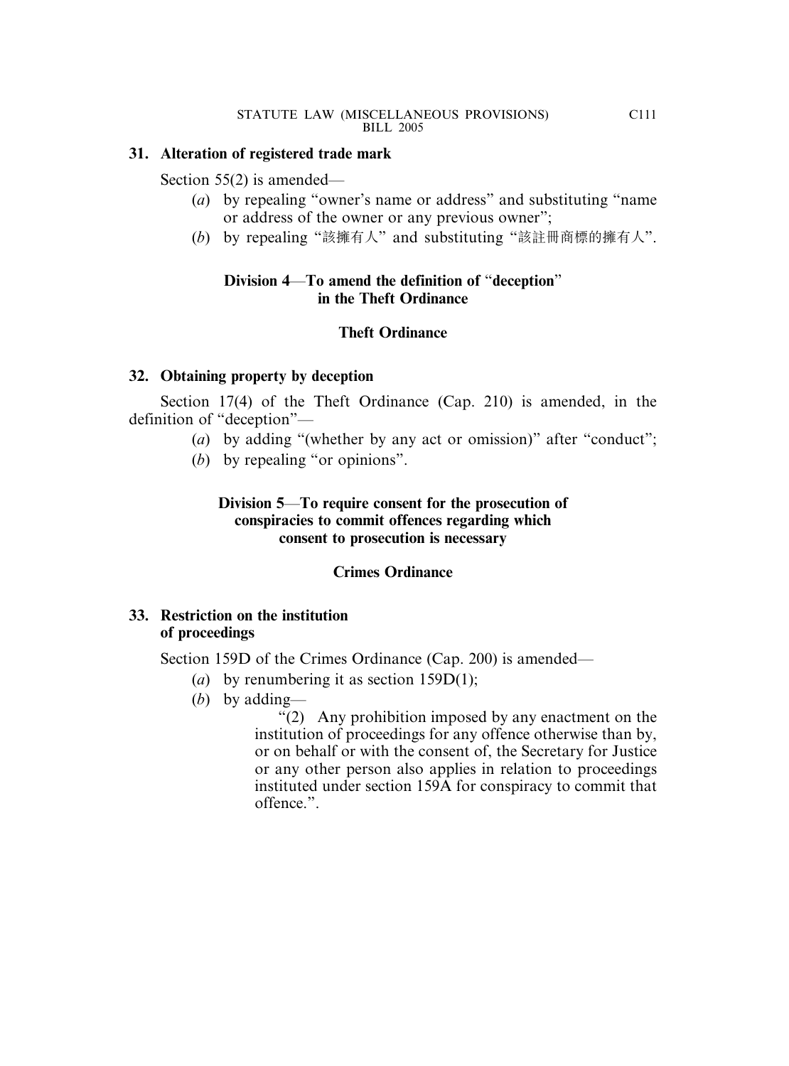**31. Alteration of registered trade mark**

Section 55(2) is amended—

(*a*) by repealing "owner's name or address" and substituting "name or address of the owner or any previous owner";

(*b*) by repealing "該擁有人" and substituting "該註冊商標的擁有人".

**Division 4—To amend the definition of "deception" in the Theft Ordinance**

**Theft Ordinance**

**32. Obtaining property by deception**

Section 17(4) of the Theft Ordinance (Cap. 210) is amended, in the definition of "deception"—

(*a*) by adding "(whether by any act or omission)" after "conduct";

(*b*) by repealing "or opinions".

**Division 5—To require consent for the prosecution of conspiracies to commit offences regarding which consent to prosecution is necessary**

**Crimes Ordinance**

**33. Restriction on the institution of proceedings**

Section 159D of the Crimes Ordinance (Cap. 200) is amended—

(*a*) by renumbering it as section 159D(1);

(*b*) by adding—

"(2) Any prohibition imposed by any enactment on the institution of proceedings for any offence otherwise than by, or on behalf or with the consent of, the Secretary for Justice or any other person also applies in relation to proceedings instituted under section 159A for conspiracy to commit that offence.".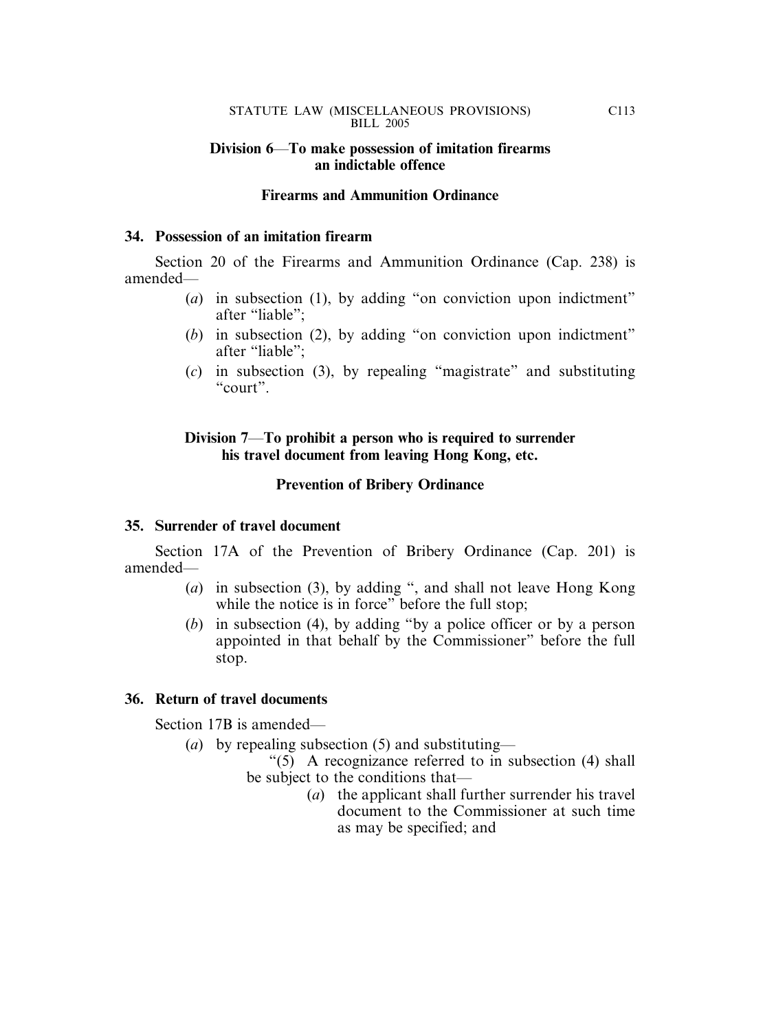**Division 6—To make possession of imitation firearms an indictable offence**

**Firearms and Ammunition Ordinance**

**34. Possession of an imitation firearm**

Section 20 of the Firearms and Ammunition Ordinance (Cap. 238) is amended—

(*a*) in subsection (1), by adding "on conviction upon indictment" after "liable";

(*b*) in subsection (2), by adding "on conviction upon indictment" after "liable";

(*c*) in subsection (3), by repealing "magistrate" and substituting "court".

**Division 7—To prohibit a person who is required to surrender his travel document from leaving Hong Kong, etc.**

**Prevention of Bribery Ordinance**

**35. Surrender of travel document**

Section 17A of the Prevention of Bribery Ordinance (Cap. 201) is amended—

(*a*) in subsection (3), by adding ", and shall not leave Hong Kong while the notice is in force" before the full stop;

(*b*) in subsection (4), by adding "by a police officer or by a person appointed in that behalf by the Commissioner" before the full stop.

**36. Return of travel documents**

Section 17B is amended—

(*a*) by repealing subsection (5) and substituting—

"(5) A recognizance referred to in subsection (4) shall be subject to the conditions that—

(*a*) the applicant shall further surrender his travel document to the Commissioner at such time as may be specified; and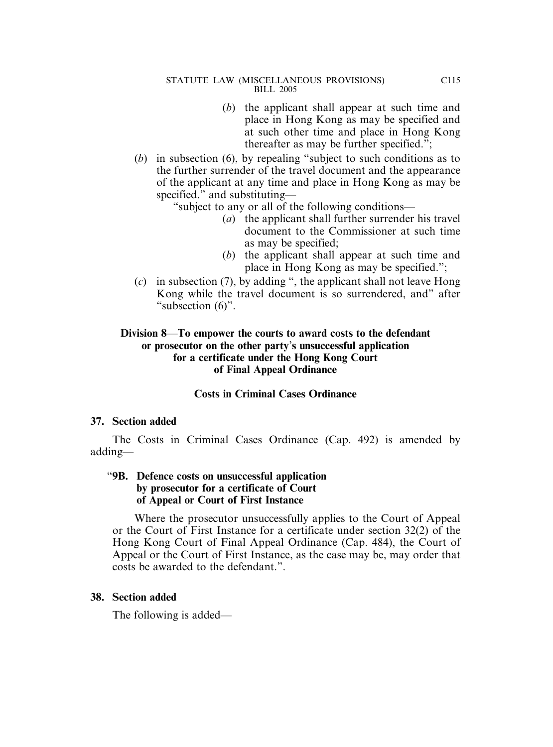(b) the applicant shall appear at such time and place in Hong Kong as may be specified and at such other time and place in Hong Kong thereafter as may be further specified.";

(b) in subsection (6), by repealing "subject to such conditions as to the further surrender of the travel document and the appearance of the applicant at any time and place in Hong Kong as may be specified." and substituting—

"subject to any or all of the following conditions—

(a) the applicant shall further surrender his travel document to the Commissioner at such time as may be specified;

(b) the applicant shall appear at such time and place in Hong Kong as may be specified.";

(c) in subsection (7), by adding ", the applicant shall not leave Hong Kong while the travel document is so surrendered, and" after "subsection (6)".

## Division 8—To empower the courts to award costs to the defendant or prosecutor on the other party's unsuccessful application for a certificate under the Hong Kong Court of Final Appeal Ordinance

### Costs in Criminal Cases Ordinance

**37. Section added**

The Costs in Criminal Cases Ordinance (Cap. 492) is amended by adding—

"**9B. Defence costs on unsuccessful application by prosecutor for a certificate of Court of Appeal or Court of First Instance**

Where the prosecutor unsuccessfully applies to the Court of Appeal or the Court of First Instance for a certificate under section 32(2) of the Hong Kong Court of Final Appeal Ordinance (Cap. 484), the Court of Appeal or the Court of First Instance, as the case may be, may order that costs be awarded to the defendant.".

**38. Section added**

The following is added—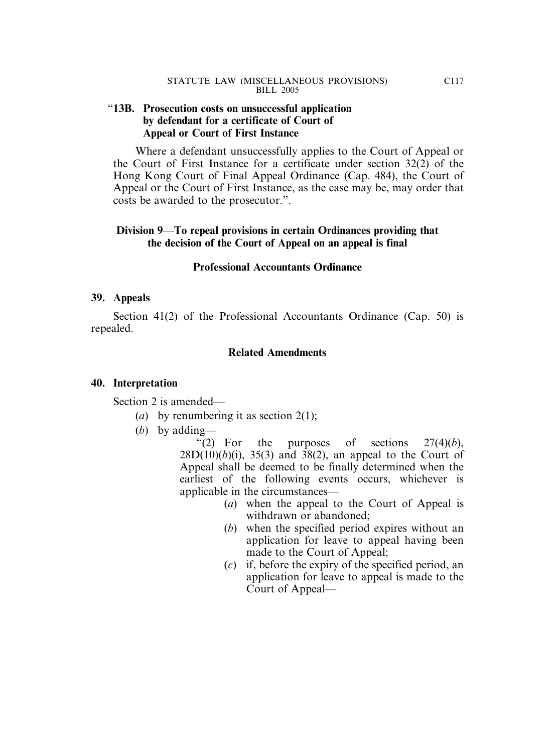"**13B. Prosecution costs on unsuccessful application by defendant for a certificate of Court of Appeal or Court of First Instance**

Where a defendant unsuccessfully applies to the Court of Appeal or the Court of First Instance for a certificate under section 32(2) of the Hong Kong Court of Final Appeal Ordinance (Cap. 484), the Court of Appeal or the Court of First Instance, as the case may be, may order that costs be awarded to the prosecutor.".

**Division 9—To repeal provisions in certain Ordinances providing that the decision of the Court of Appeal on an appeal is final**

**Professional Accountants Ordinance**

**39. Appeals**

Section 41(2) of the Professional Accountants Ordinance (Cap. 50) is repealed.

**Related Amendments**

**40. Interpretation**

Section 2 is amended—

(*a*) by renumbering it as section 2(1);

(*b*) by adding—

"(2) For the purposes of sections 27(4)(*b*), 28D(10)(*b*)(i), 35(3) and 38(2), an appeal to the Court of Appeal shall be deemed to be finally determined when the earliest of the following events occurs, whichever is applicable in the circumstances—

(*a*) when the appeal to the Court of Appeal is withdrawn or abandoned;

(*b*) when the specified period expires without an application for leave to appeal having been made to the Court of Appeal;

(*c*) if, before the expiry of the specified period, an application for leave to appeal is made to the Court of Appeal—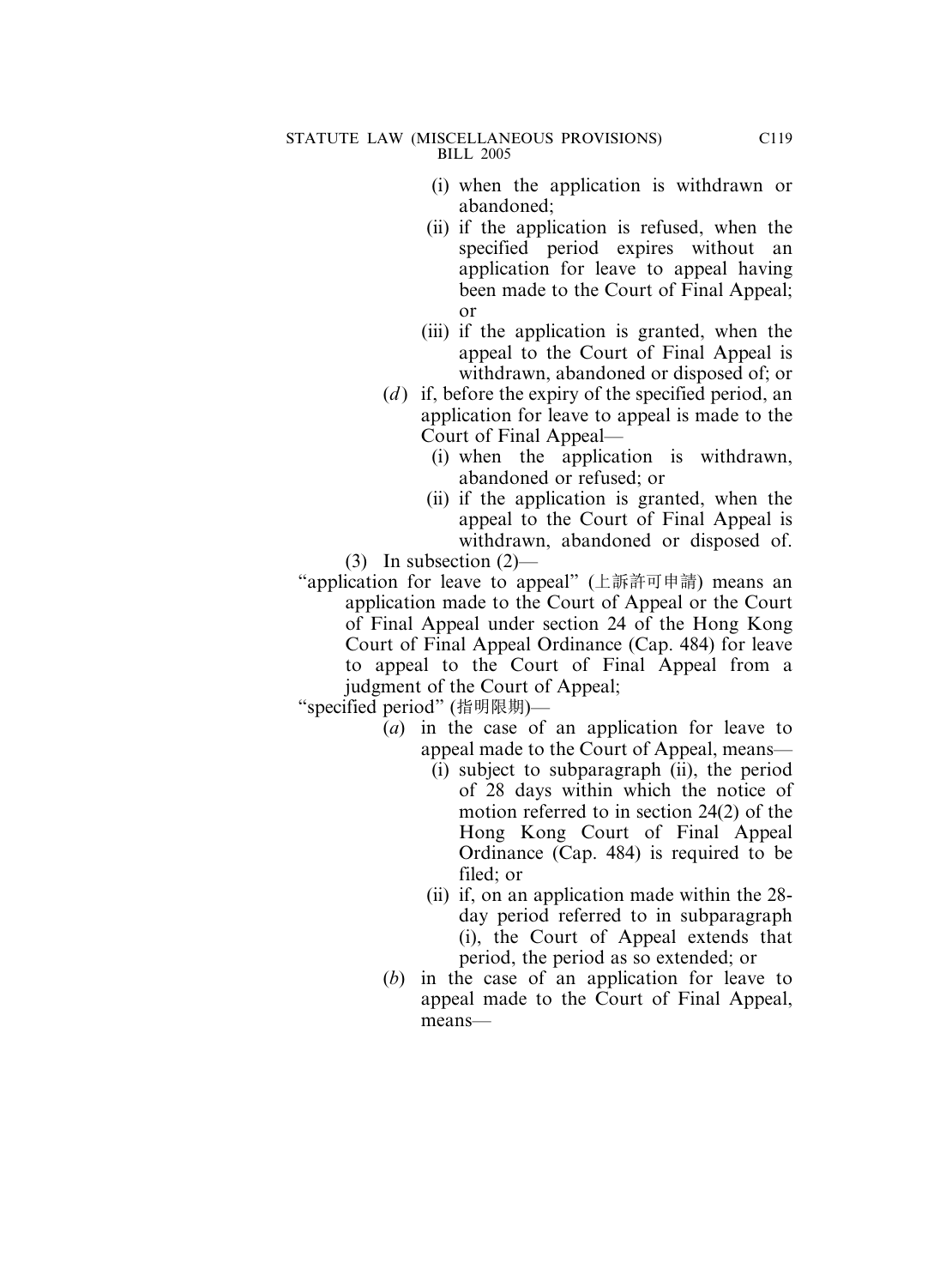(i) when the application is withdrawn or abandoned;

(ii) if the application is refused, when the specified period expires without an application for leave to appeal having been made to the Court of Final Appeal; or

(iii) if the application is granted, when the appeal to the Court of Final Appeal is withdrawn, abandoned or disposed of; or

(*d*) if, before the expiry of the specified period, an application for leave to appeal is made to the Court of Final Appeal—

(i) when the application is withdrawn, abandoned or refused; or

(ii) if the application is granted, when the appeal to the Court of Final Appeal is withdrawn, abandoned or disposed of.

(3) In subsection (2)—

"application for leave to appeal" (上訴許可申請) means an application made to the Court of Appeal or the Court of Final Appeal under section 24 of the Hong Kong Court of Final Appeal Ordinance (Cap. 484) for leave to appeal to the Court of Final Appeal from a judgment of the Court of Appeal;

"specified period" (指明限期)—

(*a*) in the case of an application for leave to appeal made to the Court of Appeal, means—

(i) subject to subparagraph (ii), the period of 28 days within which the notice of motion referred to in section 24(2) of the Hong Kong Court of Final Appeal Ordinance (Cap. 484) is required to be filed; or

(ii) if, on an application made within the 28-day period referred to in subparagraph (i), the Court of Appeal extends that period, the period as so extended; or

(*b*) in the case of an application for leave to appeal made to the Court of Final Appeal, means—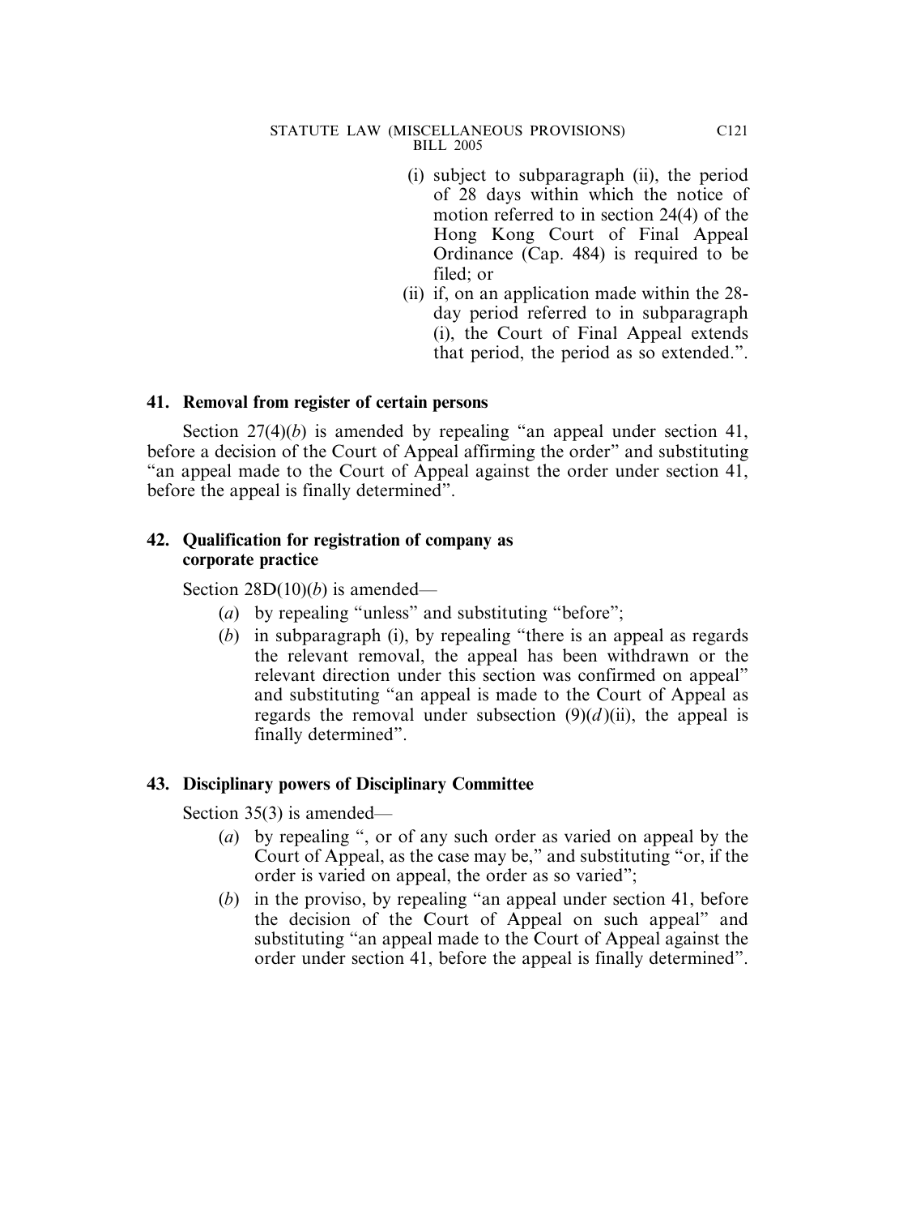(i) subject to subparagraph (ii), the period of 28 days within which the notice of motion referred to in section 24(4) of the Hong Kong Court of Final Appeal Ordinance (Cap. 484) is required to be filed; or

(ii) if, on an application made within the 28-day period referred to in subparagraph (i), the Court of Final Appeal extends that period, the period as so extended.".

### 41. Removal from register of certain persons

Section 27(4)(*b*) is amended by repealing "an appeal under section 41, before a decision of the Court of Appeal affirming the order" and substituting "an appeal made to the Court of Appeal against the order under section 41, before the appeal is finally determined".

### 42. Qualification for registration of company as corporate practice

Section 28D(10)(*b*) is amended—

(*a*) by repealing "unless" and substituting "before";

(*b*) in subparagraph (i), by repealing "there is an appeal as regards the relevant removal, the appeal has been withdrawn or the relevant direction under this section was confirmed on appeal" and substituting "an appeal is made to the Court of Appeal as regards the removal under subsection (9)(*d*)(ii), the appeal is finally determined".

### 43. Disciplinary powers of Disciplinary Committee

Section 35(3) is amended—

(*a*) by repealing ", or of any such order as varied on appeal by the Court of Appeal, as the case may be," and substituting "or, if the order is varied on appeal, the order as so varied";

(*b*) in the proviso, by repealing "an appeal under section 41, before the decision of the Court of Appeal on such appeal" and substituting "an appeal made to the Court of Appeal against the order under section 41, before the appeal is finally determined".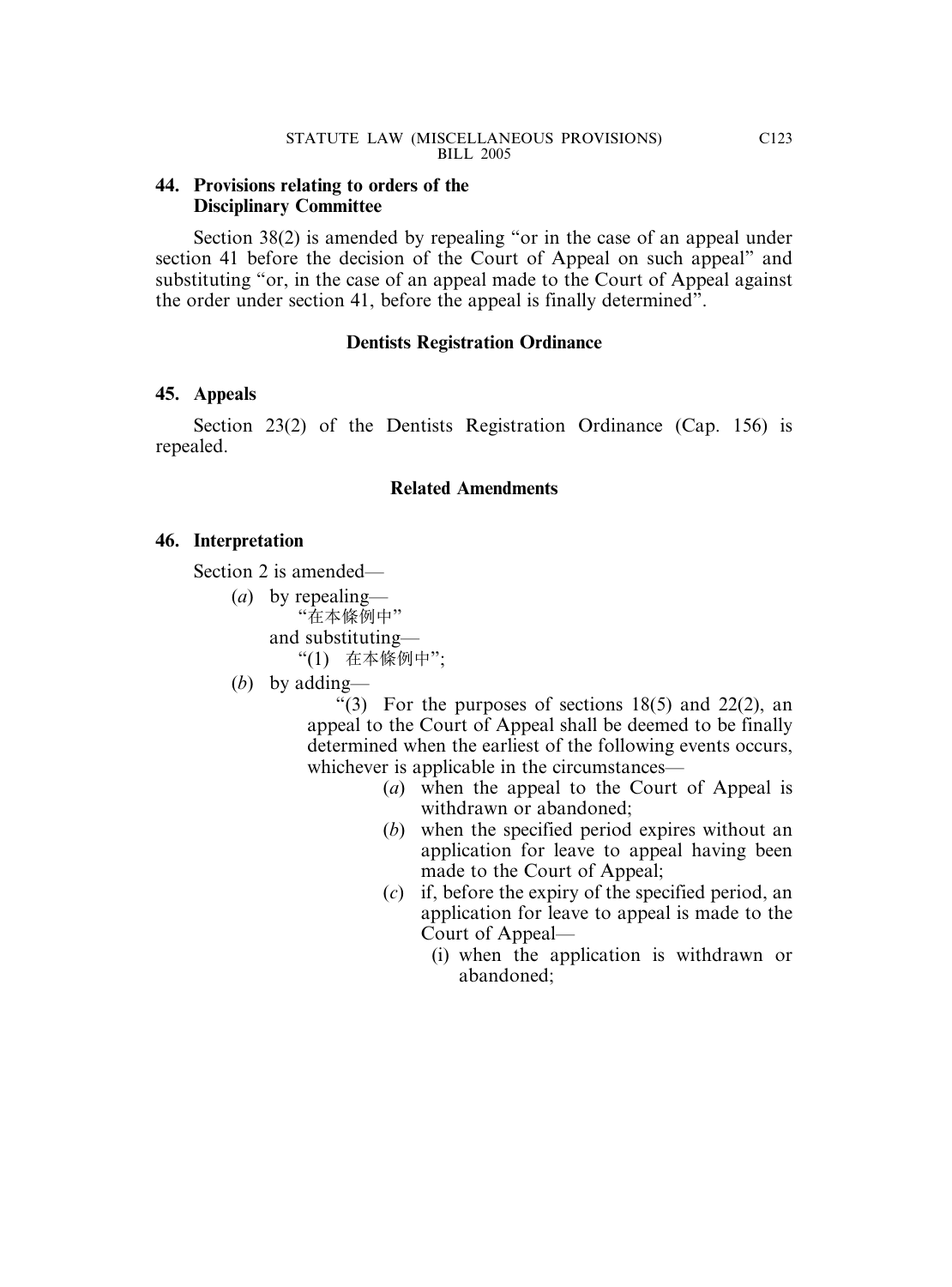### 44. Provisions relating to orders of the Disciplinary Committee

Section 38(2) is amended by repealing "or in the case of an appeal under section 41 before the decision of the Court of Appeal on such appeal" and substituting "or, in the case of an appeal made to the Court of Appeal against the order under section 41, before the appeal is finally determined".

## Dentists Registration Ordinance

### 45. Appeals

Section 23(2) of the Dentists Registration Ordinance (Cap. 156) is repealed.

## Related Amendments

### 46. Interpretation

Section 2 is amended—

(*a*) by repealing—
"在本條例中"
and substituting—
"(1) 在本條例中";

(*b*) by adding—

"(3) For the purposes of sections 18(5) and 22(2), an appeal to the Court of Appeal shall be deemed to be finally determined when the earliest of the following events occurs, whichever is applicable in the circumstances—

(*a*) when the appeal to the Court of Appeal is withdrawn or abandoned;

(*b*) when the specified period expires without an application for leave to appeal having been made to the Court of Appeal;

(*c*) if, before the expiry of the specified period, an application for leave to appeal is made to the Court of Appeal—

(i) when the application is withdrawn or abandoned;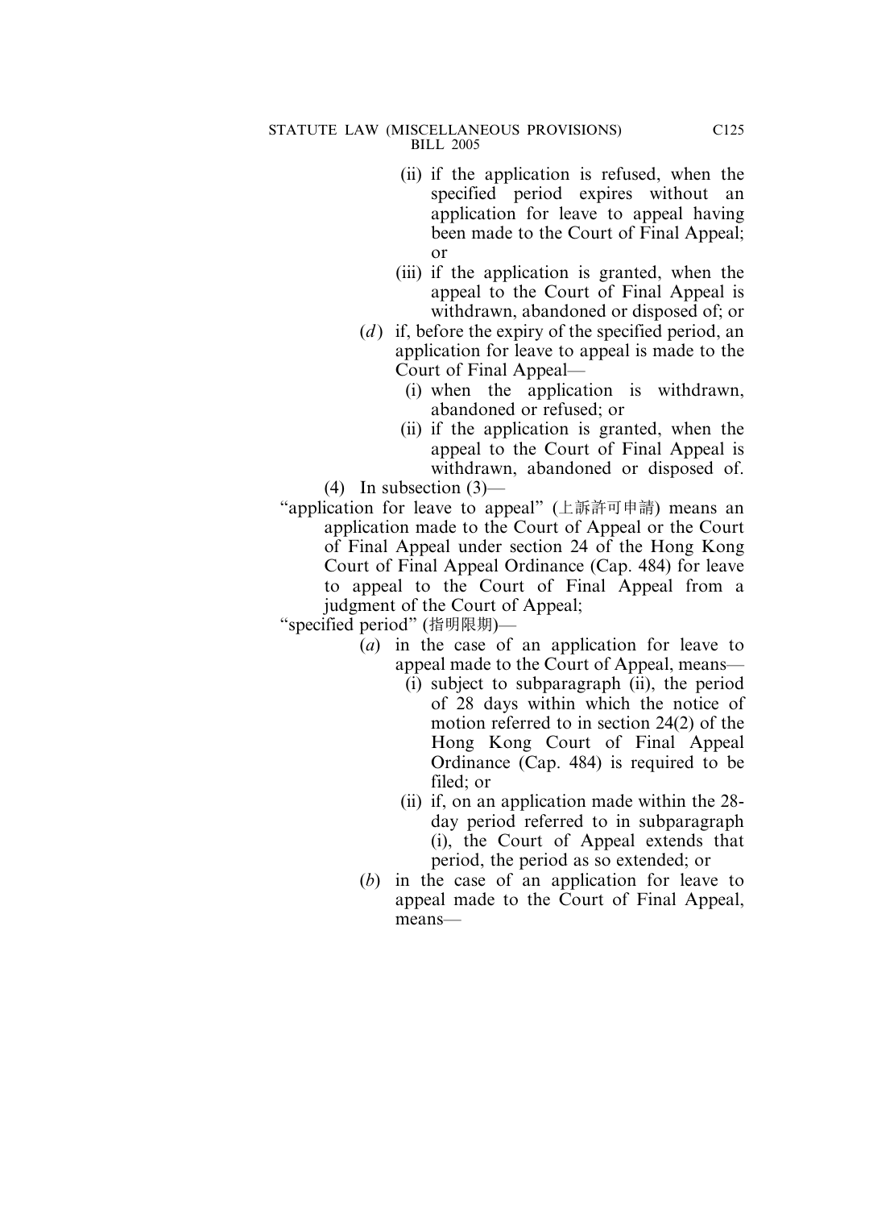(ii) if the application is refused, when the specified period expires without an application for leave to appeal having been made to the Court of Final Appeal; or

(iii) if the application is granted, when the appeal to the Court of Final Appeal is withdrawn, abandoned or disposed of; or

(*d*) if, before the expiry of the specified period, an application for leave to appeal is made to the Court of Final Appeal—

(i) when the application is withdrawn, abandoned or refused; or

(ii) if the application is granted, when the appeal to the Court of Final Appeal is withdrawn, abandoned or disposed of.

(4) In subsection (3)—

"application for leave to appeal" (上訴許可申請) means an application made to the Court of Appeal or the Court of Final Appeal under section 24 of the Hong Kong Court of Final Appeal Ordinance (Cap. 484) for leave to appeal to the Court of Final Appeal from a judgment of the Court of Appeal;

"specified period" (指明限期)—

(*a*) in the case of an application for leave to appeal made to the Court of Appeal, means—

(i) subject to subparagraph (ii), the period of 28 days within which the notice of motion referred to in section 24(2) of the Hong Kong Court of Final Appeal Ordinance (Cap. 484) is required to be filed; or

(ii) if, on an application made within the 28-day period referred to in subparagraph (i), the Court of Appeal extends that period, the period as so extended; or

(*b*) in the case of an application for leave to appeal made to the Court of Final Appeal, means—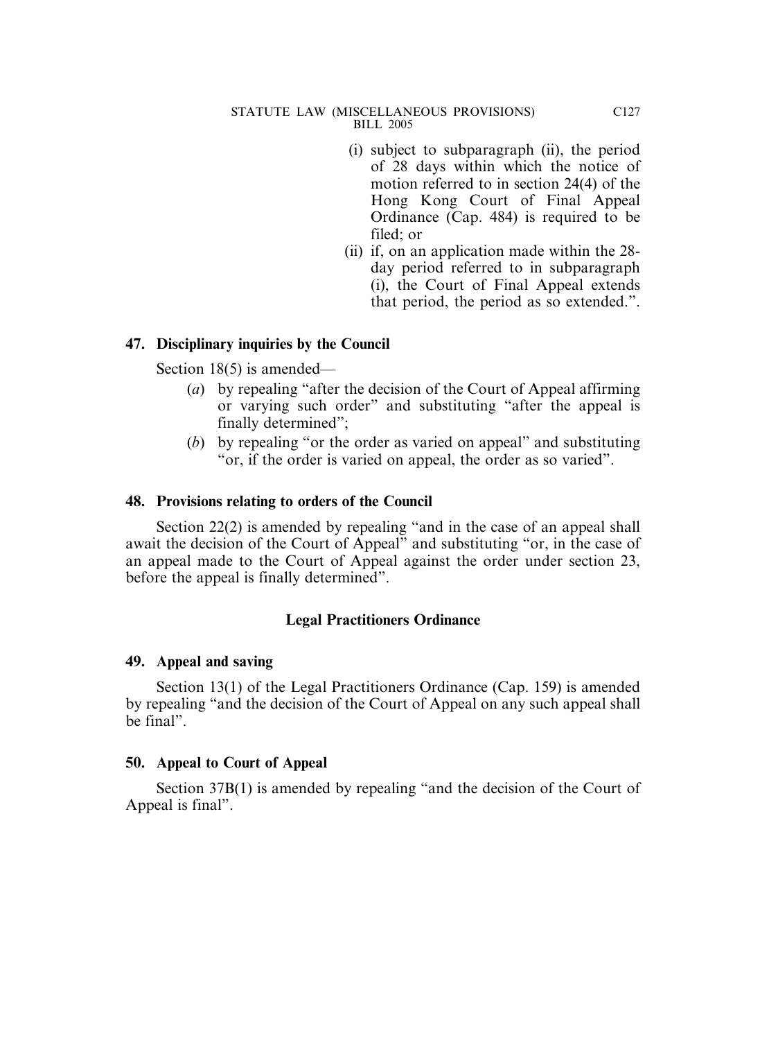(i) subject to subparagraph (ii), the period of 28 days within which the notice of motion referred to in section 24(4) of the Hong Kong Court of Final Appeal Ordinance (Cap. 484) is required to be filed; or

(ii) if, on an application made within the 28-day period referred to in subparagraph (i), the Court of Final Appeal extends that period, the period as so extended.".

**47. Disciplinary inquiries by the Council**

Section 18(5) is amended—

(*a*) by repealing "after the decision of the Court of Appeal affirming or varying such order" and substituting "after the appeal is finally determined";

(*b*) by repealing "or the order as varied on appeal" and substituting "or, if the order is varied on appeal, the order as so varied".

**48. Provisions relating to orders of the Council**

Section 22(2) is amended by repealing "and in the case of an appeal shall await the decision of the Court of Appeal" and substituting "or, in the case of an appeal made to the Court of Appeal against the order under section 23, before the appeal is finally determined".

**Legal Practitioners Ordinance**

**49. Appeal and saving**

Section 13(1) of the Legal Practitioners Ordinance (Cap. 159) is amended by repealing "and the decision of the Court of Appeal on any such appeal shall be final".

**50. Appeal to Court of Appeal**

Section 37B(1) is amended by repealing "and the decision of the Court of Appeal is final".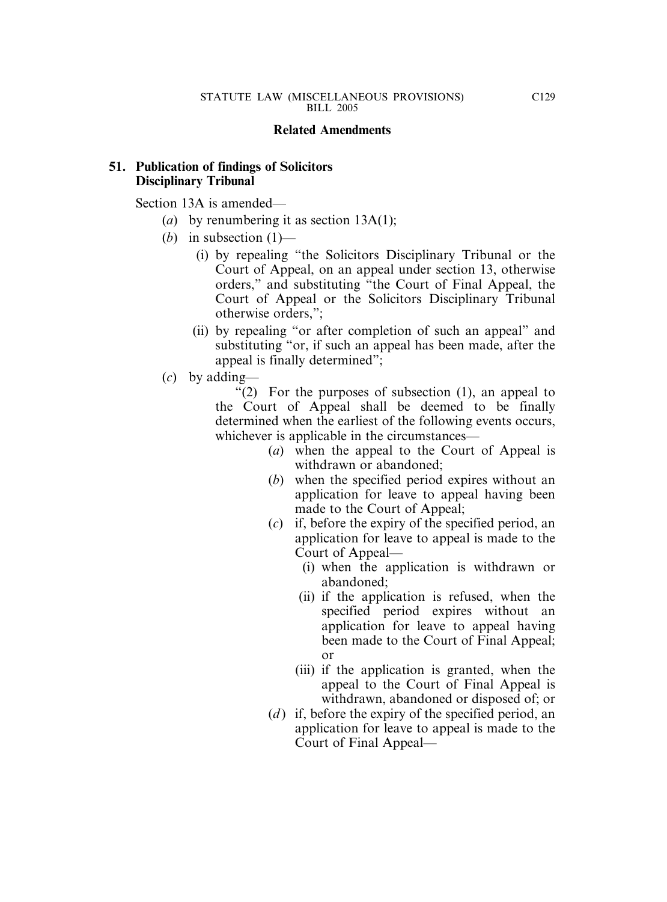**Related Amendments**

**51. Publication of findings of Solicitors Disciplinary Tribunal**

Section 13A is amended—

- (*a*) by renumbering it as section 13A(1);
- (*b*) in subsection (1)—
  - (i) by repealing "the Solicitors Disciplinary Tribunal or the Court of Appeal, on an appeal under section 13, otherwise orders," and substituting "the Court of Final Appeal, the Court of Appeal or the Solicitors Disciplinary Tribunal otherwise orders,";
  - (ii) by repealing "or after completion of such an appeal" and substituting "or, if such an appeal has been made, after the appeal is finally determined";
- (*c*) by adding—

  "(2) For the purposes of subsection (1), an appeal to the Court of Appeal shall be deemed to be finally determined when the earliest of the following events occurs, whichever is applicable in the circumstances—

  - (*a*) when the appeal to the Court of Appeal is withdrawn or abandoned;
  - (*b*) when the specified period expires without an application for leave to appeal having been made to the Court of Appeal;
  - (*c*) if, before the expiry of the specified period, an application for leave to appeal is made to the Court of Appeal—
    - (i) when the application is withdrawn or abandoned;
    - (ii) if the application is refused, when the specified period expires without an application for leave to appeal having been made to the Court of Final Appeal; or
    - (iii) if the application is granted, when the appeal to the Court of Final Appeal is withdrawn, abandoned or disposed of; or
  - (*d*) if, before the expiry of the specified period, an application for leave to appeal is made to the Court of Final Appeal—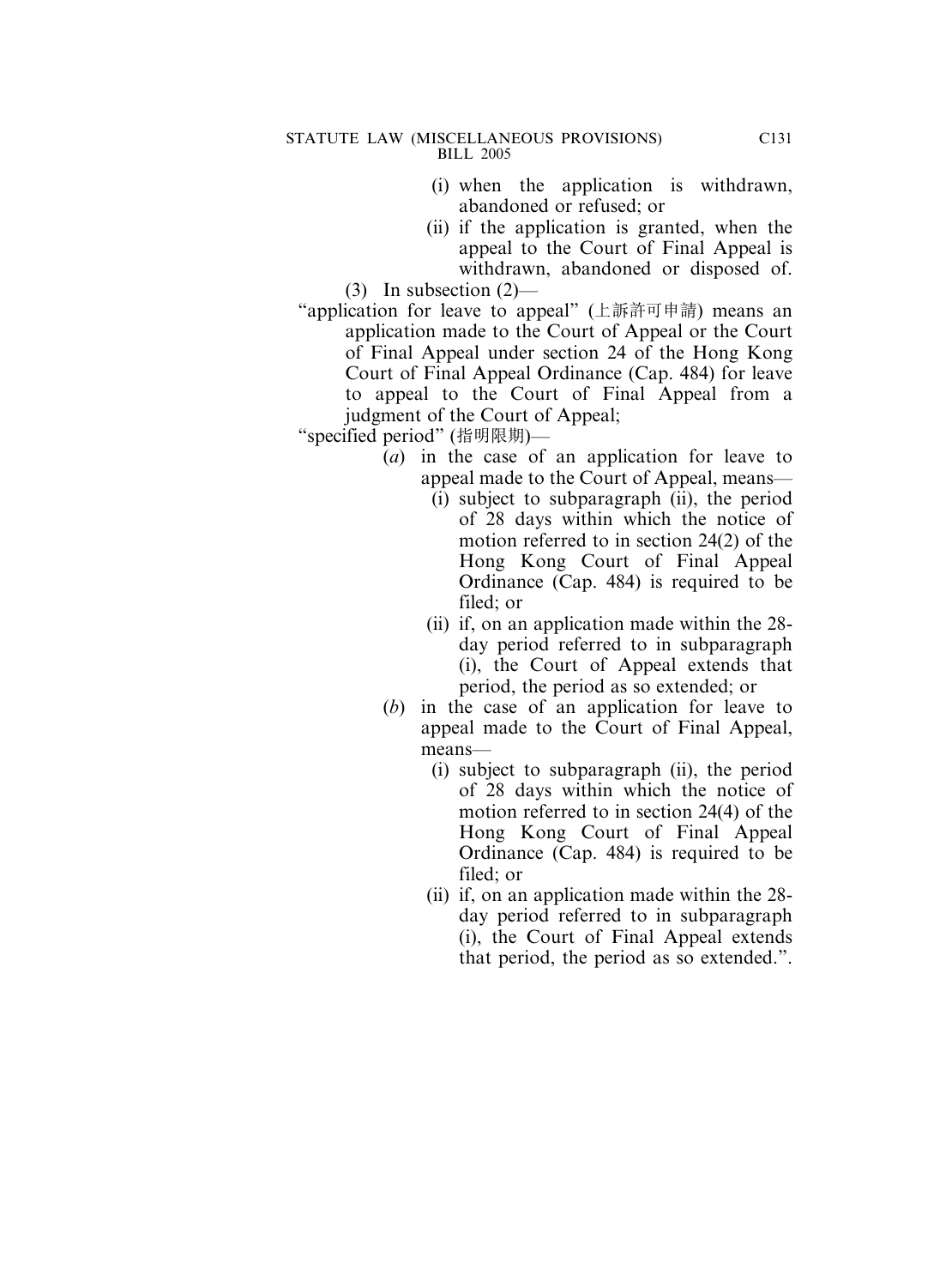(i) when the application is withdrawn, abandoned or refused; or

(ii) if the application is granted, when the appeal to the Court of Final Appeal is withdrawn, abandoned or disposed of.

(3) In subsection (2)—

"application for leave to appeal" (上訴許可申請) means an application made to the Court of Appeal or the Court of Final Appeal under section 24 of the Hong Kong Court of Final Appeal Ordinance (Cap. 484) for leave to appeal to the Court of Final Appeal from a judgment of the Court of Appeal;

"specified period" (指明限期)—

(*a*) in the case of an application for leave to appeal made to the Court of Appeal, means—

(i) subject to subparagraph (ii), the period of 28 days within which the notice of motion referred to in section 24(2) of the Hong Kong Court of Final Appeal Ordinance (Cap. 484) is required to be filed; or

(ii) if, on an application made within the 28-day period referred to in subparagraph (i), the Court of Appeal extends that period, the period as so extended; or

(*b*) in the case of an application for leave to appeal made to the Court of Final Appeal, means—

(i) subject to subparagraph (ii), the period of 28 days within which the notice of motion referred to in section 24(4) of the Hong Kong Court of Final Appeal Ordinance (Cap. 484) is required to be filed; or

(ii) if, on an application made within the 28-day period referred to in subparagraph (i), the Court of Final Appeal extends that period, the period as so extended.".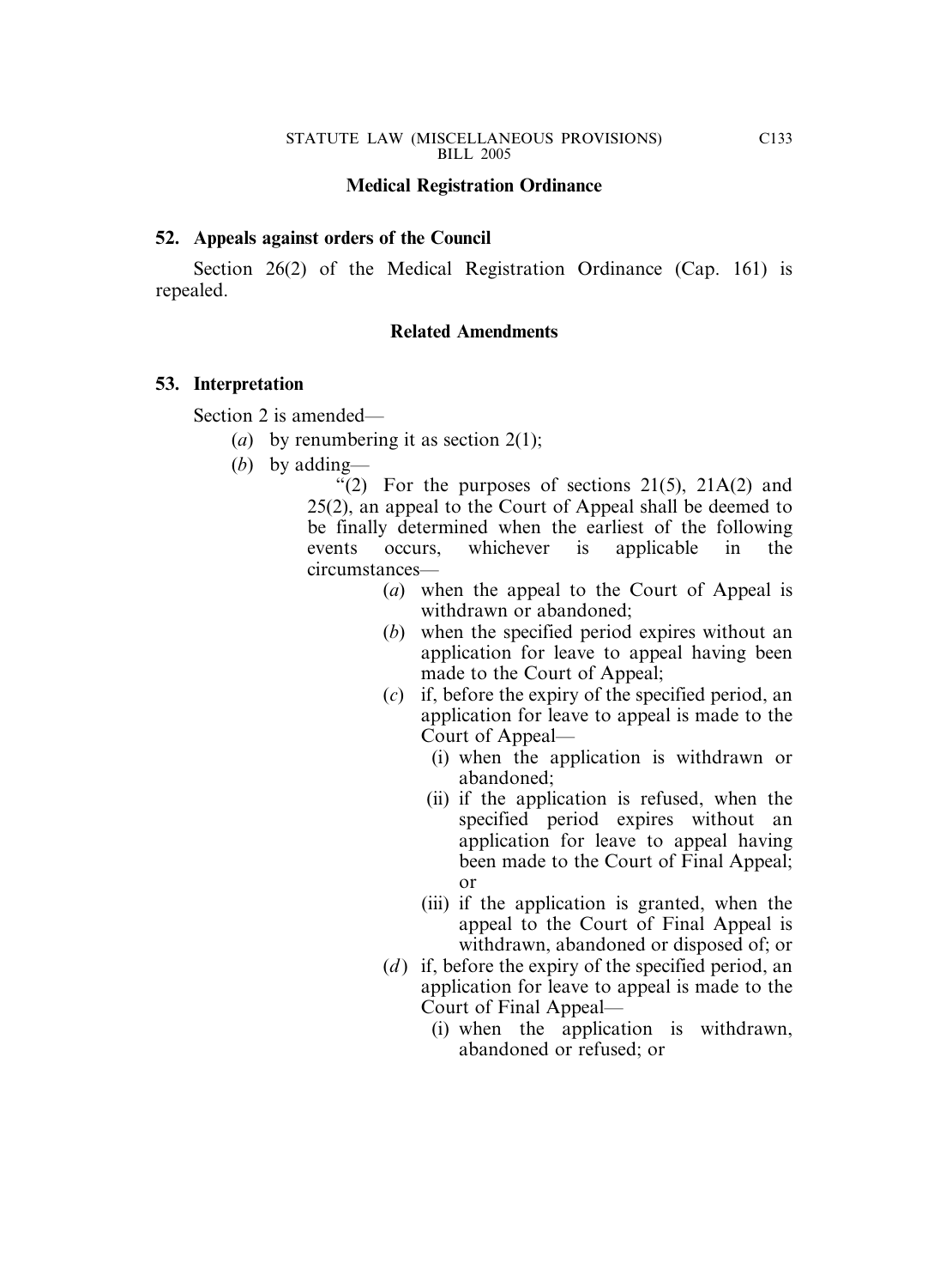### Medical Registration Ordinance

**52. Appeals against orders of the Council**

Section 26(2) of the Medical Registration Ordinance (Cap. 161) is repealed.

### Related Amendments

**53. Interpretation**

Section 2 is amended—

- (*a*) by renumbering it as section 2(1);
- (*b*) by adding—

"(2) For the purposes of sections 21(5), 21A(2) and 25(2), an appeal to the Court of Appeal shall be deemed to be finally determined when the earliest of the following events occurs, whichever is applicable in the circumstances—

- (*a*) when the appeal to the Court of Appeal is withdrawn or abandoned;
- (*b*) when the specified period expires without an application for leave to appeal having been made to the Court of Appeal;
- (*c*) if, before the expiry of the specified period, an application for leave to appeal is made to the Court of Appeal—
  - (i) when the application is withdrawn or abandoned;
  - (ii) if the application is refused, when the specified period expires without an application for leave to appeal having been made to the Court of Final Appeal; or
  - (iii) if the application is granted, when the appeal to the Court of Final Appeal is withdrawn, abandoned or disposed of; or
- (*d*) if, before the expiry of the specified period, an application for leave to appeal is made to the Court of Final Appeal—
  - (i) when the application is withdrawn, abandoned or refused; or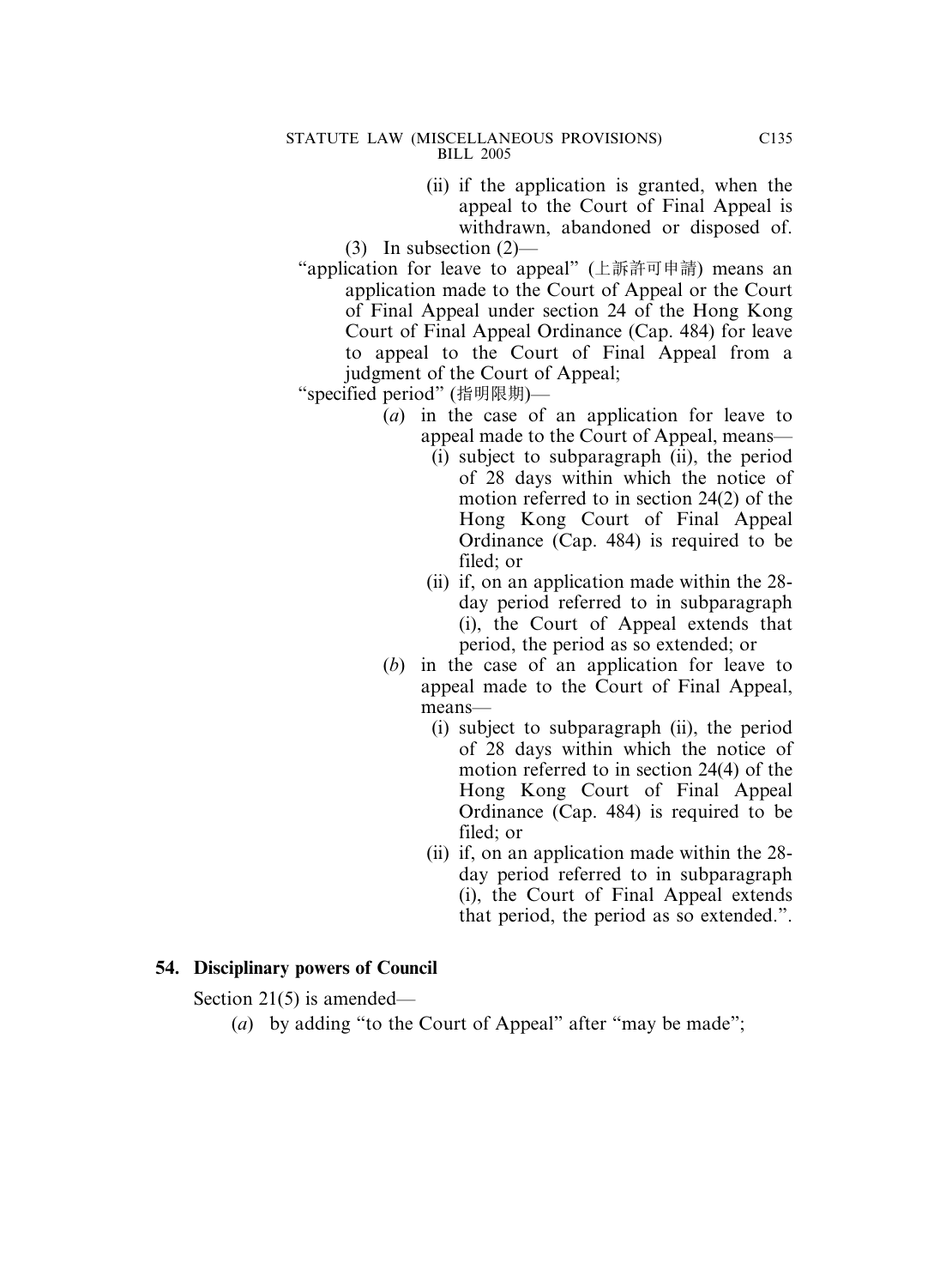(ii) if the application is granted, when the appeal to the Court of Final Appeal is withdrawn, abandoned or disposed of.

(3) In subsection (2)—

"application for leave to appeal" (上訴許可申請) means an application made to the Court of Appeal or the Court of Final Appeal under section 24 of the Hong Kong Court of Final Appeal Ordinance (Cap. 484) for leave to appeal to the Court of Final Appeal from a judgment of the Court of Appeal;

"specified period" (指明限期)—

(*a*) in the case of an application for leave to appeal made to the Court of Appeal, means—

(i) subject to subparagraph (ii), the period of 28 days within which the notice of motion referred to in section 24(2) of the Hong Kong Court of Final Appeal Ordinance (Cap. 484) is required to be filed; or

(ii) if, on an application made within the 28-day period referred to in subparagraph (i), the Court of Appeal extends that period, the period as so extended; or

(*b*) in the case of an application for leave to appeal made to the Court of Final Appeal, means—

(i) subject to subparagraph (ii), the period of 28 days within which the notice of motion referred to in section 24(4) of the Hong Kong Court of Final Appeal Ordinance (Cap. 484) is required to be filed; or

(ii) if, on an application made within the 28-day period referred to in subparagraph (i), the Court of Final Appeal extends that period, the period as so extended.".

### 54. Disciplinary powers of Council

Section 21(5) is amended—

(*a*) by adding "to the Court of Appeal" after "may be made";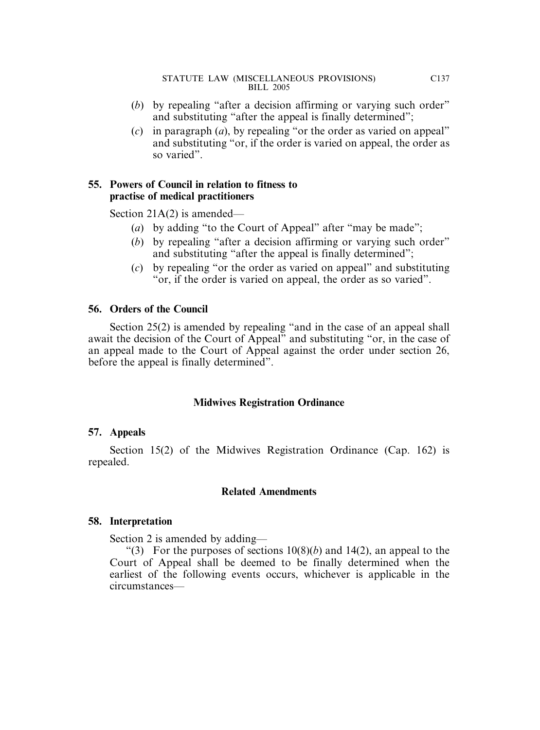(*b*) by repealing "after a decision affirming or varying such order" and substituting "after the appeal is finally determined";

(*c*) in paragraph (*a*), by repealing "or the order as varied on appeal" and substituting "or, if the order is varied on appeal, the order as so varied".

**55. Powers of Council in relation to fitness to practise of medical practitioners**

Section 21A(2) is amended—

(*a*) by adding "to the Court of Appeal" after "may be made";

(*b*) by repealing "after a decision affirming or varying such order" and substituting "after the appeal is finally determined";

(*c*) by repealing "or the order as varied on appeal" and substituting "or, if the order is varied on appeal, the order as so varied".

**56. Orders of the Council**

Section 25(2) is amended by repealing "and in the case of an appeal shall await the decision of the Court of Appeal" and substituting "or, in the case of an appeal made to the Court of Appeal against the order under section 26, before the appeal is finally determined".

**Midwives Registration Ordinance**

**57. Appeals**

Section 15(2) of the Midwives Registration Ordinance (Cap. 162) is repealed.

**Related Amendments**

**58. Interpretation**

Section 2 is amended by adding—

"(3) For the purposes of sections 10(8)(*b*) and 14(2), an appeal to the Court of Appeal shall be deemed to be finally determined when the earliest of the following events occurs, whichever is applicable in the circumstances—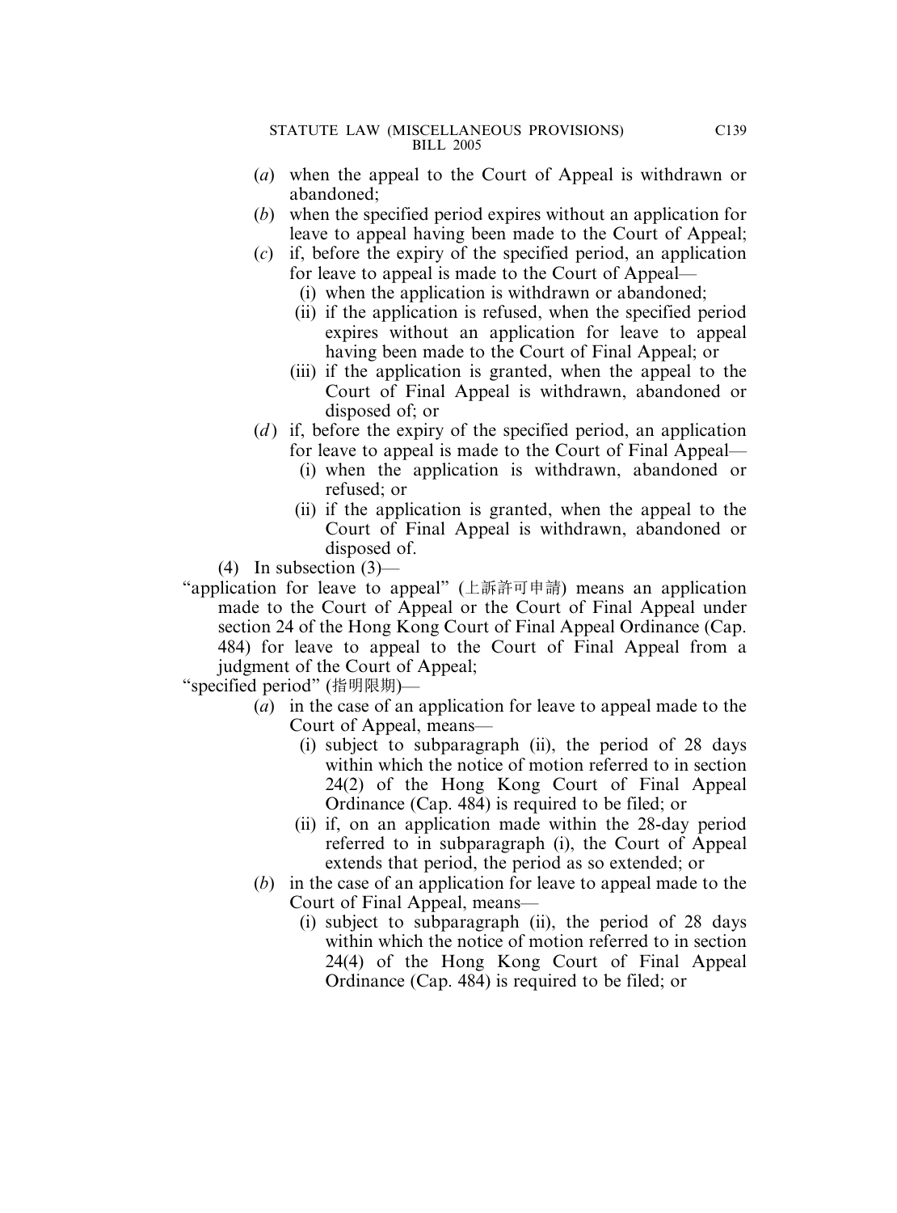(*a*) when the appeal to the Court of Appeal is withdrawn or abandoned;

(*b*) when the specified period expires without an application for leave to appeal having been made to the Court of Appeal;

(*c*) if, before the expiry of the specified period, an application for leave to appeal is made to the Court of Appeal—

(i) when the application is withdrawn or abandoned;

(ii) if the application is refused, when the specified period expires without an application for leave to appeal having been made to the Court of Final Appeal; or

(iii) if the application is granted, when the appeal to the Court of Final Appeal is withdrawn, abandoned or disposed of; or

(*d*) if, before the expiry of the specified period, an application for leave to appeal is made to the Court of Final Appeal—

(i) when the application is withdrawn, abandoned or refused; or

(ii) if the application is granted, when the appeal to the Court of Final Appeal is withdrawn, abandoned or disposed of.

(4) In subsection (3)—

"application for leave to appeal" (上訴許可申請) means an application made to the Court of Appeal or the Court of Final Appeal under section 24 of the Hong Kong Court of Final Appeal Ordinance (Cap. 484) for leave to appeal to the Court of Final Appeal from a judgment of the Court of Appeal;

"specified period" (指明限期)—

(*a*) in the case of an application for leave to appeal made to the Court of Appeal, means—

(i) subject to subparagraph (ii), the period of 28 days within which the notice of motion referred to in section 24(2) of the Hong Kong Court of Final Appeal Ordinance (Cap. 484) is required to be filed; or

(ii) if, on an application made within the 28-day period referred to in subparagraph (i), the Court of Appeal extends that period, the period as so extended; or

(*b*) in the case of an application for leave to appeal made to the Court of Final Appeal, means—

(i) subject to subparagraph (ii), the period of 28 days within which the notice of motion referred to in section 24(4) of the Hong Kong Court of Final Appeal Ordinance (Cap. 484) is required to be filed; or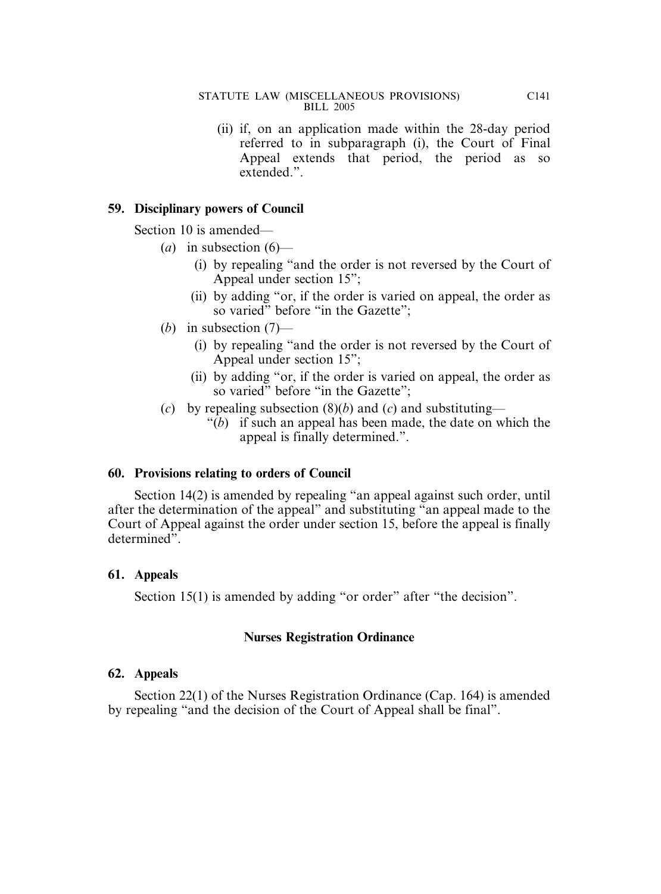(ii) if, on an application made within the 28-day period referred to in subparagraph (i), the Court of Final Appeal extends that period, the period as so extended.".

### 59. Disciplinary powers of Council

Section 10 is amended—

(*a*) in subsection (6)—

(i) by repealing "and the order is not reversed by the Court of Appeal under section 15";

(ii) by adding "or, if the order is varied on appeal, the order as so varied" before "in the Gazette";

(*b*) in subsection (7)—

(i) by repealing "and the order is not reversed by the Court of Appeal under section 15";

(ii) by adding "or, if the order is varied on appeal, the order as so varied" before "in the Gazette";

(*c*) by repealing subsection (8)(*b*) and (*c*) and substituting—

"(*b*) if such an appeal has been made, the date on which the appeal is finally determined.".

### 60. Provisions relating to orders of Council

Section 14(2) is amended by repealing "an appeal against such order, until after the determination of the appeal" and substituting "an appeal made to the Court of Appeal against the order under section 15, before the appeal is finally determined".

### 61. Appeals

Section 15(1) is amended by adding "or order" after "the decision".

## Nurses Registration Ordinance

### 62. Appeals

Section 22(1) of the Nurses Registration Ordinance (Cap. 164) is amended by repealing "and the decision of the Court of Appeal shall be final".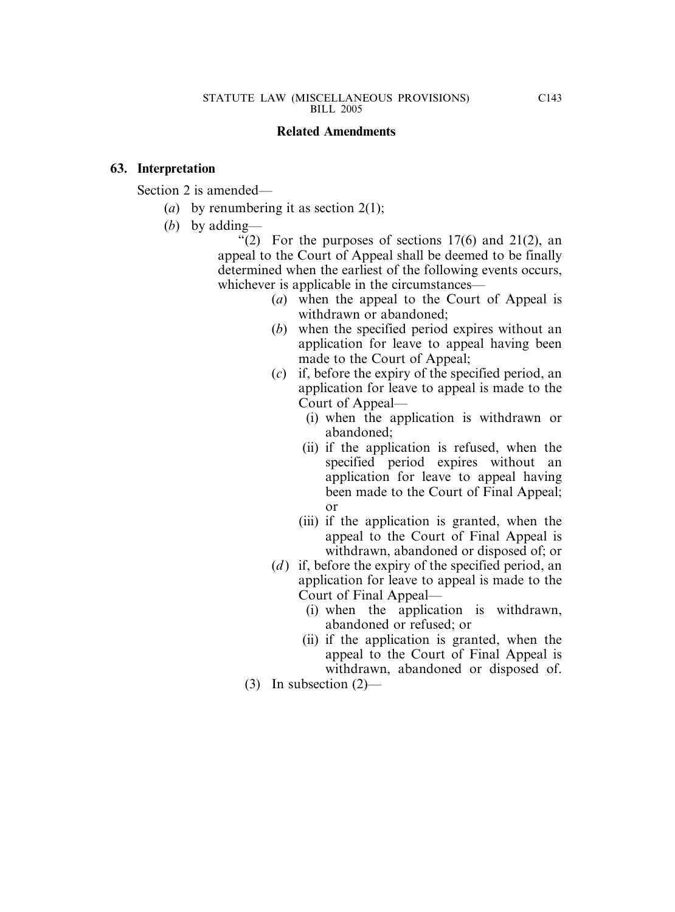**Related Amendments**

**63. Interpretation**

Section 2 is amended—

- (*a*) by renumbering it as section 2(1);
- (*b*) by adding—

"(2) For the purposes of sections 17(6) and 21(2), an appeal to the Court of Appeal shall be deemed to be finally determined when the earliest of the following events occurs, whichever is applicable in the circumstances—

- (*a*) when the appeal to the Court of Appeal is withdrawn or abandoned;
- (*b*) when the specified period expires without an application for leave to appeal having been made to the Court of Appeal;
- (*c*) if, before the expiry of the specified period, an application for leave to appeal is made to the Court of Appeal—
  - (i) when the application is withdrawn or abandoned;
  - (ii) if the application is refused, when the specified period expires without an application for leave to appeal having been made to the Court of Final Appeal; or
  - (iii) if the application is granted, when the appeal to the Court of Final Appeal is withdrawn, abandoned or disposed of; or
- (*d*) if, before the expiry of the specified period, an application for leave to appeal is made to the Court of Final Appeal—
  - (i) when the application is withdrawn, abandoned or refused; or
  - (ii) if the application is granted, when the appeal to the Court of Final Appeal is withdrawn, abandoned or disposed of.

(3) In subsection (2)—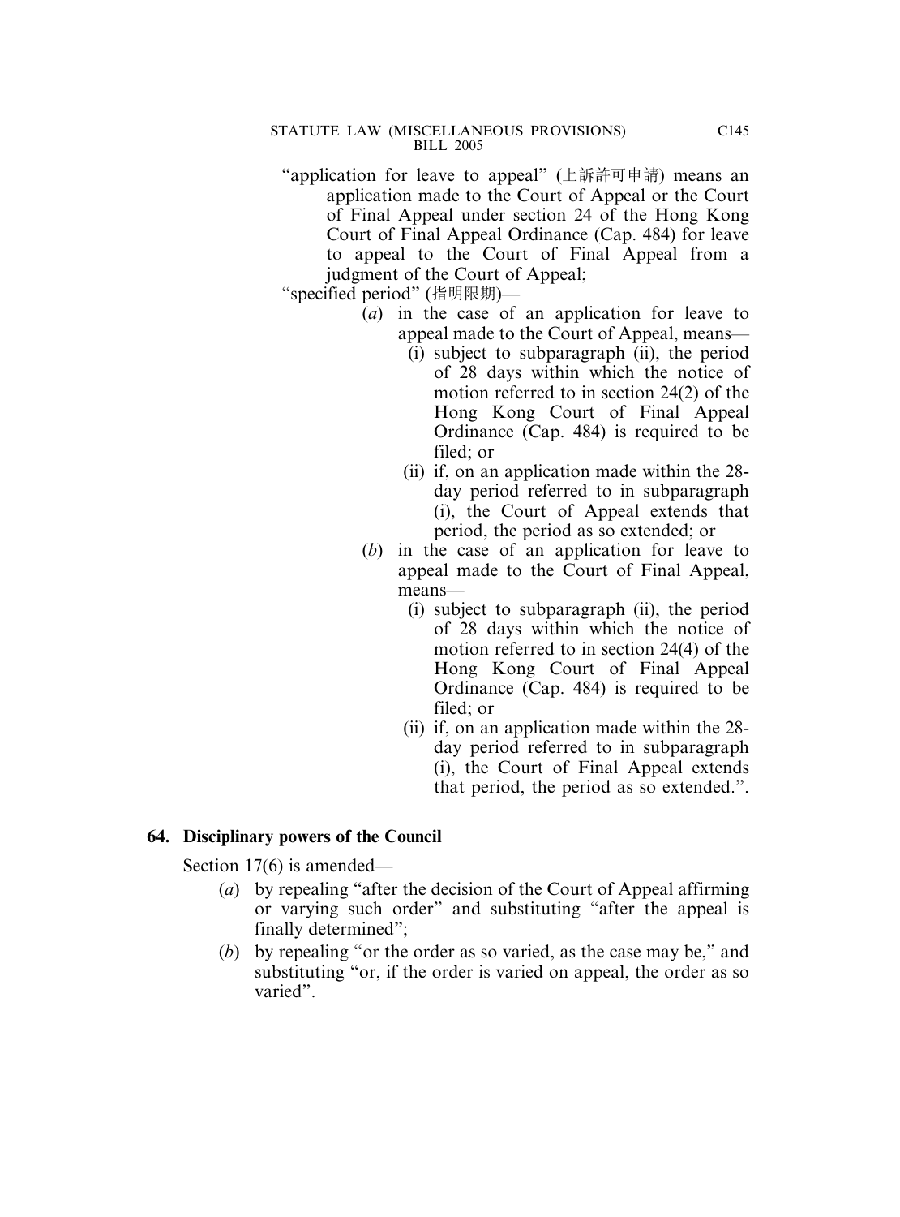"application for leave to appeal" (上訴許可申請) means an application made to the Court of Appeal or the Court of Final Appeal under section 24 of the Hong Kong Court of Final Appeal Ordinance (Cap. 484) for leave to appeal to the Court of Final Appeal from a judgment of the Court of Appeal;

"specified period" (指明限期)—

- (*a*) in the case of an application for leave to appeal made to the Court of Appeal, means—
  - (i) subject to subparagraph (ii), the period of 28 days within which the notice of motion referred to in section 24(2) of the Hong Kong Court of Final Appeal Ordinance (Cap. 484) is required to be filed; or
  - (ii) if, on an application made within the 28-day period referred to in subparagraph (i), the Court of Appeal extends that period, the period as so extended; or
- (*b*) in the case of an application for leave to appeal made to the Court of Final Appeal, means—
  - (i) subject to subparagraph (ii), the period of 28 days within which the notice of motion referred to in section 24(4) of the Hong Kong Court of Final Appeal Ordinance (Cap. 484) is required to be filed; or
  - (ii) if, on an application made within the 28-day period referred to in subparagraph (i), the Court of Final Appeal extends that period, the period as so extended.".

### 64. Disciplinary powers of the Council

Section 17(6) is amended—

- (*a*) by repealing "after the decision of the Court of Appeal affirming or varying such order" and substituting "after the appeal is finally determined";
- (*b*) by repealing "or the order as so varied, as the case may be," and substituting "or, if the order is varied on appeal, the order as so varied".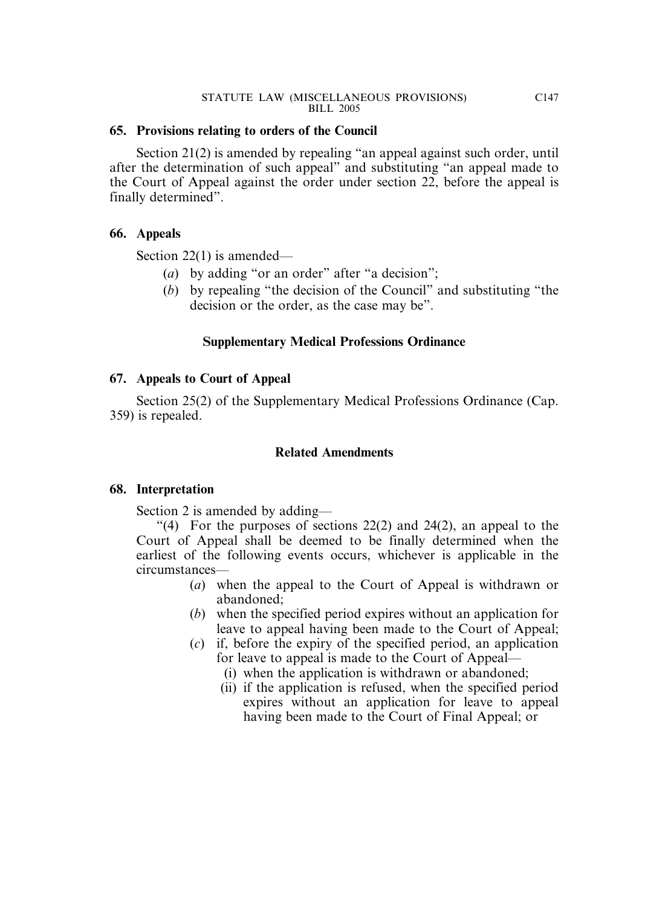### 65. Provisions relating to orders of the Council

Section 21(2) is amended by repealing "an appeal against such order, until after the determination of such appeal" and substituting "an appeal made to the Court of Appeal against the order under section 22, before the appeal is finally determined".

### 66. Appeals

Section 22(1) is amended—

- (*a*) by adding "or an order" after "a decision";
- (*b*) by repealing "the decision of the Council" and substituting "the decision or the order, as the case may be".

## Supplementary Medical Professions Ordinance

### 67. Appeals to Court of Appeal

Section 25(2) of the Supplementary Medical Professions Ordinance (Cap. 359) is repealed.

## Related Amendments

### 68. Interpretation

Section 2 is amended by adding—

"(4) For the purposes of sections 22(2) and 24(2), an appeal to the Court of Appeal shall be deemed to be finally determined when the earliest of the following events occurs, whichever is applicable in the circumstances—

- (*a*) when the appeal to the Court of Appeal is withdrawn or abandoned;
- (*b*) when the specified period expires without an application for leave to appeal having been made to the Court of Appeal;
- (*c*) if, before the expiry of the specified period, an application for leave to appeal is made to the Court of Appeal—
  - (i) when the application is withdrawn or abandoned;
  - (ii) if the application is refused, when the specified period expires without an application for leave to appeal having been made to the Court of Final Appeal; or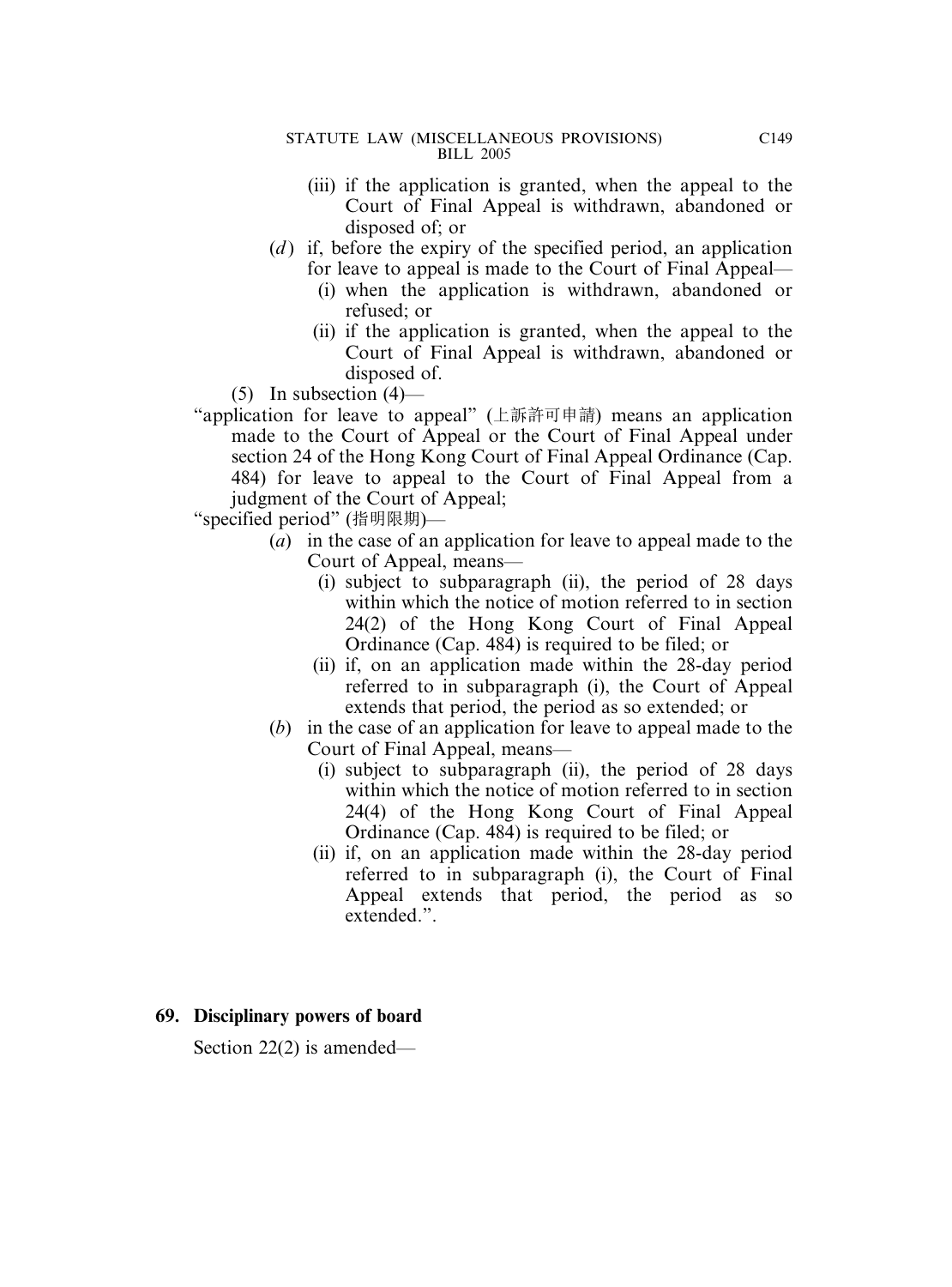(iii) if the application is granted, when the appeal to the Court of Final Appeal is withdrawn, abandoned or disposed of; or

(*d*) if, before the expiry of the specified period, an application for leave to appeal is made to the Court of Final Appeal—

(i) when the application is withdrawn, abandoned or refused; or

(ii) if the application is granted, when the appeal to the Court of Final Appeal is withdrawn, abandoned or disposed of.

(5) In subsection (4)—

"application for leave to appeal" (上訴許可申請) means an application made to the Court of Appeal or the Court of Final Appeal under section 24 of the Hong Kong Court of Final Appeal Ordinance (Cap. 484) for leave to appeal to the Court of Final Appeal from a judgment of the Court of Appeal;

"specified period" (指明限期)—

(*a*) in the case of an application for leave to appeal made to the Court of Appeal, means—

(i) subject to subparagraph (ii), the period of 28 days within which the notice of motion referred to in section 24(2) of the Hong Kong Court of Final Appeal Ordinance (Cap. 484) is required to be filed; or

(ii) if, on an application made within the 28-day period referred to in subparagraph (i), the Court of Appeal extends that period, the period as so extended; or

(*b*) in the case of an application for leave to appeal made to the Court of Final Appeal, means—

(i) subject to subparagraph (ii), the period of 28 days within which the notice of motion referred to in section 24(4) of the Hong Kong Court of Final Appeal Ordinance (Cap. 484) is required to be filed; or

(ii) if, on an application made within the 28-day period referred to in subparagraph (i), the Court of Final Appeal extends that period, the period as so extended.".

**69. Disciplinary powers of board**

Section 22(2) is amended—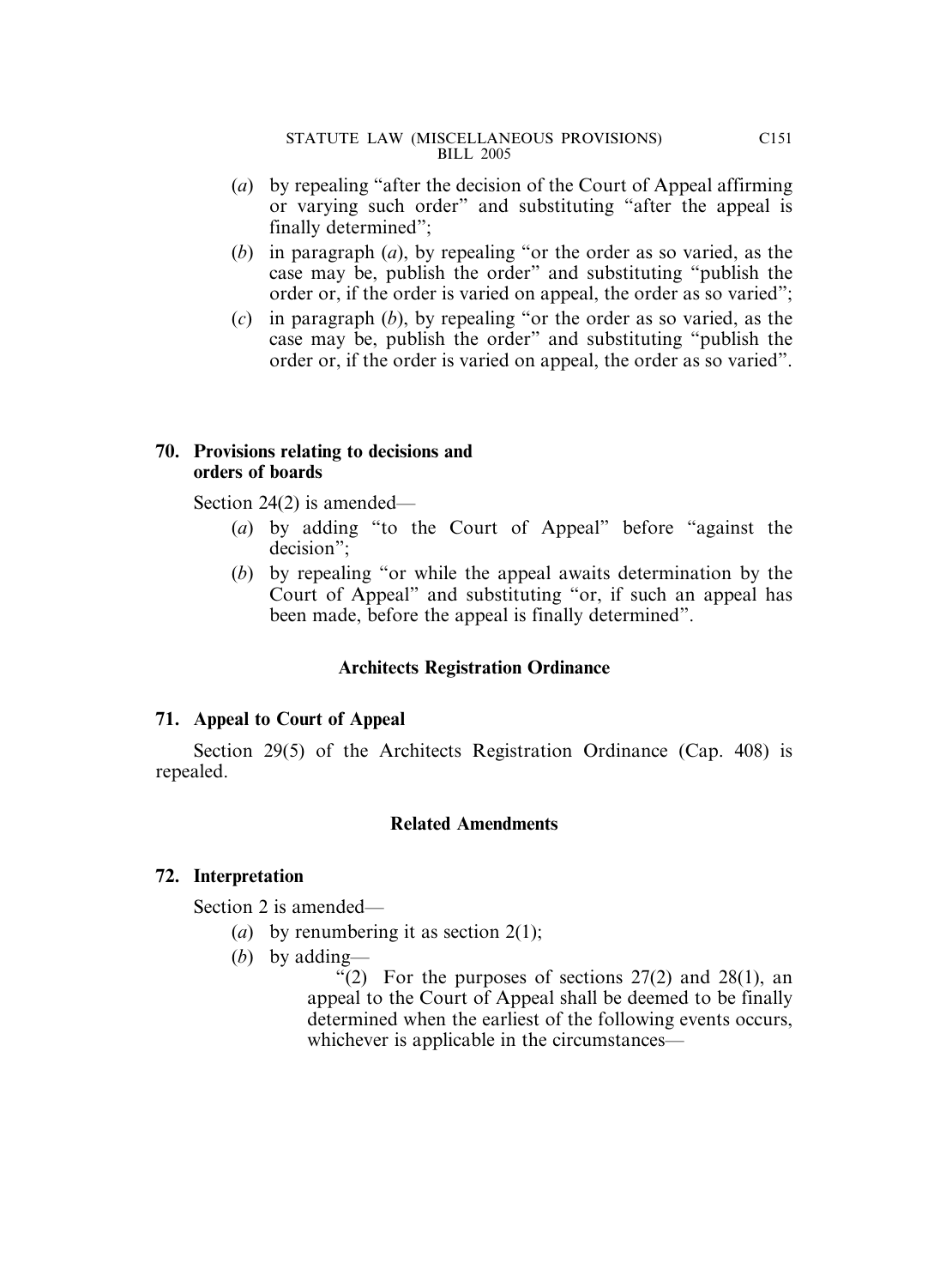(*a*) by repealing "after the decision of the Court of Appeal affirming or varying such order" and substituting "after the appeal is finally determined";

(*b*) in paragraph (*a*), by repealing "or the order as so varied, as the case may be, publish the order" and substituting "publish the order or, if the order is varied on appeal, the order as so varied";

(*c*) in paragraph (*b*), by repealing "or the order as so varied, as the case may be, publish the order" and substituting "publish the order or, if the order is varied on appeal, the order as so varied".

**70. Provisions relating to decisions and orders of boards**

Section 24(2) is amended—

(*a*) by adding "to the Court of Appeal" before "against the decision";

(*b*) by repealing "or while the appeal awaits determination by the Court of Appeal" and substituting "or, if such an appeal has been made, before the appeal is finally determined".

### Architects Registration Ordinance

**71. Appeal to Court of Appeal**

Section 29(5) of the Architects Registration Ordinance (Cap. 408) is repealed.

### Related Amendments

**72. Interpretation**

Section 2 is amended—

(*a*) by renumbering it as section 2(1);

(*b*) by adding—

"(2) For the purposes of sections 27(2) and 28(1), an appeal to the Court of Appeal shall be deemed to be finally determined when the earliest of the following events occurs, whichever is applicable in the circumstances—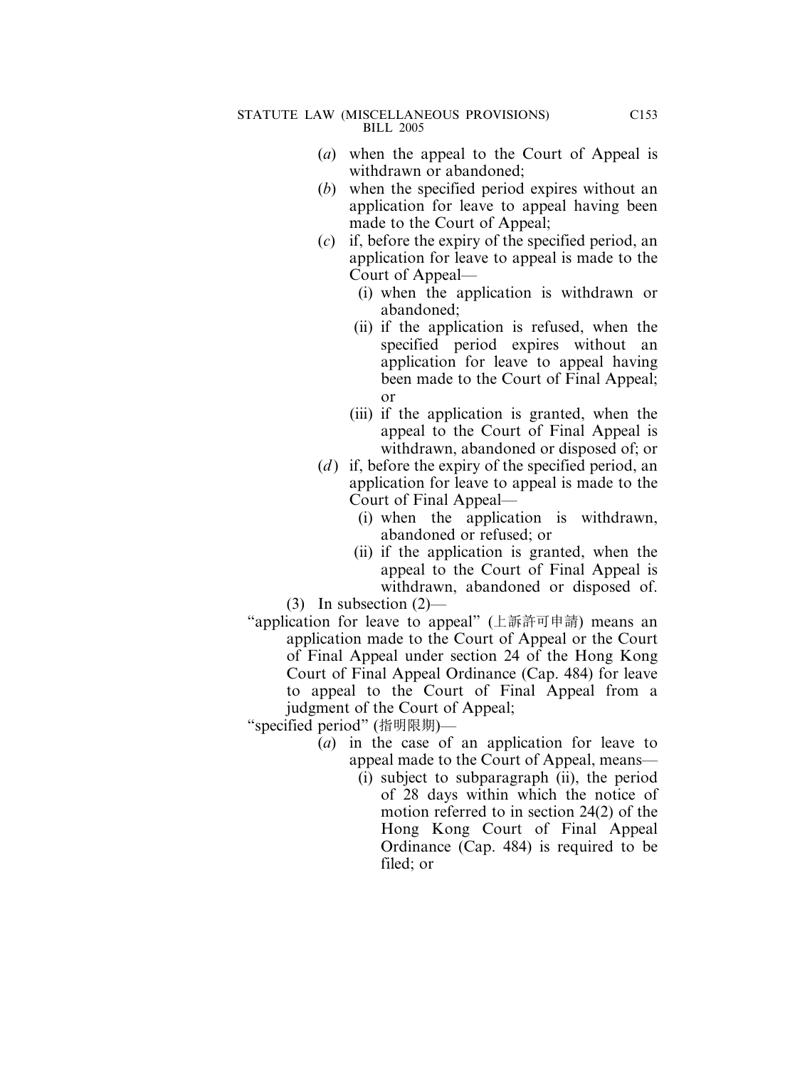(*a*) when the appeal to the Court of Appeal is withdrawn or abandoned;

(*b*) when the specified period expires without an application for leave to appeal having been made to the Court of Appeal;

(*c*) if, before the expiry of the specified period, an application for leave to appeal is made to the Court of Appeal—

(i) when the application is withdrawn or abandoned;

(ii) if the application is refused, when the specified period expires without an application for leave to appeal having been made to the Court of Final Appeal; or

(iii) if the application is granted, when the appeal to the Court of Final Appeal is withdrawn, abandoned or disposed of; or

(*d*) if, before the expiry of the specified period, an application for leave to appeal is made to the Court of Final Appeal—

(i) when the application is withdrawn, abandoned or refused; or

(ii) if the application is granted, when the appeal to the Court of Final Appeal is withdrawn, abandoned or disposed of.

(3) In subsection (2)—

"application for leave to appeal" (上訴許可申請) means an application made to the Court of Appeal or the Court of Final Appeal under section 24 of the Hong Kong Court of Final Appeal Ordinance (Cap. 484) for leave to appeal to the Court of Final Appeal from a judgment of the Court of Appeal;

"specified period" (指明限期)—

(*a*) in the case of an application for leave to appeal made to the Court of Appeal, means—

(i) subject to subparagraph (ii), the period of 28 days within which the notice of motion referred to in section 24(2) of the Hong Kong Court of Final Appeal Ordinance (Cap. 484) is required to be filed; or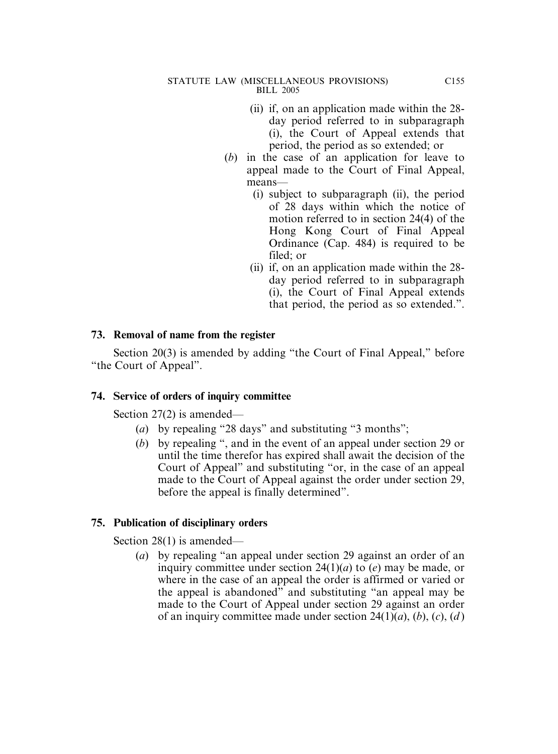(ii) if, on an application made within the 28-day period referred to in subparagraph (i), the Court of Appeal extends that period, the period as so extended; or

(*b*) in the case of an application for leave to appeal made to the Court of Final Appeal, means—

(i) subject to subparagraph (ii), the period of 28 days within which the notice of motion referred to in section 24(4) of the Hong Kong Court of Final Appeal Ordinance (Cap. 484) is required to be filed; or

(ii) if, on an application made within the 28-day period referred to in subparagraph (i), the Court of Final Appeal extends that period, the period as so extended.".

**73. Removal of name from the register**

Section 20(3) is amended by adding "the Court of Final Appeal," before "the Court of Appeal".

**74. Service of orders of inquiry committee**

Section 27(2) is amended—

(*a*) by repealing "28 days" and substituting "3 months";

(*b*) by repealing ", and in the event of an appeal under section 29 or until the time therefor has expired shall await the decision of the Court of Appeal" and substituting "or, in the case of an appeal made to the Court of Appeal against the order under section 29, before the appeal is finally determined".

**75. Publication of disciplinary orders**

Section 28(1) is amended—

(*a*) by repealing "an appeal under section 29 against an order of an inquiry committee under section 24(1)(*a*) to (*e*) may be made, or where in the case of an appeal the order is affirmed or varied or the appeal is abandoned" and substituting "an appeal may be made to the Court of Appeal under section 29 against an order of an inquiry committee made under section 24(1)(*a*), (*b*), (*c*), (*d*)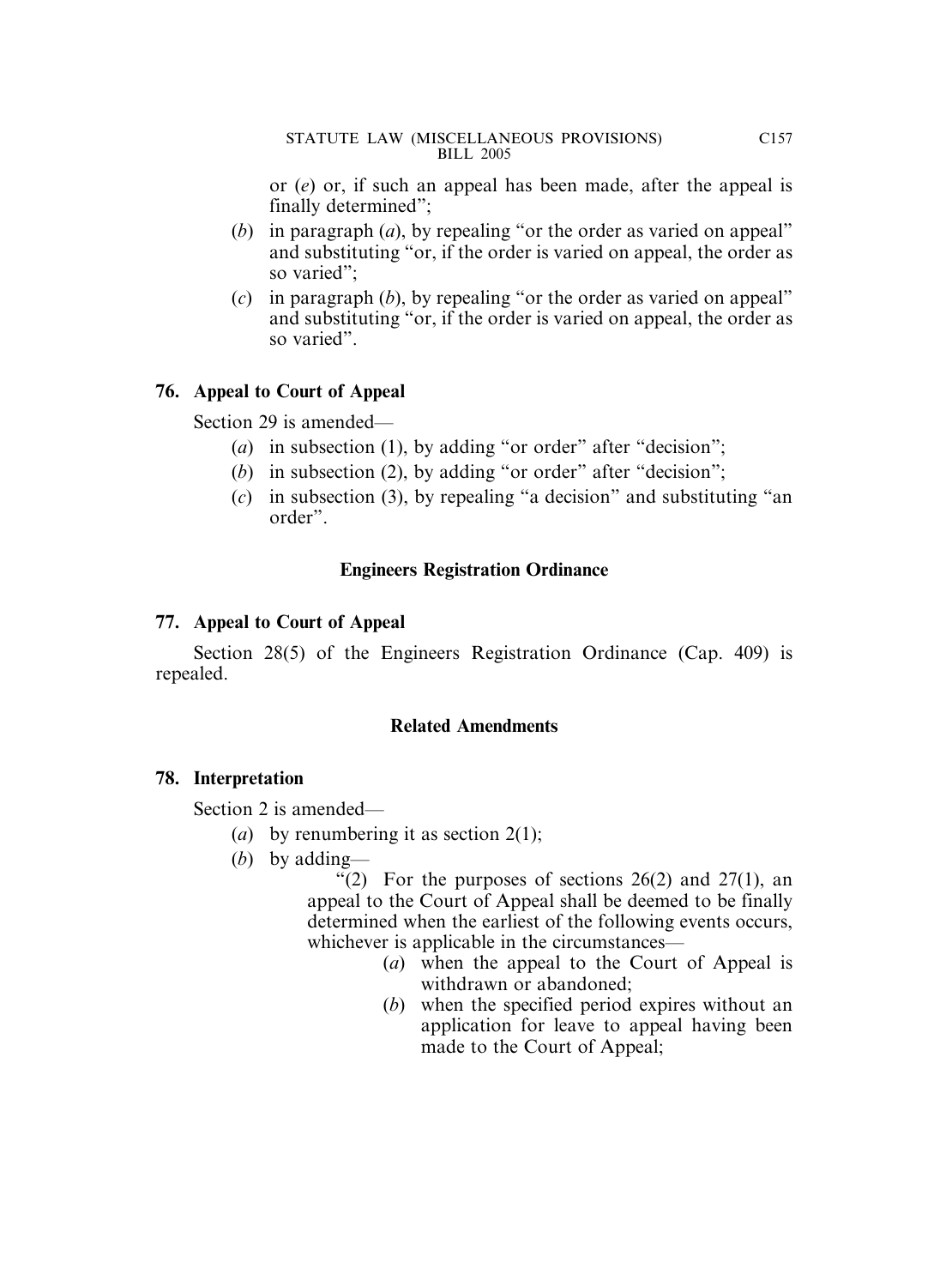or (*e*) or, if such an appeal has been made, after the appeal is finally determined";

(*b*) in paragraph (*a*), by repealing "or the order as varied on appeal" and substituting "or, if the order is varied on appeal, the order as so varied";

(*c*) in paragraph (*b*), by repealing "or the order as varied on appeal" and substituting "or, if the order is varied on appeal, the order as so varied".

### 76. Appeal to Court of Appeal

Section 29 is amended—

(*a*) in subsection (1), by adding "or order" after "decision";

(*b*) in subsection (2), by adding "or order" after "decision";

(*c*) in subsection (3), by repealing "a decision" and substituting "an order".

## Engineers Registration Ordinance

### 77. Appeal to Court of Appeal

Section 28(5) of the Engineers Registration Ordinance (Cap. 409) is repealed.

## Related Amendments

### 78. Interpretation

Section 2 is amended—

(*a*) by renumbering it as section 2(1);

(*b*) by adding—

"(2) For the purposes of sections 26(2) and 27(1), an appeal to the Court of Appeal shall be deemed to be finally determined when the earliest of the following events occurs, whichever is applicable in the circumstances—

(*a*) when the appeal to the Court of Appeal is withdrawn or abandoned;

(*b*) when the specified period expires without an application for leave to appeal having been made to the Court of Appeal;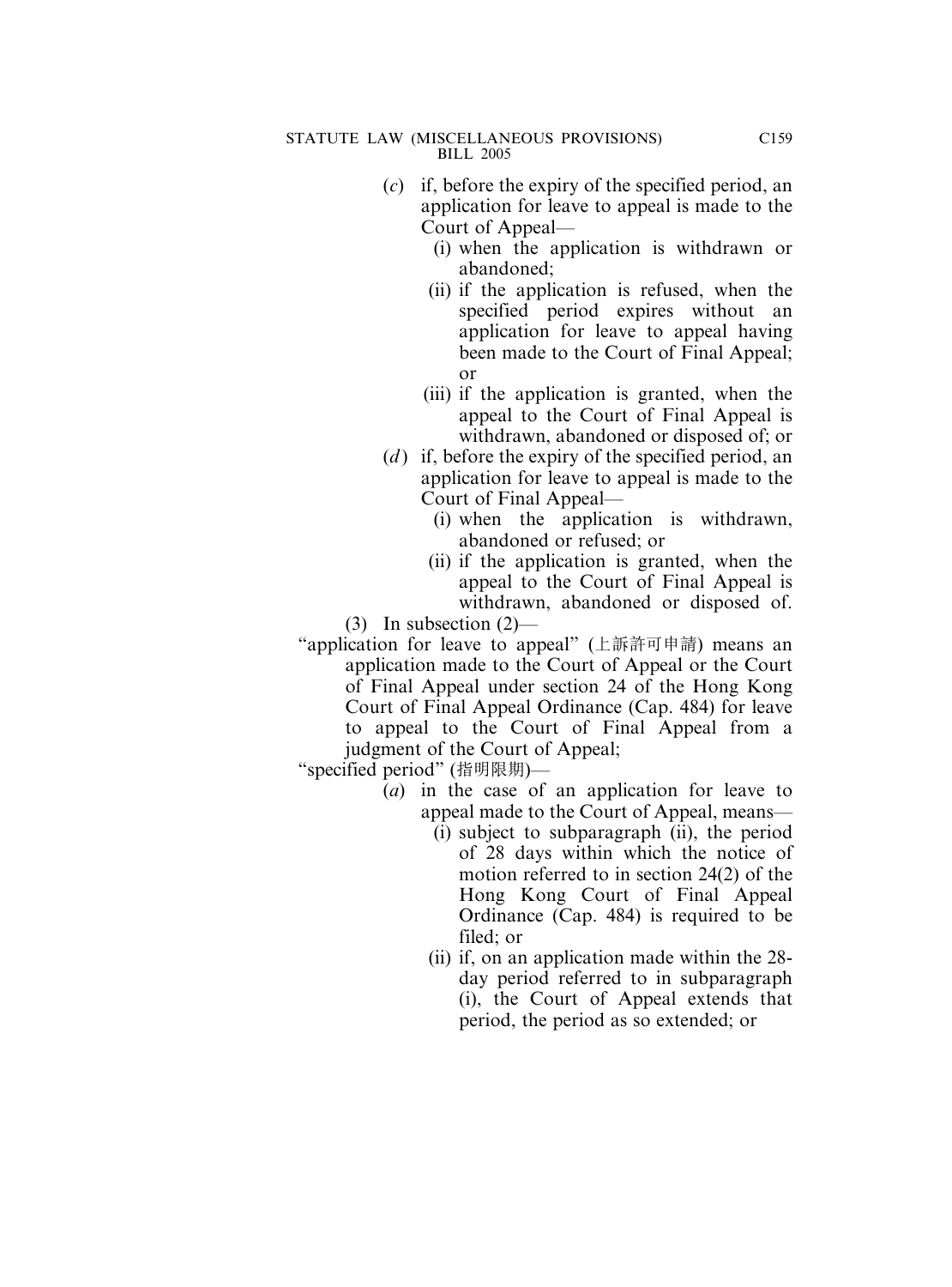(*c*) if, before the expiry of the specified period, an application for leave to appeal is made to the Court of Appeal—

(i) when the application is withdrawn or abandoned;

(ii) if the application is refused, when the specified period expires without an application for leave to appeal having been made to the Court of Final Appeal; or

(iii) if the application is granted, when the appeal to the Court of Final Appeal is withdrawn, abandoned or disposed of; or

(*d*) if, before the expiry of the specified period, an application for leave to appeal is made to the Court of Final Appeal—

(i) when the application is withdrawn, abandoned or refused; or

(ii) if the application is granted, when the appeal to the Court of Final Appeal is withdrawn, abandoned or disposed of.

(3) In subsection (2)—

"application for leave to appeal" (上訴許可申請) means an application made to the Court of Appeal or the Court of Final Appeal under section 24 of the Hong Kong Court of Final Appeal Ordinance (Cap. 484) for leave to appeal to the Court of Final Appeal from a judgment of the Court of Appeal;

"specified period" (指明限期)—

(*a*) in the case of an application for leave to appeal made to the Court of Appeal, means—

(i) subject to subparagraph (ii), the period of 28 days within which the notice of motion referred to in section 24(2) of the Hong Kong Court of Final Appeal Ordinance (Cap. 484) is required to be filed; or

(ii) if, on an application made within the 28-day period referred to in subparagraph (i), the Court of Appeal extends that period, the period as so extended; or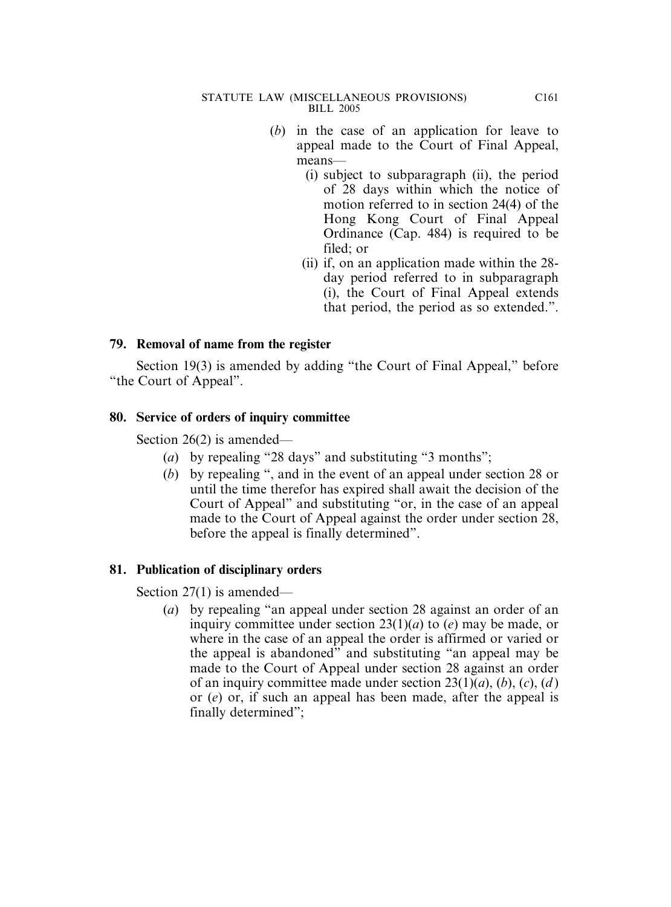(*b*) in the case of an application for leave to appeal made to the Court of Final Appeal, means—

(i) subject to subparagraph (ii), the period of 28 days within which the notice of motion referred to in section 24(4) of the Hong Kong Court of Final Appeal Ordinance (Cap. 484) is required to be filed; or

(ii) if, on an application made within the 28-day period referred to in subparagraph (i), the Court of Final Appeal extends that period, the period as so extended.".

**79. Removal of name from the register**

Section 19(3) is amended by adding "the Court of Final Appeal," before "the Court of Appeal".

**80. Service of orders of inquiry committee**

Section 26(2) is amended—

(*a*) by repealing "28 days" and substituting "3 months";

(*b*) by repealing ", and in the event of an appeal under section 28 or until the time therefor has expired shall await the decision of the Court of Appeal" and substituting "or, in the case of an appeal made to the Court of Appeal against the order under section 28, before the appeal is finally determined".

**81. Publication of disciplinary orders**

Section 27(1) is amended—

(*a*) by repealing "an appeal under section 28 against an order of an inquiry committee under section 23(1)(*a*) to (*e*) may be made, or where in the case of an appeal the order is affirmed or varied or the appeal is abandoned" and substituting "an appeal may be made to the Court of Appeal under section 28 against an order of an inquiry committee made under section 23(1)(*a*), (*b*), (*c*), (*d*) or (*e*) or, if such an appeal has been made, after the appeal is finally determined";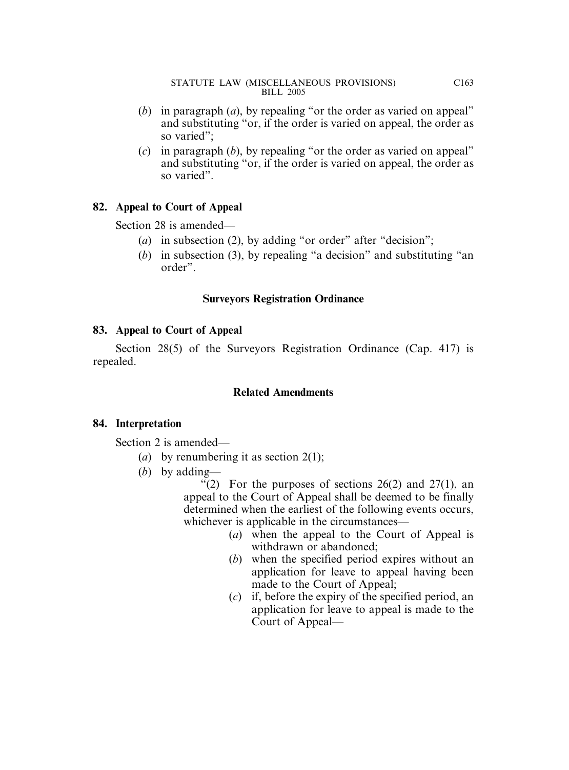(*b*) in paragraph (*a*), by repealing "or the order as varied on appeal" and substituting "or, if the order is varied on appeal, the order as so varied";

(*c*) in paragraph (*b*), by repealing "or the order as varied on appeal" and substituting "or, if the order is varied on appeal, the order as so varied".

**82. Appeal to Court of Appeal**

Section 28 is amended—

(*a*) in subsection (2), by adding "or order" after "decision";

(*b*) in subsection (3), by repealing "a decision" and substituting "an order".

**Surveyors Registration Ordinance**

**83. Appeal to Court of Appeal**

Section 28(5) of the Surveyors Registration Ordinance (Cap. 417) is repealed.

**Related Amendments**

**84. Interpretation**

Section 2 is amended—

(*a*) by renumbering it as section 2(1);

(*b*) by adding—

"(2) For the purposes of sections 26(2) and 27(1), an appeal to the Court of Appeal shall be deemed to be finally determined when the earliest of the following events occurs, whichever is applicable in the circumstances—

(*a*) when the appeal to the Court of Appeal is withdrawn or abandoned;

(*b*) when the specified period expires without an application for leave to appeal having been made to the Court of Appeal;

(*c*) if, before the expiry of the specified period, an application for leave to appeal is made to the Court of Appeal—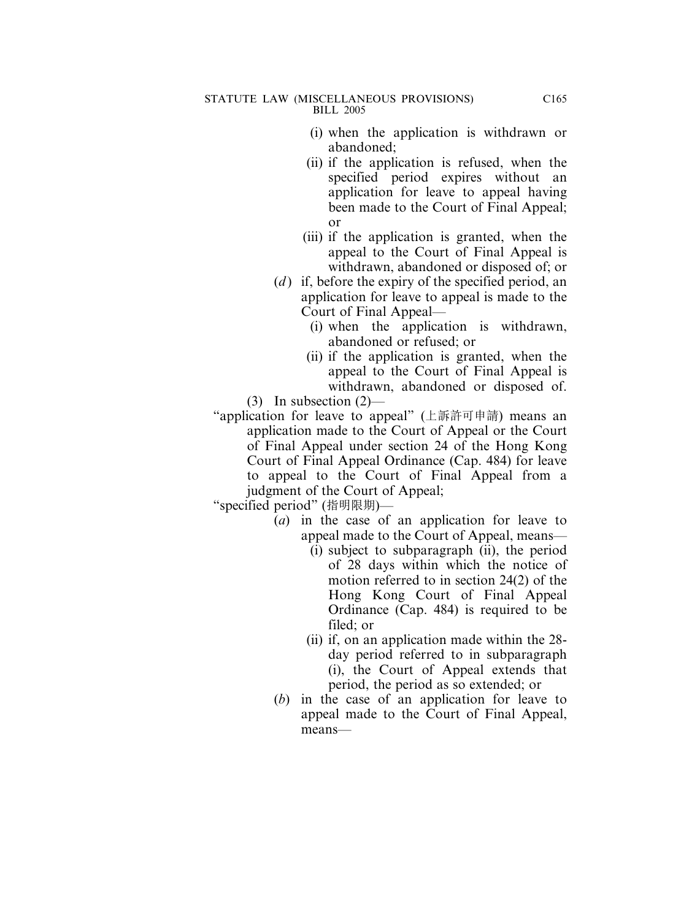(i) when the application is withdrawn or abandoned;

(ii) if the application is refused, when the specified period expires without an application for leave to appeal having been made to the Court of Final Appeal; or

(iii) if the application is granted, when the appeal to the Court of Final Appeal is withdrawn, abandoned or disposed of; or

(*d*) if, before the expiry of the specified period, an application for leave to appeal is made to the Court of Final Appeal—

(i) when the application is withdrawn, abandoned or refused; or

(ii) if the application is granted, when the appeal to the Court of Final Appeal is withdrawn, abandoned or disposed of.

(3) In subsection (2)—

"application for leave to appeal" (上訴許可申請) means an application made to the Court of Appeal or the Court of Final Appeal under section 24 of the Hong Kong Court of Final Appeal Ordinance (Cap. 484) for leave to appeal to the Court of Final Appeal from a judgment of the Court of Appeal;

"specified period" (指明限期)—

(*a*) in the case of an application for leave to appeal made to the Court of Appeal, means—

(i) subject to subparagraph (ii), the period of 28 days within which the notice of motion referred to in section 24(2) of the Hong Kong Court of Final Appeal Ordinance (Cap. 484) is required to be filed; or

(ii) if, on an application made within the 28-day period referred to in subparagraph (i), the Court of Appeal extends that period, the period as so extended; or

(*b*) in the case of an application for leave to appeal made to the Court of Final Appeal, means—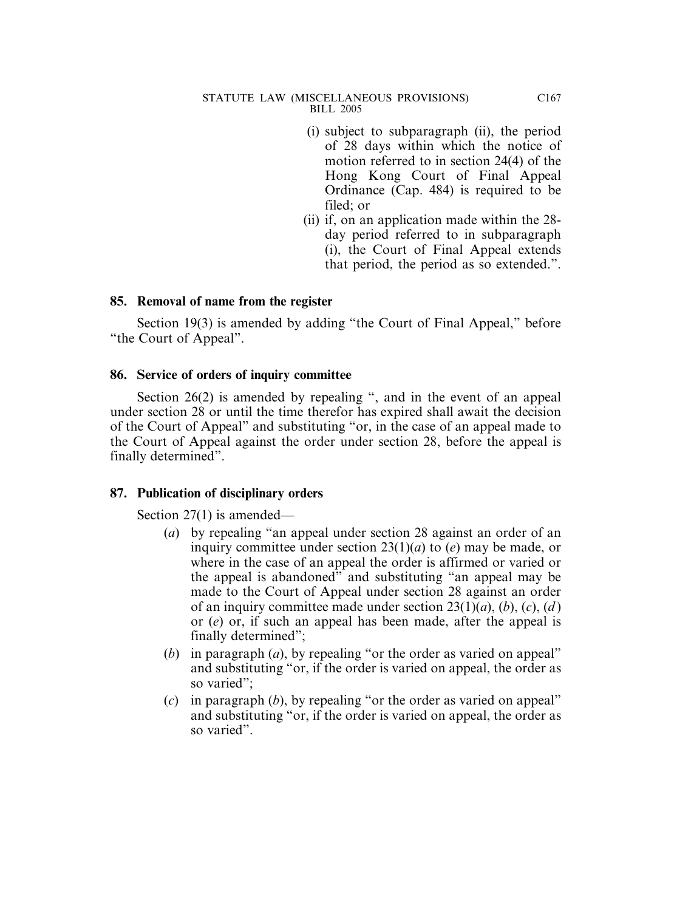(i) subject to subparagraph (ii), the period of 28 days within which the notice of motion referred to in section 24(4) of the Hong Kong Court of Final Appeal Ordinance (Cap. 484) is required to be filed; or

(ii) if, on an application made within the 28-day period referred to in subparagraph (i), the Court of Final Appeal extends that period, the period as so extended.".

### 85. Removal of name from the register

Section 19(3) is amended by adding "the Court of Final Appeal," before "the Court of Appeal".

### 86. Service of orders of inquiry committee

Section 26(2) is amended by repealing ", and in the event of an appeal under section 28 or until the time therefor has expired shall await the decision of the Court of Appeal" and substituting "or, in the case of an appeal made to the Court of Appeal against the order under section 28, before the appeal is finally determined".

### 87. Publication of disciplinary orders

Section 27(1) is amended—

(*a*) by repealing "an appeal under section 28 against an order of an inquiry committee under section 23(1)(*a*) to (*e*) may be made, or where in the case of an appeal the order is affirmed or varied or the appeal is abandoned" and substituting "an appeal may be made to the Court of Appeal under section 28 against an order of an inquiry committee made under section 23(1)(*a*), (*b*), (*c*), (*d*) or (*e*) or, if such an appeal has been made, after the appeal is finally determined";

(*b*) in paragraph (*a*), by repealing "or the order as varied on appeal" and substituting "or, if the order is varied on appeal, the order as so varied";

(*c*) in paragraph (*b*), by repealing "or the order as varied on appeal" and substituting "or, if the order is varied on appeal, the order as so varied".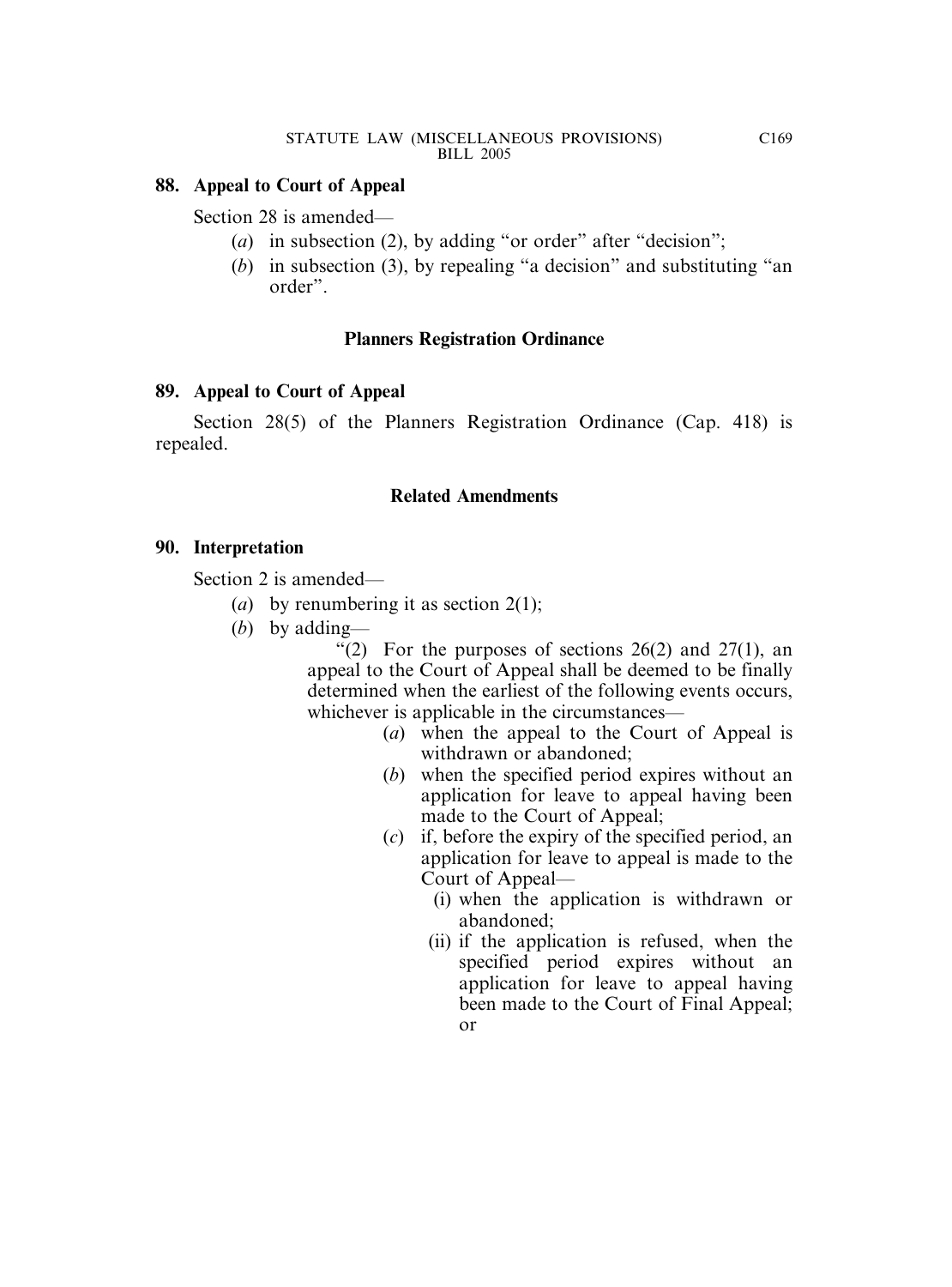**88. Appeal to Court of Appeal**

Section 28 is amended—

- (*a*) in subsection (2), by adding "or order" after "decision";
- (*b*) in subsection (3), by repealing "a decision" and substituting "an order".

**Planners Registration Ordinance**

**89. Appeal to Court of Appeal**

Section 28(5) of the Planners Registration Ordinance (Cap. 418) is repealed.

**Related Amendments**

**90. Interpretation**

Section 2 is amended—

- (*a*) by renumbering it as section 2(1);
- (*b*) by adding—

"(2) For the purposes of sections 26(2) and 27(1), an appeal to the Court of Appeal shall be deemed to be finally determined when the earliest of the following events occurs, whichever is applicable in the circumstances—

- (*a*) when the appeal to the Court of Appeal is withdrawn or abandoned;
- (*b*) when the specified period expires without an application for leave to appeal having been made to the Court of Appeal;
- (*c*) if, before the expiry of the specified period, an application for leave to appeal is made to the Court of Appeal—
  - (i) when the application is withdrawn or abandoned;
  - (ii) if the application is refused, when the specified period expires without an application for leave to appeal having been made to the Court of Final Appeal; or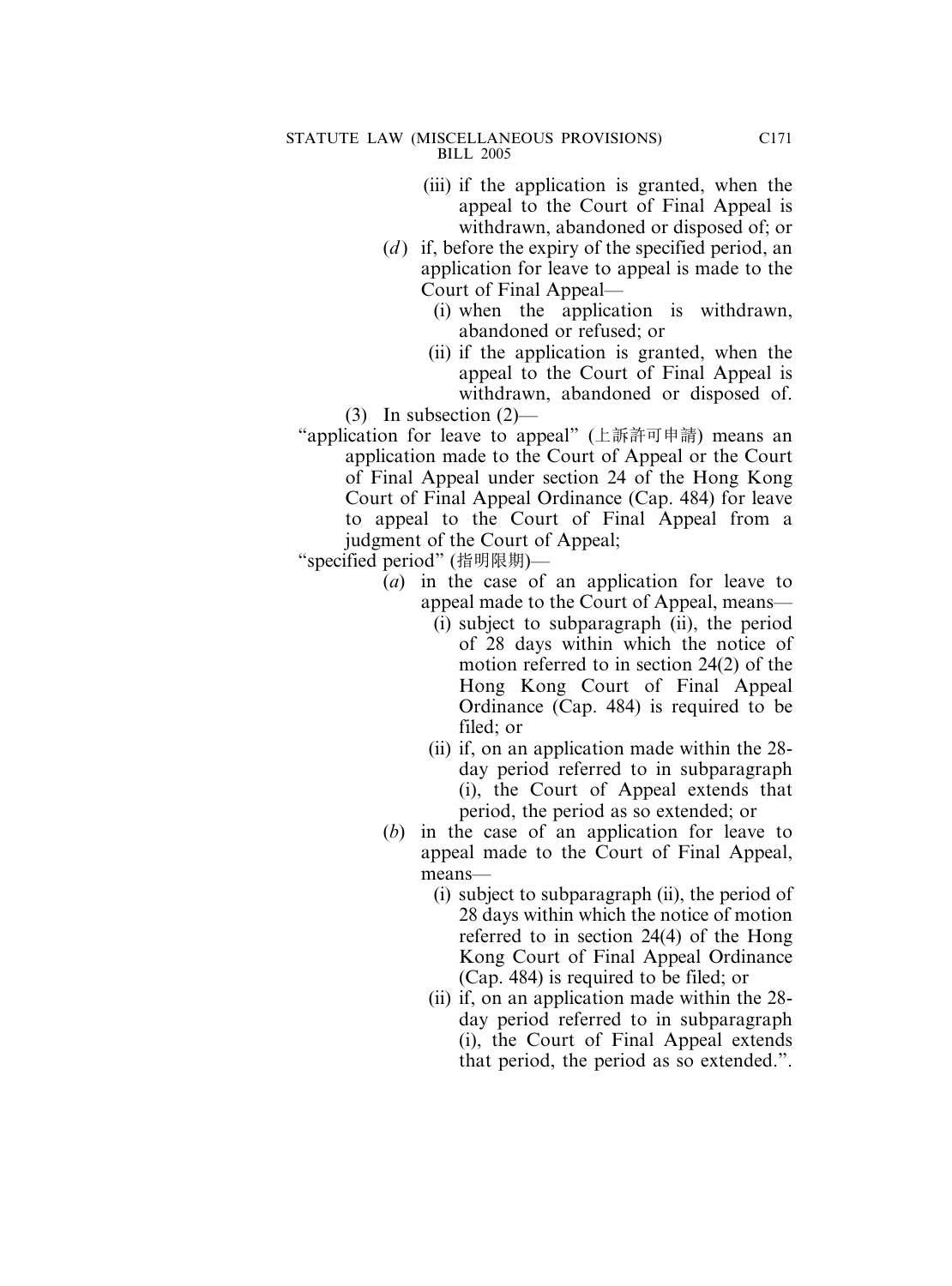(iii) if the application is granted, when the appeal to the Court of Final Appeal is withdrawn, abandoned or disposed of; or

(*d*) if, before the expiry of the specified period, an application for leave to appeal is made to the Court of Final Appeal—

(i) when the application is withdrawn, abandoned or refused; or

(ii) if the application is granted, when the appeal to the Court of Final Appeal is withdrawn, abandoned or disposed of.

(3) In subsection (2)—

"application for leave to appeal" (上訴許可申請) means an application made to the Court of Appeal or the Court of Final Appeal under section 24 of the Hong Kong Court of Final Appeal Ordinance (Cap. 484) for leave to appeal to the Court of Final Appeal from a judgment of the Court of Appeal;

"specified period" (指明限期)—

(*a*) in the case of an application for leave to appeal made to the Court of Appeal, means—

(i) subject to subparagraph (ii), the period of 28 days within which the notice of motion referred to in section 24(2) of the Hong Kong Court of Final Appeal Ordinance (Cap. 484) is required to be filed; or

(ii) if, on an application made within the 28-day period referred to in subparagraph (i), the Court of Appeal extends that period, the period as so extended; or

(*b*) in the case of an application for leave to appeal made to the Court of Final Appeal, means—

(i) subject to subparagraph (ii), the period of 28 days within which the notice of motion referred to in section 24(4) of the Hong Kong Court of Final Appeal Ordinance (Cap. 484) is required to be filed; or

(ii) if, on an application made within the 28-day period referred to in subparagraph (i), the Court of Final Appeal extends that period, the period as so extended.".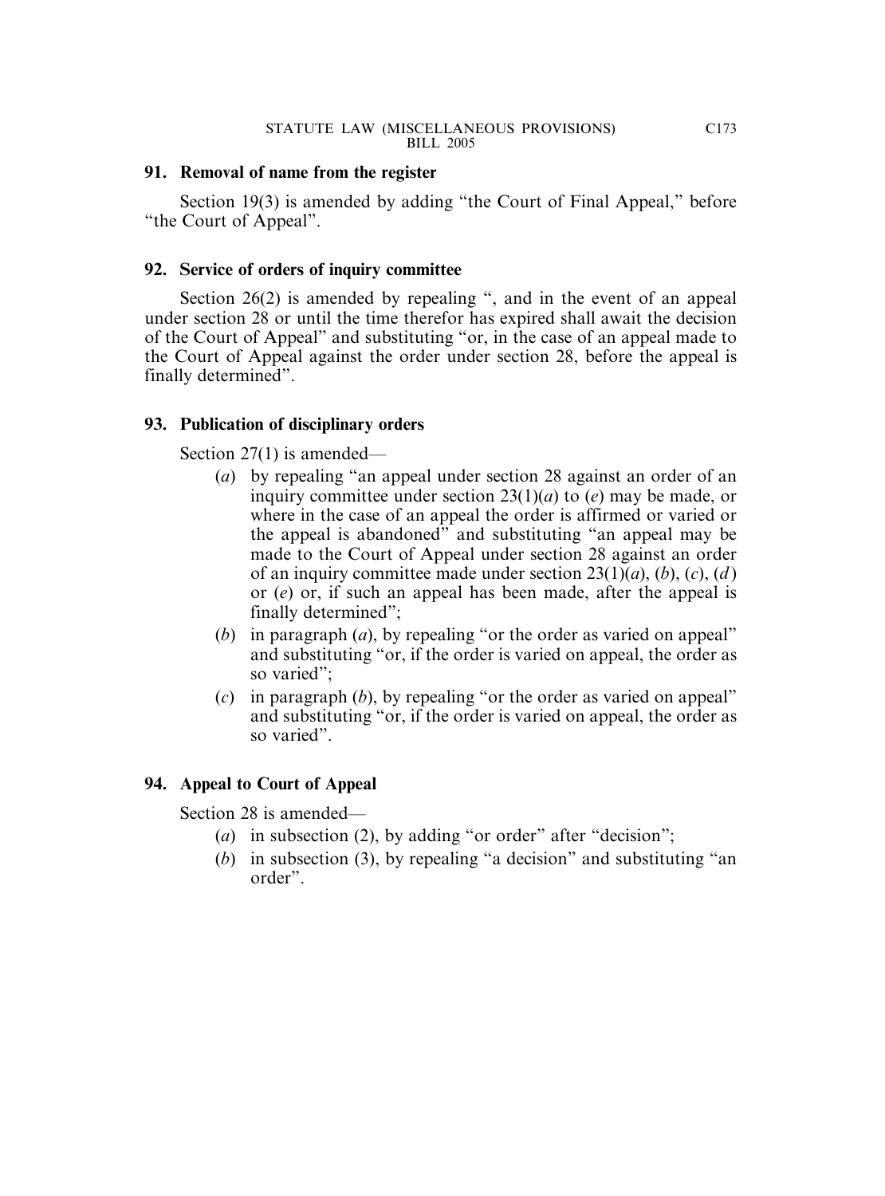### 91. Removal of name from the register

Section 19(3) is amended by adding "the Court of Final Appeal," before "the Court of Appeal".

### 92. Service of orders of inquiry committee

Section 26(2) is amended by repealing ", and in the event of an appeal under section 28 or until the time therefor has expired shall await the decision of the Court of Appeal" and substituting "or, in the case of an appeal made to the Court of Appeal against the order under section 28, before the appeal is finally determined".

### 93. Publication of disciplinary orders

Section 27(1) is amended—

(*a*) by repealing "an appeal under section 28 against an order of an inquiry committee under section 23(1)(*a*) to (*e*) may be made, or where in the case of an appeal the order is affirmed or varied or the appeal is abandoned" and substituting "an appeal may be made to the Court of Appeal under section 28 against an order of an inquiry committee made under section 23(1)(*a*), (*b*), (*c*), (*d*) or (*e*) or, if such an appeal has been made, after the appeal is finally determined";

(*b*) in paragraph (*a*), by repealing "or the order as varied on appeal" and substituting "or, if the order is varied on appeal, the order as so varied";

(*c*) in paragraph (*b*), by repealing "or the order as varied on appeal" and substituting "or, if the order is varied on appeal, the order as so varied".

### 94. Appeal to Court of Appeal

Section 28 is amended—

(*a*) in subsection (2), by adding "or order" after "decision";

(*b*) in subsection (3), by repealing "a decision" and substituting "an order".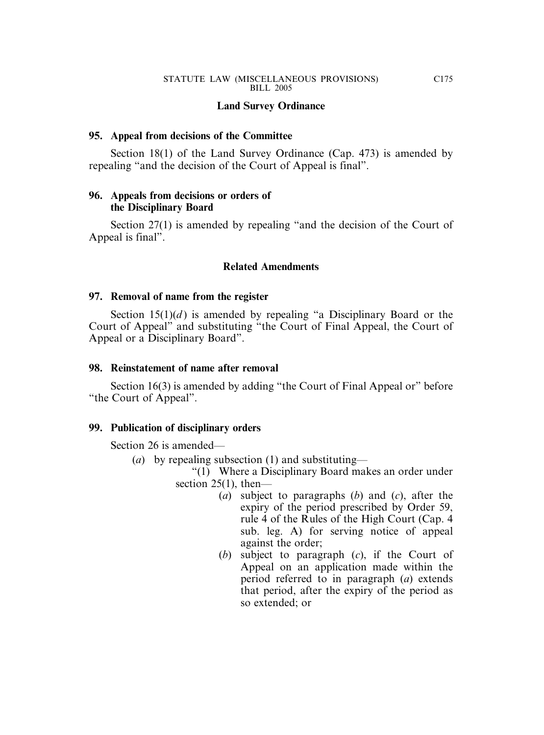## Land Survey Ordinance

### 95. Appeal from decisions of the Committee

Section 18(1) of the Land Survey Ordinance (Cap. 473) is amended by repealing "and the decision of the Court of Appeal is final".

### 96. Appeals from decisions or orders of the Disciplinary Board

Section 27(1) is amended by repealing "and the decision of the Court of Appeal is final".

## Related Amendments

### 97. Removal of name from the register

Section 15(1)(*d*) is amended by repealing "a Disciplinary Board or the Court of Appeal" and substituting "the Court of Final Appeal, the Court of Appeal or a Disciplinary Board".

### 98. Reinstatement of name after removal

Section 16(3) is amended by adding "the Court of Final Appeal or" before "the Court of Appeal".

### 99. Publication of disciplinary orders

Section 26 is amended—

(*a*) by repealing subsection (1) and substituting—

"(1) Where a Disciplinary Board makes an order under section 25(1), then—

(*a*) subject to paragraphs (*b*) and (*c*), after the expiry of the period prescribed by Order 59, rule 4 of the Rules of the High Court (Cap. 4 sub. leg. A) for serving notice of appeal against the order;

(*b*) subject to paragraph (*c*), if the Court of Appeal on an application made within the period referred to in paragraph (*a*) extends that period, after the expiry of the period as so extended; or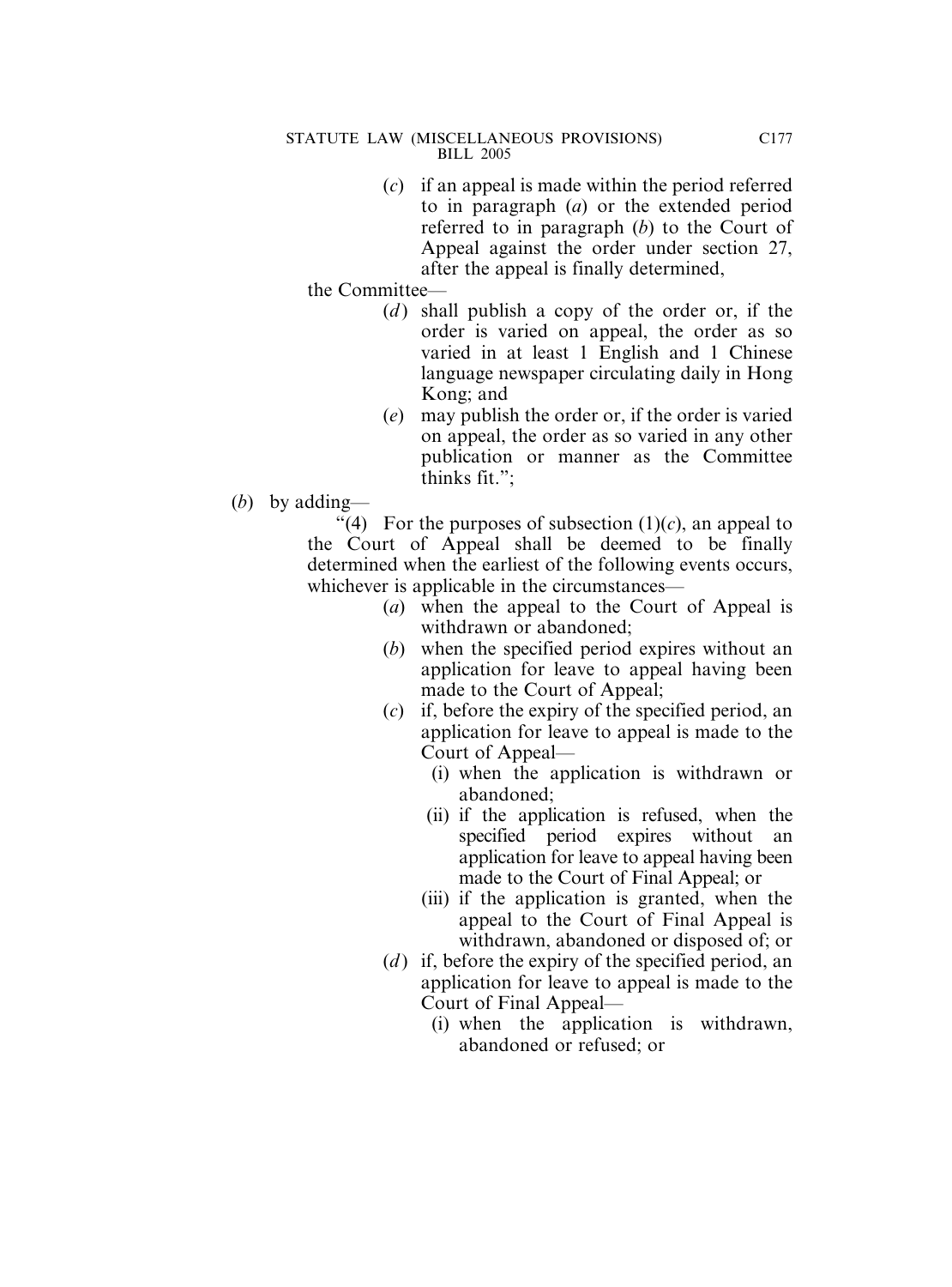(*c*) if an appeal is made within the period referred to in paragraph (*a*) or the extended period referred to in paragraph (*b*) to the Court of Appeal against the order under section 27, after the appeal is finally determined,

the Committee—

(*d*) shall publish a copy of the order or, if the order is varied on appeal, the order as so varied in at least 1 English and 1 Chinese language newspaper circulating daily in Hong Kong; and

(*e*) may publish the order or, if the order is varied on appeal, the order as so varied in any other publication or manner as the Committee thinks fit.";

(*b*) by adding—

"(4) For the purposes of subsection (1)(*c*), an appeal to the Court of Appeal shall be deemed to be finally determined when the earliest of the following events occurs, whichever is applicable in the circumstances—

(*a*) when the appeal to the Court of Appeal is withdrawn or abandoned;

(*b*) when the specified period expires without an application for leave to appeal having been made to the Court of Appeal;

(*c*) if, before the expiry of the specified period, an application for leave to appeal is made to the Court of Appeal—

(i) when the application is withdrawn or abandoned;

(ii) if the application is refused, when the specified period expires without an application for leave to appeal having been made to the Court of Final Appeal; or

(iii) if the application is granted, when the appeal to the Court of Final Appeal is withdrawn, abandoned or disposed of; or

(*d*) if, before the expiry of the specified period, an application for leave to appeal is made to the Court of Final Appeal—

(i) when the application is withdrawn, abandoned or refused; or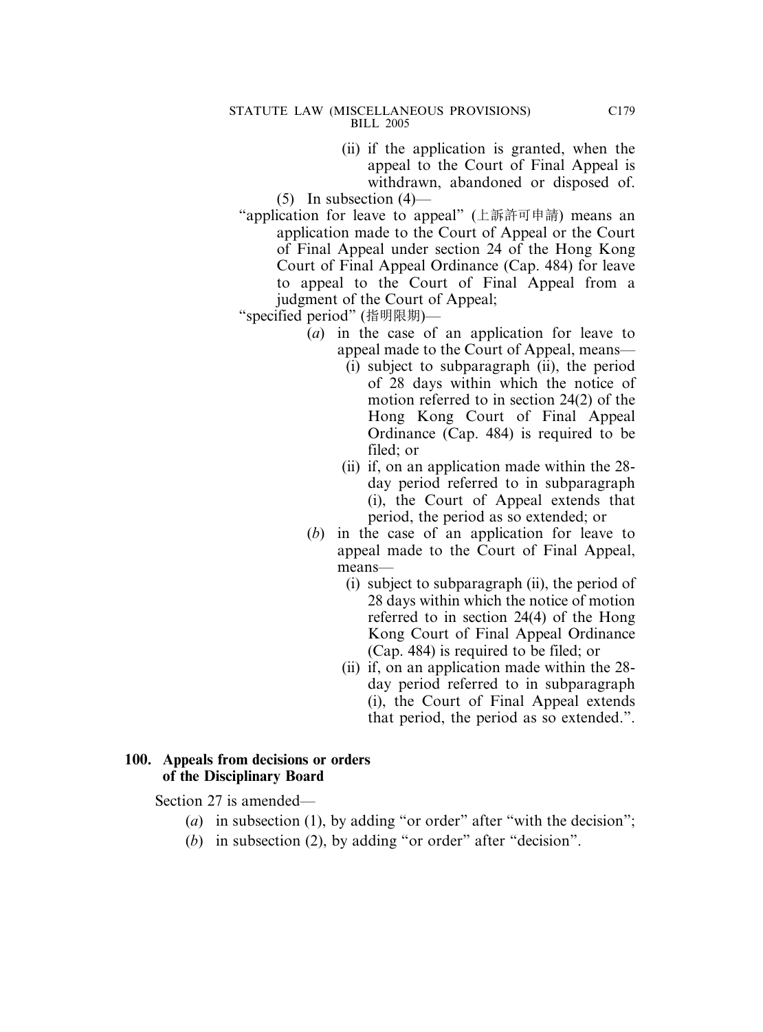(ii) if the application is granted, when the appeal to the Court of Final Appeal is withdrawn, abandoned or disposed of.

(5) In subsection (4)—

"application for leave to appeal" (上訴許可申請) means an application made to the Court of Appeal or the Court of Final Appeal under section 24 of the Hong Kong Court of Final Appeal Ordinance (Cap. 484) for leave to appeal to the Court of Final Appeal from a judgment of the Court of Appeal;

"specified period" (指明限期)—

(*a*) in the case of an application for leave to appeal made to the Court of Appeal, means—

(i) subject to subparagraph (ii), the period of 28 days within which the notice of motion referred to in section 24(2) of the Hong Kong Court of Final Appeal Ordinance (Cap. 484) is required to be filed; or

(ii) if, on an application made within the 28-day period referred to in subparagraph (i), the Court of Appeal extends that period, the period as so extended; or

(*b*) in the case of an application for leave to appeal made to the Court of Final Appeal, means—

(i) subject to subparagraph (ii), the period of 28 days within which the notice of motion referred to in section 24(4) of the Hong Kong Court of Final Appeal Ordinance (Cap. 484) is required to be filed; or

(ii) if, on an application made within the 28-day period referred to in subparagraph (i), the Court of Final Appeal extends that period, the period as so extended.".

**100. Appeals from decisions or orders of the Disciplinary Board**

Section 27 is amended—

(*a*) in subsection (1), by adding "or order" after "with the decision";

(*b*) in subsection (2), by adding "or order" after "decision".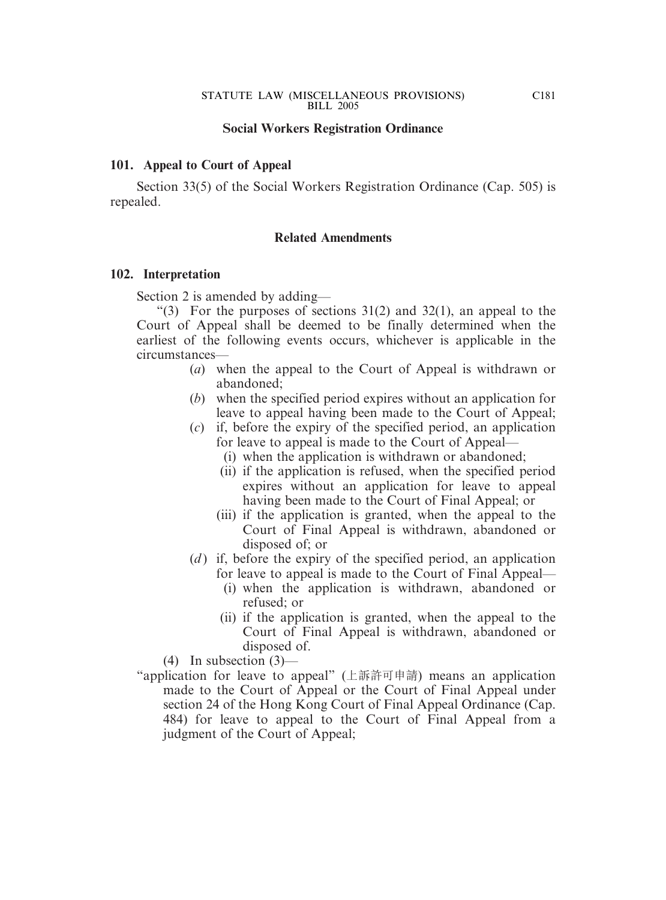**Social Workers Registration Ordinance**

**101. Appeal to Court of Appeal**

Section 33(5) of the Social Workers Registration Ordinance (Cap. 505) is repealed.

**Related Amendments**

**102. Interpretation**

Section 2 is amended by adding—

"(3) For the purposes of sections 31(2) and 32(1), an appeal to the Court of Appeal shall be deemed to be finally determined when the earliest of the following events occurs, whichever is applicable in the circumstances—

- (*a*) when the appeal to the Court of Appeal is withdrawn or abandoned;
- (*b*) when the specified period expires without an application for leave to appeal having been made to the Court of Appeal;
- (*c*) if, before the expiry of the specified period, an application for leave to appeal is made to the Court of Appeal—
  - (i) when the application is withdrawn or abandoned;
  - (ii) if the application is refused, when the specified period expires without an application for leave to appeal having been made to the Court of Final Appeal; or
  - (iii) if the application is granted, when the appeal to the Court of Final Appeal is withdrawn, abandoned or disposed of; or
- (*d*) if, before the expiry of the specified period, an application for leave to appeal is made to the Court of Final Appeal—
  - (i) when the application is withdrawn, abandoned or refused; or
  - (ii) if the application is granted, when the appeal to the Court of Final Appeal is withdrawn, abandoned or disposed of.

(4) In subsection (3)—

"application for leave to appeal" (上訴許可申請) means an application made to the Court of Appeal or the Court of Final Appeal under section 24 of the Hong Kong Court of Final Appeal Ordinance (Cap. 484) for leave to appeal to the Court of Final Appeal from a judgment of the Court of Appeal;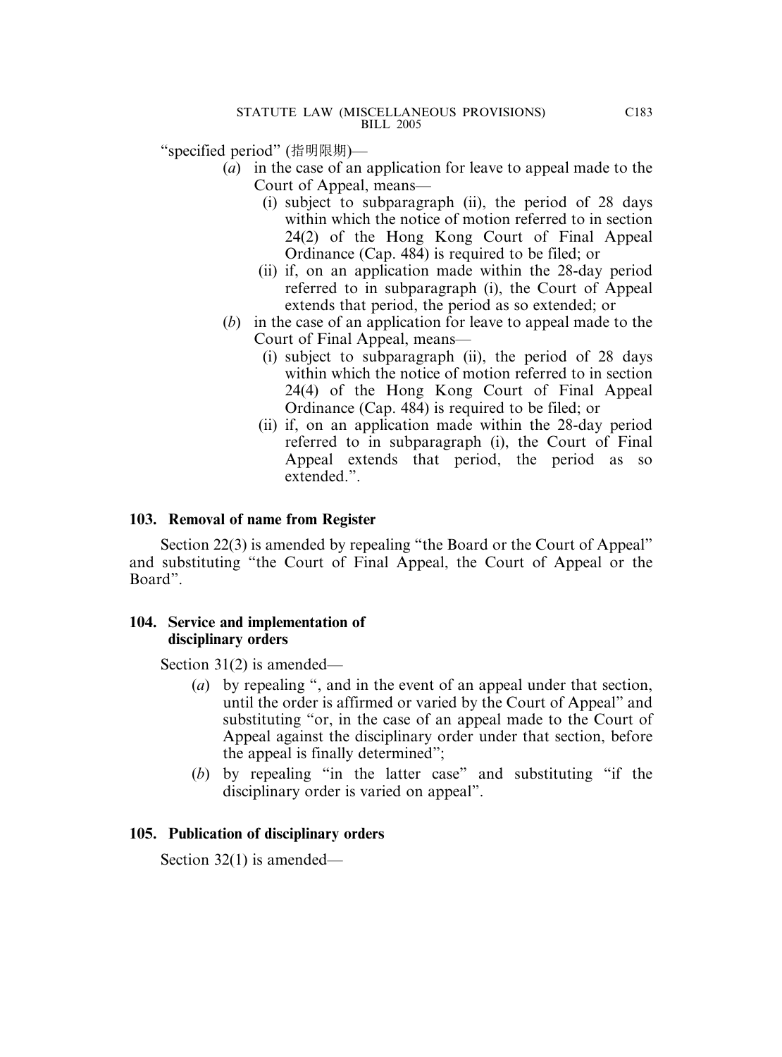"specified period" (指明限期)—

(*a*) in the case of an application for leave to appeal made to the Court of Appeal, means—

(i) subject to subparagraph (ii), the period of 28 days within which the notice of motion referred to in section 24(2) of the Hong Kong Court of Final Appeal Ordinance (Cap. 484) is required to be filed; or

(ii) if, on an application made within the 28-day period referred to in subparagraph (i), the Court of Appeal extends that period, the period as so extended; or

(*b*) in the case of an application for leave to appeal made to the Court of Final Appeal, means—

(i) subject to subparagraph (ii), the period of 28 days within which the notice of motion referred to in section 24(4) of the Hong Kong Court of Final Appeal Ordinance (Cap. 484) is required to be filed; or

(ii) if, on an application made within the 28-day period referred to in subparagraph (i), the Court of Final Appeal extends that period, the period as so extended.".

### 103. Removal of name from Register

Section 22(3) is amended by repealing "the Board or the Court of Appeal" and substituting "the Court of Final Appeal, the Court of Appeal or the Board".

### 104. Service and implementation of disciplinary orders

Section 31(2) is amended—

(*a*) by repealing ", and in the event of an appeal under that section, until the order is affirmed or varied by the Court of Appeal" and substituting "or, in the case of an appeal made to the Court of Appeal against the disciplinary order under that section, before the appeal is finally determined";

(*b*) by repealing "in the latter case" and substituting "if the disciplinary order is varied on appeal".

### 105. Publication of disciplinary orders

Section 32(1) is amended—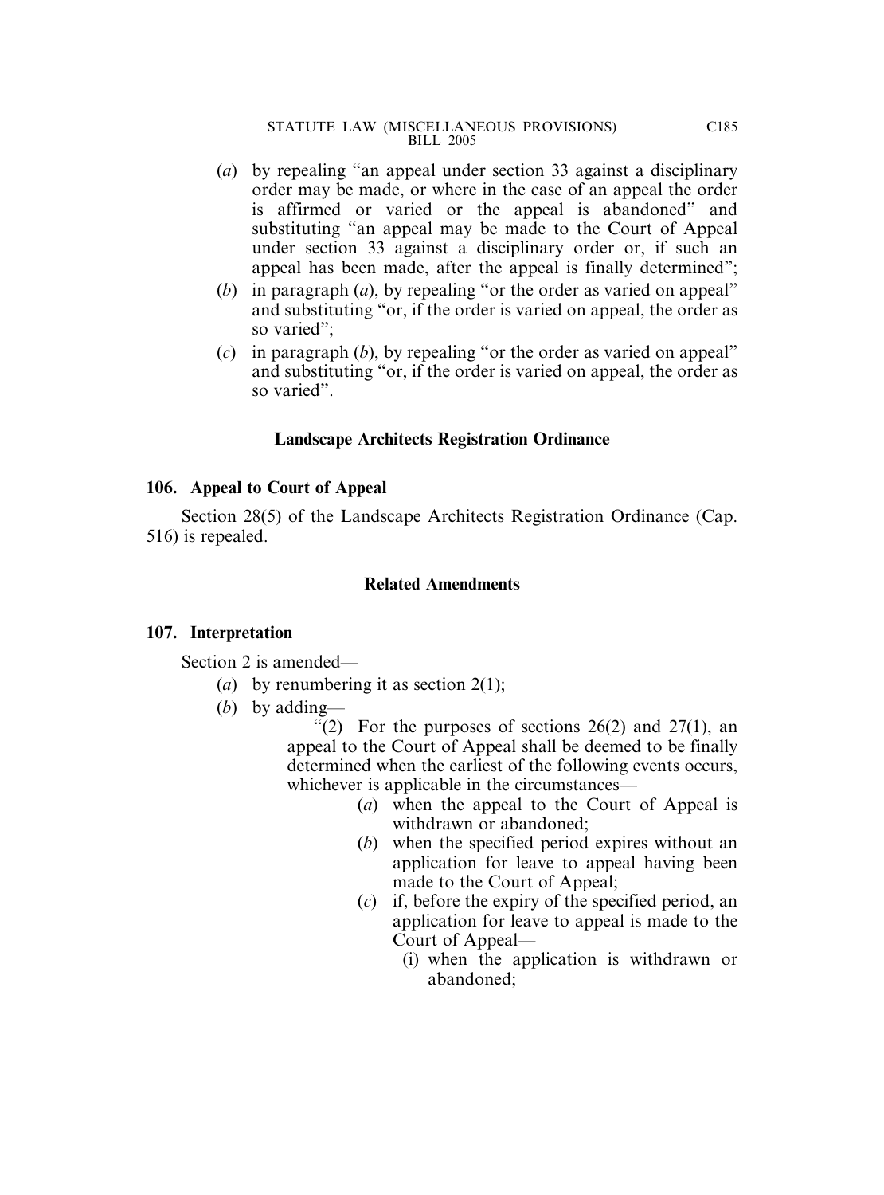(*a*) by repealing "an appeal under section 33 against a disciplinary order may be made, or where in the case of an appeal the order is affirmed or varied or the appeal is abandoned" and substituting "an appeal may be made to the Court of Appeal under section 33 against a disciplinary order or, if such an appeal has been made, after the appeal is finally determined";

(*b*) in paragraph (*a*), by repealing "or the order as varied on appeal" and substituting "or, if the order is varied on appeal, the order as so varied";

(*c*) in paragraph (*b*), by repealing "or the order as varied on appeal" and substituting "or, if the order is varied on appeal, the order as so varied".

### Landscape Architects Registration Ordinance

**106. Appeal to Court of Appeal**

Section 28(5) of the Landscape Architects Registration Ordinance (Cap. 516) is repealed.

### Related Amendments

**107. Interpretation**

Section 2 is amended—

(*a*) by renumbering it as section 2(1);

(*b*) by adding—

"(2) For the purposes of sections 26(2) and 27(1), an appeal to the Court of Appeal shall be deemed to be finally determined when the earliest of the following events occurs, whichever is applicable in the circumstances—

(*a*) when the appeal to the Court of Appeal is withdrawn or abandoned;

(*b*) when the specified period expires without an application for leave to appeal having been made to the Court of Appeal;

(*c*) if, before the expiry of the specified period, an application for leave to appeal is made to the Court of Appeal—

(i) when the application is withdrawn or abandoned;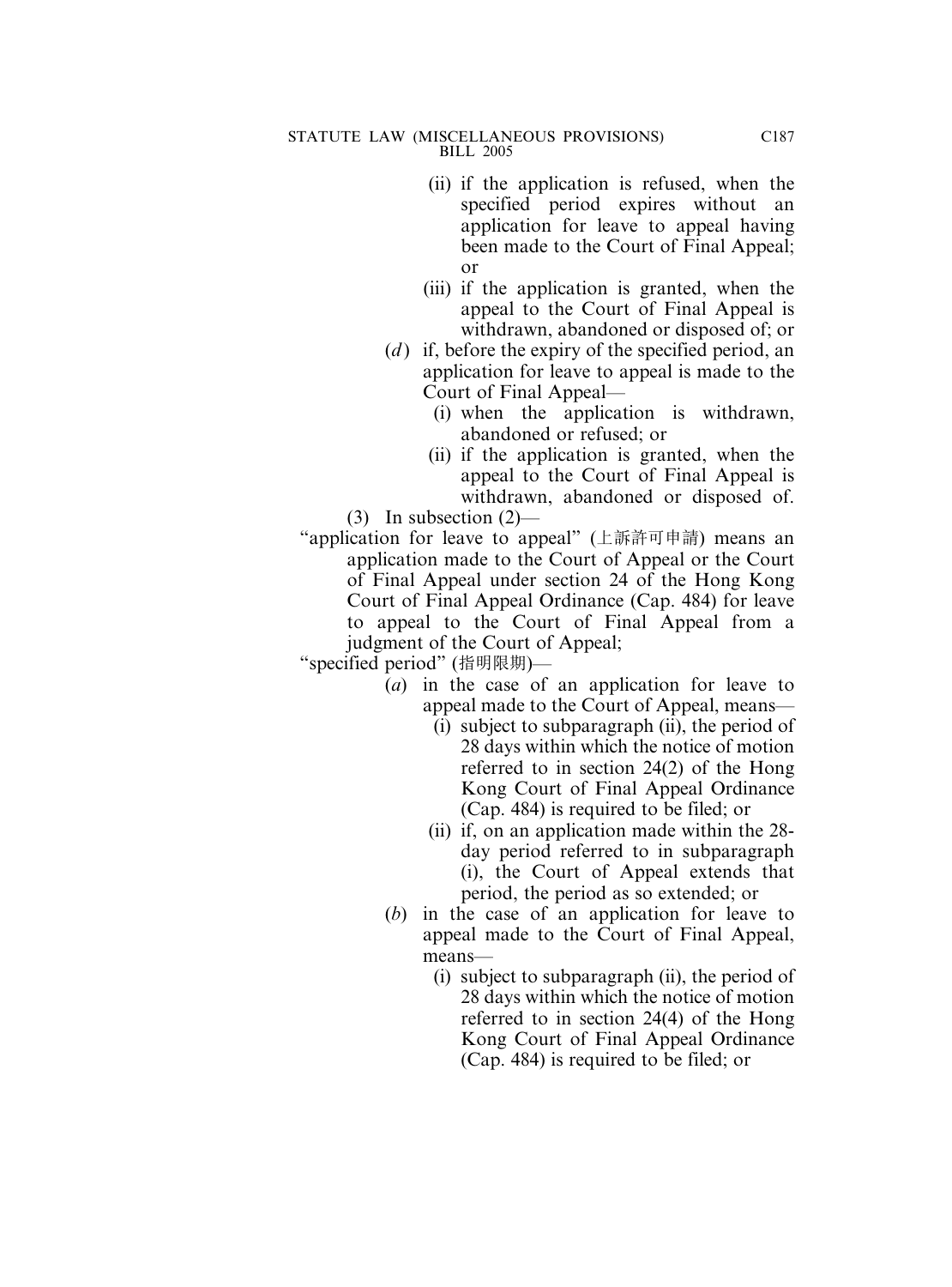(ii) if the application is refused, when the specified period expires without an application for leave to appeal having been made to the Court of Final Appeal; or

(iii) if the application is granted, when the appeal to the Court of Final Appeal is withdrawn, abandoned or disposed of; or

(*d*) if, before the expiry of the specified period, an application for leave to appeal is made to the Court of Final Appeal—

(i) when the application is withdrawn, abandoned or refused; or

(ii) if the application is granted, when the appeal to the Court of Final Appeal is withdrawn, abandoned or disposed of.

(3) In subsection (2)—

"application for leave to appeal" (上訴許可申請) means an application made to the Court of Appeal or the Court of Final Appeal under section 24 of the Hong Kong Court of Final Appeal Ordinance (Cap. 484) for leave to appeal to the Court of Final Appeal from a judgment of the Court of Appeal;

"specified period" (指明限期)—

(*a*) in the case of an application for leave to appeal made to the Court of Appeal, means—

(i) subject to subparagraph (ii), the period of 28 days within which the notice of motion referred to in section 24(2) of the Hong Kong Court of Final Appeal Ordinance (Cap. 484) is required to be filed; or

(ii) if, on an application made within the 28-day period referred to in subparagraph (i), the Court of Appeal extends that period, the period as so extended; or

(*b*) in the case of an application for leave to appeal made to the Court of Final Appeal, means—

(i) subject to subparagraph (ii), the period of 28 days within which the notice of motion referred to in section 24(4) of the Hong Kong Court of Final Appeal Ordinance (Cap. 484) is required to be filed; or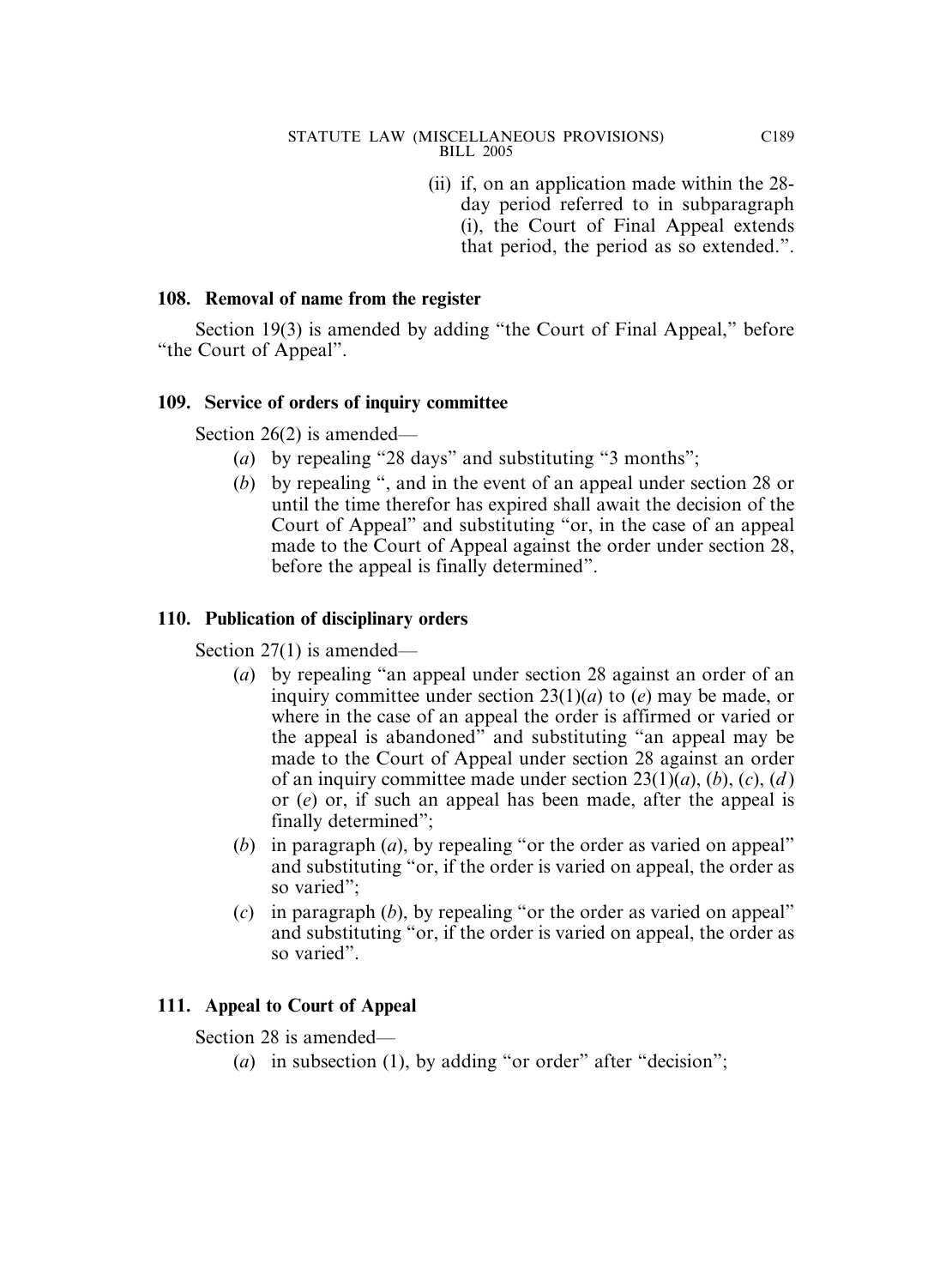(ii) if, on an application made within the 28-day period referred to in subparagraph (i), the Court of Final Appeal extends that period, the period as so extended.".

**108. Removal of name from the register**

Section 19(3) is amended by adding "the Court of Final Appeal," before "the Court of Appeal".

**109. Service of orders of inquiry committee**

Section 26(2) is amended—

(*a*) by repealing "28 days" and substituting "3 months";

(*b*) by repealing ", and in the event of an appeal under section 28 or until the time therefor has expired shall await the decision of the Court of Appeal" and substituting "or, in the case of an appeal made to the Court of Appeal against the order under section 28, before the appeal is finally determined".

**110. Publication of disciplinary orders**

Section 27(1) is amended—

(*a*) by repealing "an appeal under section 28 against an order of an inquiry committee under section 23(1)(*a*) to (*e*) may be made, or where in the case of an appeal the order is affirmed or varied or the appeal is abandoned" and substituting "an appeal may be made to the Court of Appeal under section 28 against an order of an inquiry committee made under section 23(1)(*a*), (*b*), (*c*), (*d*) or (*e*) or, if such an appeal has been made, after the appeal is finally determined";

(*b*) in paragraph (*a*), by repealing "or the order as varied on appeal" and substituting "or, if the order is varied on appeal, the order as so varied";

(*c*) in paragraph (*b*), by repealing "or the order as varied on appeal" and substituting "or, if the order is varied on appeal, the order as so varied".

**111. Appeal to Court of Appeal**

Section 28 is amended—

(*a*) in subsection (1), by adding "or order" after "decision";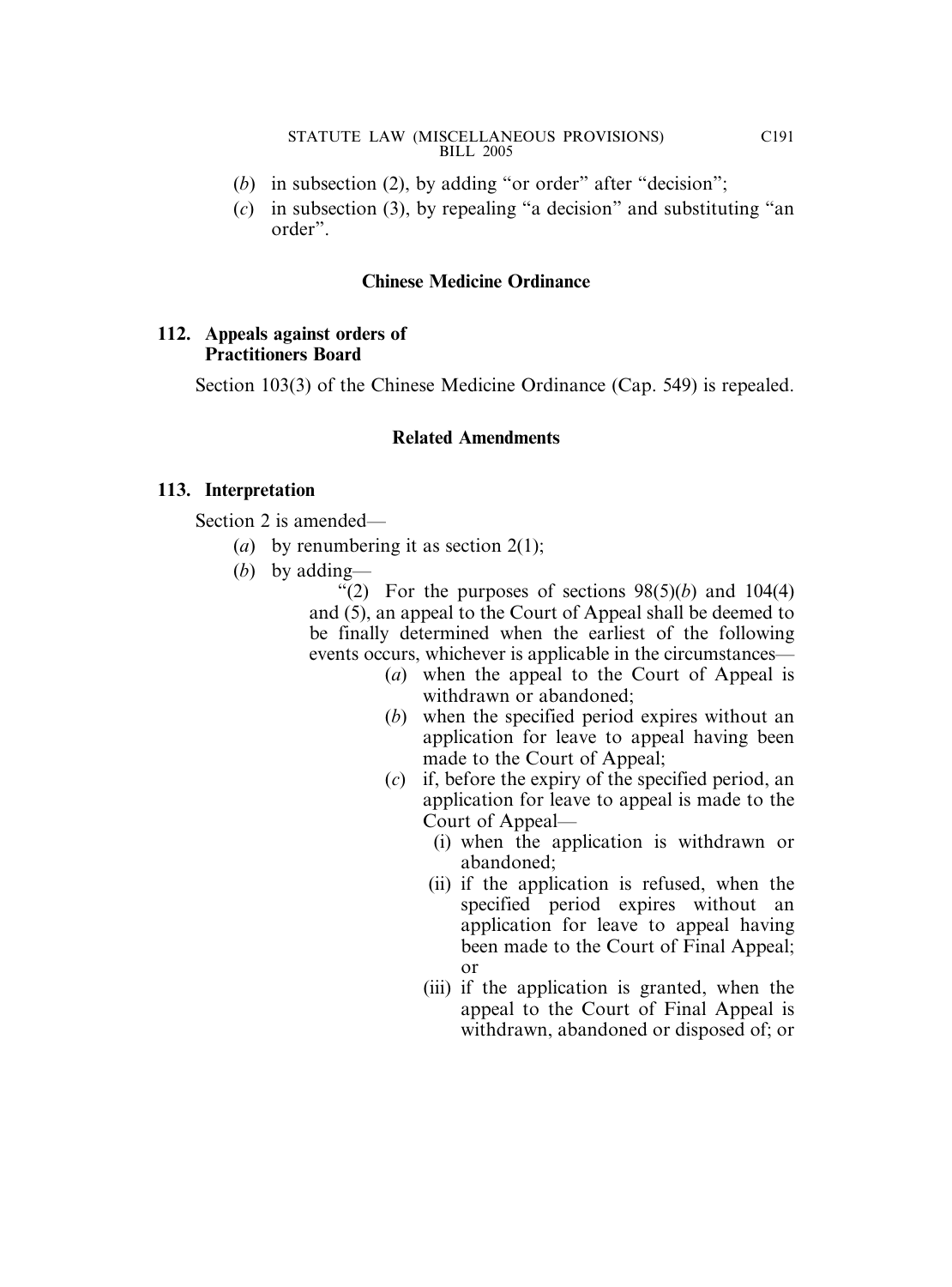(*b*) in subsection (2), by adding "or order" after "decision";

(*c*) in subsection (3), by repealing "a decision" and substituting "an order".

### Chinese Medicine Ordinance

**112. Appeals against orders of Practitioners Board**

Section 103(3) of the Chinese Medicine Ordinance (Cap. 549) is repealed.

### Related Amendments

**113. Interpretation**

Section 2 is amended—

(*a*) by renumbering it as section 2(1);

(*b*) by adding—

"(2) For the purposes of sections 98(5)(*b*) and 104(4) and (5), an appeal to the Court of Appeal shall be deemed to be finally determined when the earliest of the following events occurs, whichever is applicable in the circumstances—

(*a*) when the appeal to the Court of Appeal is withdrawn or abandoned;

(*b*) when the specified period expires without an application for leave to appeal having been made to the Court of Appeal;

(*c*) if, before the expiry of the specified period, an application for leave to appeal is made to the Court of Appeal—

(i) when the application is withdrawn or abandoned;

(ii) if the application is refused, when the specified period expires without an application for leave to appeal having been made to the Court of Final Appeal; or

(iii) if the application is granted, when the appeal to the Court of Final Appeal is withdrawn, abandoned or disposed of; or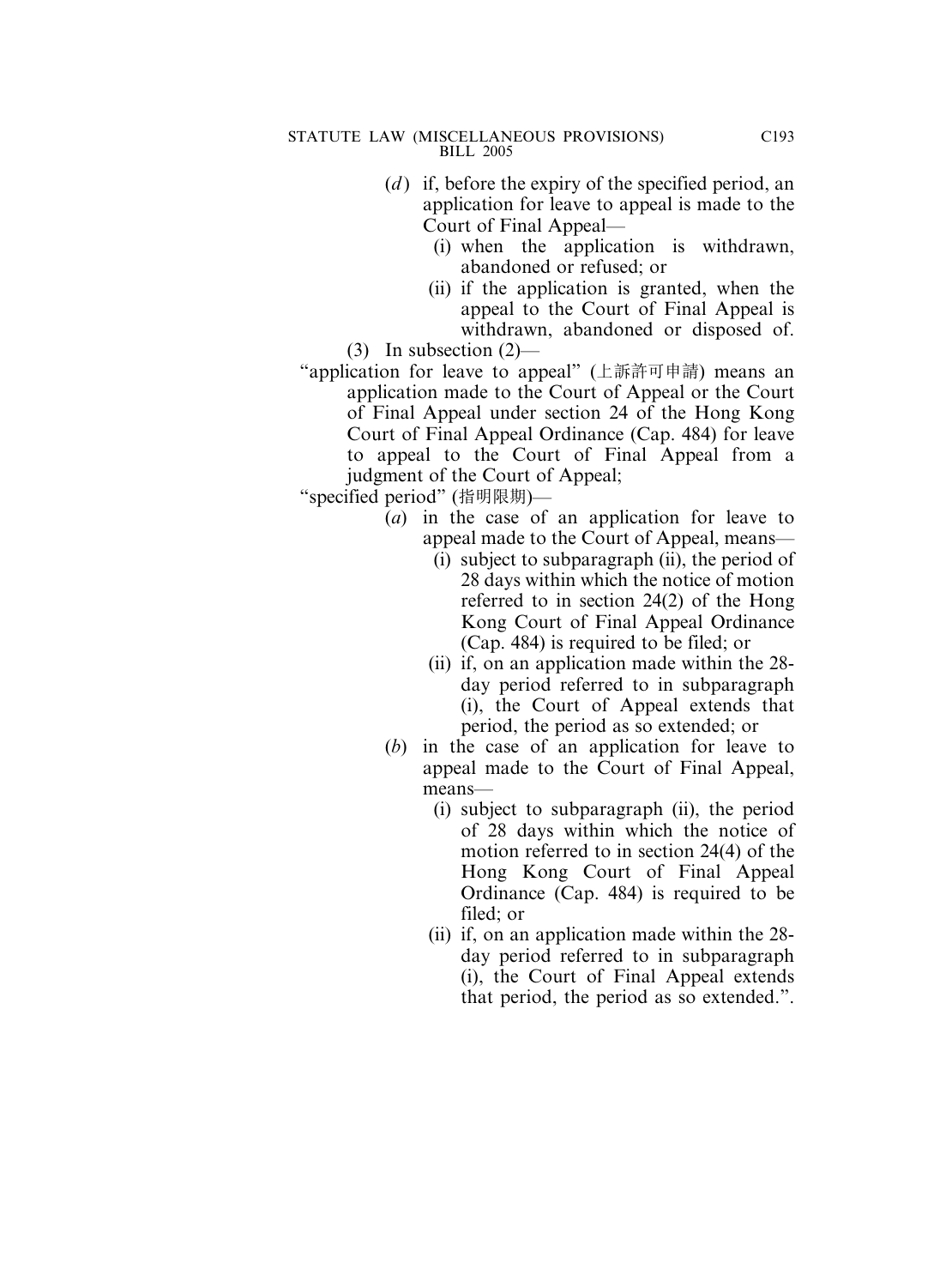(*d*) if, before the expiry of the specified period, an application for leave to appeal is made to the Court of Final Appeal—

(i) when the application is withdrawn, abandoned or refused; or

(ii) if the application is granted, when the appeal to the Court of Final Appeal is withdrawn, abandoned or disposed of.

(3) In subsection (2)—

"application for leave to appeal" (上訴許可申請) means an application made to the Court of Appeal or the Court of Final Appeal under section 24 of the Hong Kong Court of Final Appeal Ordinance (Cap. 484) for leave to appeal to the Court of Final Appeal from a judgment of the Court of Appeal;

"specified period" (指明限期)—

(*a*) in the case of an application for leave to appeal made to the Court of Appeal, means—

(i) subject to subparagraph (ii), the period of 28 days within which the notice of motion referred to in section 24(2) of the Hong Kong Court of Final Appeal Ordinance (Cap. 484) is required to be filed; or

(ii) if, on an application made within the 28-day period referred to in subparagraph (i), the Court of Appeal extends that period, the period as so extended; or

(*b*) in the case of an application for leave to appeal made to the Court of Final Appeal, means—

(i) subject to subparagraph (ii), the period of 28 days within which the notice of motion referred to in section 24(4) of the Hong Kong Court of Final Appeal Ordinance (Cap. 484) is required to be filed; or

(ii) if, on an application made within the 28-day period referred to in subparagraph (i), the Court of Final Appeal extends that period, the period as so extended.".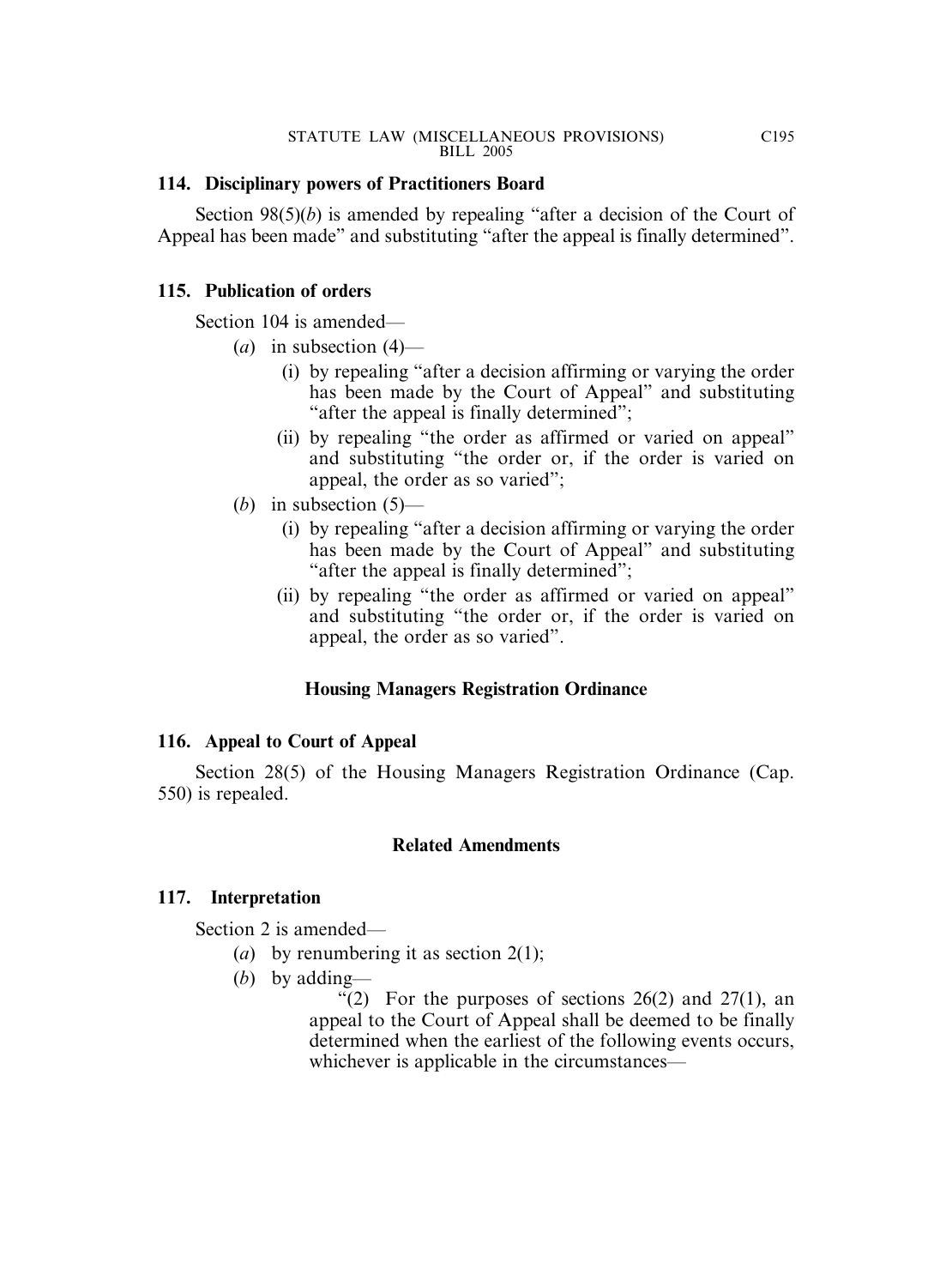**114. Disciplinary powers of Practitioners Board**

Section 98(5)(*b*) is amended by repealing "after a decision of the Court of Appeal has been made" and substituting "after the appeal is finally determined".

**115. Publication of orders**

Section 104 is amended—

- (*a*) in subsection (4)—
  - (i) by repealing "after a decision affirming or varying the order has been made by the Court of Appeal" and substituting "after the appeal is finally determined";
  - (ii) by repealing "the order as affirmed or varied on appeal" and substituting "the order or, if the order is varied on appeal, the order as so varied";
- (*b*) in subsection (5)—
  - (i) by repealing "after a decision affirming or varying the order has been made by the Court of Appeal" and substituting "after the appeal is finally determined";
  - (ii) by repealing "the order as affirmed or varied on appeal" and substituting "the order or, if the order is varied on appeal, the order as so varied".

### Housing Managers Registration Ordinance

**116. Appeal to Court of Appeal**

Section 28(5) of the Housing Managers Registration Ordinance (Cap. 550) is repealed.

### Related Amendments

**117. Interpretation**

Section 2 is amended—

- (*a*) by renumbering it as section 2(1);
- (*b*) by adding—

  "(2) For the purposes of sections 26(2) and 27(1), an appeal to the Court of Appeal shall be deemed to be finally determined when the earliest of the following events occurs, whichever is applicable in the circumstances—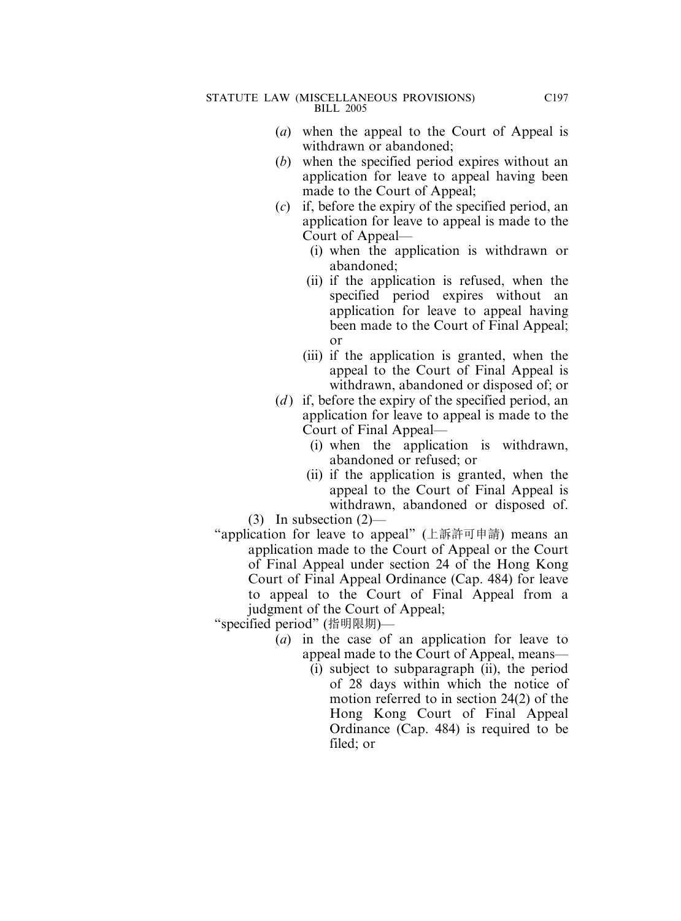(*a*) when the appeal to the Court of Appeal is withdrawn or abandoned;

(*b*) when the specified period expires without an application for leave to appeal having been made to the Court of Appeal;

(*c*) if, before the expiry of the specified period, an application for leave to appeal is made to the Court of Appeal—

(i) when the application is withdrawn or abandoned;

(ii) if the application is refused, when the specified period expires without an application for leave to appeal having been made to the Court of Final Appeal; or

(iii) if the application is granted, when the appeal to the Court of Final Appeal is withdrawn, abandoned or disposed of; or

(*d*) if, before the expiry of the specified period, an application for leave to appeal is made to the Court of Final Appeal—

(i) when the application is withdrawn, abandoned or refused; or

(ii) if the application is granted, when the appeal to the Court of Final Appeal is withdrawn, abandoned or disposed of.

(3) In subsection (2)—

"application for leave to appeal" (上訴許可申請) means an application made to the Court of Appeal or the Court of Final Appeal under section 24 of the Hong Kong Court of Final Appeal Ordinance (Cap. 484) for leave to appeal to the Court of Final Appeal from a judgment of the Court of Appeal;

"specified period" (指明限期)—

(*a*) in the case of an application for leave to appeal made to the Court of Appeal, means—

(i) subject to subparagraph (ii), the period of 28 days within which the notice of motion referred to in section 24(2) of the Hong Kong Court of Final Appeal Ordinance (Cap. 484) is required to be filed; or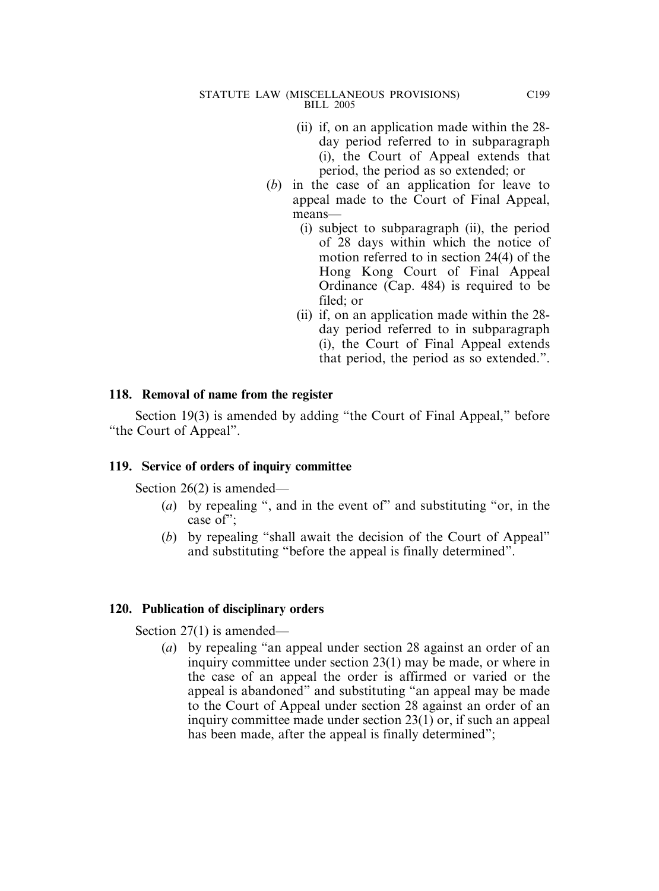(ii) if, on an application made within the 28-day period referred to in subparagraph (i), the Court of Appeal extends that period, the period as so extended; or

(*b*) in the case of an application for leave to appeal made to the Court of Final Appeal, means—

(i) subject to subparagraph (ii), the period of 28 days within which the notice of motion referred to in section 24(4) of the Hong Kong Court of Final Appeal Ordinance (Cap. 484) is required to be filed; or

(ii) if, on an application made within the 28-day period referred to in subparagraph (i), the Court of Final Appeal extends that period, the period as so extended.".

**118. Removal of name from the register**

Section 19(3) is amended by adding "the Court of Final Appeal," before "the Court of Appeal".

**119. Service of orders of inquiry committee**

Section 26(2) is amended—

(*a*) by repealing ", and in the event of" and substituting "or, in the case of";

(*b*) by repealing "shall await the decision of the Court of Appeal" and substituting "before the appeal is finally determined".

**120. Publication of disciplinary orders**

Section 27(1) is amended—

(*a*) by repealing "an appeal under section 28 against an order of an inquiry committee under section 23(1) may be made, or where in the case of an appeal the order is affirmed or varied or the appeal is abandoned" and substituting "an appeal may be made to the Court of Appeal under section 28 against an order of an inquiry committee made under section 23(1) or, if such an appeal has been made, after the appeal is finally determined";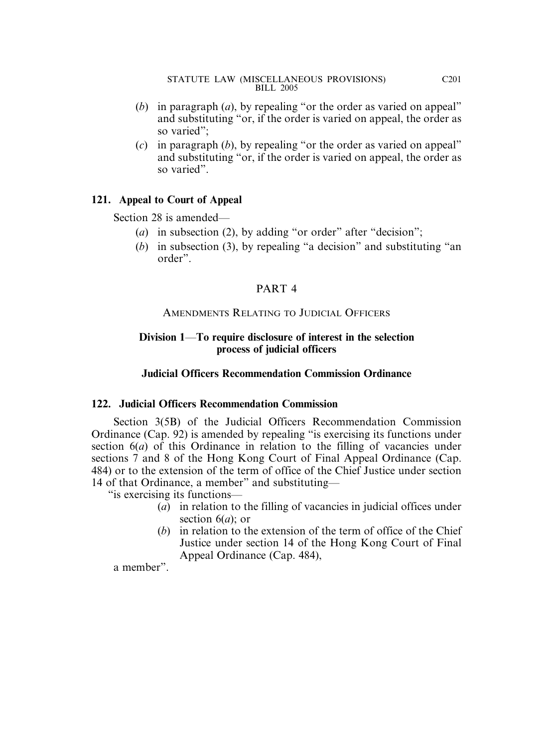(*b*) in paragraph (*a*), by repealing "or the order as varied on appeal" and substituting "or, if the order is varied on appeal, the order as so varied";

(*c*) in paragraph (*b*), by repealing "or the order as varied on appeal" and substituting "or, if the order is varied on appeal, the order as so varied".

**121. Appeal to Court of Appeal**

Section 28 is amended—

(*a*) in subsection (2), by adding "or order" after "decision";

(*b*) in subsection (3), by repealing "a decision" and substituting "an order".

## PART 4

### AMENDMENTS RELATING TO JUDICIAL OFFICERS

### Division 1—To require disclosure of interest in the selection process of judicial officers

### Judicial Officers Recommendation Commission Ordinance

**122. Judicial Officers Recommendation Commission**

Section 3(5B) of the Judicial Officers Recommendation Commission Ordinance (Cap. 92) is amended by repealing "is exercising its functions under section 6(*a*) of this Ordinance in relation to the filling of vacancies under sections 7 and 8 of the Hong Kong Court of Final Appeal Ordinance (Cap. 484) or to the extension of the term of office of the Chief Justice under section 14 of that Ordinance, a member" and substituting—

"is exercising its functions—

(*a*) in relation to the filling of vacancies in judicial offices under section 6(*a*); or

(*b*) in relation to the extension of the term of office of the Chief Justice under section 14 of the Hong Kong Court of Final Appeal Ordinance (Cap. 484),

a member".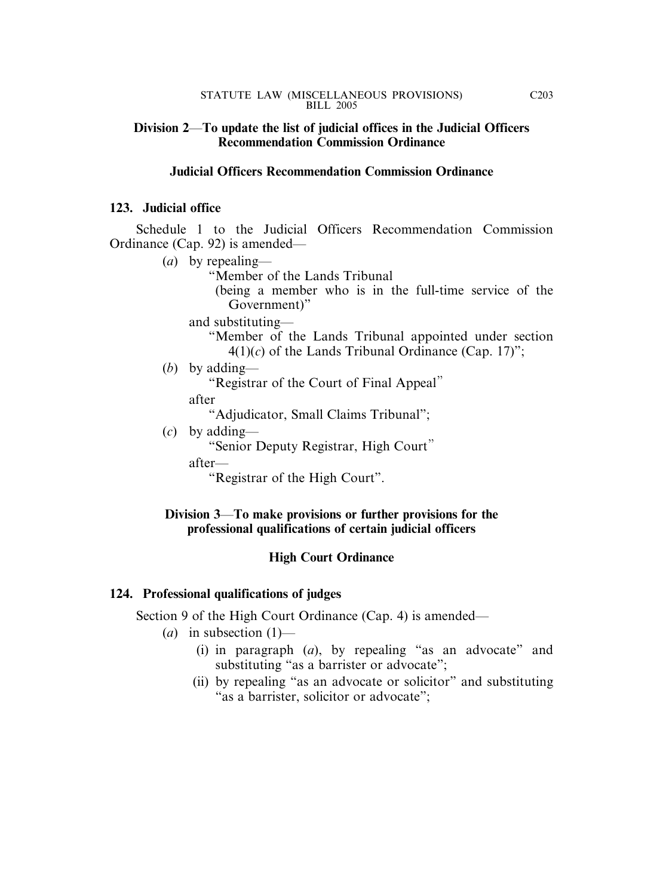**Division 2—To update the list of judicial offices in the Judicial Officers Recommendation Commission Ordinance**

**Judicial Officers Recommendation Commission Ordinance**

**123. Judicial office**

Schedule 1 to the Judicial Officers Recommendation Commission Ordinance (Cap. 92) is amended—

(*a*) by repealing—

"Member of the Lands Tribunal
(being a member who is in the full-time service of the Government)"

and substituting—

"Member of the Lands Tribunal appointed under section 4(1)(*c*) of the Lands Tribunal Ordinance (Cap. 17)";

(*b*) by adding—

"Registrar of the Court of Final Appeal"

after

"Adjudicator, Small Claims Tribunal";

(*c*) by adding—

"Senior Deputy Registrar, High Court"

after—

"Registrar of the High Court".

**Division 3—To make provisions or further provisions for the professional qualifications of certain judicial officers**

**High Court Ordinance**

**124. Professional qualifications of judges**

Section 9 of the High Court Ordinance (Cap. 4) is amended—

(*a*) in subsection (1)—

(i) in paragraph (*a*), by repealing "as an advocate" and substituting "as a barrister or advocate";

(ii) by repealing "as an advocate or solicitor" and substituting "as a barrister, solicitor or advocate";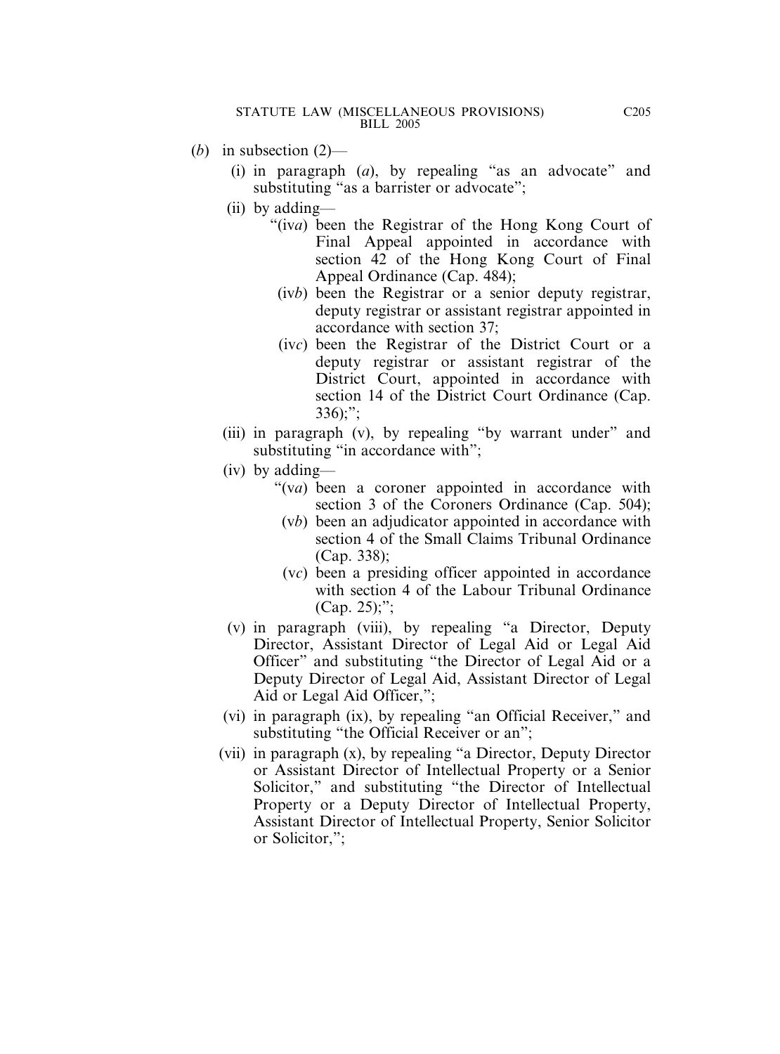(*b*) in subsection (2)—

(i) in paragraph (*a*), by repealing "as an advocate" and substituting "as a barrister or advocate";

(ii) by adding—

"(iv*a*) been the Registrar of the Hong Kong Court of Final Appeal appointed in accordance with section 42 of the Hong Kong Court of Final Appeal Ordinance (Cap. 484);

(iv*b*) been the Registrar or a senior deputy registrar, deputy registrar or assistant registrar appointed in accordance with section 37;

(iv*c*) been the Registrar of the District Court or a deputy registrar or assistant registrar of the District Court, appointed in accordance with section 14 of the District Court Ordinance (Cap. 336);";

(iii) in paragraph (v), by repealing "by warrant under" and substituting "in accordance with";

(iv) by adding—

"(v*a*) been a coroner appointed in accordance with section 3 of the Coroners Ordinance (Cap. 504);

(v*b*) been an adjudicator appointed in accordance with section 4 of the Small Claims Tribunal Ordinance (Cap. 338);

(v*c*) been a presiding officer appointed in accordance with section 4 of the Labour Tribunal Ordinance (Cap. 25);";

(v) in paragraph (viii), by repealing "a Director, Deputy Director, Assistant Director of Legal Aid or Legal Aid Officer" and substituting "the Director of Legal Aid or a Deputy Director of Legal Aid, Assistant Director of Legal Aid or Legal Aid Officer,";

(vi) in paragraph (ix), by repealing "an Official Receiver," and substituting "the Official Receiver or an";

(vii) in paragraph (x), by repealing "a Director, Deputy Director or Assistant Director of Intellectual Property or a Senior Solicitor," and substituting "the Director of Intellectual Property or a Deputy Director of Intellectual Property, Assistant Director of Intellectual Property, Senior Solicitor or Solicitor,";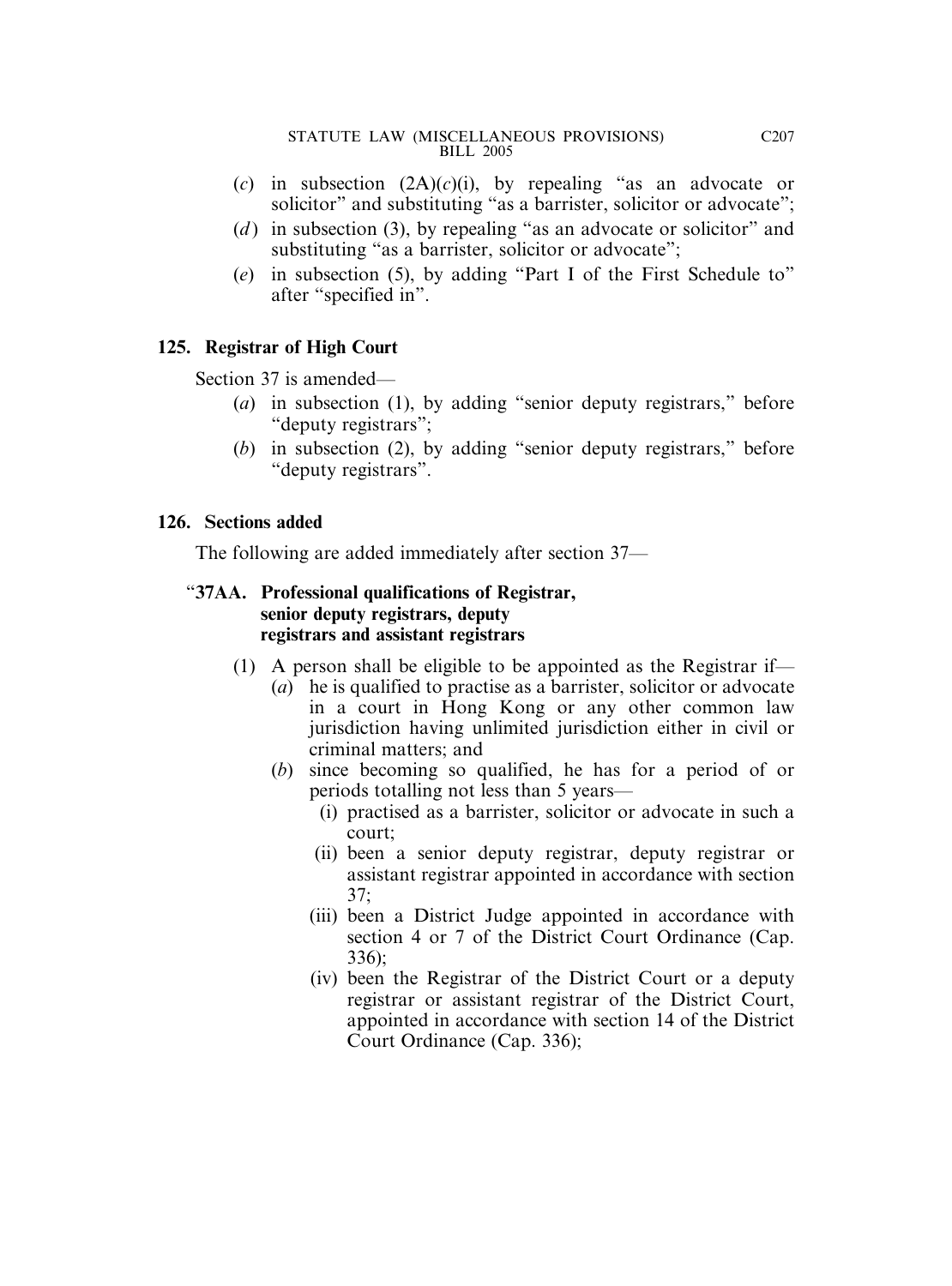(*c*) in subsection (2A)(*c*)(i), by repealing "as an advocate or solicitor" and substituting "as a barrister, solicitor or advocate";

(*d*) in subsection (3), by repealing "as an advocate or solicitor" and substituting "as a barrister, solicitor or advocate";

(*e*) in subsection (5), by adding "Part I of the First Schedule to" after "specified in".

**125. Registrar of High Court**

Section 37 is amended—

(*a*) in subsection (1), by adding "senior deputy registrars," before "deputy registrars";

(*b*) in subsection (2), by adding "senior deputy registrars," before "deputy registrars".

**126. Sections added**

The following are added immediately after section 37—

"**37AA. Professional qualifications of Registrar, senior deputy registrars, deputy registrars and assistant registrars**

(1) A person shall be eligible to be appointed as the Registrar if—

(*a*) he is qualified to practise as a barrister, solicitor or advocate in a court in Hong Kong or any other common law jurisdiction having unlimited jurisdiction either in civil or criminal matters; and

(*b*) since becoming so qualified, he has for a period of or periods totalling not less than 5 years—

(i) practised as a barrister, solicitor or advocate in such a court;

(ii) been a senior deputy registrar, deputy registrar or assistant registrar appointed in accordance with section 37;

(iii) been a District Judge appointed in accordance with section 4 or 7 of the District Court Ordinance (Cap. 336);

(iv) been the Registrar of the District Court or a deputy registrar or assistant registrar of the District Court, appointed in accordance with section 14 of the District Court Ordinance (Cap. 336);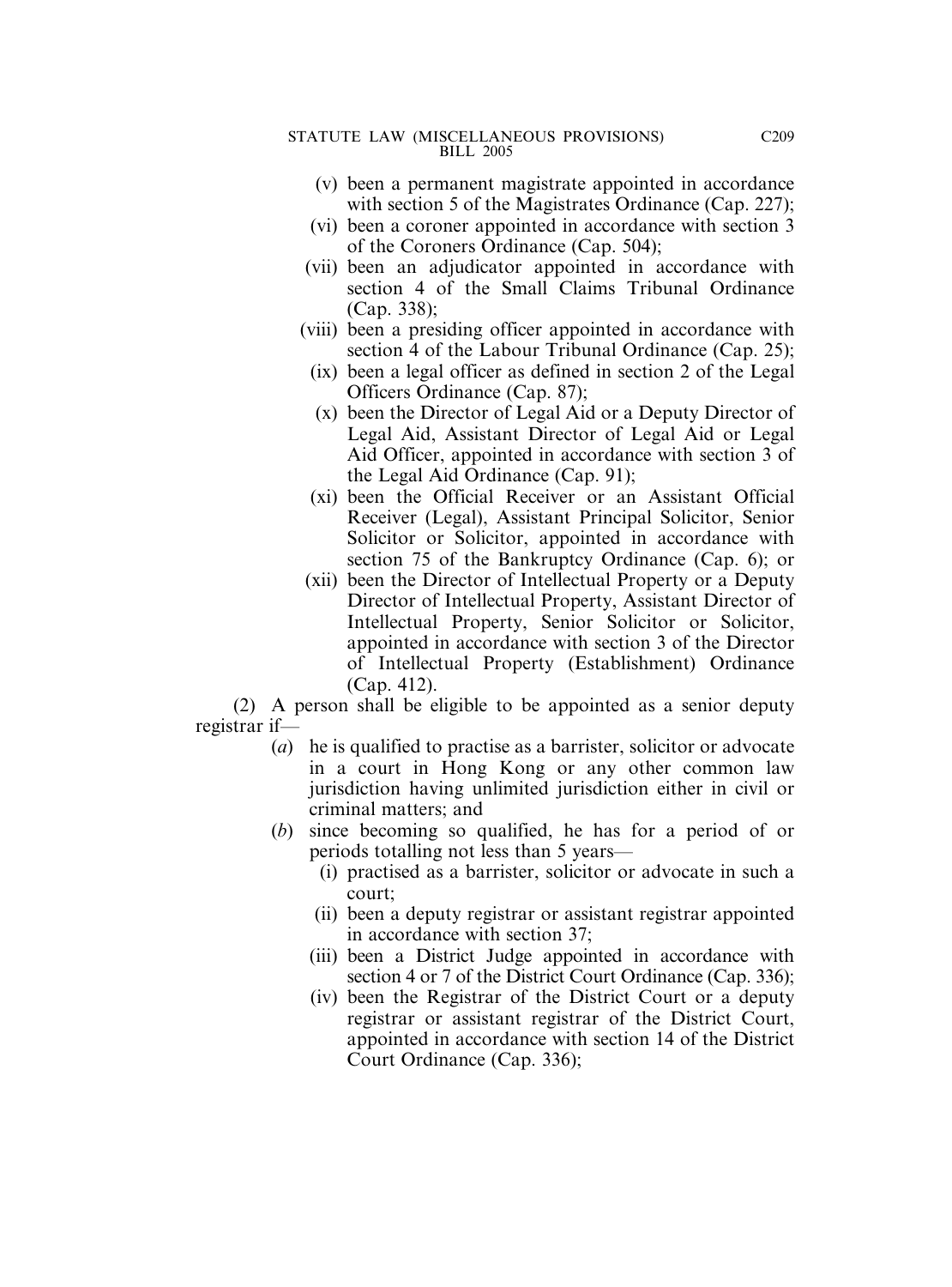(v) been a permanent magistrate appointed in accordance with section 5 of the Magistrates Ordinance (Cap. 227);

(vi) been a coroner appointed in accordance with section 3 of the Coroners Ordinance (Cap. 504);

(vii) been an adjudicator appointed in accordance with section 4 of the Small Claims Tribunal Ordinance (Cap. 338);

(viii) been a presiding officer appointed in accordance with section 4 of the Labour Tribunal Ordinance (Cap. 25);

(ix) been a legal officer as defined in section 2 of the Legal Officers Ordinance (Cap. 87);

(x) been the Director of Legal Aid or a Deputy Director of Legal Aid, Assistant Director of Legal Aid or Legal Aid Officer, appointed in accordance with section 3 of the Legal Aid Ordinance (Cap. 91);

(xi) been the Official Receiver or an Assistant Official Receiver (Legal), Assistant Principal Solicitor, Senior Solicitor or Solicitor, appointed in accordance with section 75 of the Bankruptcy Ordinance (Cap. 6); or

(xii) been the Director of Intellectual Property or a Deputy Director of Intellectual Property, Assistant Director of Intellectual Property, Senior Solicitor or Solicitor, appointed in accordance with section 3 of the Director of Intellectual Property (Establishment) Ordinance (Cap. 412).

(2) A person shall be eligible to be appointed as a senior deputy registrar if—

(*a*) he is qualified to practise as a barrister, solicitor or advocate in a court in Hong Kong or any other common law jurisdiction having unlimited jurisdiction either in civil or criminal matters; and

(*b*) since becoming so qualified, he has for a period of or periods totalling not less than 5 years—

(i) practised as a barrister, solicitor or advocate in such a court;

(ii) been a deputy registrar or assistant registrar appointed in accordance with section 37;

(iii) been a District Judge appointed in accordance with section 4 or 7 of the District Court Ordinance (Cap. 336);

(iv) been the Registrar of the District Court or a deputy registrar or assistant registrar of the District Court, appointed in accordance with section 14 of the District Court Ordinance (Cap. 336);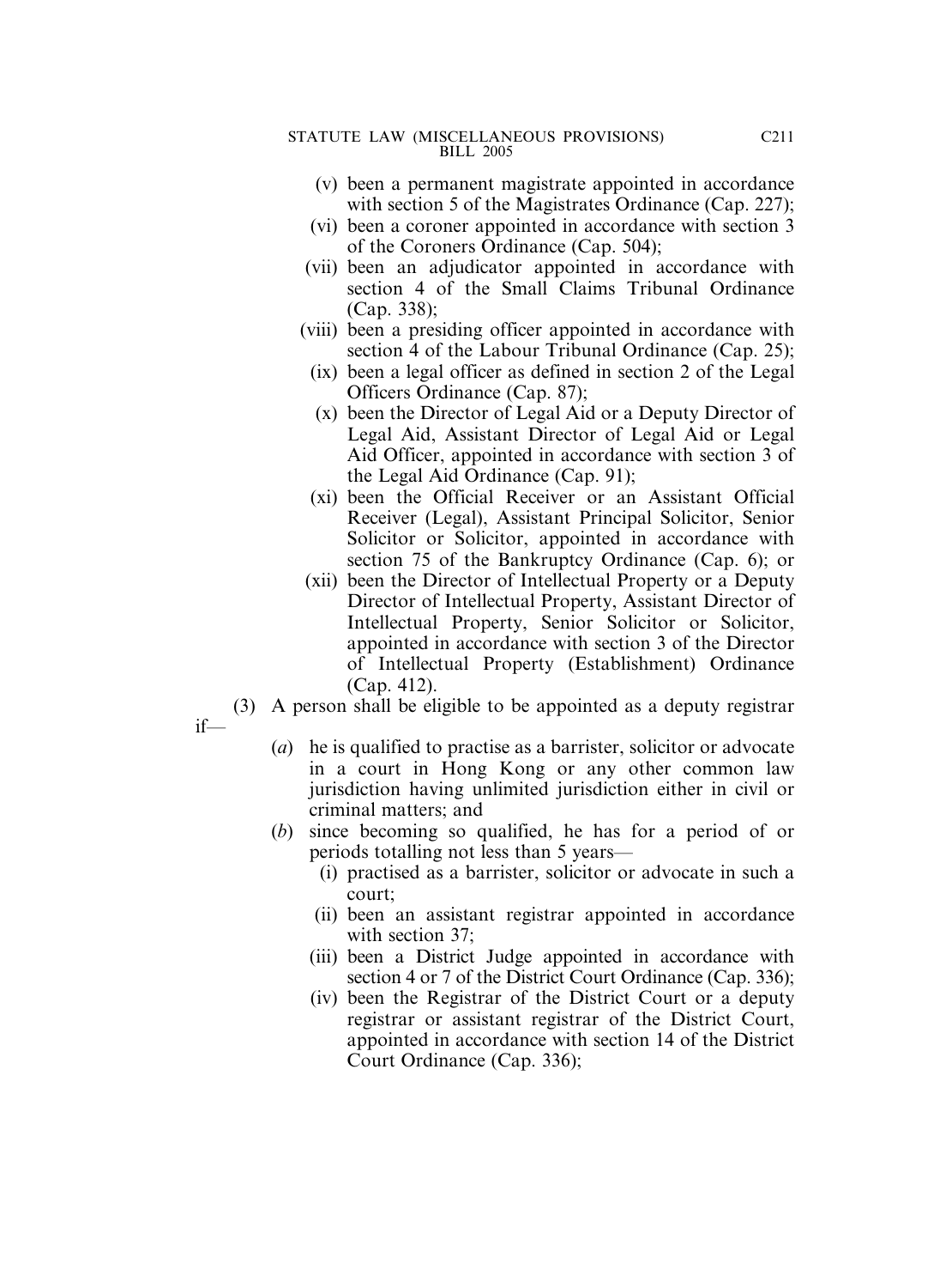(v) been a permanent magistrate appointed in accordance with section 5 of the Magistrates Ordinance (Cap. 227);

(vi) been a coroner appointed in accordance with section 3 of the Coroners Ordinance (Cap. 504);

(vii) been an adjudicator appointed in accordance with section 4 of the Small Claims Tribunal Ordinance (Cap. 338);

(viii) been a presiding officer appointed in accordance with section 4 of the Labour Tribunal Ordinance (Cap. 25);

(ix) been a legal officer as defined in section 2 of the Legal Officers Ordinance (Cap. 87);

(x) been the Director of Legal Aid or a Deputy Director of Legal Aid, Assistant Director of Legal Aid or Legal Aid Officer, appointed in accordance with section 3 of the Legal Aid Ordinance (Cap. 91);

(xi) been the Official Receiver or an Assistant Official Receiver (Legal), Assistant Principal Solicitor, Senior Solicitor or Solicitor, appointed in accordance with section 75 of the Bankruptcy Ordinance (Cap. 6); or

(xii) been the Director of Intellectual Property or a Deputy Director of Intellectual Property, Assistant Director of Intellectual Property, Senior Solicitor or Solicitor, appointed in accordance with section 3 of the Director of Intellectual Property (Establishment) Ordinance (Cap. 412).

(3) A person shall be eligible to be appointed as a deputy registrar if—

(*a*) he is qualified to practise as a barrister, solicitor or advocate in a court in Hong Kong or any other common law jurisdiction having unlimited jurisdiction either in civil or criminal matters; and

(*b*) since becoming so qualified, he has for a period of or periods totalling not less than 5 years—

(i) practised as a barrister, solicitor or advocate in such a court;

(ii) been an assistant registrar appointed in accordance with section 37;

(iii) been a District Judge appointed in accordance with section 4 or 7 of the District Court Ordinance (Cap. 336);

(iv) been the Registrar of the District Court or a deputy registrar or assistant registrar of the District Court, appointed in accordance with section 14 of the District Court Ordinance (Cap. 336);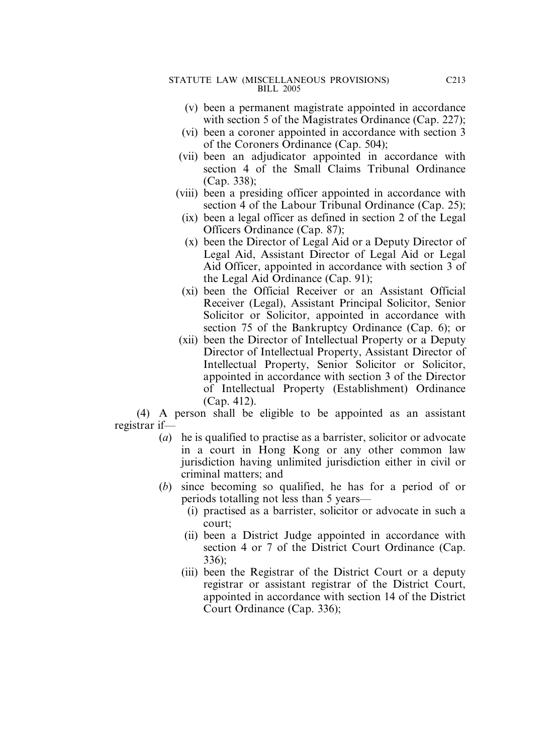(v) been a permanent magistrate appointed in accordance with section 5 of the Magistrates Ordinance (Cap. 227);

(vi) been a coroner appointed in accordance with section 3 of the Coroners Ordinance (Cap. 504);

(vii) been an adjudicator appointed in accordance with section 4 of the Small Claims Tribunal Ordinance (Cap. 338);

(viii) been a presiding officer appointed in accordance with section 4 of the Labour Tribunal Ordinance (Cap. 25);

(ix) been a legal officer as defined in section 2 of the Legal Officers Ordinance (Cap. 87);

(x) been the Director of Legal Aid or a Deputy Director of Legal Aid, Assistant Director of Legal Aid or Legal Aid Officer, appointed in accordance with section 3 of the Legal Aid Ordinance (Cap. 91);

(xi) been the Official Receiver or an Assistant Official Receiver (Legal), Assistant Principal Solicitor, Senior Solicitor or Solicitor, appointed in accordance with section 75 of the Bankruptcy Ordinance (Cap. 6); or

(xii) been the Director of Intellectual Property or a Deputy Director of Intellectual Property, Assistant Director of Intellectual Property, Senior Solicitor or Solicitor, appointed in accordance with section 3 of the Director of Intellectual Property (Establishment) Ordinance (Cap. 412).

(4) A person shall be eligible to be appointed as an assistant registrar if—

(*a*) he is qualified to practise as a barrister, solicitor or advocate in a court in Hong Kong or any other common law jurisdiction having unlimited jurisdiction either in civil or criminal matters; and

(*b*) since becoming so qualified, he has for a period of or periods totalling not less than 5 years—

(i) practised as a barrister, solicitor or advocate in such a court;

(ii) been a District Judge appointed in accordance with section 4 or 7 of the District Court Ordinance (Cap. 336);

(iii) been the Registrar of the District Court or a deputy registrar or assistant registrar of the District Court, appointed in accordance with section 14 of the District Court Ordinance (Cap. 336);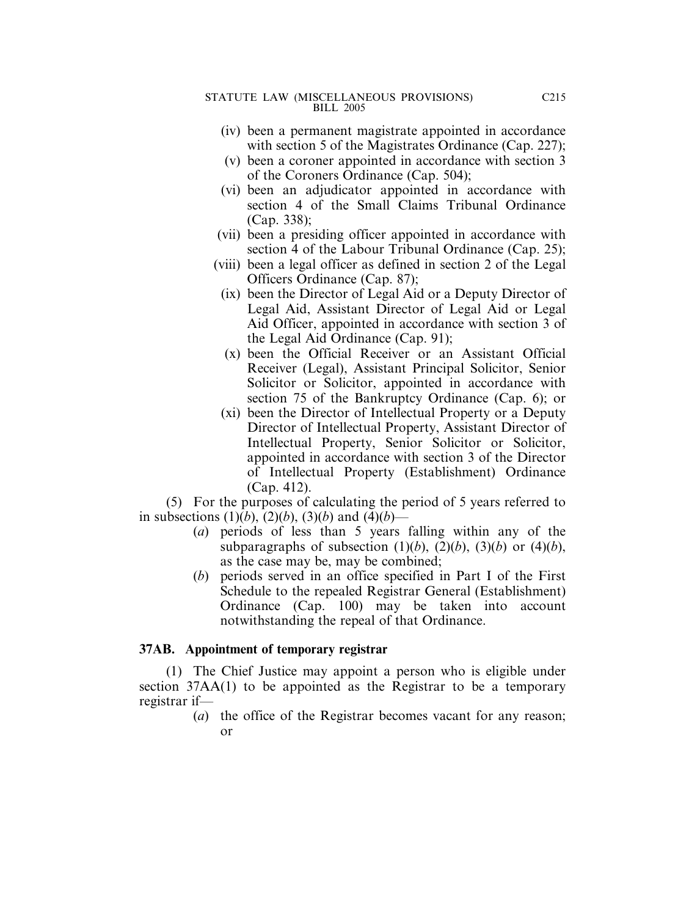(iv) been a permanent magistrate appointed in accordance with section 5 of the Magistrates Ordinance (Cap. 227);

(v) been a coroner appointed in accordance with section 3 of the Coroners Ordinance (Cap. 504);

(vi) been an adjudicator appointed in accordance with section 4 of the Small Claims Tribunal Ordinance (Cap. 338);

(vii) been a presiding officer appointed in accordance with section 4 of the Labour Tribunal Ordinance (Cap. 25);

(viii) been a legal officer as defined in section 2 of the Legal Officers Ordinance (Cap. 87);

(ix) been the Director of Legal Aid or a Deputy Director of Legal Aid, Assistant Director of Legal Aid or Legal Aid Officer, appointed in accordance with section 3 of the Legal Aid Ordinance (Cap. 91);

(x) been the Official Receiver or an Assistant Official Receiver (Legal), Assistant Principal Solicitor, Senior Solicitor or Solicitor, appointed in accordance with section 75 of the Bankruptcy Ordinance (Cap. 6); or

(xi) been the Director of Intellectual Property or a Deputy Director of Intellectual Property, Assistant Director of Intellectual Property, Senior Solicitor or Solicitor, appointed in accordance with section 3 of the Director of Intellectual Property (Establishment) Ordinance (Cap. 412).

(5) For the purposes of calculating the period of 5 years referred to in subsections (1)(*b*), (2)(*b*), (3)(*b*) and (4)(*b*)—

(*a*) periods of less than 5 years falling within any of the subparagraphs of subsection (1)(*b*), (2)(*b*), (3)(*b*) or (4)(*b*), as the case may be, may be combined;

(*b*) periods served in an office specified in Part I of the First Schedule to the repealed Registrar General (Establishment) Ordinance (Cap. 100) may be taken into account notwithstanding the repeal of that Ordinance.

**37AB. Appointment of temporary registrar**

(1) The Chief Justice may appoint a person who is eligible under section 37AA(1) to be appointed as the Registrar to be a temporary registrar if—

(*a*) the office of the Registrar becomes vacant for any reason; or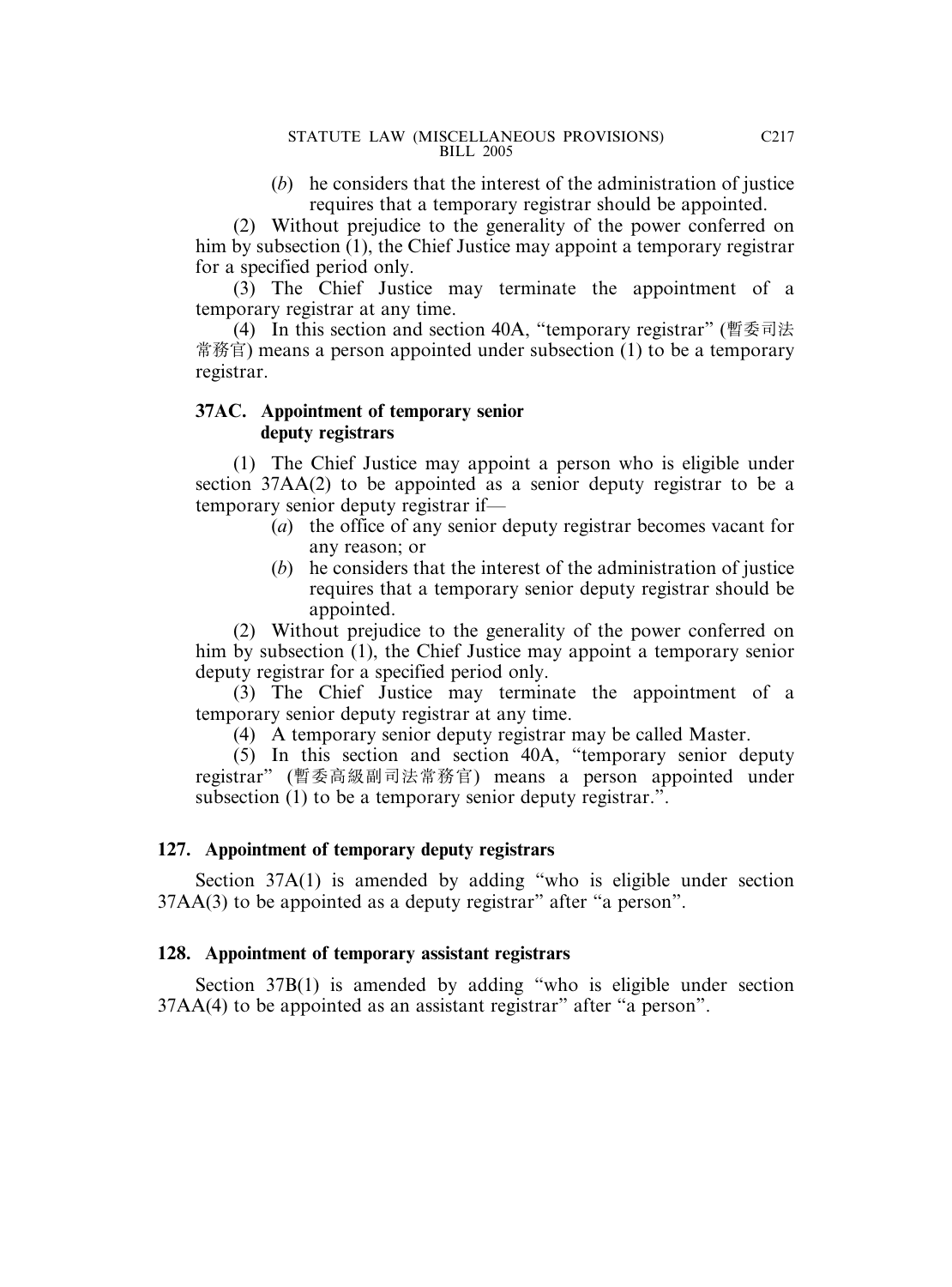(*b*) he considers that the interest of the administration of justice requires that a temporary registrar should be appointed.

(2) Without prejudice to the generality of the power conferred on him by subsection (1), the Chief Justice may appoint a temporary registrar for a specified period only.

(3) The Chief Justice may terminate the appointment of a temporary registrar at any time.

(4) In this section and section 40A, "temporary registrar" (暫委司法常務官) means a person appointed under subsection (1) to be a temporary registrar.

**37AC. Appointment of temporary senior deputy registrars**

(1) The Chief Justice may appoint a person who is eligible under section 37AA(2) to be appointed as a senior deputy registrar to be a temporary senior deputy registrar if—

(*a*) the office of any senior deputy registrar becomes vacant for any reason; or

(*b*) he considers that the interest of the administration of justice requires that a temporary senior deputy registrar should be appointed.

(2) Without prejudice to the generality of the power conferred on him by subsection (1), the Chief Justice may appoint a temporary senior deputy registrar for a specified period only.

(3) The Chief Justice may terminate the appointment of a temporary senior deputy registrar at any time.

(4) A temporary senior deputy registrar may be called Master.

(5) In this section and section 40A, "temporary senior deputy registrar" (暫委高級副司法常務官) means a person appointed under subsection (1) to be a temporary senior deputy registrar.".

**127. Appointment of temporary deputy registrars**

Section 37A(1) is amended by adding "who is eligible under section 37AA(3) to be appointed as a deputy registrar" after "a person".

**128. Appointment of temporary assistant registrars**

Section 37B(1) is amended by adding "who is eligible under section 37AA(4) to be appointed as an assistant registrar" after "a person".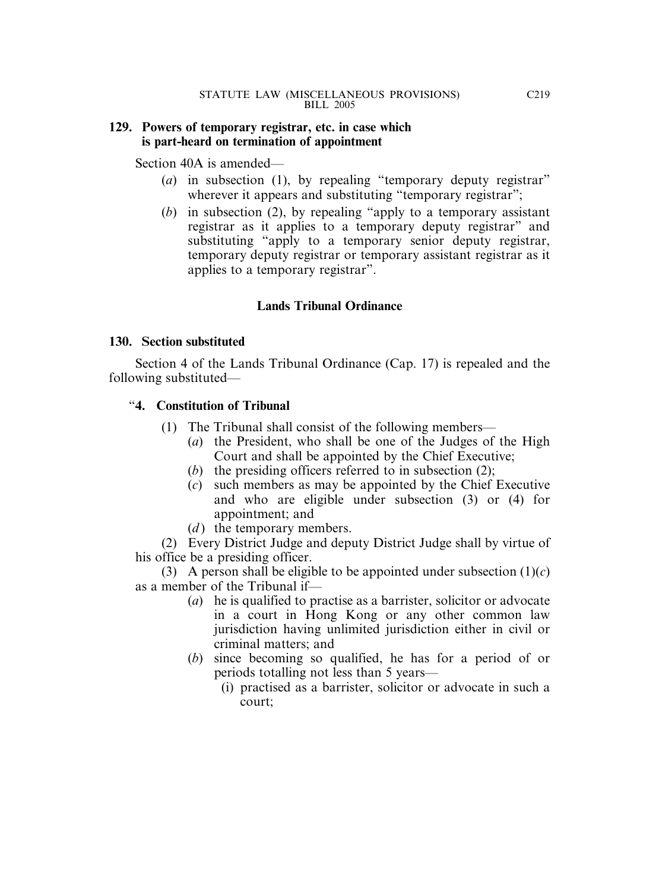**129. Powers of temporary registrar, etc. in case which is part-heard on termination of appointment**

Section 40A is amended—

(*a*) in subsection (1), by repealing "temporary deputy registrar" wherever it appears and substituting "temporary registrar";

(*b*) in subsection (2), by repealing "apply to a temporary assistant registrar as it applies to a temporary deputy registrar" and substituting "apply to a temporary senior deputy registrar, temporary deputy registrar or temporary assistant registrar as it applies to a temporary registrar".

### Lands Tribunal Ordinance

**130. Section substituted**

Section 4 of the Lands Tribunal Ordinance (Cap. 17) is repealed and the following substituted—

"**4. Constitution of Tribunal**

(1) The Tribunal shall consist of the following members—

(*a*) the President, who shall be one of the Judges of the High Court and shall be appointed by the Chief Executive;

(*b*) the presiding officers referred to in subsection (2);

(*c*) such members as may be appointed by the Chief Executive and who are eligible under subsection (3) or (4) for appointment; and

(*d*) the temporary members.

(2) Every District Judge and deputy District Judge shall by virtue of his office be a presiding officer.

(3) A person shall be eligible to be appointed under subsection (1)(*c*) as a member of the Tribunal if—

(*a*) he is qualified to practise as a barrister, solicitor or advocate in a court in Hong Kong or any other common law jurisdiction having unlimited jurisdiction either in civil or criminal matters; and

(*b*) since becoming so qualified, he has for a period of or periods totalling not less than 5 years—

(i) practised as a barrister, solicitor or advocate in such a court;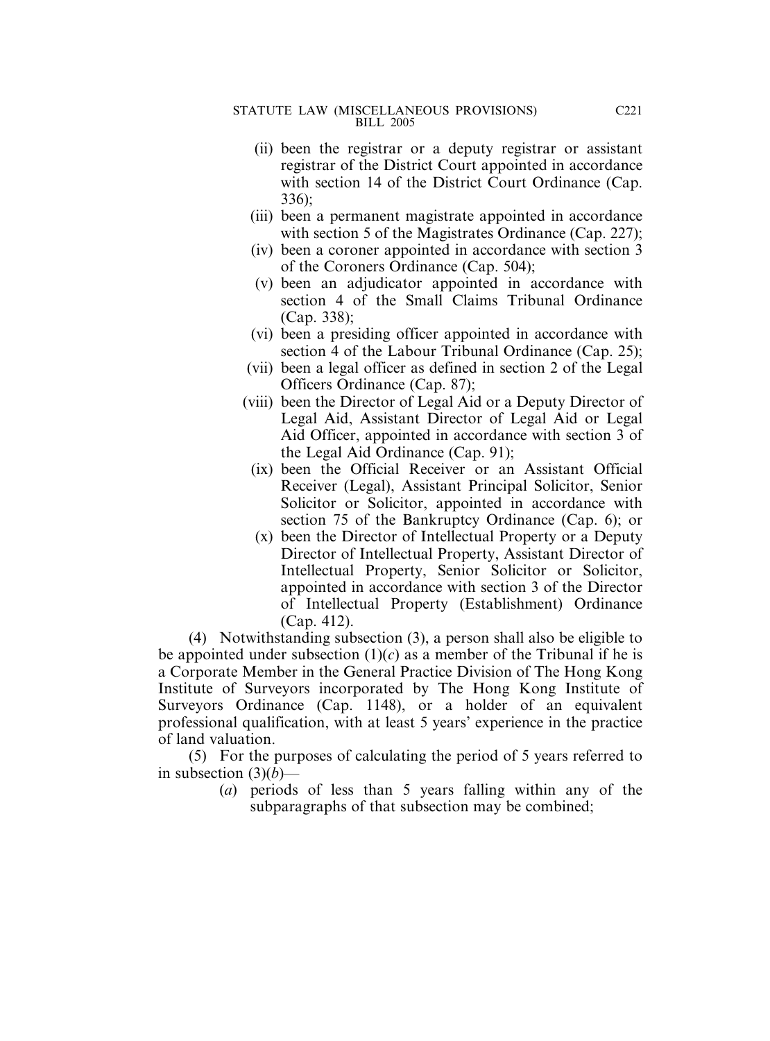(ii) been the registrar or a deputy registrar or assistant registrar of the District Court appointed in accordance with section 14 of the District Court Ordinance (Cap. 336);

(iii) been a permanent magistrate appointed in accordance with section 5 of the Magistrates Ordinance (Cap. 227);

(iv) been a coroner appointed in accordance with section 3 of the Coroners Ordinance (Cap. 504);

(v) been an adjudicator appointed in accordance with section 4 of the Small Claims Tribunal Ordinance (Cap. 338);

(vi) been a presiding officer appointed in accordance with section 4 of the Labour Tribunal Ordinance (Cap. 25);

(vii) been a legal officer as defined in section 2 of the Legal Officers Ordinance (Cap. 87);

(viii) been the Director of Legal Aid or a Deputy Director of Legal Aid, Assistant Director of Legal Aid or Legal Aid Officer, appointed in accordance with section 3 of the Legal Aid Ordinance (Cap. 91);

(ix) been the Official Receiver or an Assistant Official Receiver (Legal), Assistant Principal Solicitor, Senior Solicitor or Solicitor, appointed in accordance with section 75 of the Bankruptcy Ordinance (Cap. 6); or

(x) been the Director of Intellectual Property or a Deputy Director of Intellectual Property, Assistant Director of Intellectual Property, Senior Solicitor or Solicitor, appointed in accordance with section 3 of the Director of Intellectual Property (Establishment) Ordinance (Cap. 412).

(4) Notwithstanding subsection (3), a person shall also be eligible to be appointed under subsection (1)(*c*) as a member of the Tribunal if he is a Corporate Member in the General Practice Division of The Hong Kong Institute of Surveyors incorporated by The Hong Kong Institute of Surveyors Ordinance (Cap. 1148), or a holder of an equivalent professional qualification, with at least 5 years' experience in the practice of land valuation.

(5) For the purposes of calculating the period of 5 years referred to in subsection (3)(*b*)—

(*a*) periods of less than 5 years falling within any of the subparagraphs of that subsection may be combined;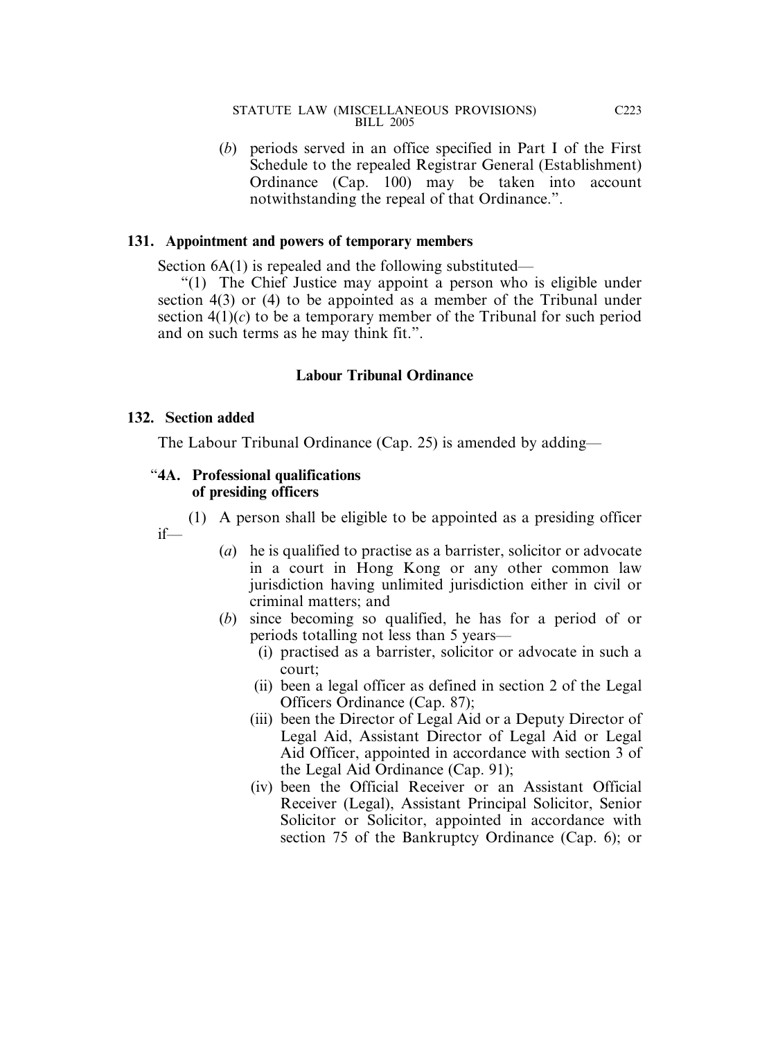(*b*) periods served in an office specified in Part I of the First Schedule to the repealed Registrar General (Establishment) Ordinance (Cap. 100) may be taken into account notwithstanding the repeal of that Ordinance.".

**131. Appointment and powers of temporary members**

Section 6A(1) is repealed and the following substituted—

"(1) The Chief Justice may appoint a person who is eligible under section 4(3) or (4) to be appointed as a member of the Tribunal under section 4(1)(*c*) to be a temporary member of the Tribunal for such period and on such terms as he may think fit.".

### Labour Tribunal Ordinance

**132. Section added**

The Labour Tribunal Ordinance (Cap. 25) is amended by adding—

"**4A. Professional qualifications of presiding officers**

(1) A person shall be eligible to be appointed as a presiding officer if—

(*a*) he is qualified to practise as a barrister, solicitor or advocate in a court in Hong Kong or any other common law jurisdiction having unlimited jurisdiction either in civil or criminal matters; and

(*b*) since becoming so qualified, he has for a period of or periods totalling not less than 5 years—

(i) practised as a barrister, solicitor or advocate in such a court;

(ii) been a legal officer as defined in section 2 of the Legal Officers Ordinance (Cap. 87);

(iii) been the Director of Legal Aid or a Deputy Director of Legal Aid, Assistant Director of Legal Aid or Legal Aid Officer, appointed in accordance with section 3 of the Legal Aid Ordinance (Cap. 91);

(iv) been the Official Receiver or an Assistant Official Receiver (Legal), Assistant Principal Solicitor, Senior Solicitor or Solicitor, appointed in accordance with section 75 of the Bankruptcy Ordinance (Cap. 6); or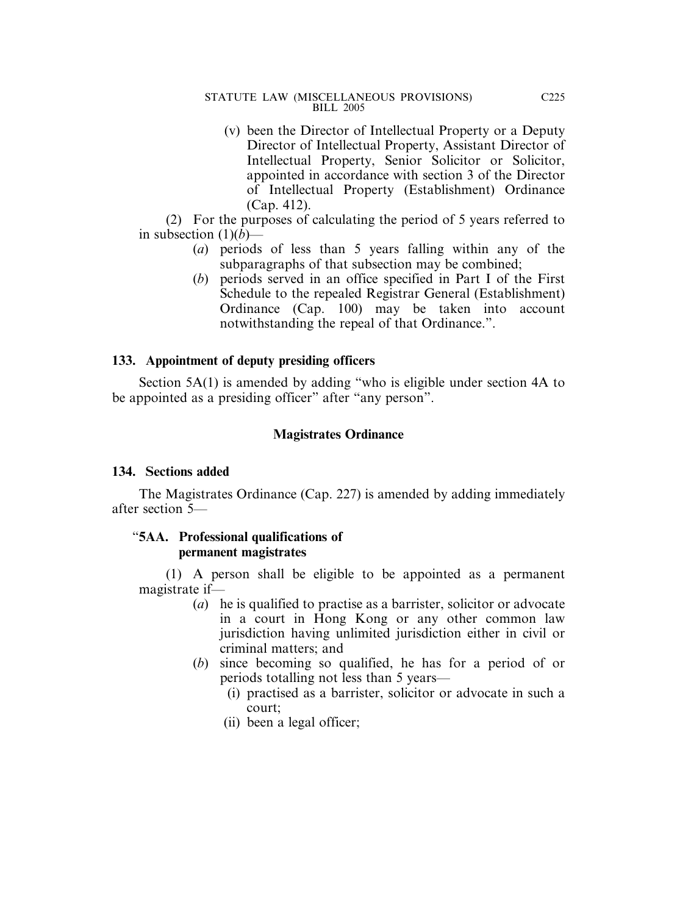(v) been the Director of Intellectual Property or a Deputy Director of Intellectual Property, Assistant Director of Intellectual Property, Senior Solicitor or Solicitor, appointed in accordance with section 3 of the Director of Intellectual Property (Establishment) Ordinance (Cap. 412).

(2) For the purposes of calculating the period of 5 years referred to in subsection (1)(*b*)—

(*a*) periods of less than 5 years falling within any of the subparagraphs of that subsection may be combined;

(*b*) periods served in an office specified in Part I of the First Schedule to the repealed Registrar General (Establishment) Ordinance (Cap. 100) may be taken into account notwithstanding the repeal of that Ordinance.".

**133. Appointment of deputy presiding officers**

Section 5A(1) is amended by adding "who is eligible under section 4A to be appointed as a presiding officer" after "any person".

### Magistrates Ordinance

**134. Sections added**

The Magistrates Ordinance (Cap. 227) is amended by adding immediately after section 5—

"**5AA. Professional qualifications of permanent magistrates**

(1) A person shall be eligible to be appointed as a permanent magistrate if—

(*a*) he is qualified to practise as a barrister, solicitor or advocate in a court in Hong Kong or any other common law jurisdiction having unlimited jurisdiction either in civil or criminal matters; and

(*b*) since becoming so qualified, he has for a period of or periods totalling not less than 5 years—

(i) practised as a barrister, solicitor or advocate in such a court;

(ii) been a legal officer;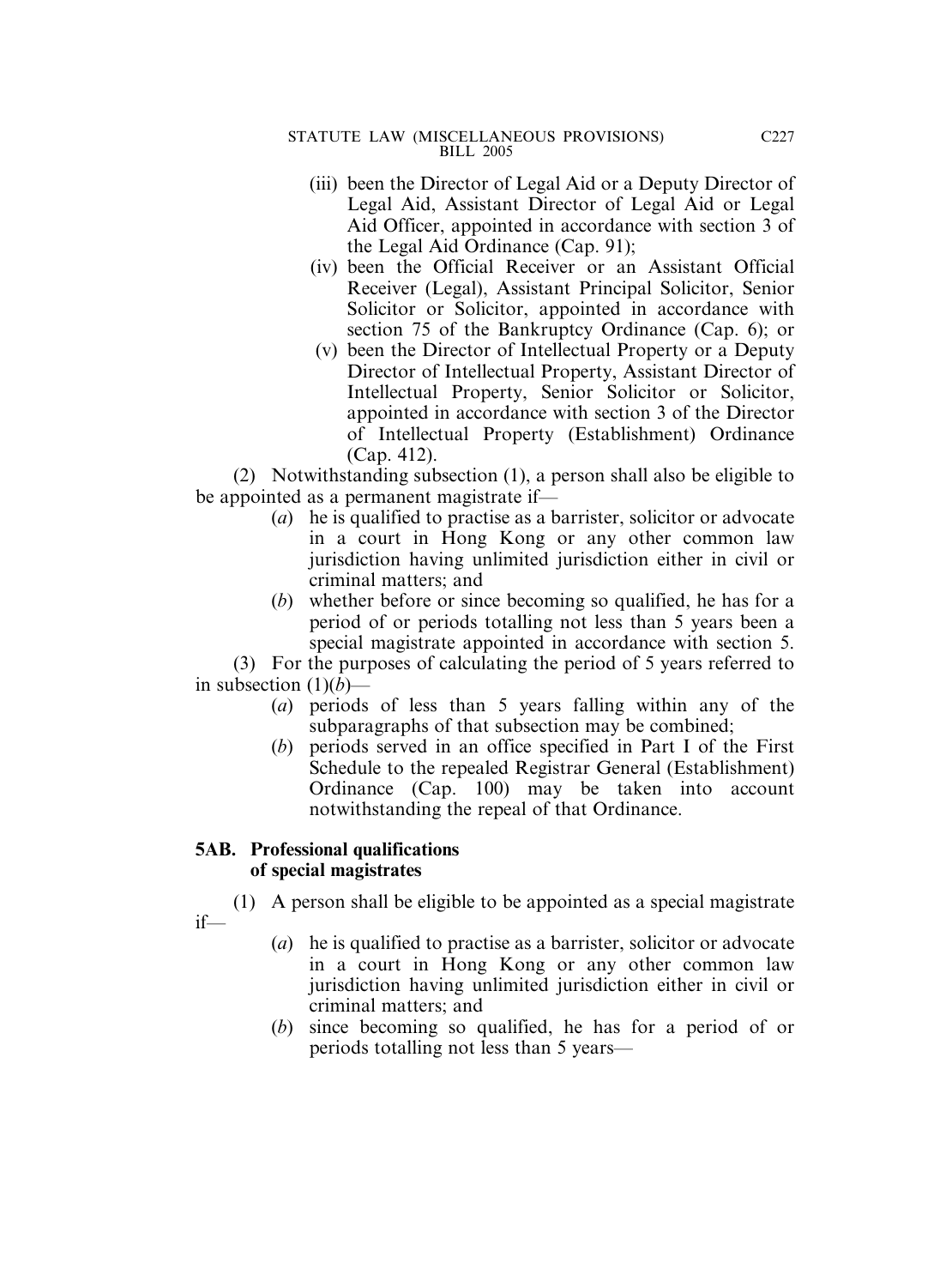(iii) been the Director of Legal Aid or a Deputy Director of Legal Aid, Assistant Director of Legal Aid or Legal Aid Officer, appointed in accordance with section 3 of the Legal Aid Ordinance (Cap. 91);

(iv) been the Official Receiver or an Assistant Official Receiver (Legal), Assistant Principal Solicitor, Senior Solicitor or Solicitor, appointed in accordance with section 75 of the Bankruptcy Ordinance (Cap. 6); or

(v) been the Director of Intellectual Property or a Deputy Director of Intellectual Property, Assistant Director of Intellectual Property, Senior Solicitor or Solicitor, appointed in accordance with section 3 of the Director of Intellectual Property (Establishment) Ordinance (Cap. 412).

(2) Notwithstanding subsection (1), a person shall also be eligible to be appointed as a permanent magistrate if—

(*a*) he is qualified to practise as a barrister, solicitor or advocate in a court in Hong Kong or any other common law jurisdiction having unlimited jurisdiction either in civil or criminal matters; and

(*b*) whether before or since becoming so qualified, he has for a period of or periods totalling not less than 5 years been a special magistrate appointed in accordance with section 5.

(3) For the purposes of calculating the period of 5 years referred to in subsection (1)(*b*)—

(*a*) periods of less than 5 years falling within any of the subparagraphs of that subsection may be combined;

(*b*) periods served in an office specified in Part I of the First Schedule to the repealed Registrar General (Establishment) Ordinance (Cap. 100) may be taken into account notwithstanding the repeal of that Ordinance.

**5AB. Professional qualifications of special magistrates**

(1) A person shall be eligible to be appointed as a special magistrate if—

(*a*) he is qualified to practise as a barrister, solicitor or advocate in a court in Hong Kong or any other common law jurisdiction having unlimited jurisdiction either in civil or criminal matters; and

(*b*) since becoming so qualified, he has for a period of or periods totalling not less than 5 years—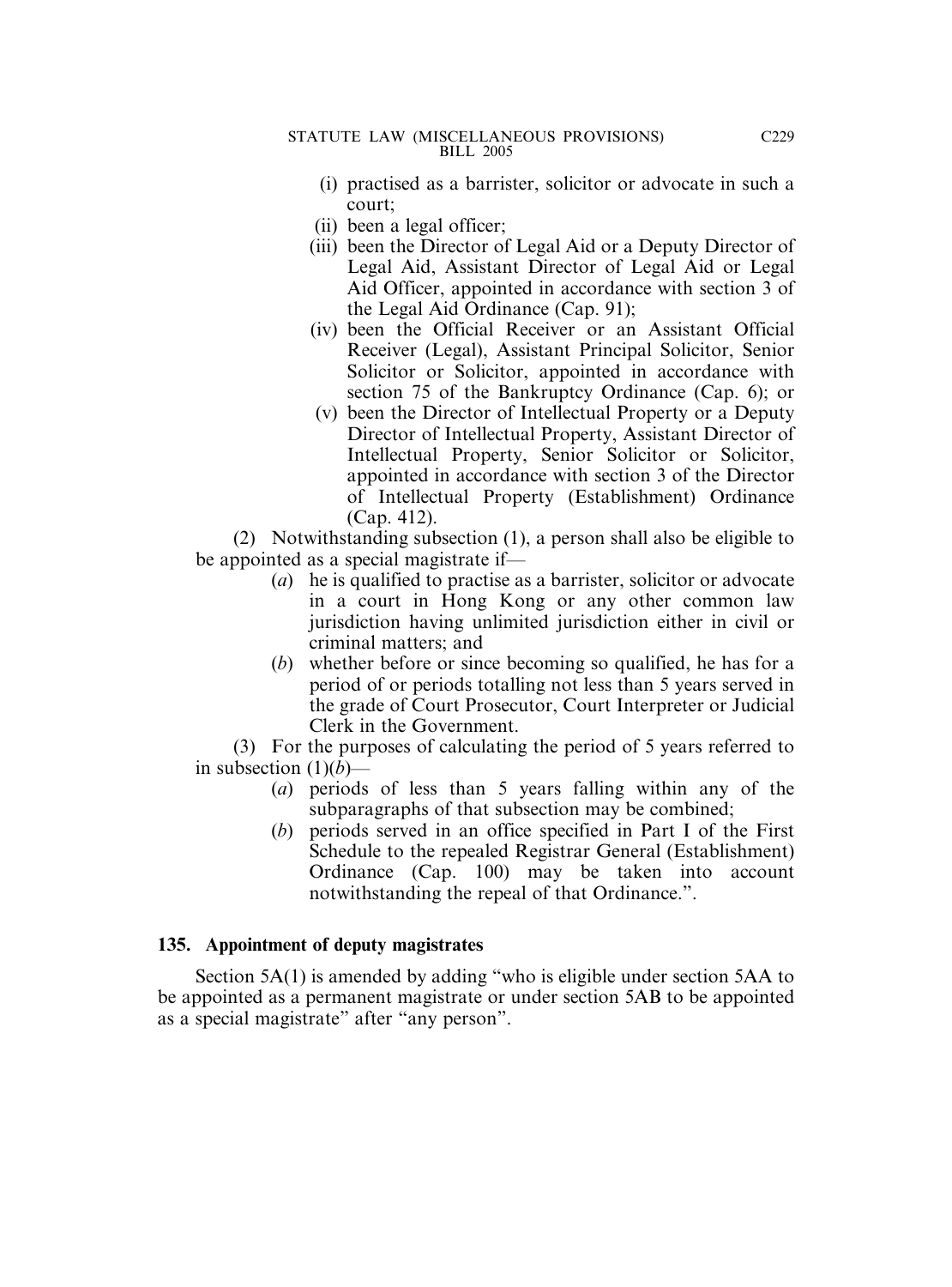(i) practised as a barrister, solicitor or advocate in such a court;

(ii) been a legal officer;

(iii) been the Director of Legal Aid or a Deputy Director of Legal Aid, Assistant Director of Legal Aid or Legal Aid Officer, appointed in accordance with section 3 of the Legal Aid Ordinance (Cap. 91);

(iv) been the Official Receiver or an Assistant Official Receiver (Legal), Assistant Principal Solicitor, Senior Solicitor or Solicitor, appointed in accordance with section 75 of the Bankruptcy Ordinance (Cap. 6); or

(v) been the Director of Intellectual Property or a Deputy Director of Intellectual Property, Assistant Director of Intellectual Property, Senior Solicitor or Solicitor, appointed in accordance with section 3 of the Director of Intellectual Property (Establishment) Ordinance (Cap. 412).

(2) Notwithstanding subsection (1), a person shall also be eligible to be appointed as a special magistrate if—

(*a*) he is qualified to practise as a barrister, solicitor or advocate in a court in Hong Kong or any other common law jurisdiction having unlimited jurisdiction either in civil or criminal matters; and

(*b*) whether before or since becoming so qualified, he has for a period of or periods totalling not less than 5 years served in the grade of Court Prosecutor, Court Interpreter or Judicial Clerk in the Government.

(3) For the purposes of calculating the period of 5 years referred to in subsection (1)(*b*)—

(*a*) periods of less than 5 years falling within any of the subparagraphs of that subsection may be combined;

(*b*) periods served in an office specified in Part I of the First Schedule to the repealed Registrar General (Establishment) Ordinance (Cap. 100) may be taken into account notwithstanding the repeal of that Ordinance.".

**135. Appointment of deputy magistrates**

Section 5A(1) is amended by adding "who is eligible under section 5AA to be appointed as a permanent magistrate or under section 5AB to be appointed as a special magistrate" after "any person".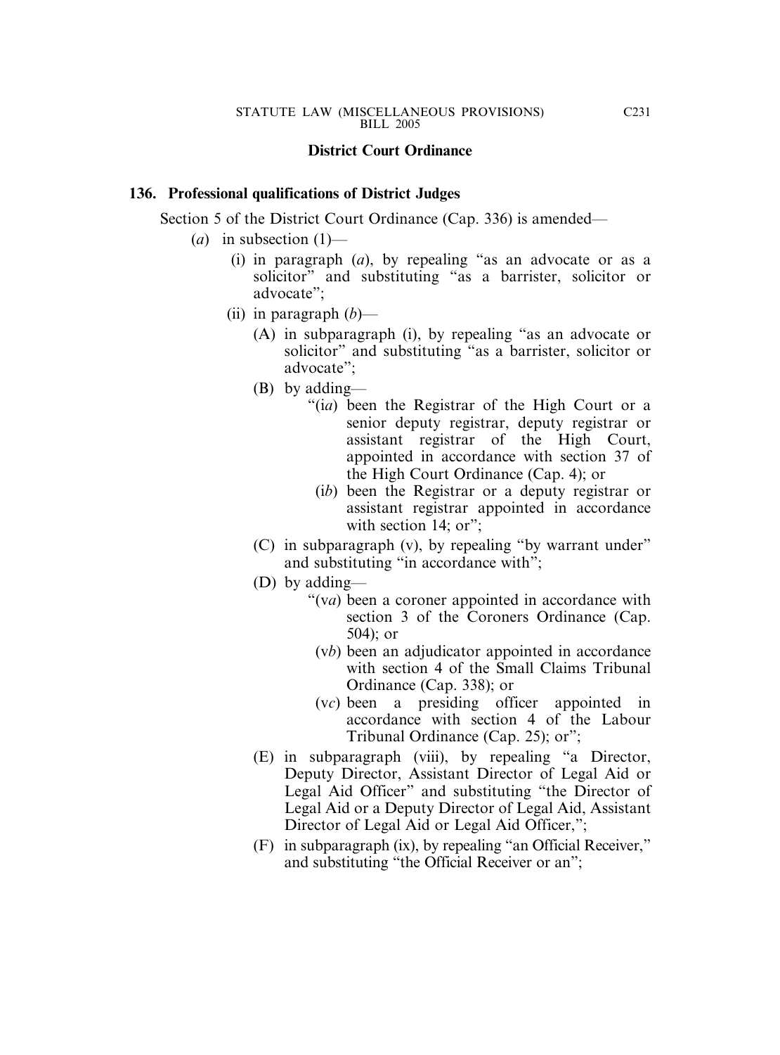## District Court Ordinance

### 136. Professional qualifications of District Judges

Section 5 of the District Court Ordinance (Cap. 336) is amended—

(*a*) in subsection (1)—

(i) in paragraph (*a*), by repealing "as an advocate or as a solicitor" and substituting "as a barrister, solicitor or advocate";

(ii) in paragraph (*b*)—

(A) in subparagraph (i), by repealing "as an advocate or solicitor" and substituting "as a barrister, solicitor or advocate";

(B) by adding—

"(i*a*) been the Registrar of the High Court or a senior deputy registrar, deputy registrar or assistant registrar of the High Court, appointed in accordance with section 37 of the High Court Ordinance (Cap. 4); or

(i*b*) been the Registrar or a deputy registrar or assistant registrar appointed in accordance with section 14; or";

(C) in subparagraph (v), by repealing "by warrant under" and substituting "in accordance with";

(D) by adding—

"(v*a*) been a coroner appointed in accordance with section 3 of the Coroners Ordinance (Cap. 504); or

(v*b*) been an adjudicator appointed in accordance with section 4 of the Small Claims Tribunal Ordinance (Cap. 338); or

(v*c*) been a presiding officer appointed in accordance with section 4 of the Labour Tribunal Ordinance (Cap. 25); or";

(E) in subparagraph (viii), by repealing "a Director, Deputy Director, Assistant Director of Legal Aid or Legal Aid Officer" and substituting "the Director of Legal Aid or a Deputy Director of Legal Aid, Assistant Director of Legal Aid or Legal Aid Officer,";

(F) in subparagraph (ix), by repealing "an Official Receiver," and substituting "the Official Receiver or an";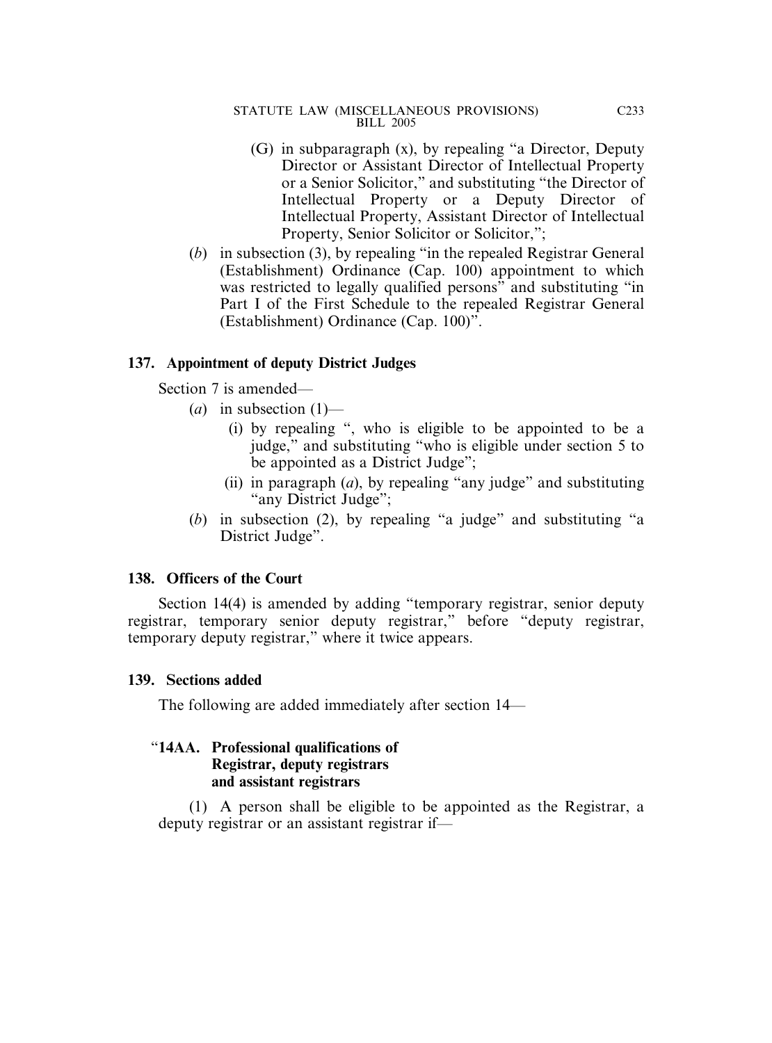(G) in subparagraph (x), by repealing "a Director, Deputy Director or Assistant Director of Intellectual Property or a Senior Solicitor," and substituting "the Director of Intellectual Property or a Deputy Director of Intellectual Property, Assistant Director of Intellectual Property, Senior Solicitor or Solicitor,";

(*b*) in subsection (3), by repealing "in the repealed Registrar General (Establishment) Ordinance (Cap. 100) appointment to which was restricted to legally qualified persons" and substituting "in Part I of the First Schedule to the repealed Registrar General (Establishment) Ordinance (Cap. 100)".

### 137. Appointment of deputy District Judges

Section 7 is amended—

(*a*) in subsection (1)—

(i) by repealing ", who is eligible to be appointed to be a judge," and substituting "who is eligible under section 5 to be appointed as a District Judge";

(ii) in paragraph (*a*), by repealing "any judge" and substituting "any District Judge";

(*b*) in subsection (2), by repealing "a judge" and substituting "a District Judge".

### 138. Officers of the Court

Section 14(4) is amended by adding "temporary registrar, senior deputy registrar, temporary senior deputy registrar," before "deputy registrar, temporary deputy registrar," where it twice appears.

### 139. Sections added

The following are added immediately after section 14—

"**14AA. Professional qualifications of Registrar, deputy registrars and assistant registrars**

(1) A person shall be eligible to be appointed as the Registrar, a deputy registrar or an assistant registrar if—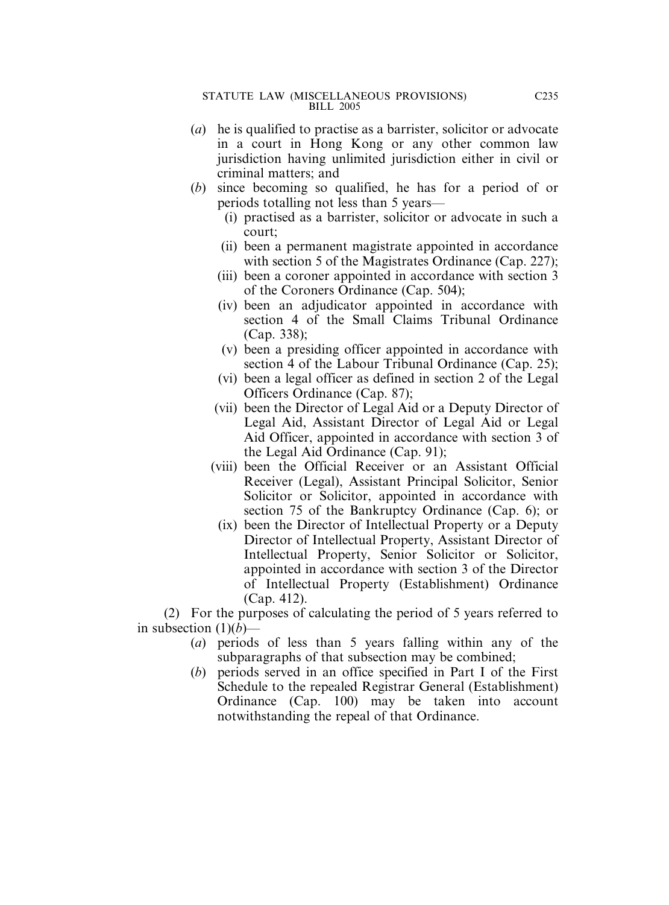(*a*) he is qualified to practise as a barrister, solicitor or advocate in a court in Hong Kong or any other common law jurisdiction having unlimited jurisdiction either in civil or criminal matters; and

(*b*) since becoming so qualified, he has for a period of or periods totalling not less than 5 years—

(i) practised as a barrister, solicitor or advocate in such a court;

(ii) been a permanent magistrate appointed in accordance with section 5 of the Magistrates Ordinance (Cap. 227);

(iii) been a coroner appointed in accordance with section 3 of the Coroners Ordinance (Cap. 504);

(iv) been an adjudicator appointed in accordance with section 4 of the Small Claims Tribunal Ordinance (Cap. 338);

(v) been a presiding officer appointed in accordance with section 4 of the Labour Tribunal Ordinance (Cap. 25);

(vi) been a legal officer as defined in section 2 of the Legal Officers Ordinance (Cap. 87);

(vii) been the Director of Legal Aid or a Deputy Director of Legal Aid, Assistant Director of Legal Aid or Legal Aid Officer, appointed in accordance with section 3 of the Legal Aid Ordinance (Cap. 91);

(viii) been the Official Receiver or an Assistant Official Receiver (Legal), Assistant Principal Solicitor, Senior Solicitor or Solicitor, appointed in accordance with section 75 of the Bankruptcy Ordinance (Cap. 6); or

(ix) been the Director of Intellectual Property or a Deputy Director of Intellectual Property, Assistant Director of Intellectual Property, Senior Solicitor or Solicitor, appointed in accordance with section 3 of the Director of Intellectual Property (Establishment) Ordinance (Cap. 412).

(2) For the purposes of calculating the period of 5 years referred to in subsection (1)(*b*)—

(*a*) periods of less than 5 years falling within any of the subparagraphs of that subsection may be combined;

(*b*) periods served in an office specified in Part I of the First Schedule to the repealed Registrar General (Establishment) Ordinance (Cap. 100) may be taken into account notwithstanding the repeal of that Ordinance.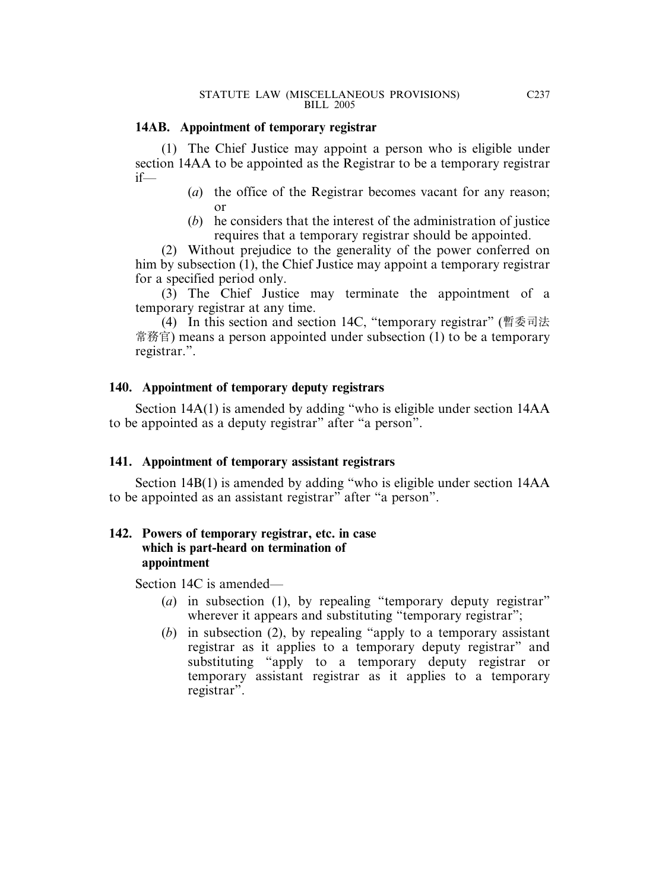**14AB. Appointment of temporary registrar**

(1) The Chief Justice may appoint a person who is eligible under section 14AA to be appointed as the Registrar to be a temporary registrar if—

(*a*) the office of the Registrar becomes vacant for any reason; or

(*b*) he considers that the interest of the administration of justice requires that a temporary registrar should be appointed.

(2) Without prejudice to the generality of the power conferred on him by subsection (1), the Chief Justice may appoint a temporary registrar for a specified period only.

(3) The Chief Justice may terminate the appointment of a temporary registrar at any time.

(4) In this section and section 14C, "temporary registrar" (暫委司法常務官) means a person appointed under subsection (1) to be a temporary registrar.".

## 140. Appointment of temporary deputy registrars

Section 14A(1) is amended by adding "who is eligible under section 14AA to be appointed as a deputy registrar" after "a person".

## 141. Appointment of temporary assistant registrars

Section 14B(1) is amended by adding "who is eligible under section 14AA to be appointed as an assistant registrar" after "a person".

## 142. Powers of temporary registrar, etc. in case which is part-heard on termination of appointment

Section 14C is amended—

(*a*) in subsection (1), by repealing "temporary deputy registrar" wherever it appears and substituting "temporary registrar";

(*b*) in subsection (2), by repealing "apply to a temporary assistant registrar as it applies to a temporary deputy registrar" and substituting "apply to a temporary deputy registrar or temporary assistant registrar as it applies to a temporary registrar".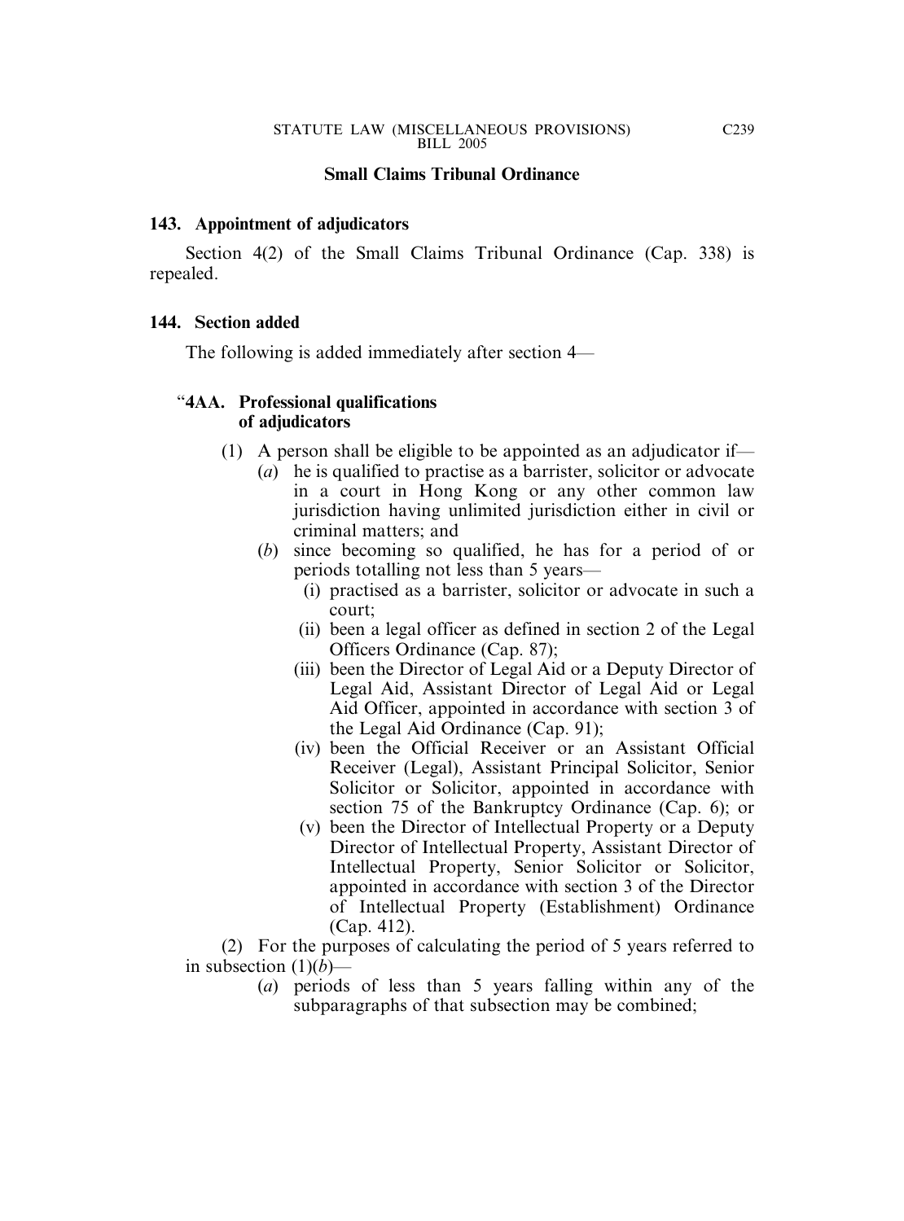**Small Claims Tribunal Ordinance**

**143. Appointment of adjudicators**

Section 4(2) of the Small Claims Tribunal Ordinance (Cap. 338) is repealed.

**144. Section added**

The following is added immediately after section 4—

"**4AA. Professional qualifications of adjudicators**

(1) A person shall be eligible to be appointed as an adjudicator if—

(*a*) he is qualified to practise as a barrister, solicitor or advocate in a court in Hong Kong or any other common law jurisdiction having unlimited jurisdiction either in civil or criminal matters; and

(*b*) since becoming so qualified, he has for a period of or periods totalling not less than 5 years—

(i) practised as a barrister, solicitor or advocate in such a court;

(ii) been a legal officer as defined in section 2 of the Legal Officers Ordinance (Cap. 87);

(iii) been the Director of Legal Aid or a Deputy Director of Legal Aid, Assistant Director of Legal Aid or Legal Aid Officer, appointed in accordance with section 3 of the Legal Aid Ordinance (Cap. 91);

(iv) been the Official Receiver or an Assistant Official Receiver (Legal), Assistant Principal Solicitor, Senior Solicitor or Solicitor, appointed in accordance with section 75 of the Bankruptcy Ordinance (Cap. 6); or

(v) been the Director of Intellectual Property or a Deputy Director of Intellectual Property, Assistant Director of Intellectual Property, Senior Solicitor or Solicitor, appointed in accordance with section 3 of the Director of Intellectual Property (Establishment) Ordinance (Cap. 412).

(2) For the purposes of calculating the period of 5 years referred to in subsection (1)(*b*)—

(*a*) periods of less than 5 years falling within any of the subparagraphs of that subsection may be combined;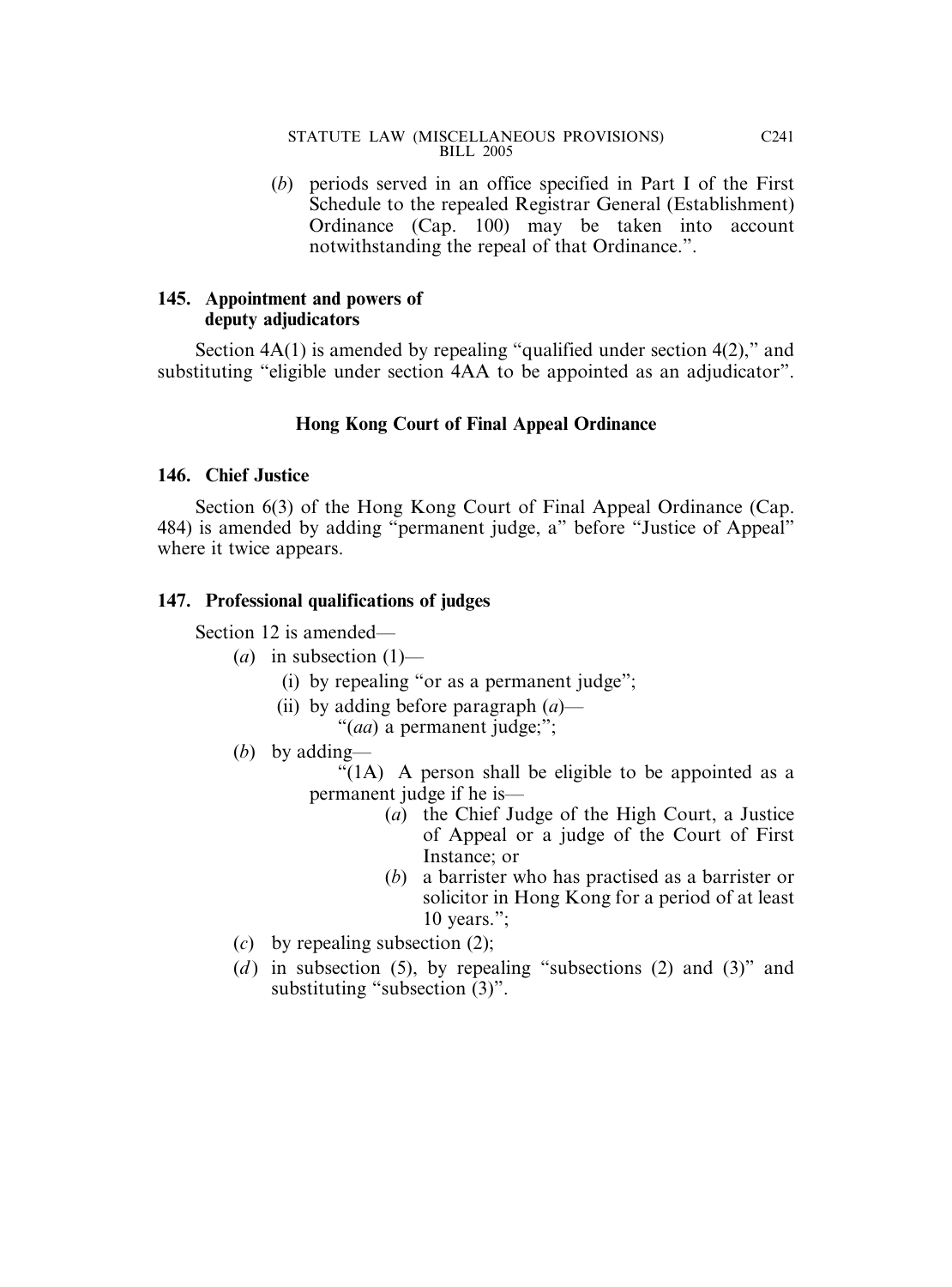(*b*) periods served in an office specified in Part I of the First Schedule to the repealed Registrar General (Establishment) Ordinance (Cap. 100) may be taken into account notwithstanding the repeal of that Ordinance.".

### 145. Appointment and powers of deputy adjudicators

Section 4A(1) is amended by repealing "qualified under section 4(2)," and substituting "eligible under section 4AA to be appointed as an adjudicator".

## Hong Kong Court of Final Appeal Ordinance

### 146. Chief Justice

Section 6(3) of the Hong Kong Court of Final Appeal Ordinance (Cap. 484) is amended by adding "permanent judge, a" before "Justice of Appeal" where it twice appears.

### 147. Professional qualifications of judges

Section 12 is amended—

(*a*) in subsection (1)—

(i) by repealing "or as a permanent judge";

(ii) by adding before paragraph (*a*)—

"(*aa*) a permanent judge;";

(*b*) by adding—

"(1A) A person shall be eligible to be appointed as a permanent judge if he is—

(*a*) the Chief Judge of the High Court, a Justice of Appeal or a judge of the Court of First Instance; or

(*b*) a barrister who has practised as a barrister or solicitor in Hong Kong for a period of at least 10 years.";

(*c*) by repealing subsection (2);

(*d*) in subsection (5), by repealing "subsections (2) and (3)" and substituting "subsection (3)".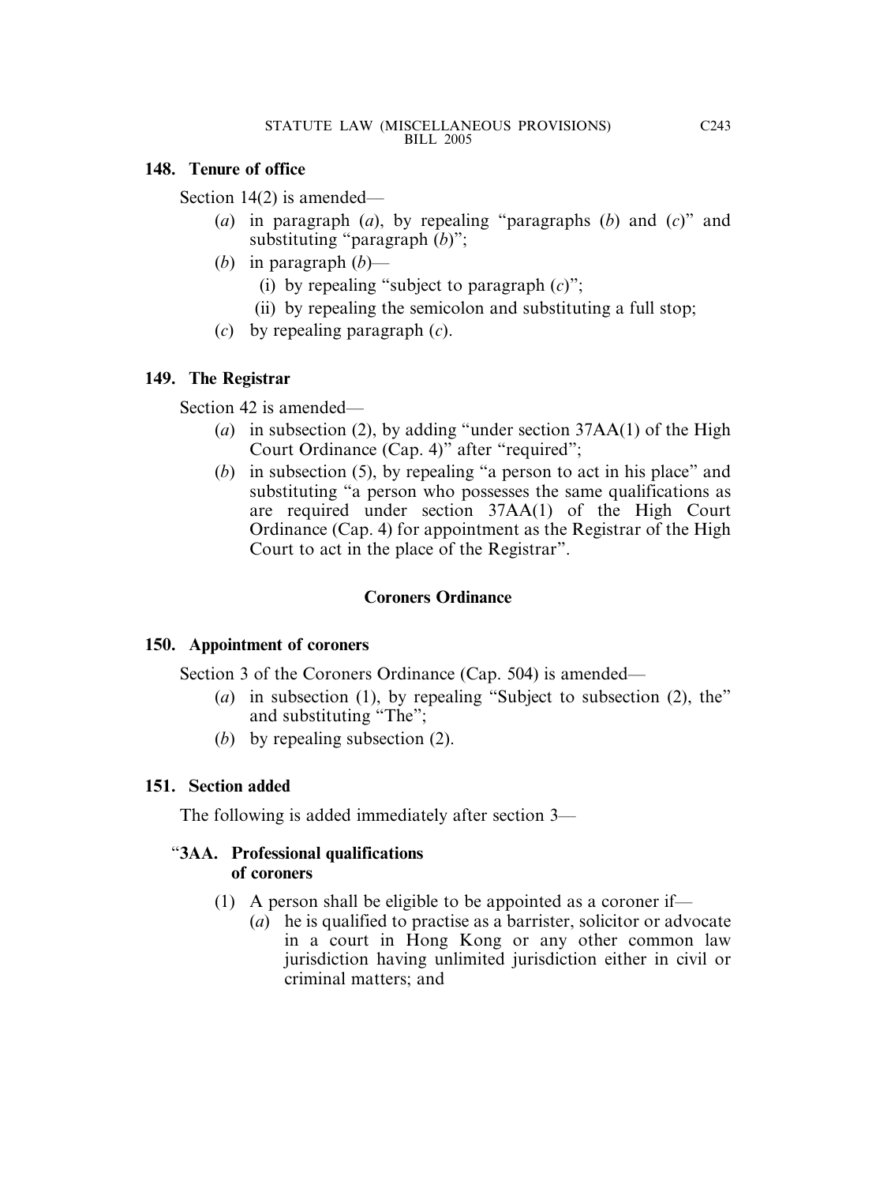**148. Tenure of office**

Section 14(2) is amended—

(*a*) in paragraph (*a*), by repealing "paragraphs (*b*) and (*c*)" and substituting "paragraph (*b*)";

(*b*) in paragraph (*b*)—

(i) by repealing "subject to paragraph (*c*)";

(ii) by repealing the semicolon and substituting a full stop;

(*c*) by repealing paragraph (*c*).

**149. The Registrar**

Section 42 is amended—

(*a*) in subsection (2), by adding "under section 37AA(1) of the High Court Ordinance (Cap. 4)" after "required";

(*b*) in subsection (5), by repealing "a person to act in his place" and substituting "a person who possesses the same qualifications as are required under section 37AA(1) of the High Court Ordinance (Cap. 4) for appointment as the Registrar of the High Court to act in the place of the Registrar".

**Coroners Ordinance**

**150. Appointment of coroners**

Section 3 of the Coroners Ordinance (Cap. 504) is amended—

(*a*) in subsection (1), by repealing "Subject to subsection (2), the" and substituting "The";

(*b*) by repealing subsection (2).

**151. Section added**

The following is added immediately after section 3—

"**3AA. Professional qualifications of coroners**

(1) A person shall be eligible to be appointed as a coroner if—

(*a*) he is qualified to practise as a barrister, solicitor or advocate in a court in Hong Kong or any other common law jurisdiction having unlimited jurisdiction either in civil or criminal matters; and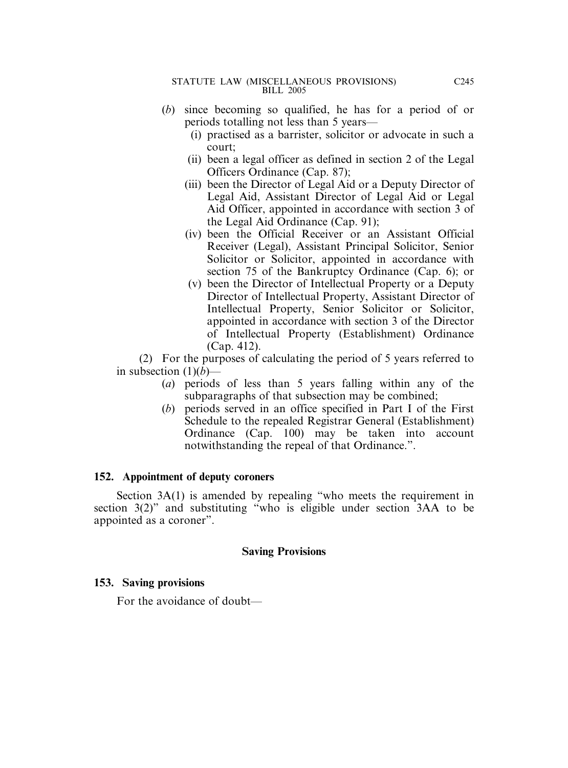(*b*) since becoming so qualified, he has for a period of or periods totalling not less than 5 years—

(i) practised as a barrister, solicitor or advocate in such a court;

(ii) been a legal officer as defined in section 2 of the Legal Officers Ordinance (Cap. 87);

(iii) been the Director of Legal Aid or a Deputy Director of Legal Aid, Assistant Director of Legal Aid or Legal Aid Officer, appointed in accordance with section 3 of the Legal Aid Ordinance (Cap. 91);

(iv) been the Official Receiver or an Assistant Official Receiver (Legal), Assistant Principal Solicitor, Senior Solicitor or Solicitor, appointed in accordance with section 75 of the Bankruptcy Ordinance (Cap. 6); or

(v) been the Director of Intellectual Property or a Deputy Director of Intellectual Property, Assistant Director of Intellectual Property, Senior Solicitor or Solicitor, appointed in accordance with section 3 of the Director of Intellectual Property (Establishment) Ordinance (Cap. 412).

(2) For the purposes of calculating the period of 5 years referred to in subsection (1)(*b*)—

(*a*) periods of less than 5 years falling within any of the subparagraphs of that subsection may be combined;

(*b*) periods served in an office specified in Part I of the First Schedule to the repealed Registrar General (Establishment) Ordinance (Cap. 100) may be taken into account notwithstanding the repeal of that Ordinance.".

**152. Appointment of deputy coroners**

Section 3A(1) is amended by repealing "who meets the requirement in section 3(2)" and substituting "who is eligible under section 3AA to be appointed as a coroner".

**Saving Provisions**

**153. Saving provisions**

For the avoidance of doubt—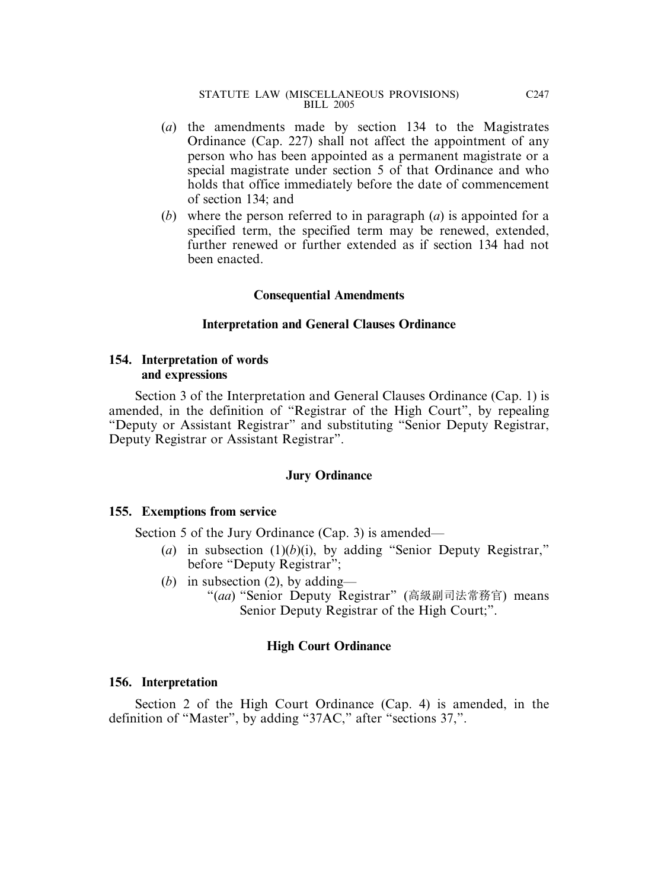(*a*) the amendments made by section 134 to the Magistrates Ordinance (Cap. 227) shall not affect the appointment of any person who has been appointed as a permanent magistrate or a special magistrate under section 5 of that Ordinance and who holds that office immediately before the date of commencement of section 134; and

(*b*) where the person referred to in paragraph (*a*) is appointed for a specified term, the specified term may be renewed, extended, further renewed or further extended as if section 134 had not been enacted.

**Consequential Amendments**

**Interpretation and General Clauses Ordinance**

**154. Interpretation of words and expressions**

Section 3 of the Interpretation and General Clauses Ordinance (Cap. 1) is amended, in the definition of "Registrar of the High Court", by repealing "Deputy or Assistant Registrar" and substituting "Senior Deputy Registrar, Deputy Registrar or Assistant Registrar".

**Jury Ordinance**

**155. Exemptions from service**

Section 5 of the Jury Ordinance (Cap. 3) is amended—

(*a*) in subsection (1)(*b*)(i), by adding "Senior Deputy Registrar," before "Deputy Registrar";

(*b*) in subsection (2), by adding—

"(*aa*) "Senior Deputy Registrar" (高級副司法常務官) means Senior Deputy Registrar of the High Court;".

**High Court Ordinance**

**156. Interpretation**

Section 2 of the High Court Ordinance (Cap. 4) is amended, in the definition of "Master", by adding "37AC," after "sections 37,".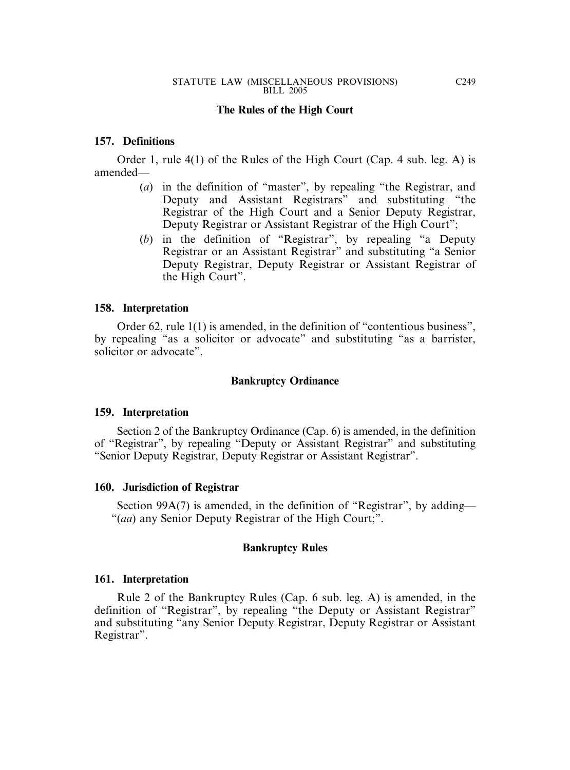### The Rules of the High Court

**157. Definitions**

Order 1, rule 4(1) of the Rules of the High Court (Cap. 4 sub. leg. A) is amended—

- (*a*) in the definition of "master", by repealing "the Registrar, and Deputy and Assistant Registrars" and substituting "the Registrar of the High Court and a Senior Deputy Registrar, Deputy Registrar or Assistant Registrar of the High Court";
- (*b*) in the definition of "Registrar", by repealing "a Deputy Registrar or an Assistant Registrar" and substituting "a Senior Deputy Registrar, Deputy Registrar or Assistant Registrar of the High Court".

**158. Interpretation**

Order 62, rule 1(1) is amended, in the definition of "contentious business", by repealing "as a solicitor or advocate" and substituting "as a barrister, solicitor or advocate".

### Bankruptcy Ordinance

**159. Interpretation**

Section 2 of the Bankruptcy Ordinance (Cap. 6) is amended, in the definition of "Registrar", by repealing "Deputy or Assistant Registrar" and substituting "Senior Deputy Registrar, Deputy Registrar or Assistant Registrar".

**160. Jurisdiction of Registrar**

Section 99A(7) is amended, in the definition of "Registrar", by adding—
"(*aa*) any Senior Deputy Registrar of the High Court;".

### Bankruptcy Rules

**161. Interpretation**

Rule 2 of the Bankruptcy Rules (Cap. 6 sub. leg. A) is amended, in the definition of "Registrar", by repealing "the Deputy or Assistant Registrar" and substituting "any Senior Deputy Registrar, Deputy Registrar or Assistant Registrar".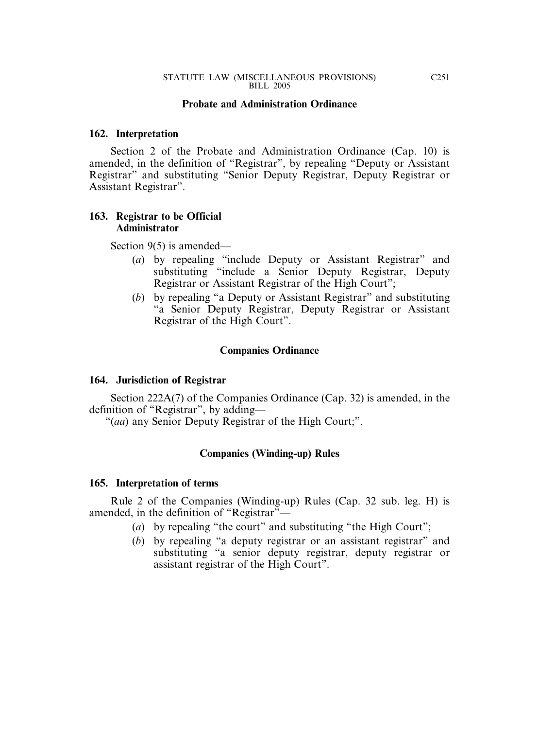## Probate and Administration Ordinance

### 162. Interpretation

Section 2 of the Probate and Administration Ordinance (Cap. 10) is amended, in the definition of "Registrar", by repealing "Deputy or Assistant Registrar" and substituting "Senior Deputy Registrar, Deputy Registrar or Assistant Registrar".

### 163. Registrar to be Official Administrator

Section 9(5) is amended—

- (*a*) by repealing "include Deputy or Assistant Registrar" and substituting "include a Senior Deputy Registrar, Deputy Registrar or Assistant Registrar of the High Court";
- (*b*) by repealing "a Deputy or Assistant Registrar" and substituting "a Senior Deputy Registrar, Deputy Registrar or Assistant Registrar of the High Court".

## Companies Ordinance

### 164. Jurisdiction of Registrar

Section 222A(7) of the Companies Ordinance (Cap. 32) is amended, in the definition of "Registrar", by adding—

"(*aa*) any Senior Deputy Registrar of the High Court;".

## Companies (Winding-up) Rules

### 165. Interpretation of terms

Rule 2 of the Companies (Winding-up) Rules (Cap. 32 sub. leg. H) is amended, in the definition of "Registrar"—

- (*a*) by repealing "the court" and substituting "the High Court";
- (*b*) by repealing "a deputy registrar or an assistant registrar" and substituting "a senior deputy registrar, deputy registrar or assistant registrar of the High Court".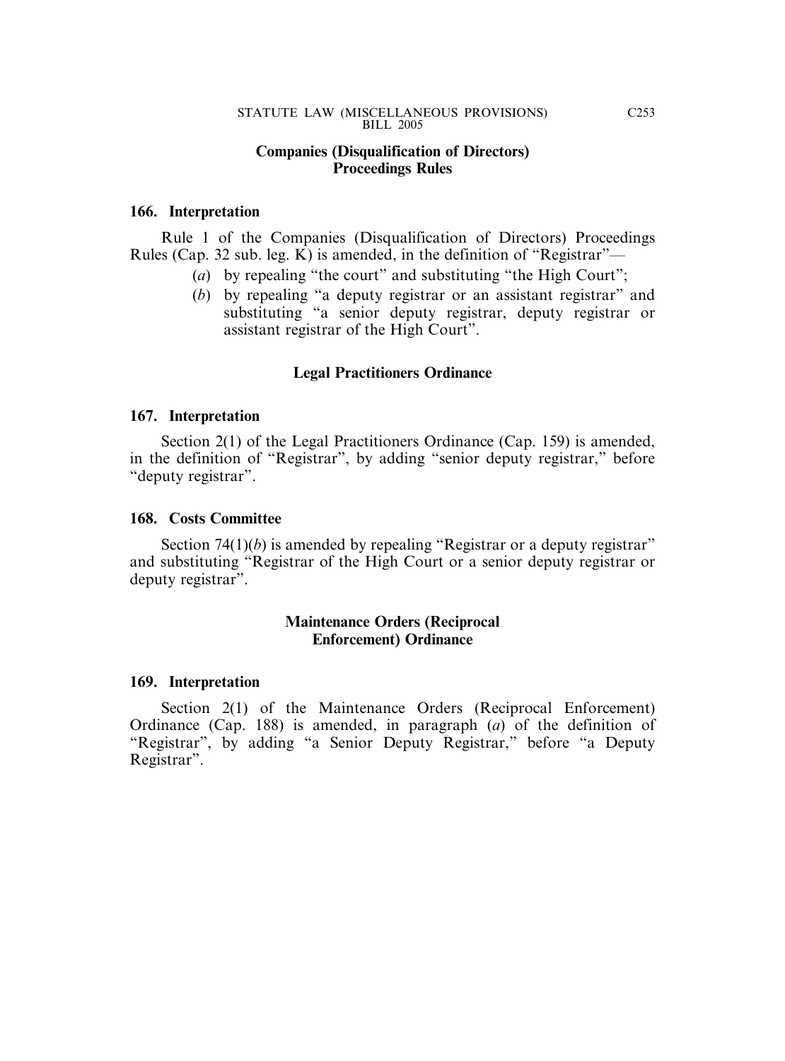## Companies (Disqualification of Directors) Proceedings Rules

### 166. Interpretation

Rule 1 of the Companies (Disqualification of Directors) Proceedings Rules (Cap. 32 sub. leg. K) is amended, in the definition of "Registrar"—

(*a*) by repealing "the court" and substituting "the High Court";

(*b*) by repealing "a deputy registrar or an assistant registrar" and substituting "a senior deputy registrar, deputy registrar or assistant registrar of the High Court".

## Legal Practitioners Ordinance

### 167. Interpretation

Section 2(1) of the Legal Practitioners Ordinance (Cap. 159) is amended, in the definition of "Registrar", by adding "senior deputy registrar," before "deputy registrar".

### 168. Costs Committee

Section 74(1)(*b*) is amended by repealing "Registrar or a deputy registrar" and substituting "Registrar of the High Court or a senior deputy registrar or deputy registrar".

## Maintenance Orders (Reciprocal Enforcement) Ordinance

### 169. Interpretation

Section 2(1) of the Maintenance Orders (Reciprocal Enforcement) Ordinance (Cap. 188) is amended, in paragraph (*a*) of the definition of "Registrar", by adding "a Senior Deputy Registrar," before "a Deputy Registrar".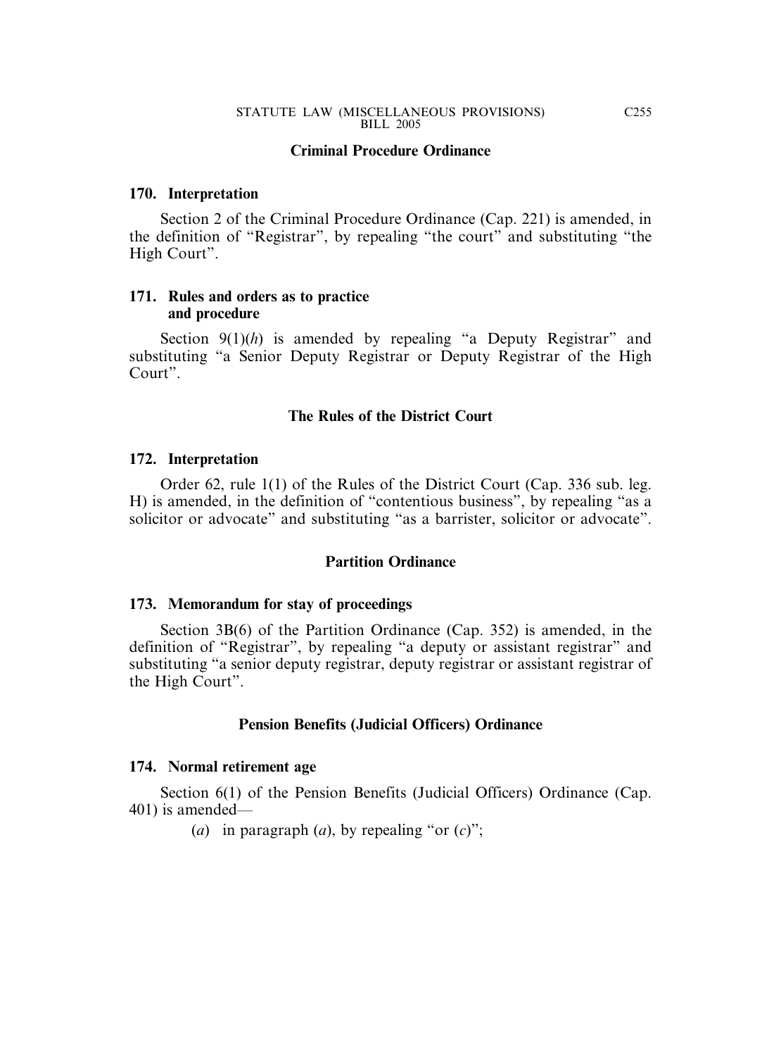### Criminal Procedure Ordinance

**170. Interpretation**

Section 2 of the Criminal Procedure Ordinance (Cap. 221) is amended, in the definition of "Registrar", by repealing "the court" and substituting "the High Court".

**171. Rules and orders as to practice and procedure**

Section 9(1)(*h*) is amended by repealing "a Deputy Registrar" and substituting "a Senior Deputy Registrar or Deputy Registrar of the High Court".

### The Rules of the District Court

**172. Interpretation**

Order 62, rule 1(1) of the Rules of the District Court (Cap. 336 sub. leg. H) is amended, in the definition of "contentious business", by repealing "as a solicitor or advocate" and substituting "as a barrister, solicitor or advocate".

### Partition Ordinance

**173. Memorandum for stay of proceedings**

Section 3B(6) of the Partition Ordinance (Cap. 352) is amended, in the definition of "Registrar", by repealing "a deputy or assistant registrar" and substituting "a senior deputy registrar, deputy registrar or assistant registrar of the High Court".

### Pension Benefits (Judicial Officers) Ordinance

**174. Normal retirement age**

Section 6(1) of the Pension Benefits (Judicial Officers) Ordinance (Cap. 401) is amended—

(*a*) in paragraph (*a*), by repealing "or (*c*)";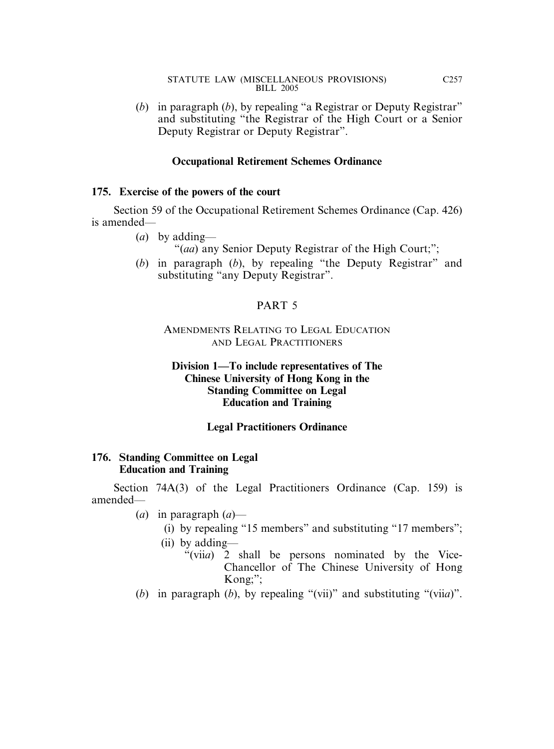(*b*) in paragraph (*b*), by repealing "a Registrar or Deputy Registrar" and substituting "the Registrar of the High Court or a Senior Deputy Registrar or Deputy Registrar".

**Occupational Retirement Schemes Ordinance**

**175. Exercise of the powers of the court**

Section 59 of the Occupational Retirement Schemes Ordinance (Cap. 426) is amended—

(*a*) by adding—

"(*aa*) any Senior Deputy Registrar of the High Court;";

(*b*) in paragraph (*b*), by repealing "the Deputy Registrar" and substituting "any Deputy Registrar".

PART 5

AMENDMENTS RELATING TO LEGAL EDUCATION AND LEGAL PRACTITIONERS

**Division 1—To include representatives of The Chinese University of Hong Kong in the Standing Committee on Legal Education and Training**

**Legal Practitioners Ordinance**

**176. Standing Committee on Legal Education and Training**

Section 74A(3) of the Legal Practitioners Ordinance (Cap. 159) is amended—

(*a*) in paragraph (*a*)—

(i) by repealing "15 members" and substituting "17 members";

(ii) by adding—

"(vii*a*) 2 shall be persons nominated by the Vice-Chancellor of The Chinese University of Hong Kong;";

(*b*) in paragraph (*b*), by repealing "(vii)" and substituting "(vii*a*)".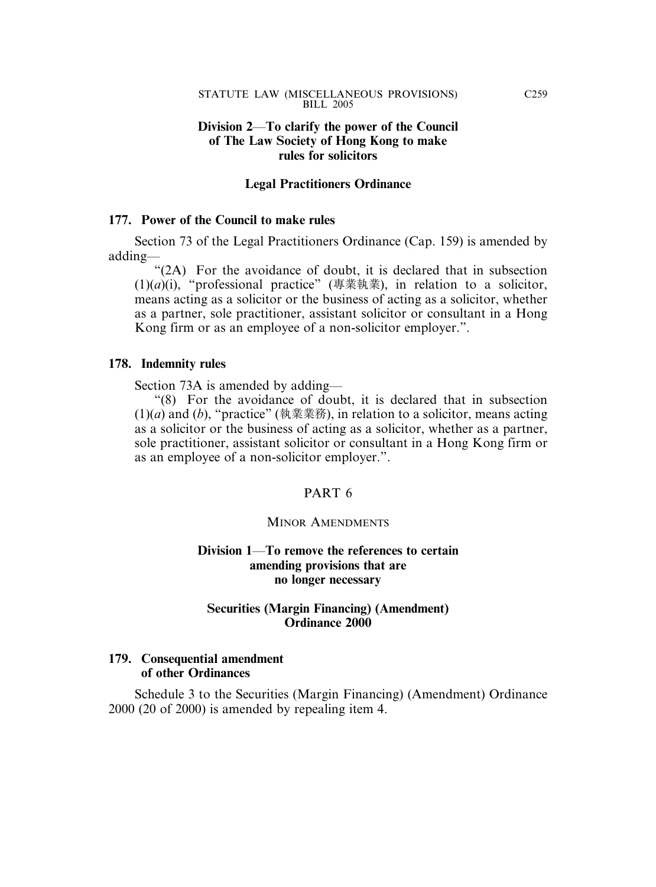**Division 2—To clarify the power of the Council of The Law Society of Hong Kong to make rules for solicitors**

**Legal Practitioners Ordinance**

**177. Power of the Council to make rules**

Section 73 of the Legal Practitioners Ordinance (Cap. 159) is amended by adding—

"(2A) For the avoidance of doubt, it is declared that in subsection (1)(*a*)(i), "professional practice" (專業執業), in relation to a solicitor, means acting as a solicitor or the business of acting as a solicitor, whether as a partner, sole practitioner, assistant solicitor or consultant in a Hong Kong firm or as an employee of a non-solicitor employer.".

**178. Indemnity rules**

Section 73A is amended by adding—

"(8) For the avoidance of doubt, it is declared that in subsection (1)(*a*) and (*b*), "practice" (執業業務), in relation to a solicitor, means acting as a solicitor or the business of acting as a solicitor, whether as a partner, sole practitioner, assistant solicitor or consultant in a Hong Kong firm or as an employee of a non-solicitor employer.".

## PART 6

### MINOR AMENDMENTS

**Division 1—To remove the references to certain amending provisions that are no longer necessary**

**Securities (Margin Financing) (Amendment) Ordinance 2000**

**179. Consequential amendment of other Ordinances**

Schedule 3 to the Securities (Margin Financing) (Amendment) Ordinance 2000 (20 of 2000) is amended by repealing item 4.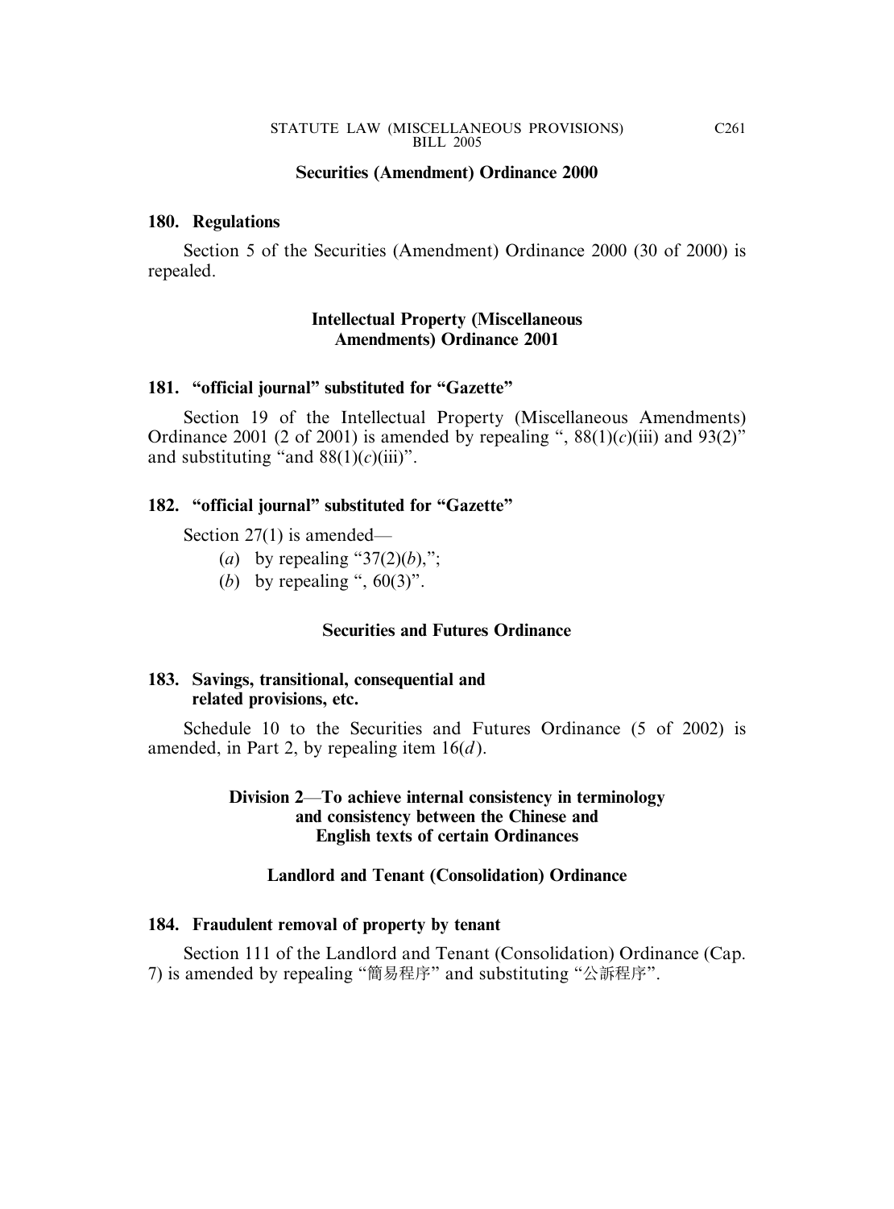**Securities (Amendment) Ordinance 2000**

**180. Regulations**

Section 5 of the Securities (Amendment) Ordinance 2000 (30 of 2000) is repealed.

**Intellectual Property (Miscellaneous Amendments) Ordinance 2001**

**181. "official journal" substituted for "Gazette"**

Section 19 of the Intellectual Property (Miscellaneous Amendments) Ordinance 2001 (2 of 2001) is amended by repealing ", 88(1)(*c*)(iii) and 93(2)" and substituting "and 88(1)(*c*)(iii)".

**182. "official journal" substituted for "Gazette"**

Section 27(1) is amended—

(*a*) by repealing "37(2)(*b*),";

(*b*) by repealing ", 60(3)".

**Securities and Futures Ordinance**

**183. Savings, transitional, consequential and related provisions, etc.**

Schedule 10 to the Securities and Futures Ordinance (5 of 2002) is amended, in Part 2, by repealing item 16(*d*).

**Division 2—To achieve internal consistency in terminology and consistency between the Chinese and English texts of certain Ordinances**

**Landlord and Tenant (Consolidation) Ordinance**

**184. Fraudulent removal of property by tenant**

Section 111 of the Landlord and Tenant (Consolidation) Ordinance (Cap. 7) is amended by repealing "簡易程序" and substituting "公訴程序".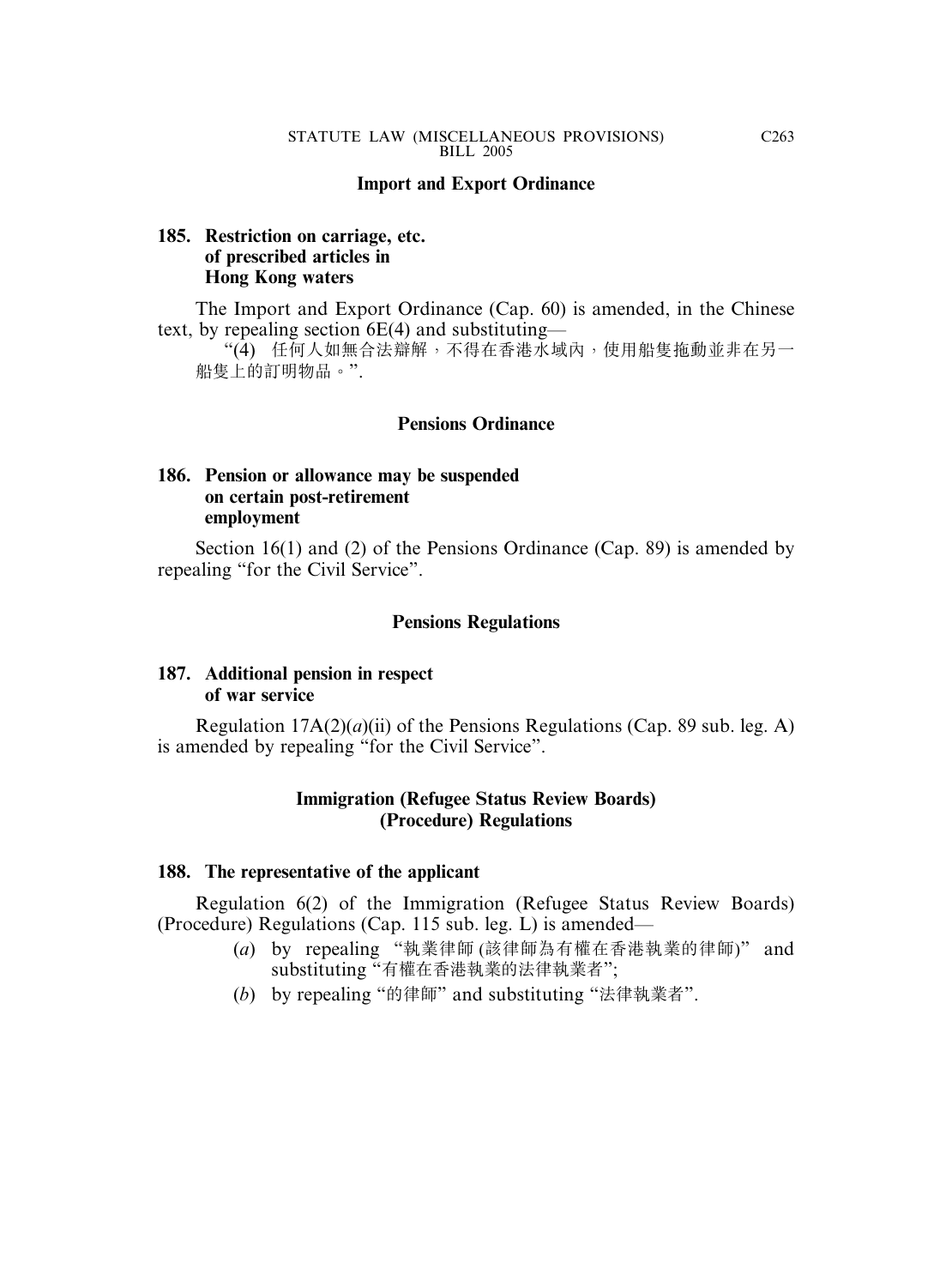### Import and Export Ordinance

**185. Restriction on carriage, etc. of prescribed articles in Hong Kong waters**

The Import and Export Ordinance (Cap. 60) is amended, in the Chinese text, by repealing section 6E(4) and substituting—

"(4) 任何人如無合法辯解，不得在香港水域內，使用船隻拖動並非在另一船隻上的訂明物品。".

### Pensions Ordinance

**186. Pension or allowance may be suspended on certain post-retirement employment**

Section 16(1) and (2) of the Pensions Ordinance (Cap. 89) is amended by repealing "for the Civil Service".

### Pensions Regulations

**187. Additional pension in respect of war service**

Regulation 17A(2)(*a*)(ii) of the Pensions Regulations (Cap. 89 sub. leg. A) is amended by repealing "for the Civil Service".

### Immigration (Refugee Status Review Boards) (Procedure) Regulations

**188. The representative of the applicant**

Regulation 6(2) of the Immigration (Refugee Status Review Boards) (Procedure) Regulations (Cap. 115 sub. leg. L) is amended—

(*a*) by repealing "執業律師 (該律師為有權在香港執業的律師)" and substituting "有權在香港執業的法律執業者";

(*b*) by repealing "的律師" and substituting "法律執業者".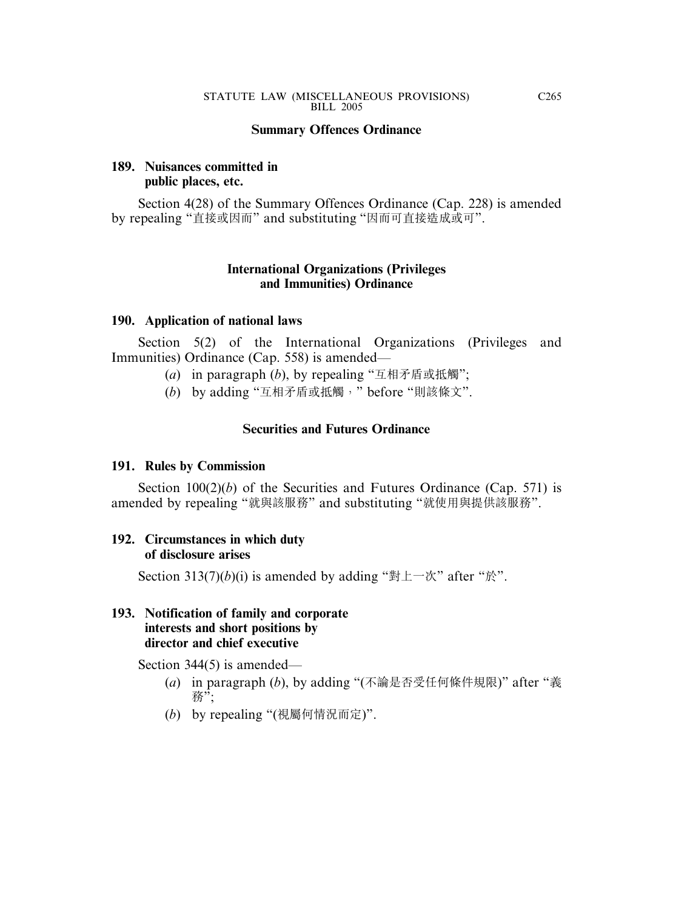## Summary Offences Ordinance

### 189. Nuisances committed in public places, etc.

Section 4(28) of the Summary Offences Ordinance (Cap. 228) is amended by repealing "直接或因而" and substituting "因而可直接造成或可".

## International Organizations (Privileges and Immunities) Ordinance

### 190. Application of national laws

Section 5(2) of the International Organizations (Privileges and Immunities) Ordinance (Cap. 558) is amended—

- (*a*) in paragraph (*b*), by repealing "互相矛盾或抵觸";
- (*b*) by adding "互相矛盾或抵觸，" before "則該條文".

## Securities and Futures Ordinance

### 191. Rules by Commission

Section 100(2)(*b*) of the Securities and Futures Ordinance (Cap. 571) is amended by repealing "就與該服務" and substituting "就使用與提供該服務".

### 192. Circumstances in which duty of disclosure arises

Section 313(7)(*b*)(i) is amended by adding "對上一次" after "於".

### 193. Notification of family and corporate interests and short positions by director and chief executive

Section 344(5) is amended—

- (*a*) in paragraph (*b*), by adding "(不論是否受任何條件規限)" after "義務";
- (*b*) by repealing "(視屬何情況而定)".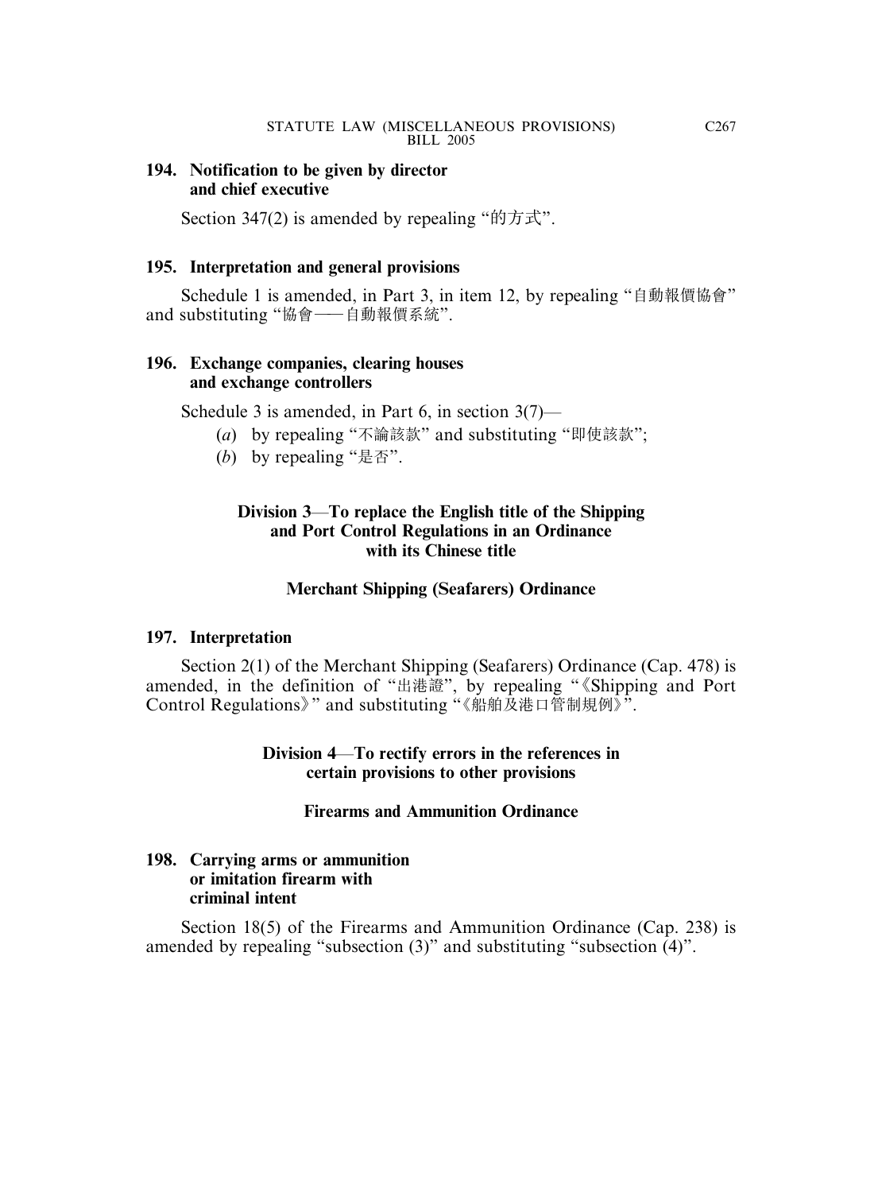**194. Notification to be given by director and chief executive**

Section 347(2) is amended by repealing "的方式".

**195. Interpretation and general provisions**

Schedule 1 is amended, in Part 3, in item 12, by repealing "自動報價協會" and substituting "協會——自動報價系統".

**196. Exchange companies, clearing houses and exchange controllers**

Schedule 3 is amended, in Part 6, in section 3(7)—

- (*a*) by repealing "不論該款" and substituting "即使該款";
- (*b*) by repealing "是否".

### Division 3—To replace the English title of the Shipping and Port Control Regulations in an Ordinance with its Chinese title

### Merchant Shipping (Seafarers) Ordinance

**197. Interpretation**

Section 2(1) of the Merchant Shipping (Seafarers) Ordinance (Cap. 478) is amended, in the definition of "出港證", by repealing "《Shipping and Port Control Regulations》" and substituting "《船舶及港口管制規例》".

### Division 4—To rectify errors in the references in certain provisions to other provisions

### Firearms and Ammunition Ordinance

**198. Carrying arms or ammunition or imitation firearm with criminal intent**

Section 18(5) of the Firearms and Ammunition Ordinance (Cap. 238) is amended by repealing "subsection (3)" and substituting "subsection (4)".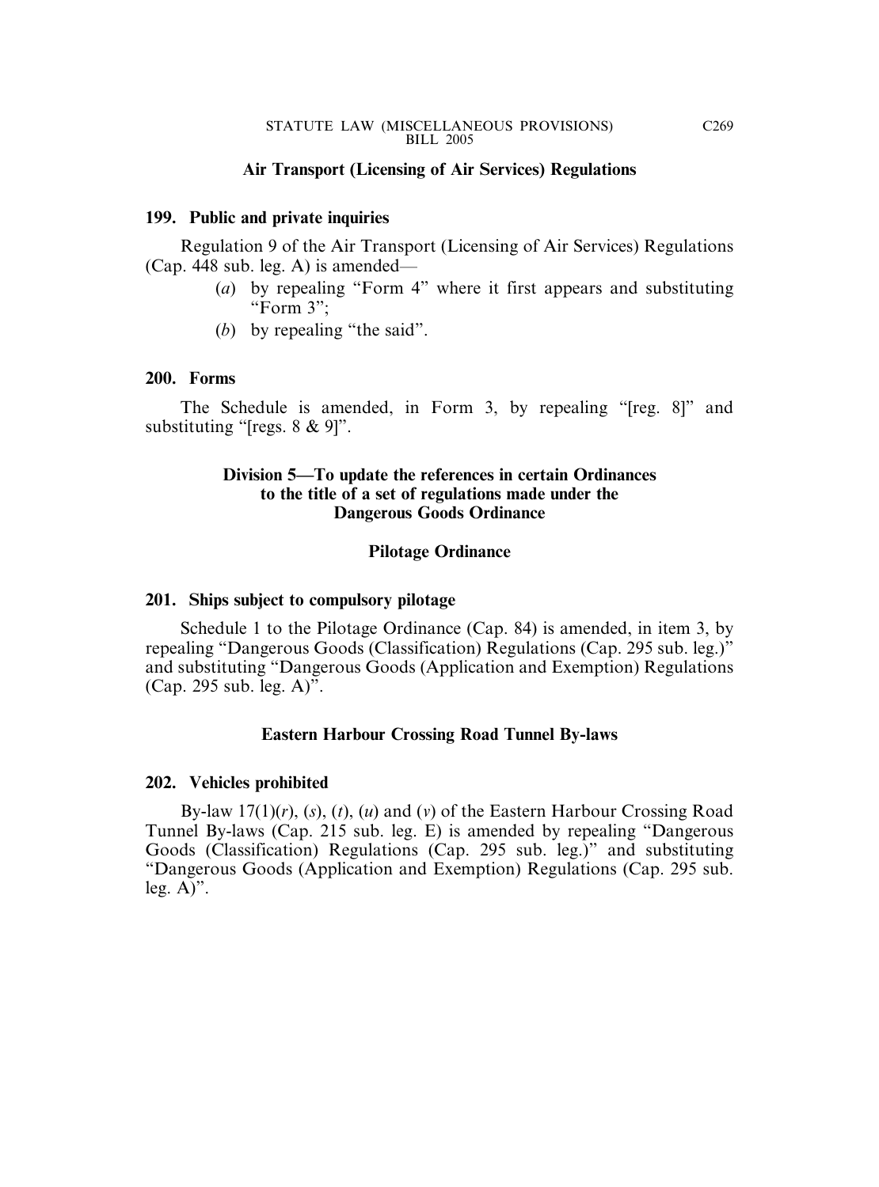### Air Transport (Licensing of Air Services) Regulations

**199. Public and private inquiries**

Regulation 9 of the Air Transport (Licensing of Air Services) Regulations (Cap. 448 sub. leg. A) is amended—

(*a*) by repealing "Form 4" where it first appears and substituting "Form 3";

(*b*) by repealing "the said".

**200. Forms**

The Schedule is amended, in Form 3, by repealing "[reg. 8]" and substituting "[regs. 8 & 9]".

## Division 5—To update the references in certain Ordinances to the title of a set of regulations made under the Dangerous Goods Ordinance

### Pilotage Ordinance

**201. Ships subject to compulsory pilotage**

Schedule 1 to the Pilotage Ordinance (Cap. 84) is amended, in item 3, by repealing "Dangerous Goods (Classification) Regulations (Cap. 295 sub. leg.)" and substituting "Dangerous Goods (Application and Exemption) Regulations (Cap. 295 sub. leg. A)".

### Eastern Harbour Crossing Road Tunnel By-laws

**202. Vehicles prohibited**

By-law 17(1)(*r*), (*s*), (*t*), (*u*) and (*v*) of the Eastern Harbour Crossing Road Tunnel By-laws (Cap. 215 sub. leg. E) is amended by repealing "Dangerous Goods (Classification) Regulations (Cap. 295 sub. leg.)" and substituting "Dangerous Goods (Application and Exemption) Regulations (Cap. 295 sub. leg. A)".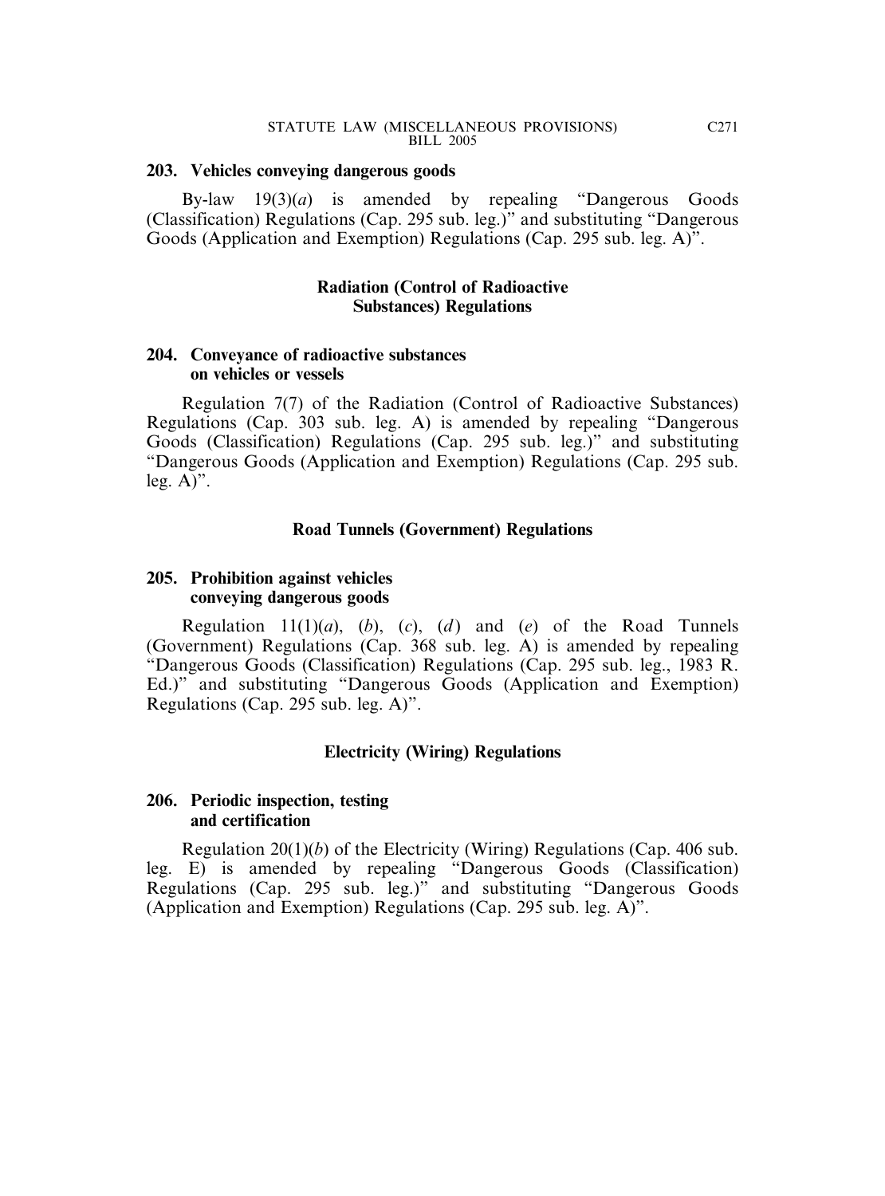**203. Vehicles conveying dangerous goods**

By-law 19(3)(*a*) is amended by repealing "Dangerous Goods (Classification) Regulations (Cap. 295 sub. leg.)" and substituting "Dangerous Goods (Application and Exemption) Regulations (Cap. 295 sub. leg. A)".

**Radiation (Control of Radioactive Substances) Regulations**

**204. Conveyance of radioactive substances on vehicles or vessels**

Regulation 7(7) of the Radiation (Control of Radioactive Substances) Regulations (Cap. 303 sub. leg. A) is amended by repealing "Dangerous Goods (Classification) Regulations (Cap. 295 sub. leg.)" and substituting "Dangerous Goods (Application and Exemption) Regulations (Cap. 295 sub. leg. A)".

**Road Tunnels (Government) Regulations**

**205. Prohibition against vehicles conveying dangerous goods**

Regulation 11(1)(*a*), (*b*), (*c*), (*d*) and (*e*) of the Road Tunnels (Government) Regulations (Cap. 368 sub. leg. A) is amended by repealing "Dangerous Goods (Classification) Regulations (Cap. 295 sub. leg., 1983 R. Ed.)" and substituting "Dangerous Goods (Application and Exemption) Regulations (Cap. 295 sub. leg. A)".

**Electricity (Wiring) Regulations**

**206. Periodic inspection, testing and certification**

Regulation 20(1)(*b*) of the Electricity (Wiring) Regulations (Cap. 406 sub. leg. E) is amended by repealing "Dangerous Goods (Classification) Regulations (Cap. 295 sub. leg.)" and substituting "Dangerous Goods (Application and Exemption) Regulations (Cap. 295 sub. leg. A)".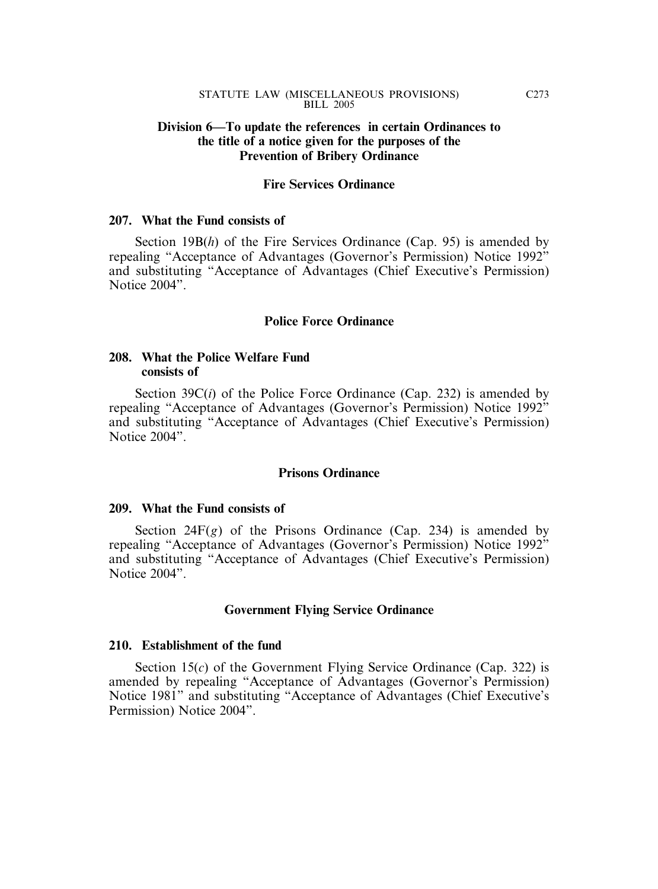## Division 6—To update the references in certain Ordinances to the title of a notice given for the purposes of the Prevention of Bribery Ordinance

### Fire Services Ordinance

**207. What the Fund consists of**

Section 19B(*h*) of the Fire Services Ordinance (Cap. 95) is amended by repealing "Acceptance of Advantages (Governor's Permission) Notice 1992" and substituting "Acceptance of Advantages (Chief Executive's Permission) Notice 2004".

### Police Force Ordinance

**208. What the Police Welfare Fund consists of**

Section 39C(*i*) of the Police Force Ordinance (Cap. 232) is amended by repealing "Acceptance of Advantages (Governor's Permission) Notice 1992" and substituting "Acceptance of Advantages (Chief Executive's Permission) Notice 2004".

### Prisons Ordinance

**209. What the Fund consists of**

Section 24F(*g*) of the Prisons Ordinance (Cap. 234) is amended by repealing "Acceptance of Advantages (Governor's Permission) Notice 1992" and substituting "Acceptance of Advantages (Chief Executive's Permission) Notice 2004".

### Government Flying Service Ordinance

**210. Establishment of the fund**

Section 15(*c*) of the Government Flying Service Ordinance (Cap. 322) is amended by repealing "Acceptance of Advantages (Governor's Permission) Notice 1981" and substituting "Acceptance of Advantages (Chief Executive's Permission) Notice 2004".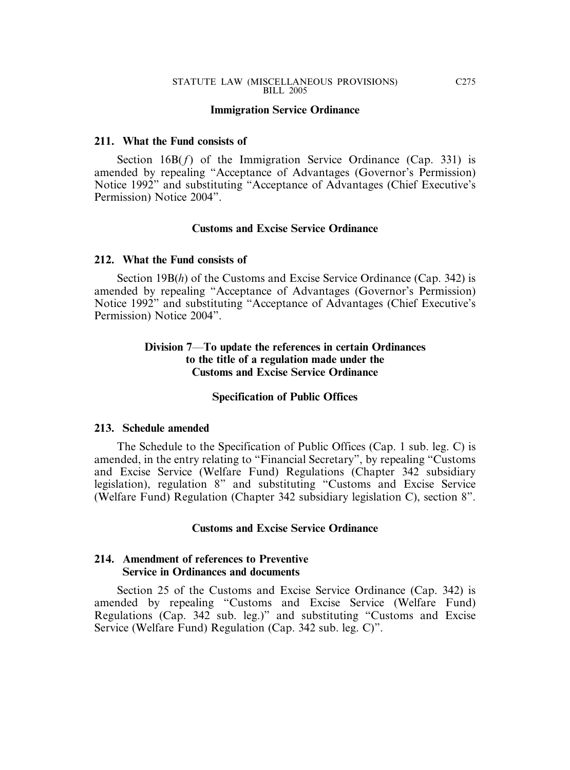**Immigration Service Ordinance**

**211. What the Fund consists of**

Section 16B(*f*) of the Immigration Service Ordinance (Cap. 331) is amended by repealing "Acceptance of Advantages (Governor's Permission) Notice 1992" and substituting "Acceptance of Advantages (Chief Executive's Permission) Notice 2004".

**Customs and Excise Service Ordinance**

**212. What the Fund consists of**

Section 19B(*h*) of the Customs and Excise Service Ordinance (Cap. 342) is amended by repealing "Acceptance of Advantages (Governor's Permission) Notice 1992" and substituting "Acceptance of Advantages (Chief Executive's Permission) Notice 2004".

**Division 7—To update the references in certain Ordinances to the title of a regulation made under the Customs and Excise Service Ordinance**

**Specification of Public Offices**

**213. Schedule amended**

The Schedule to the Specification of Public Offices (Cap. 1 sub. leg. C) is amended, in the entry relating to "Financial Secretary", by repealing "Customs and Excise Service (Welfare Fund) Regulations (Chapter 342 subsidiary legislation), regulation 8" and substituting "Customs and Excise Service (Welfare Fund) Regulation (Chapter 342 subsidiary legislation C), section 8".

**Customs and Excise Service Ordinance**

**214. Amendment of references to Preventive Service in Ordinances and documents**

Section 25 of the Customs and Excise Service Ordinance (Cap. 342) is amended by repealing "Customs and Excise Service (Welfare Fund) Regulations (Cap. 342 sub. leg.)" and substituting "Customs and Excise Service (Welfare Fund) Regulation (Cap. 342 sub. leg. C)".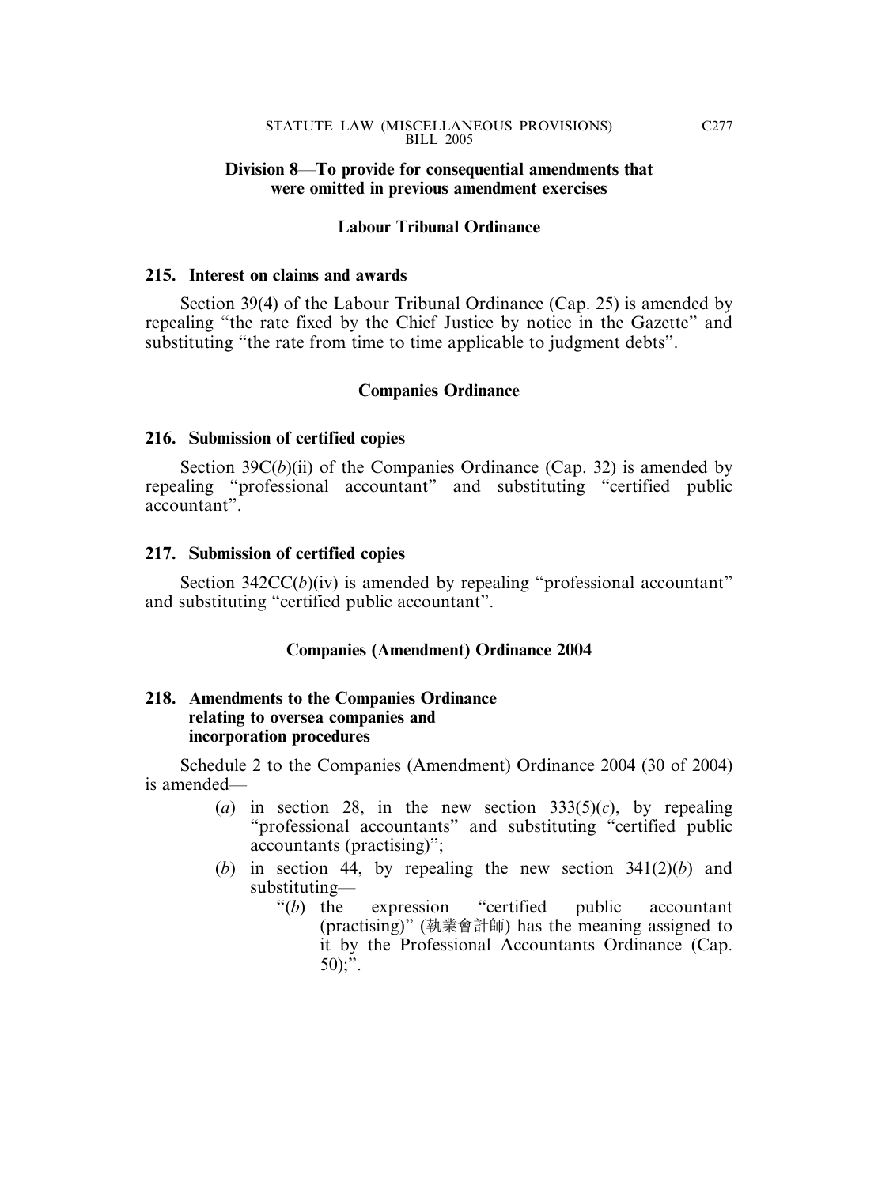**Division 8—To provide for consequential amendments that were omitted in previous amendment exercises**

**Labour Tribunal Ordinance**

**215. Interest on claims and awards**

Section 39(4) of the Labour Tribunal Ordinance (Cap. 25) is amended by repealing "the rate fixed by the Chief Justice by notice in the Gazette" and substituting "the rate from time to time applicable to judgment debts".

**Companies Ordinance**

**216. Submission of certified copies**

Section 39C(*b*)(ii) of the Companies Ordinance (Cap. 32) is amended by repealing "professional accountant" and substituting "certified public accountant".

**217. Submission of certified copies**

Section 342CC(*b*)(iv) is amended by repealing "professional accountant" and substituting "certified public accountant".

**Companies (Amendment) Ordinance 2004**

**218. Amendments to the Companies Ordinance relating to oversea companies and incorporation procedures**

Schedule 2 to the Companies (Amendment) Ordinance 2004 (30 of 2004) is amended—

(*a*) in section 28, in the new section 333(5)(*c*), by repealing "professional accountants" and substituting "certified public accountants (practising)";

(*b*) in section 44, by repealing the new section 341(2)(*b*) and substituting—

"(*b*) the expression "certified public accountant (practising)" (執業會計師) has the meaning assigned to it by the Professional Accountants Ordinance (Cap. 50);".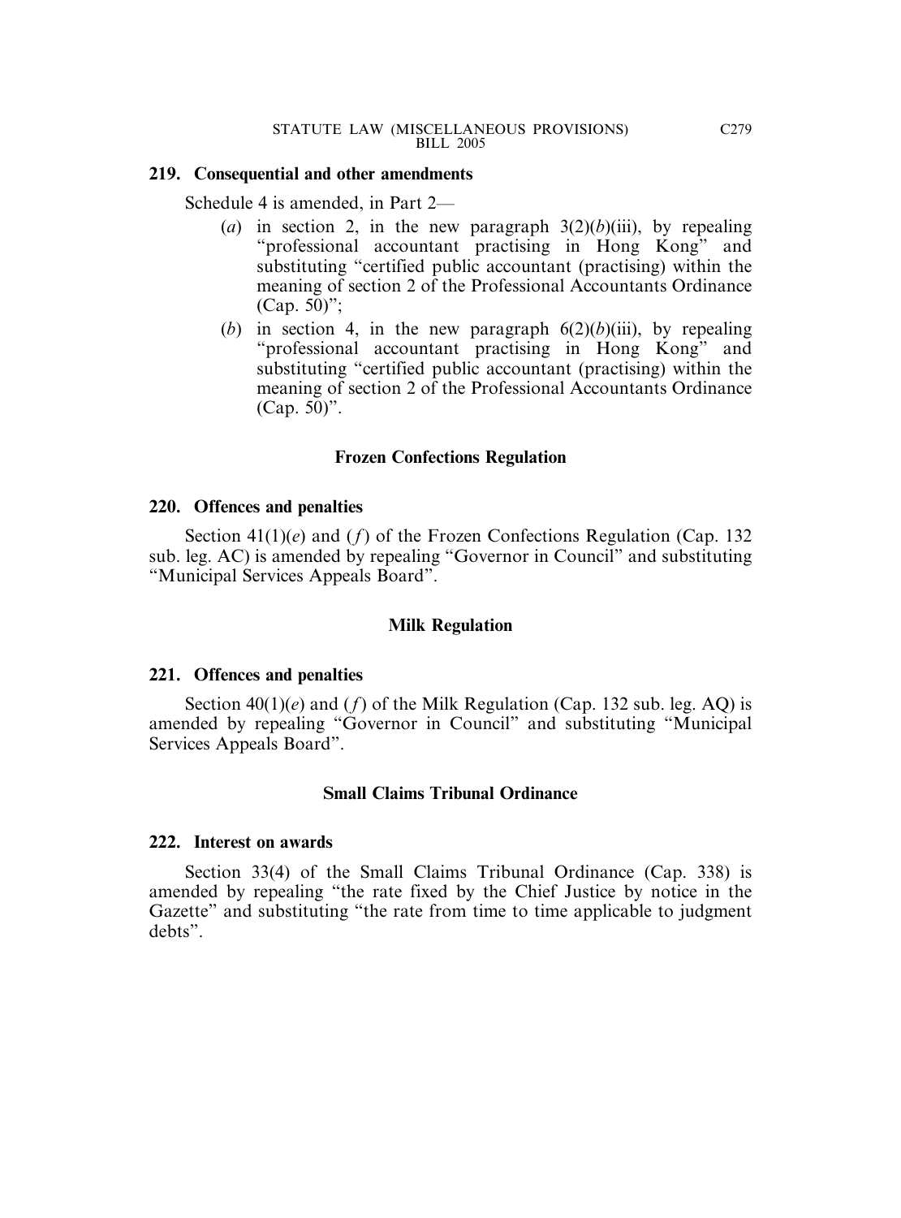### 219. Consequential and other amendments

Schedule 4 is amended, in Part 2—

- (*a*) in section 2, in the new paragraph 3(2)(*b*)(iii), by repealing "professional accountant practising in Hong Kong" and substituting "certified public accountant (practising) within the meaning of section 2 of the Professional Accountants Ordinance (Cap. 50)";
- (*b*) in section 4, in the new paragraph 6(2)(*b*)(iii), by repealing "professional accountant practising in Hong Kong" and substituting "certified public accountant (practising) within the meaning of section 2 of the Professional Accountants Ordinance (Cap. 50)".

## Frozen Confections Regulation

### 220. Offences and penalties

Section 41(1)(*e*) and (*f*) of the Frozen Confections Regulation (Cap. 132 sub. leg. AC) is amended by repealing "Governor in Council" and substituting "Municipal Services Appeals Board".

## Milk Regulation

### 221. Offences and penalties

Section 40(1)(*e*) and (*f*) of the Milk Regulation (Cap. 132 sub. leg. AQ) is amended by repealing "Governor in Council" and substituting "Municipal Services Appeals Board".

## Small Claims Tribunal Ordinance

### 222. Interest on awards

Section 33(4) of the Small Claims Tribunal Ordinance (Cap. 338) is amended by repealing "the rate fixed by the Chief Justice by notice in the Gazette" and substituting "the rate from time to time applicable to judgment debts".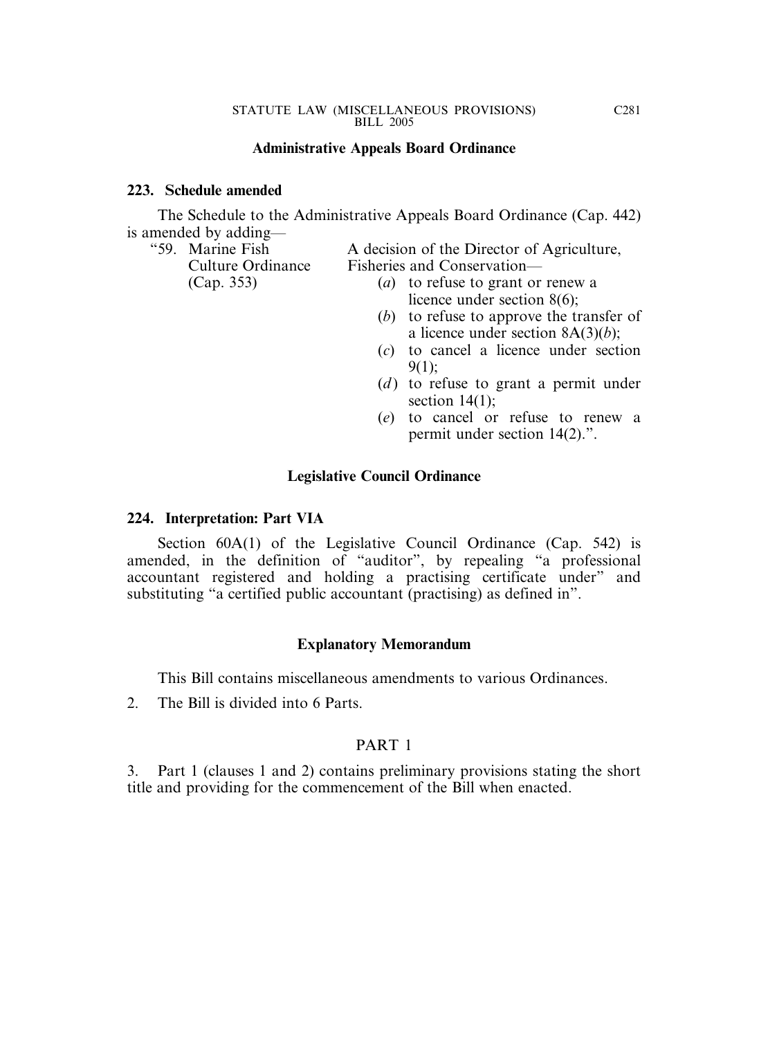**Administrative Appeals Board Ordinance**

**223. Schedule amended**

The Schedule to the Administrative Appeals Board Ordinance (Cap. 442) is amended by adding—

| | |
|---|---|
| "59. Marine Fish Culture Ordinance (Cap. 353) | A decision of the Director of Agriculture, Fisheries and Conservation—<br>(*a*) to refuse to grant or renew a licence under section 8(6);<br>(*b*) to refuse to approve the transfer of a licence under section 8A(3)(*b*);<br>(*c*) to cancel a licence under section 9(1);<br>(*d*) to refuse to grant a permit under section 14(1);<br>(*e*) to cancel or refuse to renew a permit under section 14(2).". |

**Legislative Council Ordinance**

**224. Interpretation: Part VIA**

Section 60A(1) of the Legislative Council Ordinance (Cap. 542) is amended, in the definition of "auditor", by repealing "a professional accountant registered and holding a practising certificate under" and substituting "a certified public accountant (practising) as defined in".

**Explanatory Memorandum**

This Bill contains miscellaneous amendments to various Ordinances.

2. The Bill is divided into 6 Parts.

PART 1

3. Part 1 (clauses 1 and 2) contains preliminary provisions stating the short title and providing for the commencement of the Bill when enacted.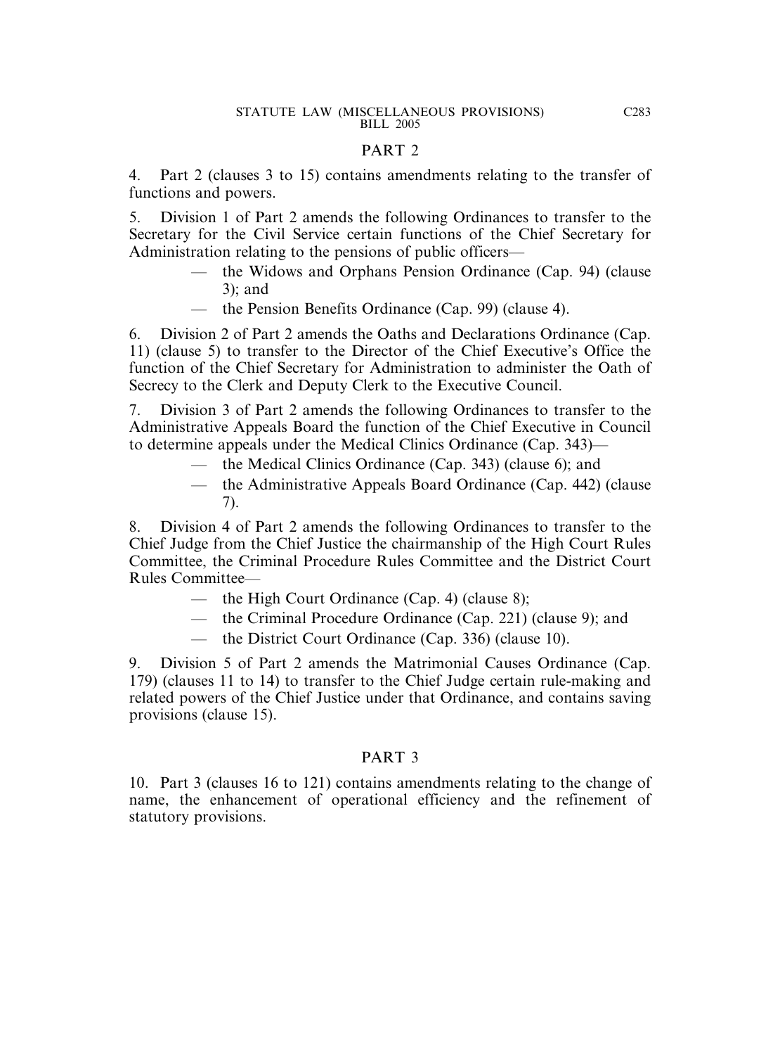## PART 2

4. Part 2 (clauses 3 to 15) contains amendments relating to the transfer of functions and powers.

5. Division 1 of Part 2 amends the following Ordinances to transfer to the Secretary for the Civil Service certain functions of the Chief Secretary for Administration relating to the pensions of public officers—

- — the Widows and Orphans Pension Ordinance (Cap. 94) (clause 3); and
- — the Pension Benefits Ordinance (Cap. 99) (clause 4).

6. Division 2 of Part 2 amends the Oaths and Declarations Ordinance (Cap. 11) (clause 5) to transfer to the Director of the Chief Executive's Office the function of the Chief Secretary for Administration to administer the Oath of Secrecy to the Clerk and Deputy Clerk to the Executive Council.

7. Division 3 of Part 2 amends the following Ordinances to transfer to the Administrative Appeals Board the function of the Chief Executive in Council to determine appeals under the Medical Clinics Ordinance (Cap. 343)—

- — the Medical Clinics Ordinance (Cap. 343) (clause 6); and
- — the Administrative Appeals Board Ordinance (Cap. 442) (clause 7).

8. Division 4 of Part 2 amends the following Ordinances to transfer to the Chief Judge from the Chief Justice the chairmanship of the High Court Rules Committee, the Criminal Procedure Rules Committee and the District Court Rules Committee—

- — the High Court Ordinance (Cap. 4) (clause 8);
- — the Criminal Procedure Ordinance (Cap. 221) (clause 9); and
- — the District Court Ordinance (Cap. 336) (clause 10).

9. Division 5 of Part 2 amends the Matrimonial Causes Ordinance (Cap. 179) (clauses 11 to 14) to transfer to the Chief Judge certain rule-making and related powers of the Chief Justice under that Ordinance, and contains saving provisions (clause 15).

## PART 3

10. Part 3 (clauses 16 to 121) contains amendments relating to the change of name, the enhancement of operational efficiency and the refinement of statutory provisions.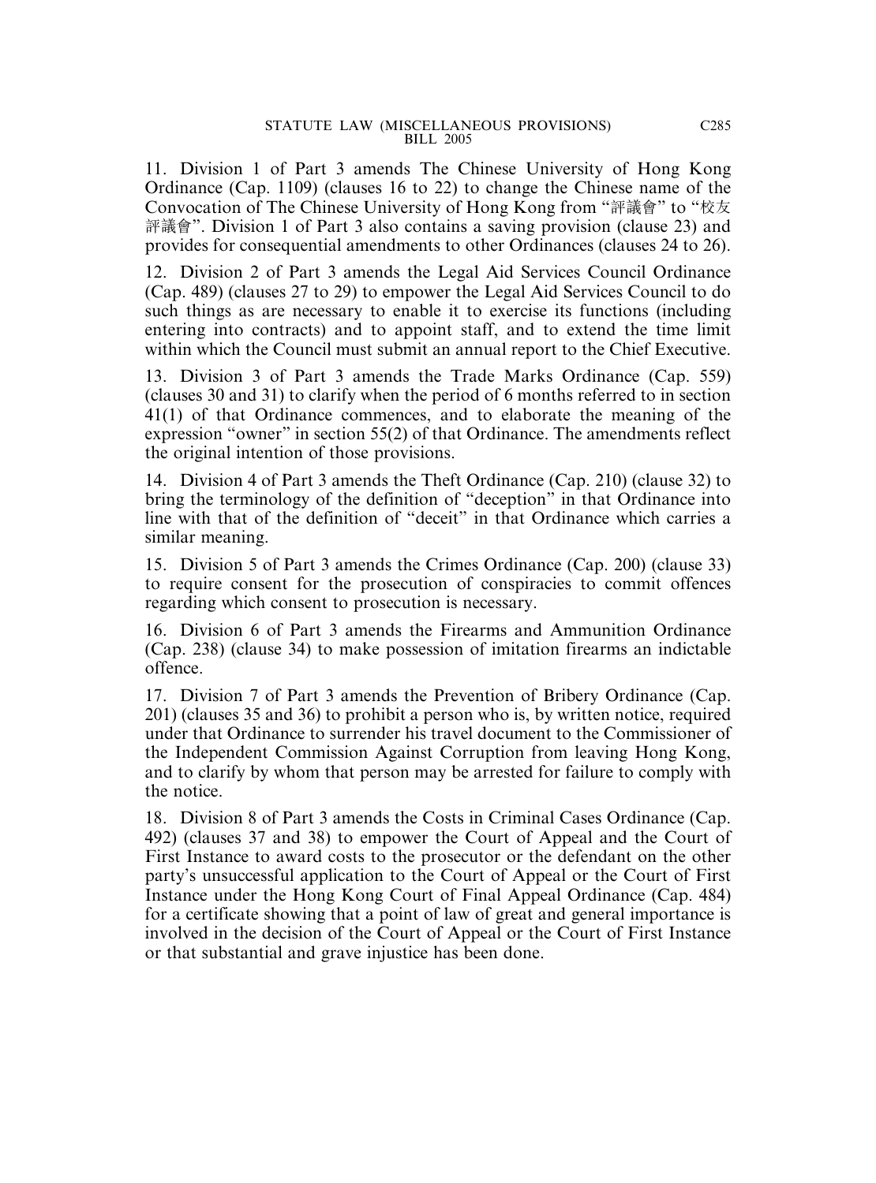11. Division 1 of Part 3 amends The Chinese University of Hong Kong Ordinance (Cap. 1109) (clauses 16 to 22) to change the Chinese name of the Convocation of The Chinese University of Hong Kong from "評議會" to "校友評議會". Division 1 of Part 3 also contains a saving provision (clause 23) and provides for consequential amendments to other Ordinances (clauses 24 to 26).

12. Division 2 of Part 3 amends the Legal Aid Services Council Ordinance (Cap. 489) (clauses 27 to 29) to empower the Legal Aid Services Council to do such things as are necessary to enable it to exercise its functions (including entering into contracts) and to appoint staff, and to extend the time limit within which the Council must submit an annual report to the Chief Executive.

13. Division 3 of Part 3 amends the Trade Marks Ordinance (Cap. 559) (clauses 30 and 31) to clarify when the period of 6 months referred to in section 41(1) of that Ordinance commences, and to elaborate the meaning of the expression "owner" in section 55(2) of that Ordinance. The amendments reflect the original intention of those provisions.

14. Division 4 of Part 3 amends the Theft Ordinance (Cap. 210) (clause 32) to bring the terminology of the definition of "deception" in that Ordinance into line with that of the definition of "deceit" in that Ordinance which carries a similar meaning.

15. Division 5 of Part 3 amends the Crimes Ordinance (Cap. 200) (clause 33) to require consent for the prosecution of conspiracies to commit offences regarding which consent to prosecution is necessary.

16. Division 6 of Part 3 amends the Firearms and Ammunition Ordinance (Cap. 238) (clause 34) to make possession of imitation firearms an indictable offence.

17. Division 7 of Part 3 amends the Prevention of Bribery Ordinance (Cap. 201) (clauses 35 and 36) to prohibit a person who is, by written notice, required under that Ordinance to surrender his travel document to the Commissioner of the Independent Commission Against Corruption from leaving Hong Kong, and to clarify by whom that person may be arrested for failure to comply with the notice.

18. Division 8 of Part 3 amends the Costs in Criminal Cases Ordinance (Cap. 492) (clauses 37 and 38) to empower the Court of Appeal and the Court of First Instance to award costs to the prosecutor or the defendant on the other party's unsuccessful application to the Court of Appeal or the Court of First Instance under the Hong Kong Court of Final Appeal Ordinance (Cap. 484) for a certificate showing that a point of law of great and general importance is involved in the decision of the Court of Appeal or the Court of First Instance or that substantial and grave injustice has been done.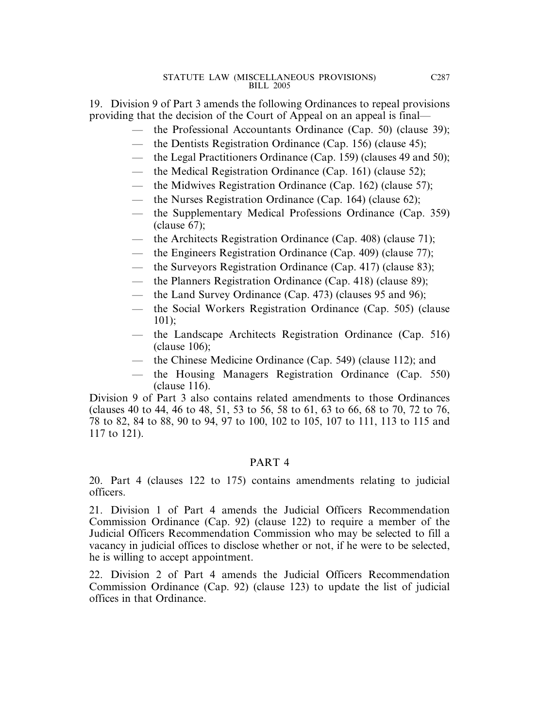19. Division 9 of Part 3 amends the following Ordinances to repeal provisions providing that the decision of the Court of Appeal on an appeal is final—

- — the Professional Accountants Ordinance (Cap. 50) (clause 39);
- — the Dentists Registration Ordinance (Cap. 156) (clause 45);
- — the Legal Practitioners Ordinance (Cap. 159) (clauses 49 and 50);
- — the Medical Registration Ordinance (Cap. 161) (clause 52);
- — the Midwives Registration Ordinance (Cap. 162) (clause 57);
- — the Nurses Registration Ordinance (Cap. 164) (clause 62);
- — the Supplementary Medical Professions Ordinance (Cap. 359) (clause 67);
- — the Architects Registration Ordinance (Cap. 408) (clause 71);
- — the Engineers Registration Ordinance (Cap. 409) (clause 77);
- — the Surveyors Registration Ordinance (Cap. 417) (clause 83);
- — the Planners Registration Ordinance (Cap. 418) (clause 89);
- — the Land Survey Ordinance (Cap. 473) (clauses 95 and 96);
- — the Social Workers Registration Ordinance (Cap. 505) (clause 101);
- — the Landscape Architects Registration Ordinance (Cap. 516) (clause 106);
- — the Chinese Medicine Ordinance (Cap. 549) (clause 112); and
- — the Housing Managers Registration Ordinance (Cap. 550) (clause 116).

Division 9 of Part 3 also contains related amendments to those Ordinances (clauses 40 to 44, 46 to 48, 51, 53 to 56, 58 to 61, 63 to 66, 68 to 70, 72 to 76, 78 to 82, 84 to 88, 90 to 94, 97 to 100, 102 to 105, 107 to 111, 113 to 115 and 117 to 121).

## PART 4

20. Part 4 (clauses 122 to 175) contains amendments relating to judicial officers.

21. Division 1 of Part 4 amends the Judicial Officers Recommendation Commission Ordinance (Cap. 92) (clause 122) to require a member of the Judicial Officers Recommendation Commission who may be selected to fill a vacancy in judicial offices to disclose whether or not, if he were to be selected, he is willing to accept appointment.

22. Division 2 of Part 4 amends the Judicial Officers Recommendation Commission Ordinance (Cap. 92) (clause 123) to update the list of judicial offices in that Ordinance.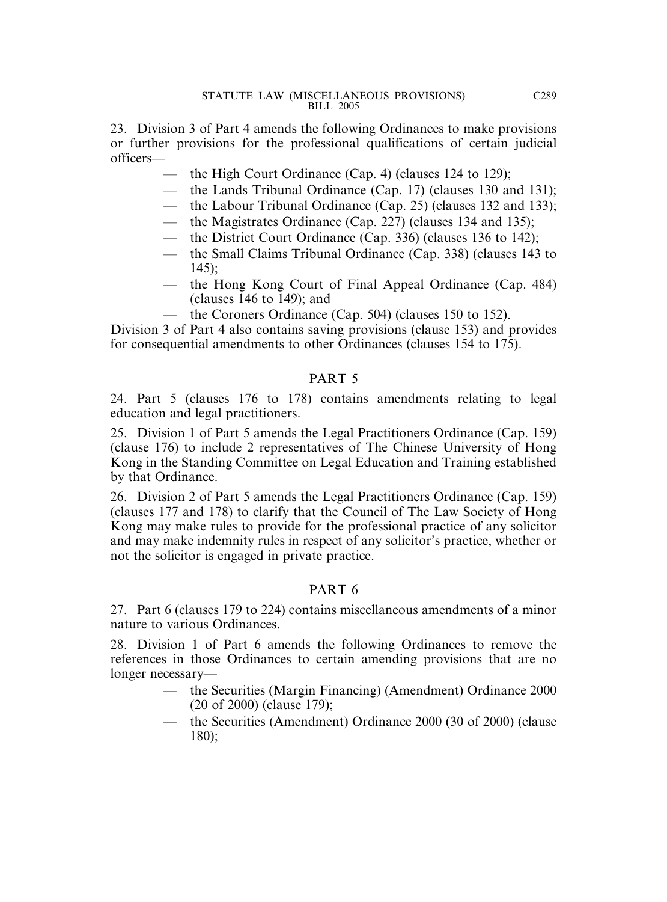23. Division 3 of Part 4 amends the following Ordinances to make provisions or further provisions for the professional qualifications of certain judicial officers—

- the High Court Ordinance (Cap. 4) (clauses 124 to 129);
- the Lands Tribunal Ordinance (Cap. 17) (clauses 130 and 131);
- the Labour Tribunal Ordinance (Cap. 25) (clauses 132 and 133);
- the Magistrates Ordinance (Cap. 227) (clauses 134 and 135);
- the District Court Ordinance (Cap. 336) (clauses 136 to 142);
- the Small Claims Tribunal Ordinance (Cap. 338) (clauses 143 to 145);
- the Hong Kong Court of Final Appeal Ordinance (Cap. 484) (clauses 146 to 149); and
- the Coroners Ordinance (Cap. 504) (clauses 150 to 152).

Division 3 of Part 4 also contains saving provisions (clause 153) and provides for consequential amendments to other Ordinances (clauses 154 to 175).

## PART 5

24. Part 5 (clauses 176 to 178) contains amendments relating to legal education and legal practitioners.

25. Division 1 of Part 5 amends the Legal Practitioners Ordinance (Cap. 159) (clause 176) to include 2 representatives of The Chinese University of Hong Kong in the Standing Committee on Legal Education and Training established by that Ordinance.

26. Division 2 of Part 5 amends the Legal Practitioners Ordinance (Cap. 159) (clauses 177 and 178) to clarify that the Council of The Law Society of Hong Kong may make rules to provide for the professional practice of any solicitor and may make indemnity rules in respect of any solicitor's practice, whether or not the solicitor is engaged in private practice.

## PART 6

27. Part 6 (clauses 179 to 224) contains miscellaneous amendments of a minor nature to various Ordinances.

28. Division 1 of Part 6 amends the following Ordinances to remove the references in those Ordinances to certain amending provisions that are no longer necessary—

- the Securities (Margin Financing) (Amendment) Ordinance 2000 (20 of 2000) (clause 179);
- the Securities (Amendment) Ordinance 2000 (30 of 2000) (clause 180);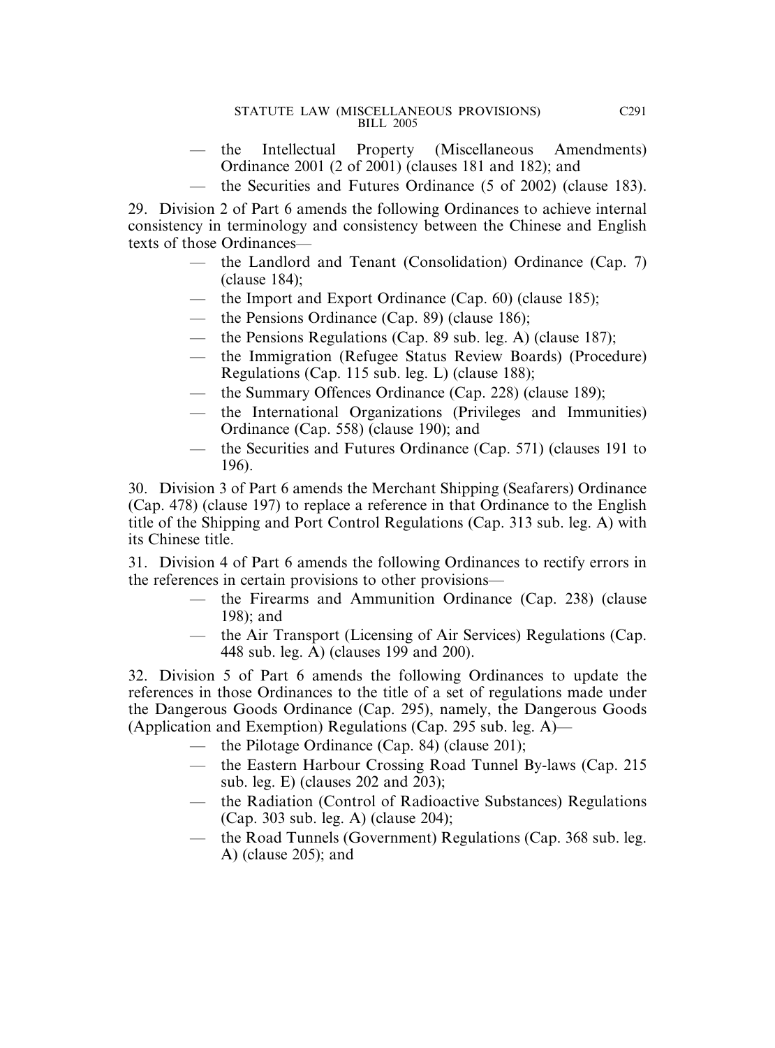— the Intellectual Property (Miscellaneous Amendments) Ordinance 2001 (2 of 2001) (clauses 181 and 182); and

— the Securities and Futures Ordinance (5 of 2002) (clause 183).

29. Division 2 of Part 6 amends the following Ordinances to achieve internal consistency in terminology and consistency between the Chinese and English texts of those Ordinances—

— the Landlord and Tenant (Consolidation) Ordinance (Cap. 7) (clause 184);

— the Import and Export Ordinance (Cap. 60) (clause 185);

— the Pensions Ordinance (Cap. 89) (clause 186);

— the Pensions Regulations (Cap. 89 sub. leg. A) (clause 187);

— the Immigration (Refugee Status Review Boards) (Procedure) Regulations (Cap. 115 sub. leg. L) (clause 188);

— the Summary Offences Ordinance (Cap. 228) (clause 189);

— the International Organizations (Privileges and Immunities) Ordinance (Cap. 558) (clause 190); and

— the Securities and Futures Ordinance (Cap. 571) (clauses 191 to 196).

30. Division 3 of Part 6 amends the Merchant Shipping (Seafarers) Ordinance (Cap. 478) (clause 197) to replace a reference in that Ordinance to the English title of the Shipping and Port Control Regulations (Cap. 313 sub. leg. A) with its Chinese title.

31. Division 4 of Part 6 amends the following Ordinances to rectify errors in the references in certain provisions to other provisions—

— the Firearms and Ammunition Ordinance (Cap. 238) (clause 198); and

— the Air Transport (Licensing of Air Services) Regulations (Cap. 448 sub. leg. A) (clauses 199 and 200).

32. Division 5 of Part 6 amends the following Ordinances to update the references in those Ordinances to the title of a set of regulations made under the Dangerous Goods Ordinance (Cap. 295), namely, the Dangerous Goods (Application and Exemption) Regulations (Cap. 295 sub. leg. A)—

— the Pilotage Ordinance (Cap. 84) (clause 201);

— the Eastern Harbour Crossing Road Tunnel By-laws (Cap. 215 sub. leg. E) (clauses 202 and 203);

— the Radiation (Control of Radioactive Substances) Regulations (Cap. 303 sub. leg. A) (clause 204);

— the Road Tunnels (Government) Regulations (Cap. 368 sub. leg. A) (clause 205); and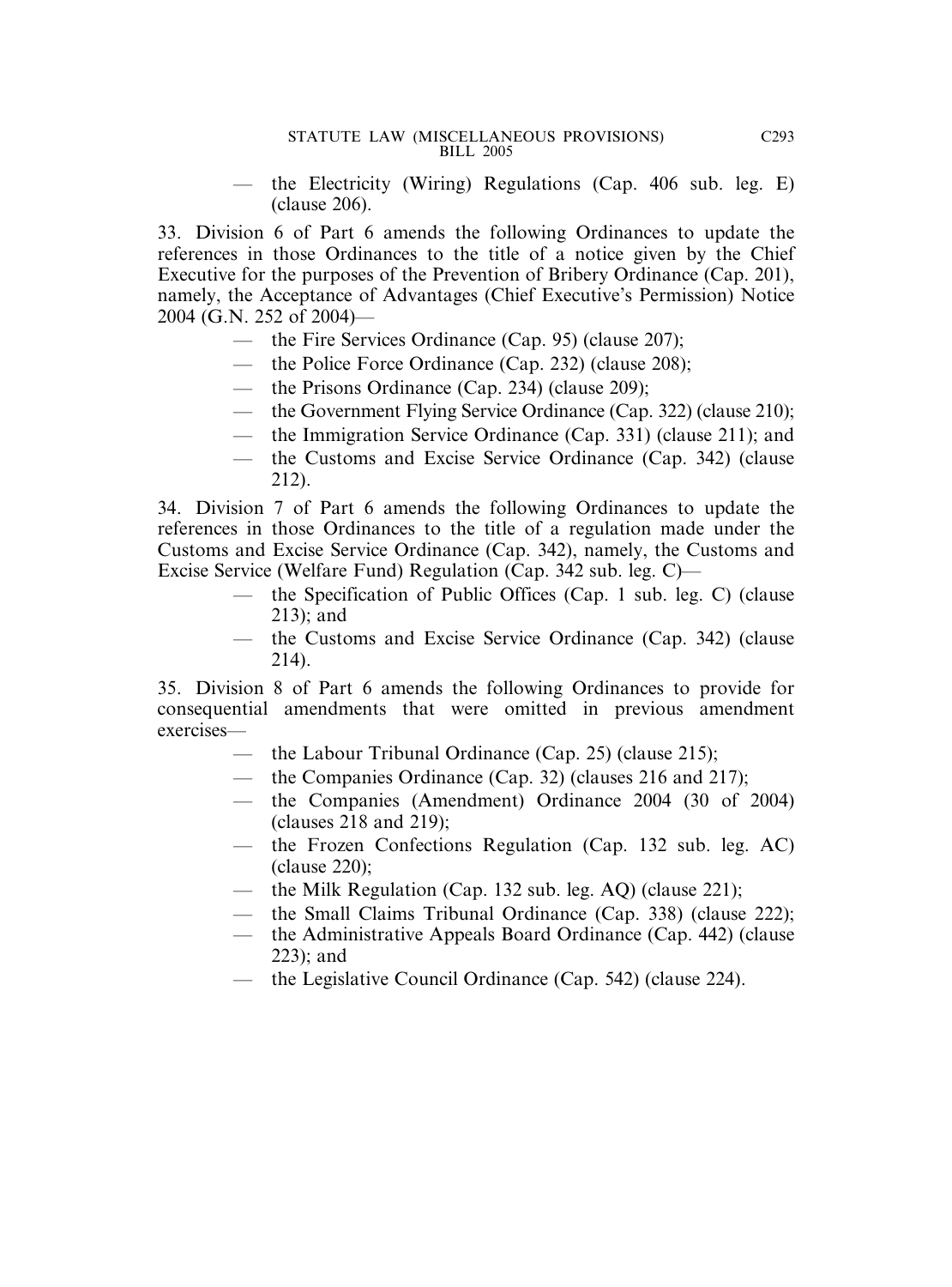— the Electricity (Wiring) Regulations (Cap. 406 sub. leg. E) (clause 206).

33. Division 6 of Part 6 amends the following Ordinances to update the references in those Ordinances to the title of a notice given by the Chief Executive for the purposes of the Prevention of Bribery Ordinance (Cap. 201), namely, the Acceptance of Advantages (Chief Executive's Permission) Notice 2004 (G.N. 252 of 2004)—

— the Fire Services Ordinance (Cap. 95) (clause 207);
— the Police Force Ordinance (Cap. 232) (clause 208);
— the Prisons Ordinance (Cap. 234) (clause 209);
— the Government Flying Service Ordinance (Cap. 322) (clause 210);
— the Immigration Service Ordinance (Cap. 331) (clause 211); and
— the Customs and Excise Service Ordinance (Cap. 342) (clause 212).

34. Division 7 of Part 6 amends the following Ordinances to update the references in those Ordinances to the title of a regulation made under the Customs and Excise Service Ordinance (Cap. 342), namely, the Customs and Excise Service (Welfare Fund) Regulation (Cap. 342 sub. leg. C)—

— the Specification of Public Offices (Cap. 1 sub. leg. C) (clause 213); and
— the Customs and Excise Service Ordinance (Cap. 342) (clause 214).

35. Division 8 of Part 6 amends the following Ordinances to provide for consequential amendments that were omitted in previous amendment exercises—

— the Labour Tribunal Ordinance (Cap. 25) (clause 215);
— the Companies Ordinance (Cap. 32) (clauses 216 and 217);
— the Companies (Amendment) Ordinance 2004 (30 of 2004) (clauses 218 and 219);
— the Frozen Confections Regulation (Cap. 132 sub. leg. AC) (clause 220);
— the Milk Regulation (Cap. 132 sub. leg. AQ) (clause 221);
— the Small Claims Tribunal Ordinance (Cap. 338) (clause 222);
— the Administrative Appeals Board Ordinance (Cap. 442) (clause 223); and
— the Legislative Council Ordinance (Cap. 542) (clause 224).